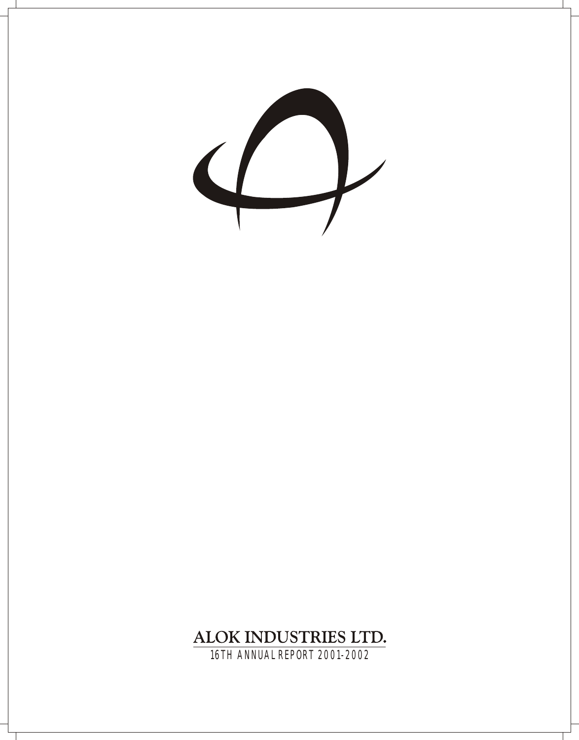# ALOK INDUSTRIES LTD.

16TH ANNUAL REPORT 2001-2002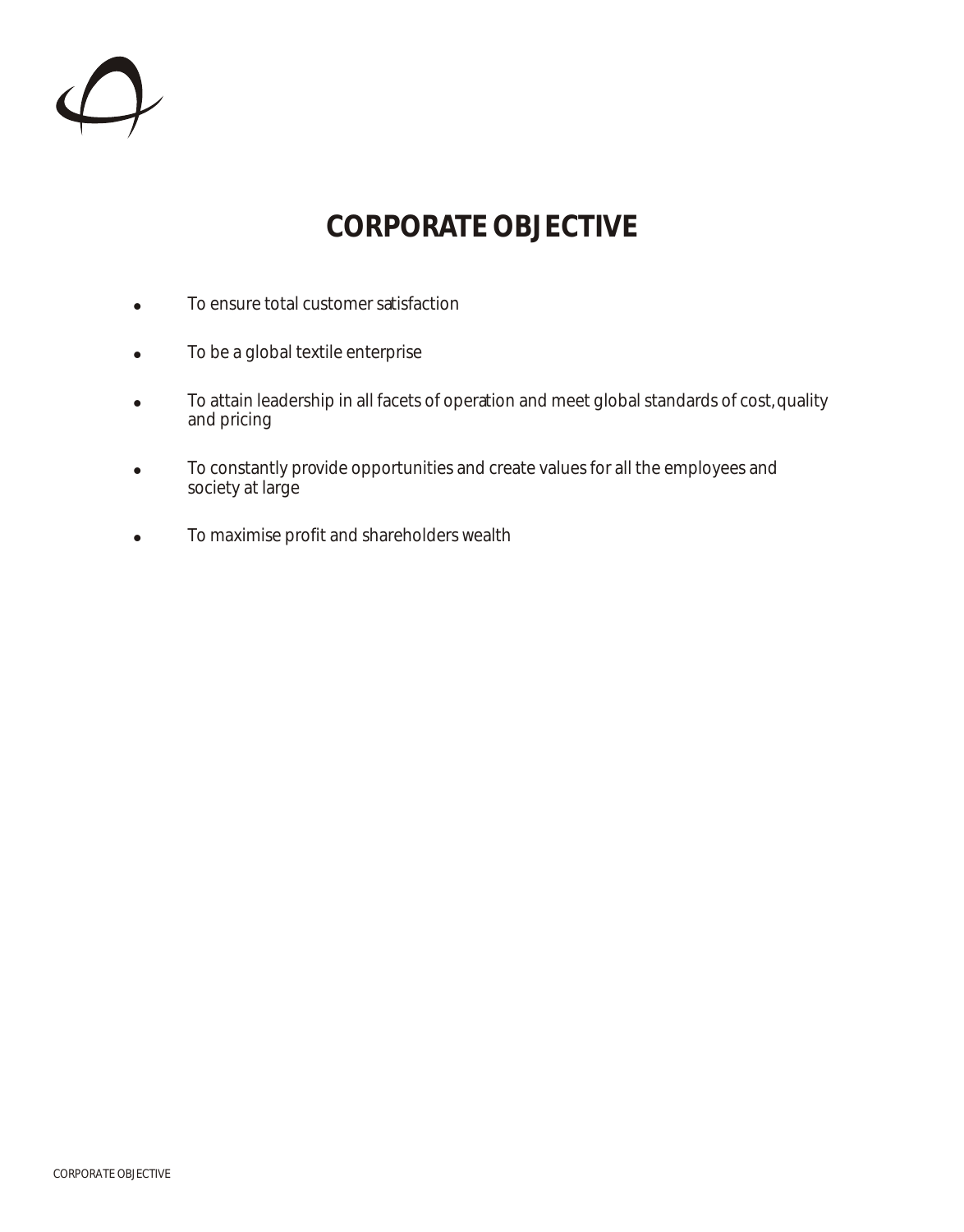# CORPORATE OBJECTIVE

- To ensure total customer satisfaction
- To be a global textile enterprise
- To attain leadership in all facets of operation and meet global standards of cost, quality and pricing
- To constantly provide opportunities and create values for all the employees and society at large
- To maximise profit and shareholders wealth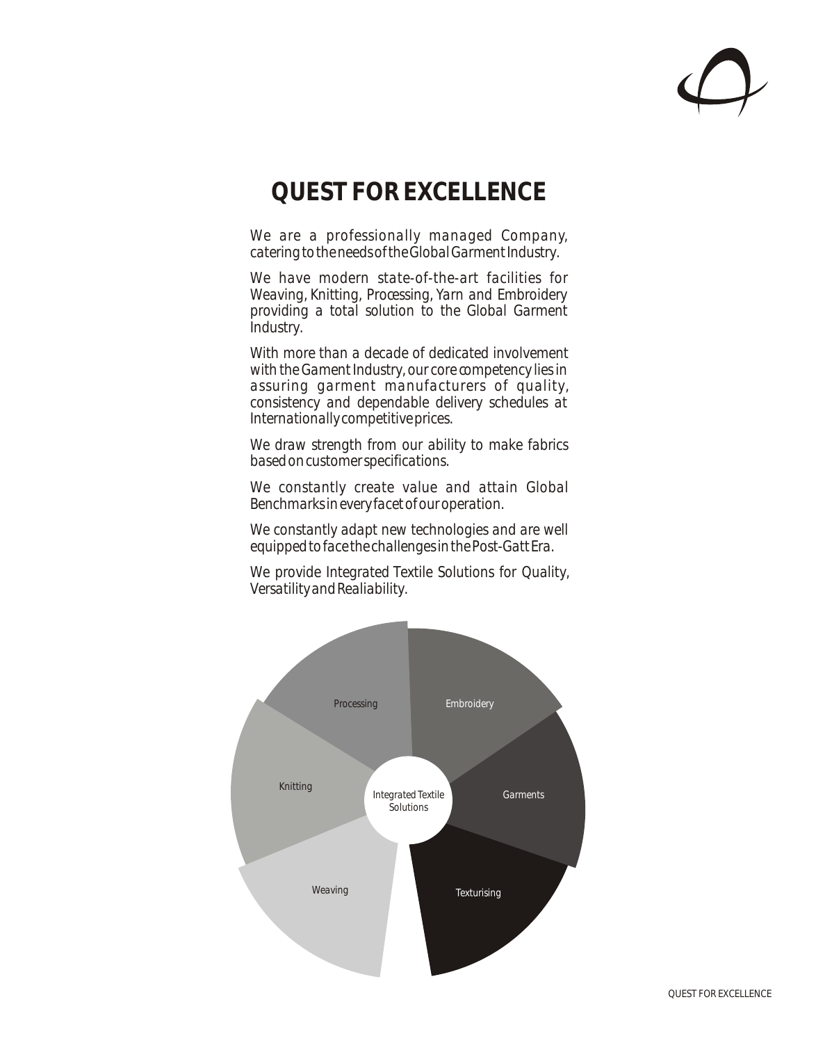# QUEST FOR EXCELLENCE

We are a professionally managed Company, catering to the needs of the Global Garment Industry.

We have modern state-of-the-art facilities for Weaving, Knitting, Processing, Yarn and Embroidery providing a total solution to the Global Garment Industry.

With more than a decade of dedicated involvement with the Gament Industry, our core competency lies in assuring garment manufacturers of quality, consistency and dependable delivery schedules at Internationally competitive prices.

We draw strength from our ability to make fabrics based on customer specifications.

We constantly create value and attain Global Benchmarks in every facet of our operation.

We constantly adapt new technologies and are well equipped to face the challenges in the Post-Gatt Era.

We provide Integrated Textile Solutions for Quality, Versatility and Realiability.

Processing
Embroidery
Knitting
Integrated Textile Solutions
Garments
Weaving
Texturising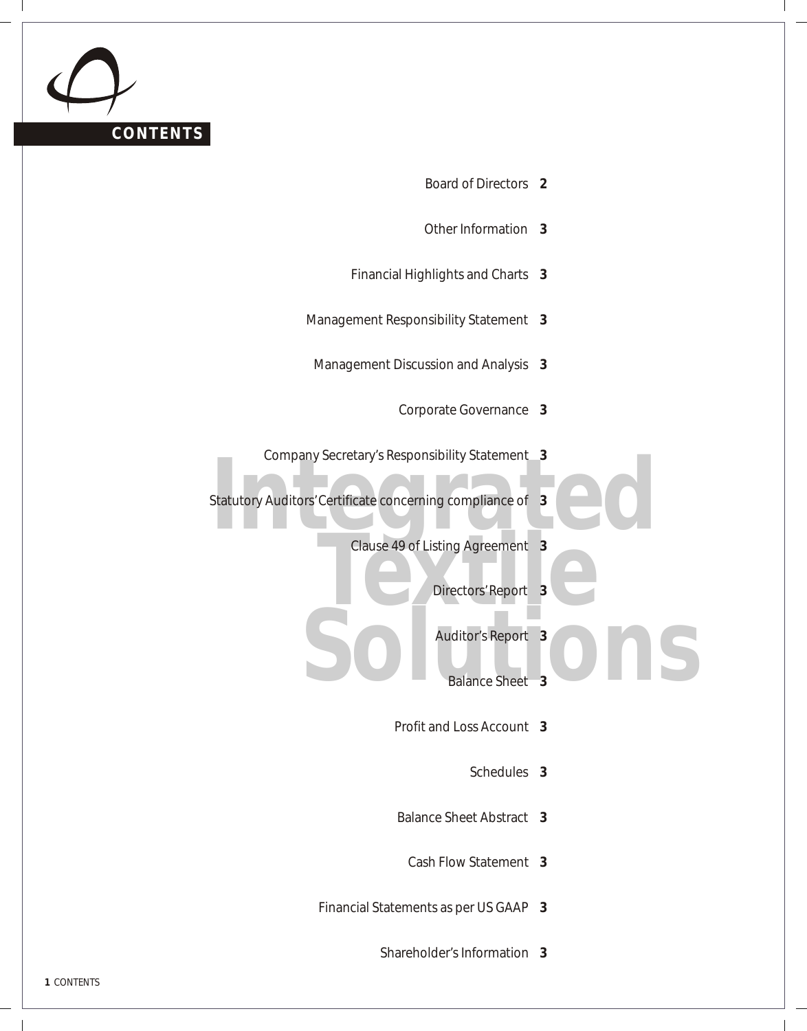# CONTENTS

| | |
|---|---|
| Board of Directors | 2 |
| Other Information | 3 |
| Financial Highlights and Charts | 3 |
| Management Responsibility Statement | 3 |
| Management Discussion and Analysis | 3 |
| Corporate Governance | 3 |
| Company Secretary's Responsibility Statement | 3 |
| Statutory Auditors' Certificate concerning compliance of | 3 |
| Clause 49 of Listing Agreement | 3 |
| Directors' Report | 3 |
| Auditor's Report | 3 |
| Balance Sheet | 3 |
| Profit and Loss Account | 3 |
| Schedules | 3 |
| Balance Sheet Abstract | 3 |
| Cash Flow Statement | 3 |
| Financial Statements as per US GAAP | 3 |
| Shareholder's Information | 3 |

Integrated Textile Solutions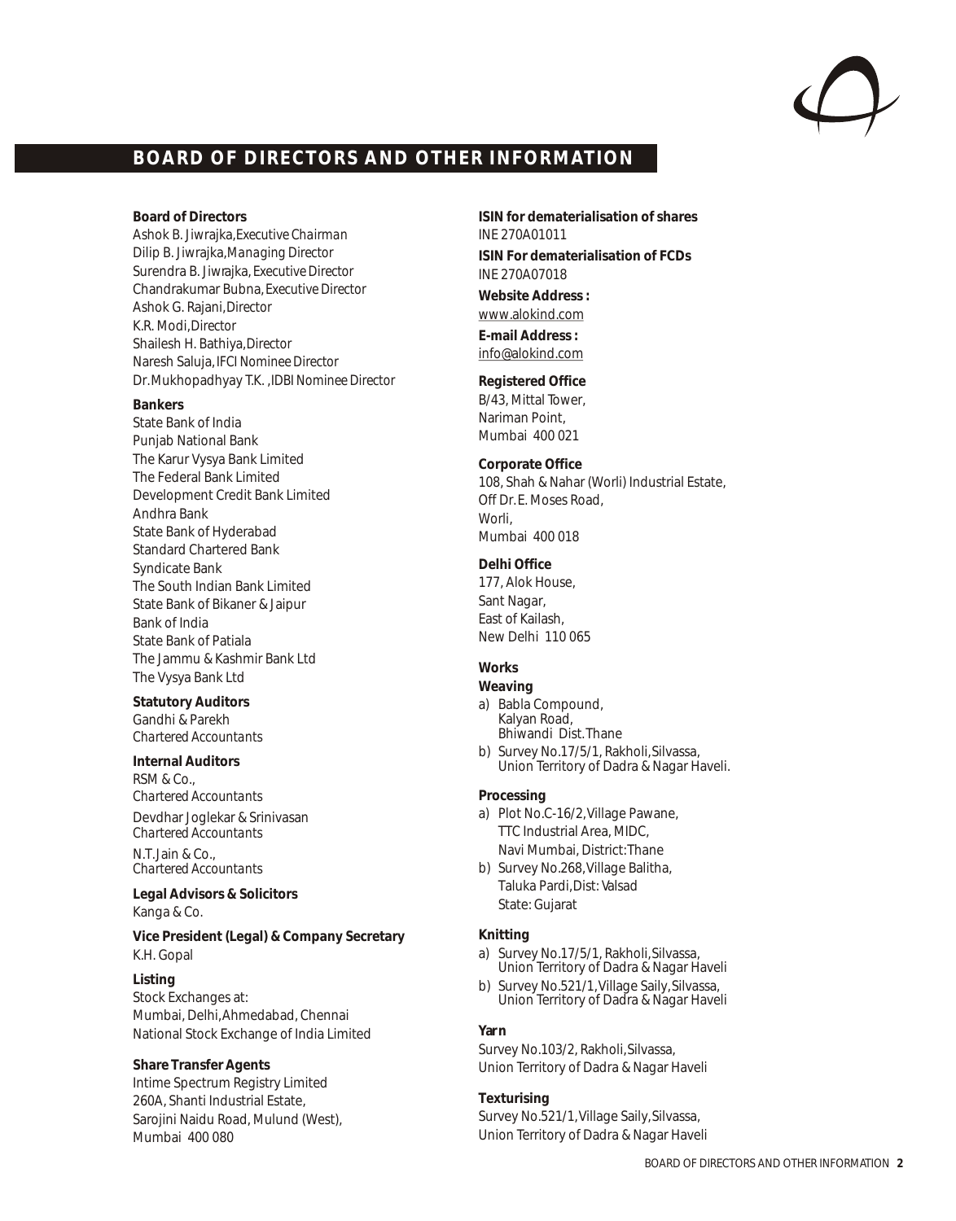# BOARD OF DIRECTORS AND OTHER INFORMATION

**Board of Directors**

Ashok B. Jiwrajka, *Executive Chairman*
Dilip B. Jiwrajka, *Managing Director*
Surendra B. Jiwrajka, *Executive Director*
Chandrakumar Bubna, *Executive Director*
Ashok G. Rajani, *Director*
K.R. Modi, *Director*
Shailesh H. Bathiya, *Director*
Naresh Saluja, *IFCI Nominee Director*
Dr.Mukhopadhyay T.K. , *IDBI Nominee Director*

**Bankers**

State Bank of India
Punjab National Bank
The Karur Vysya Bank Limited
The Federal Bank Limited
Development Credit Bank Limited
Andhra Bank
State Bank of Hyderabad
Standard Chartered Bank
Syndicate Bank
The South Indian Bank Limited
State Bank of Bikaner & Jaipur
Bank of India
State Bank of Patiala
The Jammu & Kashmir Bank Ltd
The Vysya Bank Ltd

**Statutory Auditors**

Gandhi & Parekh
*Chartered Accountants*

**Internal Auditors**

RSM & Co.,
*Chartered Accountants*

Devdhar Joglekar & Srinivasan
*Chartered Accountants*

N.T.Jain & Co.,
*Chartered Accountants*

**Legal Advisors & Solicitors**

Kanga & Co.

**Vice President (Legal) & Company Secretary**

K.H. Gopal

**Listing**

Stock Exchanges at:
Mumbai, Delhi, Ahmedabad, Chennai
National Stock Exchange of India Limited

**Share Transfer Agents**

Intime Spectrum Registry Limited
260A, Shanti Industrial Estate,
Sarojini Naidu Road, Mulund (West),
Mumbai 400 080

**ISIN for dematerialisation of shares**

INE 270A01011

**ISIN For dematerialisation of FCDs**

INE 270A07018

**Website Address :**

www.alokind.com

**E-mail Address :**

info@alokind.com

**Registered Office**

B/43, Mittal Tower,
Nariman Point,
Mumbai 400 021

**Corporate Office**

108, Shah & Nahar (Worli) Industrial Estate,
Off Dr. E. Moses Road,
Worli,
Mumbai 400 018

**Delhi Office**

177, Alok House,
Sant Nagar,
East of Kailash,
New Delhi 110 065

**Works**

**Weaving**

a) Babla Compound,
   Kalyan Road,
   Bhiwandi Dist.Thane
b) Survey No.17/5/1, Rakholi, Silvassa,
   Union Territory of Dadra & Nagar Haveli.

**Processing**

a) Plot No.C-16/2, Village Pawane,
   TTC Industrial Area, MIDC,
   Navi Mumbai, District:Thane
b) Survey No.268, Village Balitha,
   Taluka Pardi, Dist: Valsad
   State: Gujarat

**Knitting**

a) Survey No.17/5/1, Rakholi, Silvassa,
   Union Territory of Dadra & Nagar Haveli
b) Survey No.521/1, Village Saily, Silvassa,
   Union Territory of Dadra & Nagar Haveli

**Yarn**

Survey No.103/2, Rakholi, Silvassa,
Union Territory of Dadra & Nagar Haveli

**Texturising**

Survey No.521/1, Village Saily, Silvassa,
Union Territory of Dadra & Nagar Haveli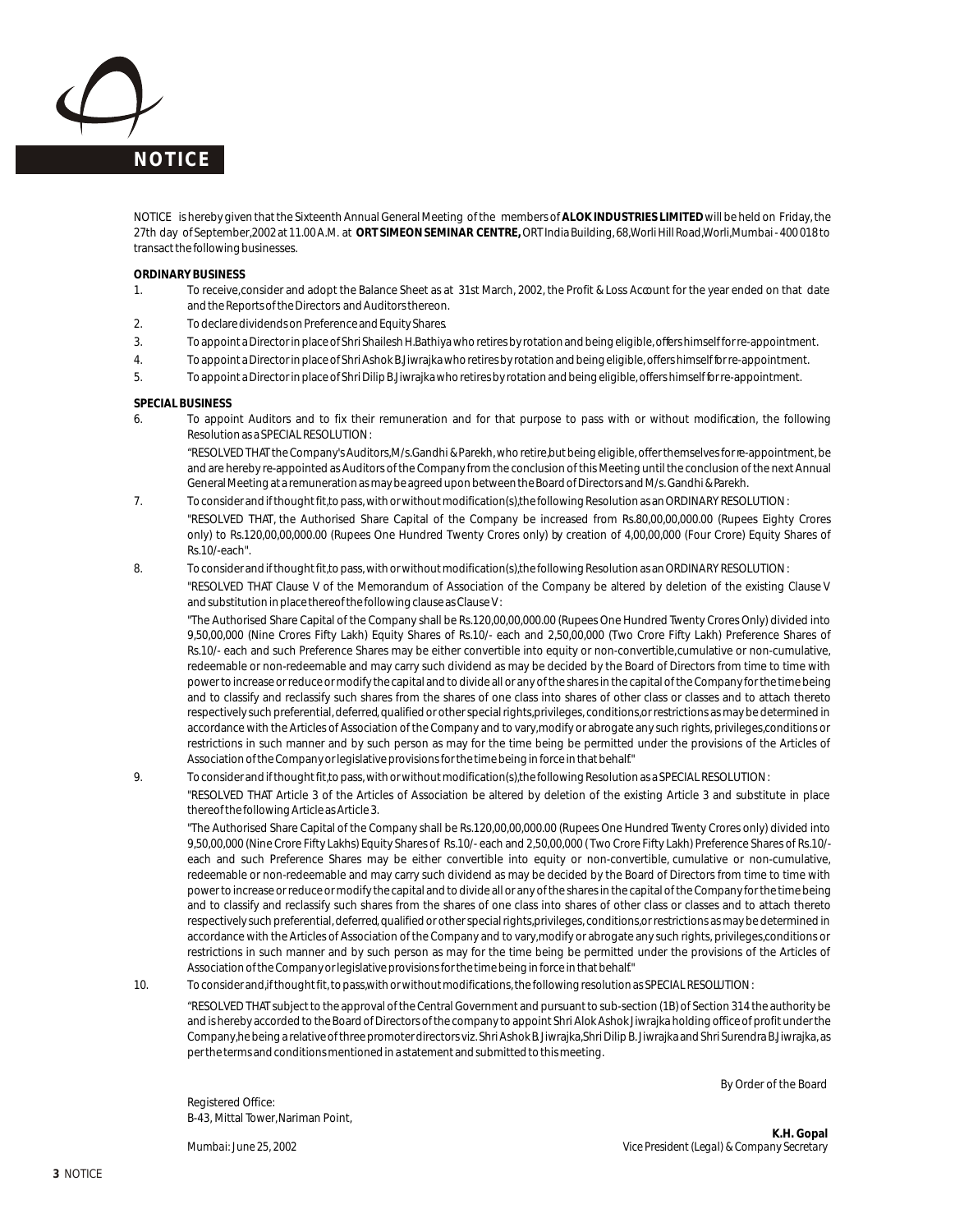# NOTICE

NOTICE is hereby given that the Sixteenth Annual General Meeting of the members of **ALOK INDUSTRIES LIMITED** will be held on Friday, the 27th day of September,2002 at 11.00 A.M. at **ORT SIMEON SEMINAR CENTRE,** ORT India Building, 68,Worli Hill Road,Worli,Mumbai - 400 018 to transact the following businesses.

**ORDINARY BUSINESS**

1. To receive,consider and adopt the Balance Sheet as at 31st March, 2002, the Profit & Loss Account for the year ended on that date and the Reports of the Directors and Auditors thereon.
2. To declare dividends on Preference and Equity Shares.
3. To appoint a Director in place of Shri Shailesh H.Bathiya who retires by rotation and being eligible, offers himself for re-appointment.
4. To appoint a Director in place of Shri Ashok B.Jiwrajka who retires by rotation and being eligible, offers himself for re-appointment.
5. To appoint a Director in place of Shri Dilip B.Jiwrajka who retires by rotation and being eligible, offers himself for re-appointment.

**SPECIAL BUSINESS**

6. To appoint Auditors and to fix their remuneration and for that purpose to pass with or without modification, the following Resolution as a SPECIAL RESOLUTION :

   "RESOLVED THAT the Company's Auditors,M/s.Gandhi & Parekh, who retire,but being eligible, offer themselves for re-appointment, be and are hereby re-appointed as Auditors of the Company from the conclusion of this Meeting until the conclusion of the next Annual General Meeting at a remuneration as may be agreed upon between the Board of Directors and M/s. Gandhi & Parekh.

7. To consider and if thought fit,to pass, with or without modification(s),the following Resolution as an ORDINARY RESOLUTION :

   "RESOLVED THAT, the Authorised Share Capital of the Company be increased from Rs.80,00,00,000.00 (Rupees Eighty Crores only) to Rs.120,00,00,000.00 (Rupees One Hundred Twenty Crores only) by creation of 4,00,00,000 (Four Crore) Equity Shares of Rs.10/-each".

8. To consider and if thought fit,to pass, with or without modification(s),the following Resolution as an ORDINARY RESOLUTION :

   "RESOLVED THAT Clause V of the Memorandum of Association of the Company be altered by deletion of the existing Clause V and substitution in place thereof the following clause as Clause V:

   "The Authorised Share Capital of the Company shall be Rs.120,00,00,000.00 (Rupees One Hundred Twenty Crores Only) divided into 9,50,00,000 (Nine Crores Fifty Lakh) Equity Shares of Rs.10/- each and 2,50,00,000 (Two Crore Fifty Lakh) Preference Shares of Rs.10/- each and such Preference Shares may be either convertible into equity or non-convertible,cumulative or non-cumulative, redeemable or non-redeemable and may carry such dividend as may be decided by the Board of Directors from time to time with power to increase or reduce or modify the capital and to divide all or any of the shares in the capital of the Company for the time being and to classify and reclassify such shares from the shares of one class into shares of other class or classes and to attach thereto respectively such preferential, deferred, qualified or other special rights,privileges, conditions,or restrictions as may be determined in accordance with the Articles of Association of the Company and to vary,modify or abrogate any such rights, privileges,conditions or restrictions in such manner and by such person as may for the time being be permitted under the provisions of the Articles of Association of the Company or legislative provisions for the time being in force in that behalf"

9. To consider and if thought fit,to pass, with or without modification(s),the following Resolution as a SPECIAL RESOLUTION :

   "RESOLVED THAT Article 3 of the Articles of Association be altered by deletion of the existing Article 3 and substitute in place thereof the following Article as Article 3.

   "The Authorised Share Capital of the Company shall be Rs.120,00,00,000.00 (Rupees One Hundred Twenty Crores only) divided into 9,50,00,000 (Nine Crore Fifty Lakhs) Equity Shares of Rs.10/- each and 2,50,00,000 ( Two Crore Fifty Lakh) Preference Shares of Rs.10/- each and such Preference Shares may be either convertible into equity or non-convertible, cumulative or non-cumulative, redeemable or non-redeemable and may carry such dividend as may be decided by the Board of Directors from time to time with power to increase or reduce or modify the capital and to divide all or any of the shares in the capital of the Company for the time being and to classify and reclassify such shares from the shares of one class into shares of other class or classes and to attach thereto respectively such preferential, deferred, qualified or other special rights,privileges, conditions,or restrictions as may be determined in accordance with the Articles of Association of the Company and to vary,modify or abrogate any such rights, privileges,conditions or restrictions in such manner and by such person as may for the time being be permitted under the provisions of the Articles of Association of the Company or legislative provisions for the time being in force in that behalf."

10. To consider and,if thought fit, to pass,with or without modifications, the following resolution as SPECIAL RESOLUTION :

    "RESOLVED THAT subject to the approval of the Central Government and pursuant to sub-section (1B) of Section 314 the authority be and is hereby accorded to the Board of Directors of the company to appoint Shri Alok Ashok Jiwrajka holding office of profit under the Company,he being a relative of three promoter directors viz. Shri Ashok B. Jiwrajka,Shri Dilip B. Jiwrajka and Shri Surendra B.Jiwrajka, as per the terms and conditions mentioned in a statement and submitted to this meeting.

By Order of the Board

Registered Office:
B-43, Mittal Tower,Nariman Point,

Mumbai: June 25, 2002

**K.H. Gopal**
*Vice President (Legal) & Company Secretary*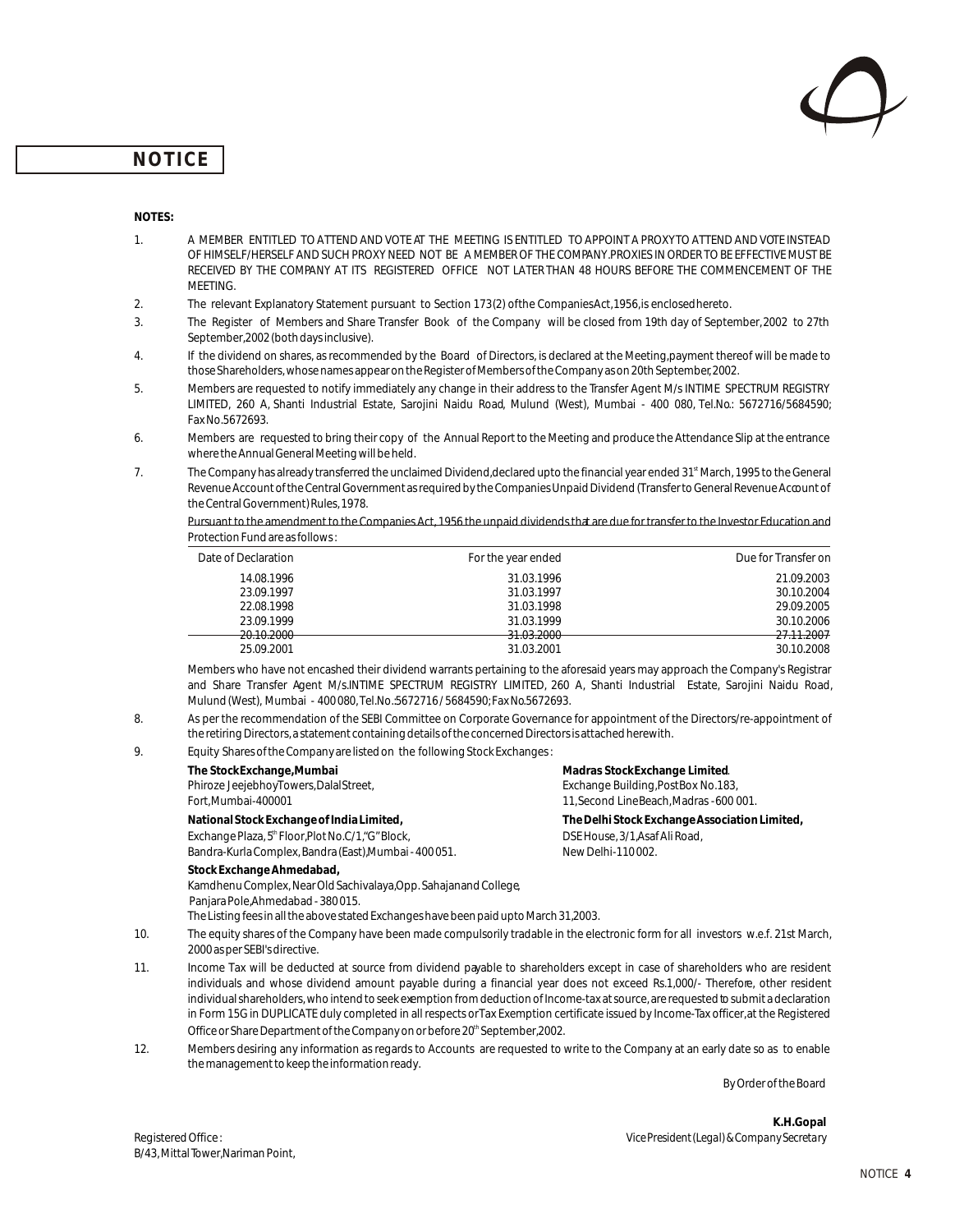# NOTICE

**NOTES:**

1. A MEMBER ENTITLED TO ATTEND AND VOTE AT THE MEETING IS ENTITLED TO APPOINT A PROXY TO ATTEND AND VOTE INSTEAD OF HIMSELF/HERSELF AND SUCH PROXY NEED NOT BE A MEMBER OF THE COMPANY. PROXIES IN ORDER TO BE EFFECTIVE MUST BE RECEIVED BY THE COMPANY AT ITS REGISTERED OFFICE NOT LATER THAN 48 HOURS BEFORE THE COMMENCEMENT OF THE MEETING.
2. The relevant Explanatory Statement pursuant to Section 173(2) of the Companies Act, 1956, is enclosed hereto.
3. The Register of Members and Share Transfer Book of the Company will be closed from 19th day of September, 2002 to 27th September, 2002 (both days inclusive).
4. If the dividend on shares, as recommended by the Board of Directors, is declared at the Meeting, payment thereof will be made to those Shareholders, whose names appear on the Register of Members of the Company as on 20th September, 2002.
5. Members are requested to notify immediately any change in their address to the Transfer Agent M/s INTIME SPECTRUM REGISTRY LIMITED, 260 A, Shanti Industrial Estate, Sarojini Naidu Road, Mulund (West), Mumbai - 400 080, Tel.No.: 5672716/5684590; Fax No.5672693.
6. Members are requested to bring their copy of the Annual Report to the Meeting and produce the Attendance Slip at the entrance where the Annual General Meeting will be held.
7. The Company has already transferred the unclaimed Dividend, declared upto the financial year ended 31st March, 1995 to the General Revenue Account of the Central Government as required by the Companies Unpaid Dividend (Transfer to General Revenue Account of the Central Government) Rules, 1978.

   Pursuant to the amendment to the Companies Act, 1956 the unpaid dividends that are due for transfer to the Investor Education and Protection Fund are as follows :

| Date of Declaration | For the year ended | Due for Transfer on |
|---|---|---|
| 14.08.1996 | 31.03.1996 | 21.09.2003 |
| 23.09.1997 | 31.03.1997 | 30.10.2004 |
| 22.08.1998 | 31.03.1998 | 29.09.2005 |
| 23.09.1999 | 31.03.1999 | 30.10.2006 |
| 20.10.2000 | 31.03.2000 | 27.11.2007 |
| 25.09.2001 | 31.03.2001 | 30.10.2008 |

   Members who have not encashed their dividend warrants pertaining to the aforesaid years may approach the Company's Registrar and Share Transfer Agent M/s.INTIME SPECTRUM REGISTRY LIMITED, 260 A, Shanti Industrial Estate, Sarojini Naidu Road, Mulund (West), Mumbai - 400 080, Tel.No.:5672716 / 5684590; Fax No.5672693.

8. As per the recommendation of the SEBI Committee on Corporate Governance for appointment of the Directors/re-appointment of the retiring Directors, a statement containing details of the concerned Directors is attached herewith.
9. Equity Shares of the Company are listed on the following Stock Exchanges :

   **The Stock Exchange, Mumbai**
   Phiroze Jeejebhoy Towers, Dalal Street,
   Fort, Mumbai-400001

   **Madras Stock Exchange Limited**.
   Exchange Building, Post Box No.183,
   11, Second Line Beach, Madras -600 001.

   **National Stock Exchange of India Limited,**
   Exchange Plaza, 5th Floor, Plot No.C/1, "G" Block,
   Bandra-Kurla Complex, Bandra (East), Mumbai - 400 051.

   **The Delhi Stock Exchange Association Limited,**
   DSE House, 3/1, Asaf Ali Road,
   New Delhi-110 002.

   **Stock Exchange Ahmedabad,**
   Kamdhenu Complex, Near Old Sachivalaya, Opp. Sahajanand College,
   Panjara Pole, Ahmedabad - 380 015.

   The Listing fees in all the above stated Exchanges have been paid upto March 31, 2003.

10. The equity shares of the Company have been made compulsorily tradable in the electronic form for all investors w.e.f. 21st March, 2000 as per SEBI's directive.
11. Income Tax will be deducted at source from dividend payable to shareholders except in case of shareholders who are resident individuals and whose dividend amount payable during a financial year does not exceed Rs.1,000/- Therefore, other resident individual shareholders, who intend to seek exemption from deduction of Income-tax at source, are requested to submit a declaration in Form 15G in DUPLICATE duly completed in all respects or Tax Exemption certificate issued by Income-Tax officer, at the Registered Office or Share Department of the Company on or before 20th September, 2002.
12. Members desiring any information as regards to Accounts are requested to write to the Company at an early date so as to enable the management to keep the information ready.

By Order of the Board

**K.H.Gopal**
*Vice President (Legal) & Company Secretary*

Registered Office :
B/43, Mittal Tower, Nariman Point,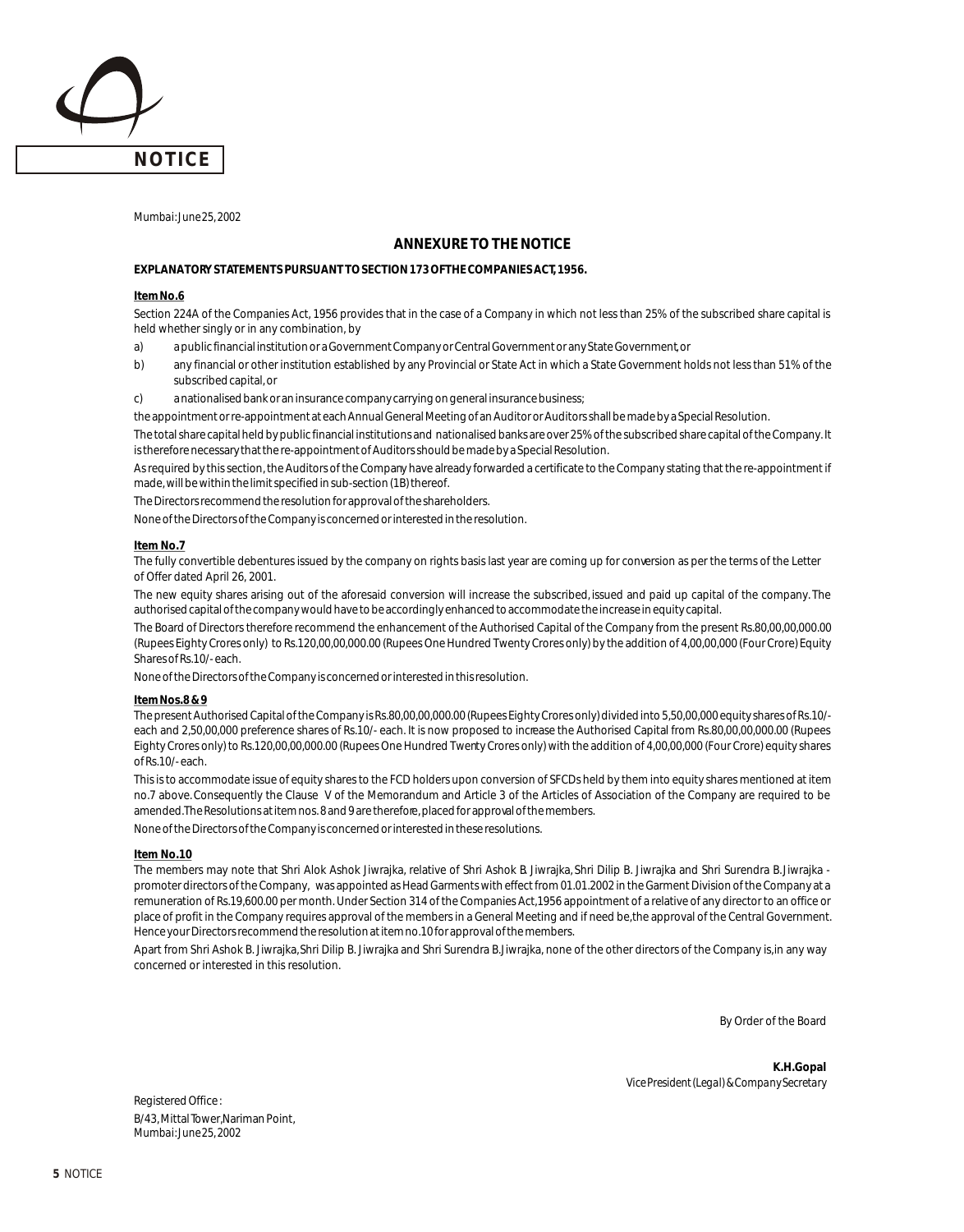# NOTICE

Mumbai: June 25, 2002

## ANNEXURE TO THE NOTICE

**EXPLANATORY STATEMENTS PURSUANT TO SECTION 173 OF THE COMPANIES ACT, 1956.**

**Item No.6**

Section 224A of the Companies Act, 1956 provides that in the case of a Company in which not less than 25% of the subscribed share capital is held whether singly or in any combination, by

a) a public financial institution or a Government Company or Central Government or any State Government, or

b) any financial or other institution established by any Provincial or State Act in which a State Government holds not less than 51% of the subscribed capital, or

c) a nationalised bank or an insurance company carrying on general insurance business;

the appointment or re-appointment at each Annual General Meeting of an Auditor or Auditors shall be made by a Special Resolution.

The total share capital held by public financial institutions and nationalised banks are over 25% of the subscribed share capital of the Company. It is therefore necessary that the re-appointment of Auditors should be made by a Special Resolution.

As required by this section, the Auditors of the Company have already forwarded a certificate to the Company stating that the re-appointment if made, will be within the limit specified in sub-section (1B) thereof.

The Directors recommend the resolution for approval of the shareholders.

None of the Directors of the Company is concerned or interested in the resolution.

**Item No.7**

The fully convertible debentures issued by the company on rights basis last year are coming up for conversion as per the terms of the Letter of Offer dated April 26, 2001.

The new equity shares arising out of the aforesaid conversion will increase the subscribed, issued and paid up capital of the company. The authorised capital of the company would have to be accordingly enhanced to accommodate the increase in equity capital.

The Board of Directors therefore recommend the enhancement of the Authorised Capital of the Company from the present Rs.80,00,00,000.00 (Rupees Eighty Crores only) to Rs.120,00,00,000.00 (Rupees One Hundred Twenty Crores only) by the addition of 4,00,00,000 (Four Crore) Equity Shares of Rs.10/- each.

None of the Directors of the Company is concerned or interested in this resolution.

**Item Nos.8 & 9**

The present Authorised Capital of the Company is Rs.80,00,00,000.00 (Rupees Eighty Crores only) divided into 5,50,00,000 equity shares of Rs.10/- each and 2,50,00,000 preference shares of Rs.10/- each. It is now proposed to increase the Authorised Capital from Rs.80,00,00,000.00 (Rupees Eighty Crores only) to Rs.120,00,00,000.00 (Rupees One Hundred Twenty Crores only) with the addition of 4,00,00,000 (Four Crore) equity shares of Rs.10/- each.

This is to accommodate issue of equity shares to the FCD holders upon conversion of SFCDs held by them into equity shares mentioned at item no.7 above. Consequently the Clause V of the Memorandum and Article 3 of the Articles of Association of the Company are required to be amended. The Resolutions at item nos. 8 and 9 are therefore, placed for approval of the members.

None of the Directors of the Company is concerned or interested in these resolutions.

**Item No.10**

The members may note that Shri Alok Ashok Jiwrajka, relative of Shri Ashok B. Jiwrajka, Shri Dilip B. Jiwrajka and Shri Surendra B. Jiwrajka - promoter directors of the Company, was appointed as Head Garments with effect from 01.01.2002 in the Garment Division of the Company at a remuneration of Rs.19,600.00 per month. Under Section 314 of the Companies Act,1956 appointment of a relative of any director to an office or place of profit in the Company requires approval of the members in a General Meeting and if need be, the approval of the Central Government. Hence your Directors recommend the resolution at item no.10 for approval of the members.

Apart from Shri Ashok B. Jiwrajka, Shri Dilip B. Jiwrajka and Shri Surendra B. Jiwrajka, none of the other directors of the Company is, in any way concerned or interested in this resolution.

By Order of the Board

**K.H.Gopal**
*Vice President (Legal) & Company Secretary*

Registered Office :
B/43, Mittal Tower, Nariman Point,
Mumbai: June 25, 2002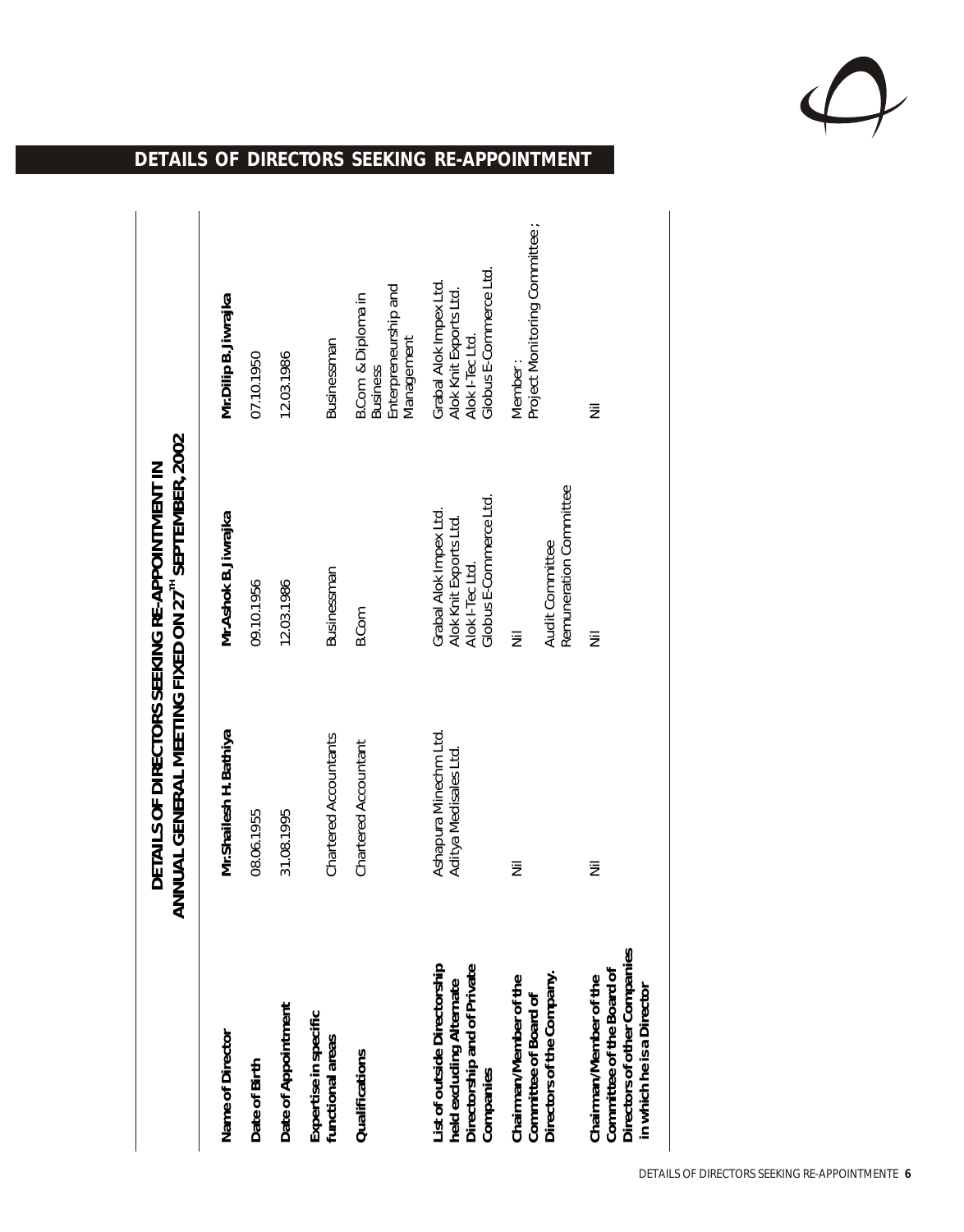# DETAILS OF DIRECTORS SEEKING RE-APPOINTMENT

## DETAILS OF DIRECTORS SEEKING RE-APPOINTMENT IN ANNUAL GENERAL MEETING FIXED ON 27TH SEPTEMBER, 2002

| Name of Director | Mr.Shailesh H. Bathiya | Mr.Ashok B. Jiwrajka | Mr.Dilip B. Jiwrajka |
|---|---|---|---|
| Date of Birth | 08.06.1955 | 09.10.1956 | 07.10.1950 |
| Date of Appointment | 31.08.1995 | 12.03.1986 | 12.03.1986 |
| Expertise in specific functional areas | Chartered Accountants | Businessman | Businessman |
| Qualifications | Chartered Accountant | B.Com | B.Com & Diploma in Business Enterpreneurship and Management |
| List of outside Directorship held excluding Alternate Directorship and of Private Companies | Ashapura Minechm Ltd.<br>Aditya Medisales Ltd. | Grabal Alok Impex Ltd.<br>Alok Knit Exports Ltd.<br>Alok I-Tec Ltd.<br>Globus E-Commerce Ltd. | Grabal Alok Impex Ltd.<br>Alok Knit Exports Ltd.<br>Alok I-Tec Ltd.<br>Globus E-Commerce Ltd. |
| Chairman/Member of the Committee of Board of Directors of the Company. | Nil | Nil<br>Audit Committee<br>Remuneration Committee | Member :<br>Project Monitoring Committee ; |
| Chairman/Member of the Committee of the Board of Directors of other Companies in which he is a Director | Nil | Nil | Nil |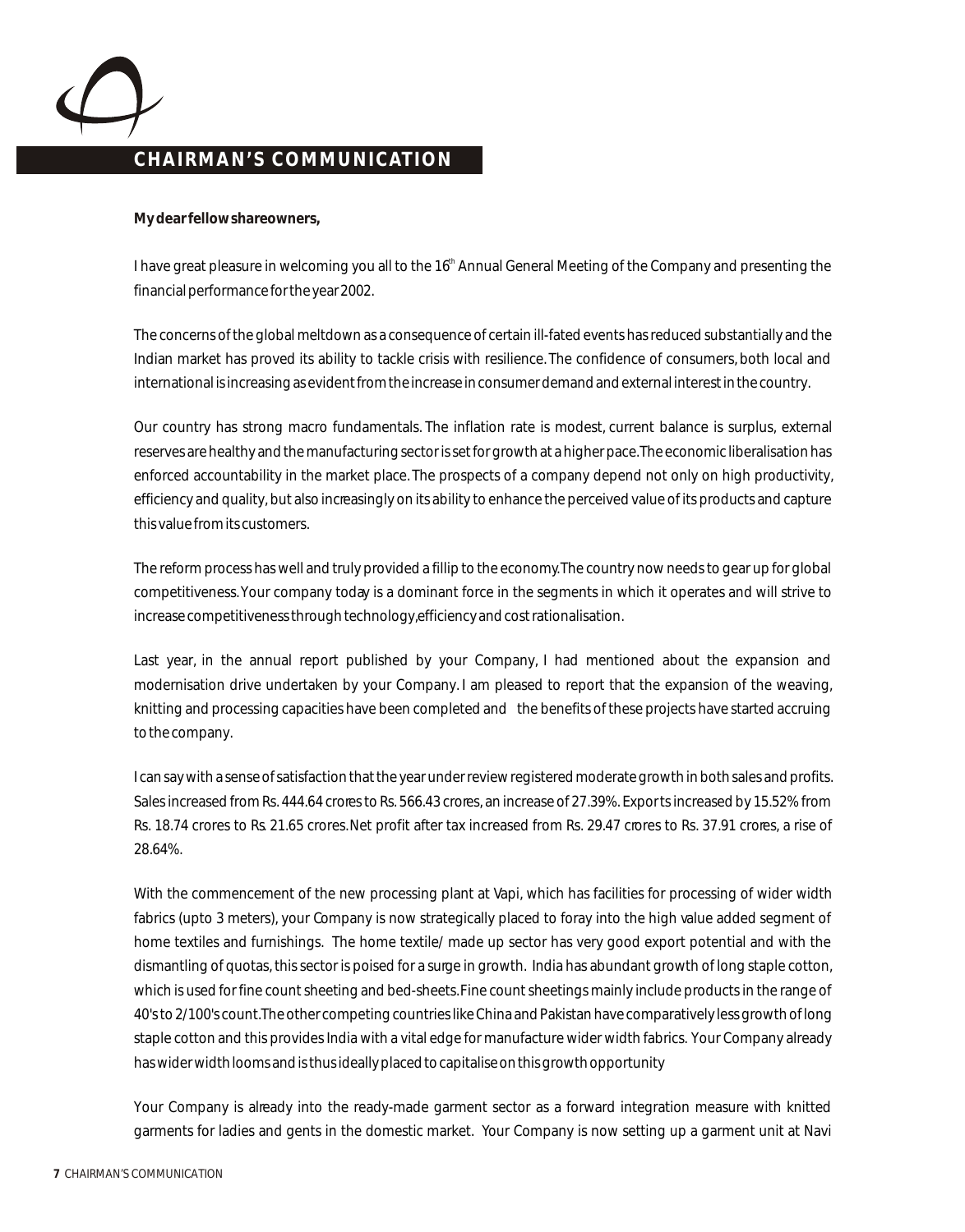# CHAIRMAN'S COMMUNICATION

**My dear fellow shareowners,**

I have great pleasure in welcoming you all to the 16th Annual General Meeting of the Company and presenting the financial performance for the year 2002.

The concerns of the global meltdown as a consequence of certain ill-fated events has reduced substantially and the Indian market has proved its ability to tackle crisis with resilience. The confidence of consumers, both local and international is increasing as evident from the increase in consumer demand and external interest in the country.

Our country has strong macro fundamentals. The inflation rate is modest, current balance is surplus, external reserves are healthy and the manufacturing sector is set for growth at a higher pace. The economic liberalisation has enforced accountability in the market place. The prospects of a company depend not only on high productivity, efficiency and quality, but also increasingly on its ability to enhance the perceived value of its products and capture this value from its customers.

The reform process has well and truly provided a fillip to the economy. The country now needs to gear up for global competitiveness. Your company today is a dominant force in the segments in which it operates and will strive to increase competitiveness through technology, efficiency and cost rationalisation.

Last year, in the annual report published by your Company, I had mentioned about the expansion and modernisation drive undertaken by your Company. I am pleased to report that the expansion of the weaving, knitting and processing capacities have been completed and the benefits of these projects have started accruing to the company.

I can say with a sense of satisfaction that the year under review registered moderate growth in both sales and profits. Sales increased from Rs. 444.64 crores to Rs. 566.43 crores, an increase of 27.39%. Exports increased by 15.52% from Rs. 18.74 crores to Rs. 21.65 crores. Net profit after tax increased from Rs. 29.47 crores to Rs. 37.91 crores, a rise of 28.64%.

With the commencement of the new processing plant at Vapi, which has facilities for processing of wider width fabrics (upto 3 meters), your Company is now strategically placed to foray into the high value added segment of home textiles and furnishings. The home textile/ made up sector has very good export potential and with the dismantling of quotas, this sector is poised for a surge in growth. India has abundant growth of long staple cotton, which is used for fine count sheeting and bed-sheets. Fine count sheetings mainly include products in the range of 40's to 2/100's count. The other competing countries like China and Pakistan have comparatively less growth of long staple cotton and this provides India with a vital edge for manufacture wider width fabrics. Your Company already has wider width looms and is thus ideally placed to capitalise on this growth opportunity

Your Company is already into the ready-made garment sector as a forward integration measure with knitted garments for ladies and gents in the domestic market. Your Company is now setting up a garment unit at Navi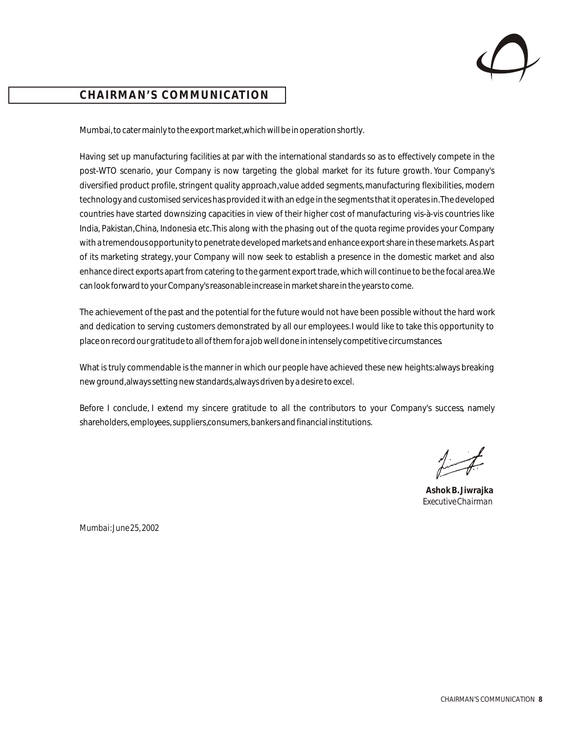## CHAIRMAN'S COMMUNICATION

Mumbai, to cater mainly to the export market, which will be in operation shortly.

Having set up manufacturing facilities at par with the international standards so as to effectively compete in the post-WTO scenario, your Company is now targeting the global market for its future growth. Your Company's diversified product profile, stringent quality approach, value added segments, manufacturing flexibilities, modern technology and customised services has provided it with an edge in the segments that it operates in. The developed countries have started downsizing capacities in view of their higher cost of manufacturing vis-à-vis countries like India, Pakistan, China, Indonesia etc. This along with the phasing out of the quota regime provides your Company with a tremendous opportunity to penetrate developed markets and enhance export share in these markets. As part of its marketing strategy, your Company will now seek to establish a presence in the domestic market and also enhance direct exports apart from catering to the garment export trade, which will continue to be the focal area. We can look forward to your Company's reasonable increase in market share in the years to come.

The achievement of the past and the potential for the future would not have been possible without the hard work and dedication to serving customers demonstrated by all our employees. I would like to take this opportunity to place on record our gratitude to all of them for a job well done in intensely competitive circumstances.

What is truly commendable is the manner in which our people have achieved these new heights: always breaking new ground, always setting new standards, always driven by a desire to excel.

Before I conclude, I extend my sincere gratitude to all the contributors to your Company's success, namely shareholders, employees, suppliers, consumers, bankers and financial institutions.

**Ashok B. Jiwrajka**
*Executive Chairman*

*Mumbai: June 25, 2002*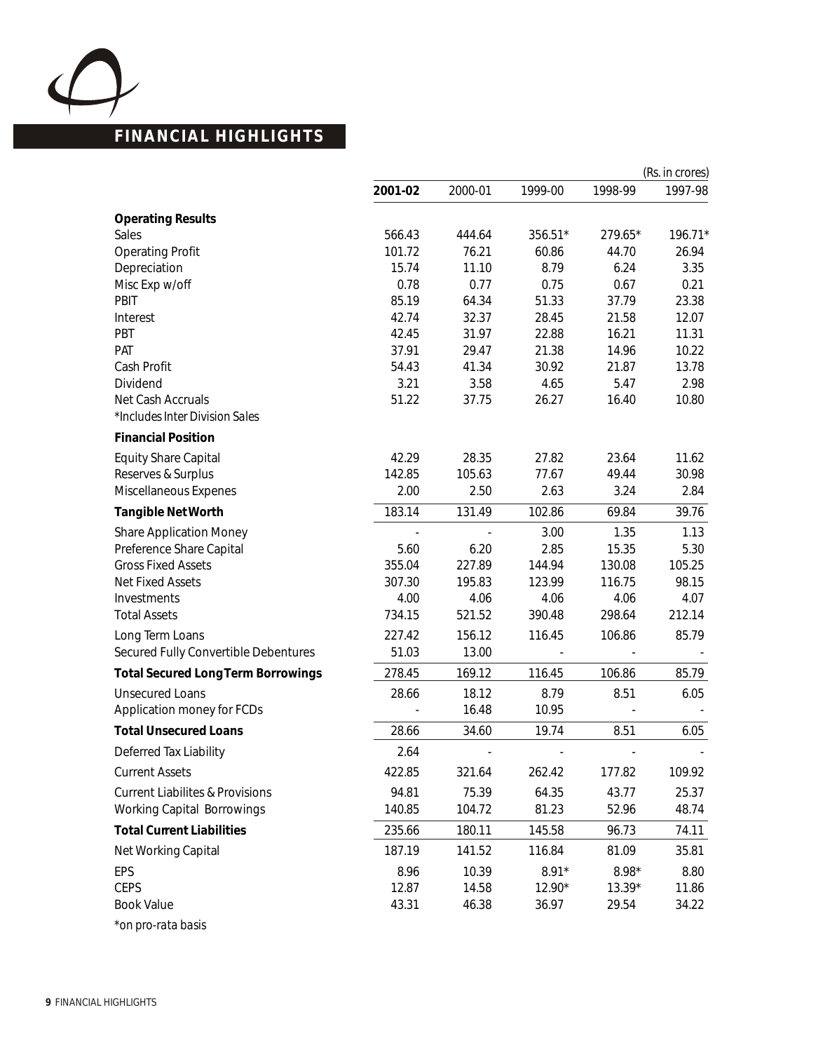# FINANCIAL HIGHLIGHTS

(Rs. in crores)

| | 2001-02 | 2000-01 | 1999-00 | 1998-99 | 1997-98 |
|---|---|---|---|---|---|
| **Operating Results** | | | | | |
| Sales | 566.43 | 444.64 | 356.51* | 279.65* | 196.71* |
| Operating Profit | 101.72 | 76.21 | 60.86 | 44.70 | 26.94 |
| Depreciation | 15.74 | 11.10 | 8.79 | 6.24 | 3.35 |
| Misc Exp w/off | 0.78 | 0.77 | 0.75 | 0.67 | 0.21 |
| PBIT | 85.19 | 64.34 | 51.33 | 37.79 | 23.38 |
| Interest | 42.74 | 32.37 | 28.45 | 21.58 | 12.07 |
| PBT | 42.45 | 31.97 | 22.88 | 16.21 | 11.31 |
| PAT | 37.91 | 29.47 | 21.38 | 14.96 | 10.22 |
| Cash Profit | 54.43 | 41.34 | 30.92 | 21.87 | 13.78 |
| Dividend | 3.21 | 3.58 | 4.65 | 5.47 | 2.98 |
| Net Cash Accruals | 51.22 | 37.75 | 26.27 | 16.40 | 10.80 |
| *Includes Inter Division Sales* | | | | | |
| **Financial Position** | | | | | |
| Equity Share Capital | 42.29 | 28.35 | 27.82 | 23.64 | 11.62 |
| Reserves & Surplus | 142.85 | 105.63 | 77.67 | 49.44 | 30.98 |
| Miscellaneous Expenes | 2.00 | 2.50 | 2.63 | 3.24 | 2.84 |
| **Tangible Net Worth** | 183.14 | 131.49 | 102.86 | 69.84 | 39.76 |
| Share Application Money | - | - | 3.00 | 1.35 | 1.13 |
| Preference Share Capital | 5.60 | 6.20 | 2.85 | 15.35 | 5.30 |
| Gross Fixed Assets | 355.04 | 227.89 | 144.94 | 130.08 | 105.25 |
| Net Fixed Assets | 307.30 | 195.83 | 123.99 | 116.75 | 98.15 |
| Investments | 4.00 | 4.06 | 4.06 | 4.06 | 4.07 |
| Total Assets | 734.15 | 521.52 | 390.48 | 298.64 | 212.14 |
| Long Term Loans | 227.42 | 156.12 | 116.45 | 106.86 | 85.79 |
| Secured Fully Convertible Debentures | 51.03 | 13.00 | - | - | - |
| **Total Secured Long Term Borrowings** | 278.45 | 169.12 | 116.45 | 106.86 | 85.79 |
| Unsecured Loans | 28.66 | 18.12 | 8.79 | 8.51 | 6.05 |
| Application money for FCDs | - | 16.48 | 10.95 | - | - |
| **Total Unsecured Loans** | 28.66 | 34.60 | 19.74 | 8.51 | 6.05 |
| Deferred Tax Liability | 2.64 | - | - | - | - |
| Current Assets | 422.85 | 321.64 | 262.42 | 177.82 | 109.92 |
| Current Liabilites & Provisions | 94.81 | 75.39 | 64.35 | 43.77 | 25.37 |
| Working Capital Borrowings | 140.85 | 104.72 | 81.23 | 52.96 | 48.74 |
| **Total Current Liabilities** | 235.66 | 180.11 | 145.58 | 96.73 | 74.11 |
| Net Working Capital | 187.19 | 141.52 | 116.84 | 81.09 | 35.81 |
| EPS | 8.96 | 10.39 | 8.91* | 8.98* | 8.80 |
| CEPS | 12.87 | 14.58 | 12.90* | 13.39* | 11.86 |
| Book Value | 43.31 | 46.38 | 36.97 | 29.54 | 34.22 |

*on pro-rata basis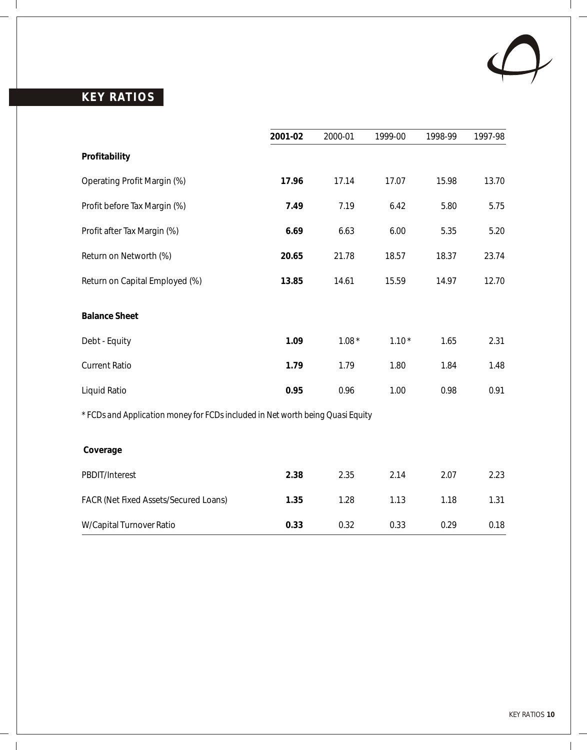# KEY RATIOS

| | **2001-02** | 2000-01 | 1999-00 | 1998-99 | 1997-98 |
|---|---|---|---|---|---|
| **Profitability** | | | | | |
| Operating Profit Margin (%) | **17.96** | 17.14 | 17.07 | 15.98 | 13.70 |
| Profit before Tax Margin (%) | **7.49** | 7.19 | 6.42 | 5.80 | 5.75 |
| Profit after Tax Margin (%) | **6.69** | 6.63 | 6.00 | 5.35 | 5.20 |
| Return on Networth (%) | **20.65** | 21.78 | 18.57 | 18.37 | 23.74 |
| Return on Capital Employed (%) | **13.85** | 14.61 | 15.59 | 14.97 | 12.70 |
| **Balance Sheet** | | | | | |
| Debt - Equity | **1.09** | 1.08 * | 1.10 * | 1.65 | 2.31 |
| Current Ratio | **1.79** | 1.79 | 1.80 | 1.84 | 1.48 |
| Liquid Ratio | **0.95** | 0.96 | 1.00 | 0.98 | 0.91 |

*\* FCDs and Application money for FCDs included in Net worth being Quasi Equity*

| | **2001-02** | 2000-01 | 1999-00 | 1998-99 | 1997-98 |
|---|---|---|---|---|---|
| **Coverage** | | | | | |
| PBDIT/Interest | **2.38** | 2.35 | 2.14 | 2.07 | 2.23 |
| FACR (Net Fixed Assets/Secured Loans) | **1.35** | 1.28 | 1.13 | 1.18 | 1.31 |
| W/Capital Turnover Ratio | **0.33** | 0.32 | 0.33 | 0.29 | 0.18 |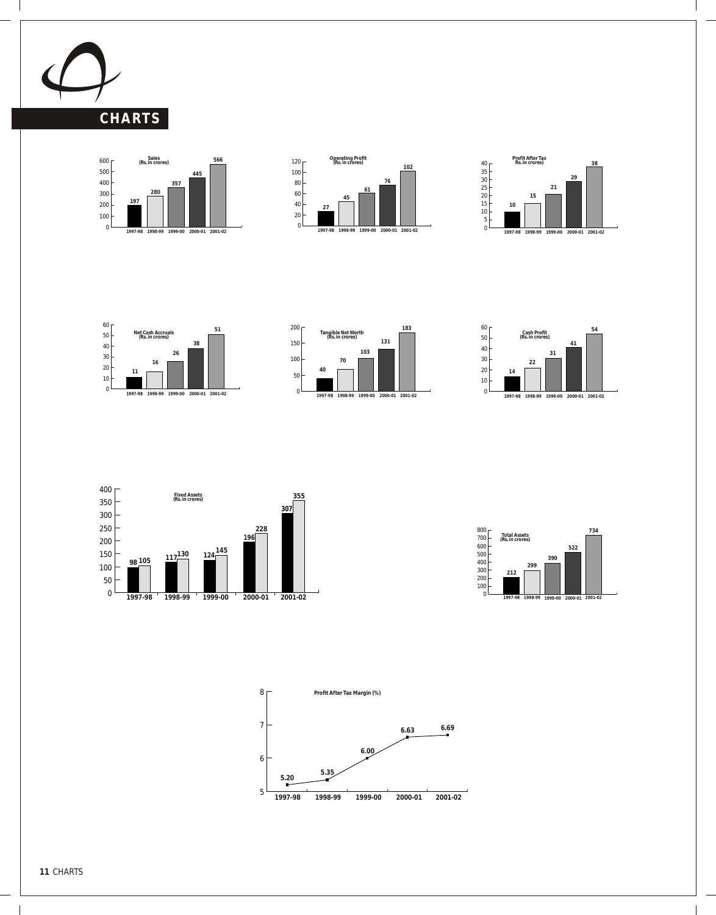# CHARTS

**Sales (Rs. in crores)**

| Year | Sales |
|---|---|
| 1997-98 | 197 |
| 1998-99 | 280 |
| 1999-00 | 357 |
| 2000-01 | 445 |
| 2001-02 | 566 |

**Operating Profit (Rs. in crores)**

| Year | Operating Profit |
|---|---|
| 1997-98 | 27 |
| 1998-99 | 45 |
| 1999-00 | 61 |
| 2000-01 | 76 |
| 2001-02 | 102 |

**Profit After Tax Rs. in crores)**

| Year | Profit After Tax |
|---|---|
| 1997-98 | 10 |
| 1998-99 | 15 |
| 1999-00 | 21 |
| 2000-01 | 29 |
| 2001-02 | 38 |

**Net Cash Accruals (Rs. in crores)**

| Year | Net Cash Accruals |
|---|---|
| 1997-98 | 11 |
| 1998-99 | 16 |
| 1999-00 | 26 |
| 2000-01 | 38 |
| 2001-02 | 51 |

**Tangible Net Worth (Rs. in crores)**

| Year | Tangible Net Worth |
|---|---|
| 1997-98 | 40 |
| 1998-99 | 70 |
| 1999-00 | 103 |
| 2000-01 | 131 |
| 2001-02 | 183 |

**Cash Profit (Rs. in crores)**

| Year | Cash Profit |
|---|---|
| 1997-98 | 14 |
| 1998-99 | 22 |
| 1999-00 | 31 |
| 2000-01 | 41 |
| 2001-02 | 54 |

**Fixed Assets (Rs. in crores)**

| Year | | |
|---|---|---|
| 1997-98 | 98 | 105 |
| 1998-99 | 117 | 130 |
| 1999-00 | 124 | 145 |
| 2000-01 | 196 | 228 |
| 2001-02 | 307 | 355 |

**Total Assets (Rs. in crores)**

| Year | Total Assets |
|---|---|
| 1997-98 | 212 |
| 1998-99 | 299 |
| 1999-00 | 390 |
| 2000-01 | 522 |
| 2001-02 | 734 |

**Profit After Tax Margin (%)**

| Year | Profit After Tax Margin (%) |
|---|---|
| 1997-98 | 5.20 |
| 1998-99 | 5.35 |
| 1999-00 | 6.00 |
| 2000-01 | 6.63 |
| 2001-02 | 6.69 |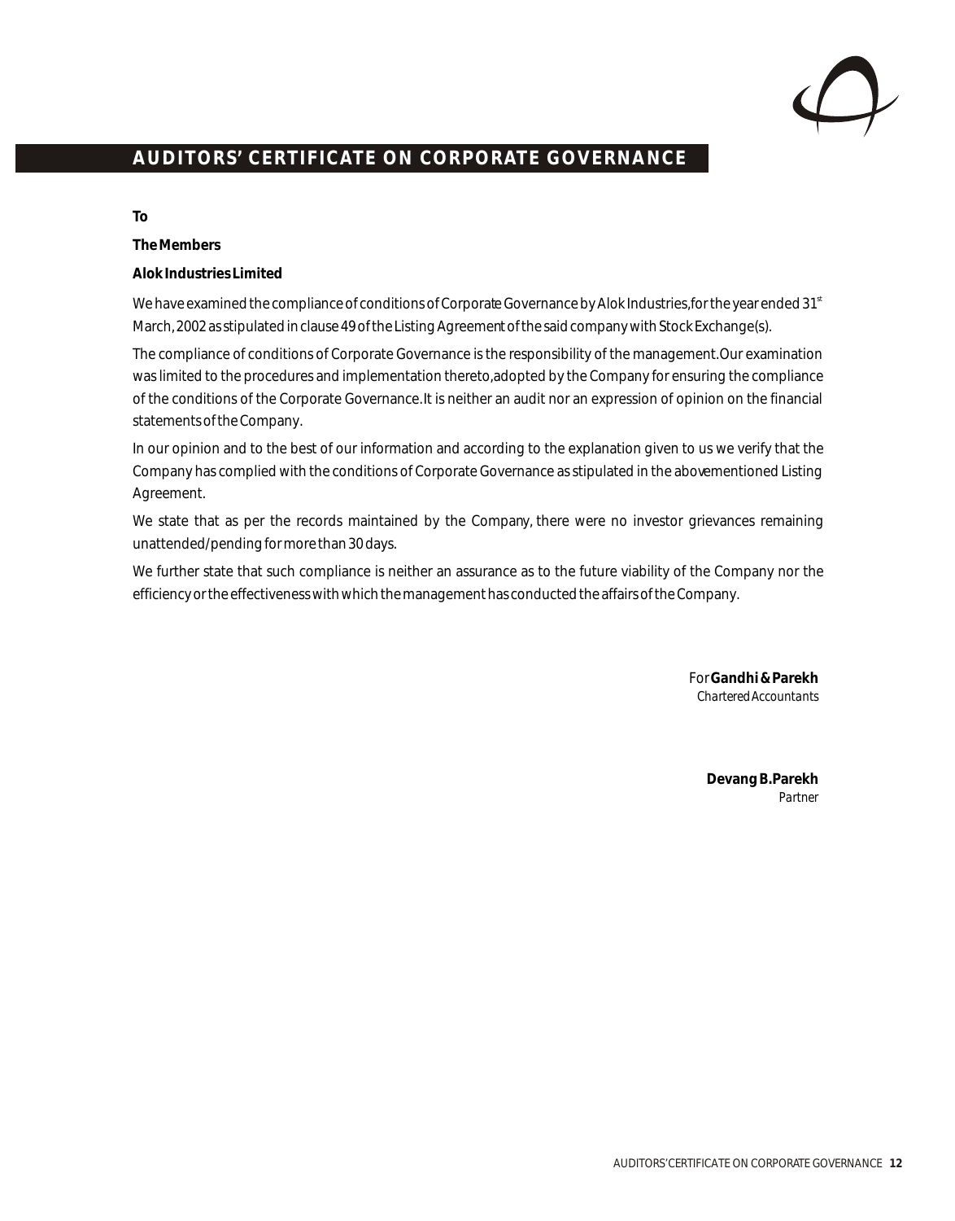# AUDITORS' CERTIFICATE ON CORPORATE GOVERNANCE

**To**

**The Members**

**Alok Industries Limited**

We have examined the compliance of conditions of Corporate Governance by Alok Industries,for the year ended 31st March, 2002 as stipulated in clause 49 of the Listing Agreement of the said company with Stock Exchange(s).

The compliance of conditions of Corporate Governance is the responsibility of the management.Our examination was limited to the procedures and implementation thereto,adopted by the Company for ensuring the compliance of the conditions of the Corporate Governance.It is neither an audit nor an expression of opinion on the financial statements of the Company.

In our opinion and to the best of our information and according to the explanation given to us we verify that the Company has complied with the conditions of Corporate Governance as stipulated in the abovementioned Listing Agreement.

We state that as per the records maintained by the Company, there were no investor grievances remaining unattended/pending for more than 30 days.

We further state that such compliance is neither an assurance as to the future viability of the Company nor the efficiency or the effectiveness with which the management has conducted the affairs of the Company.

For **Gandhi & Parekh**
*Chartered Accountants*

**Devang B.Parekh**
*Partner*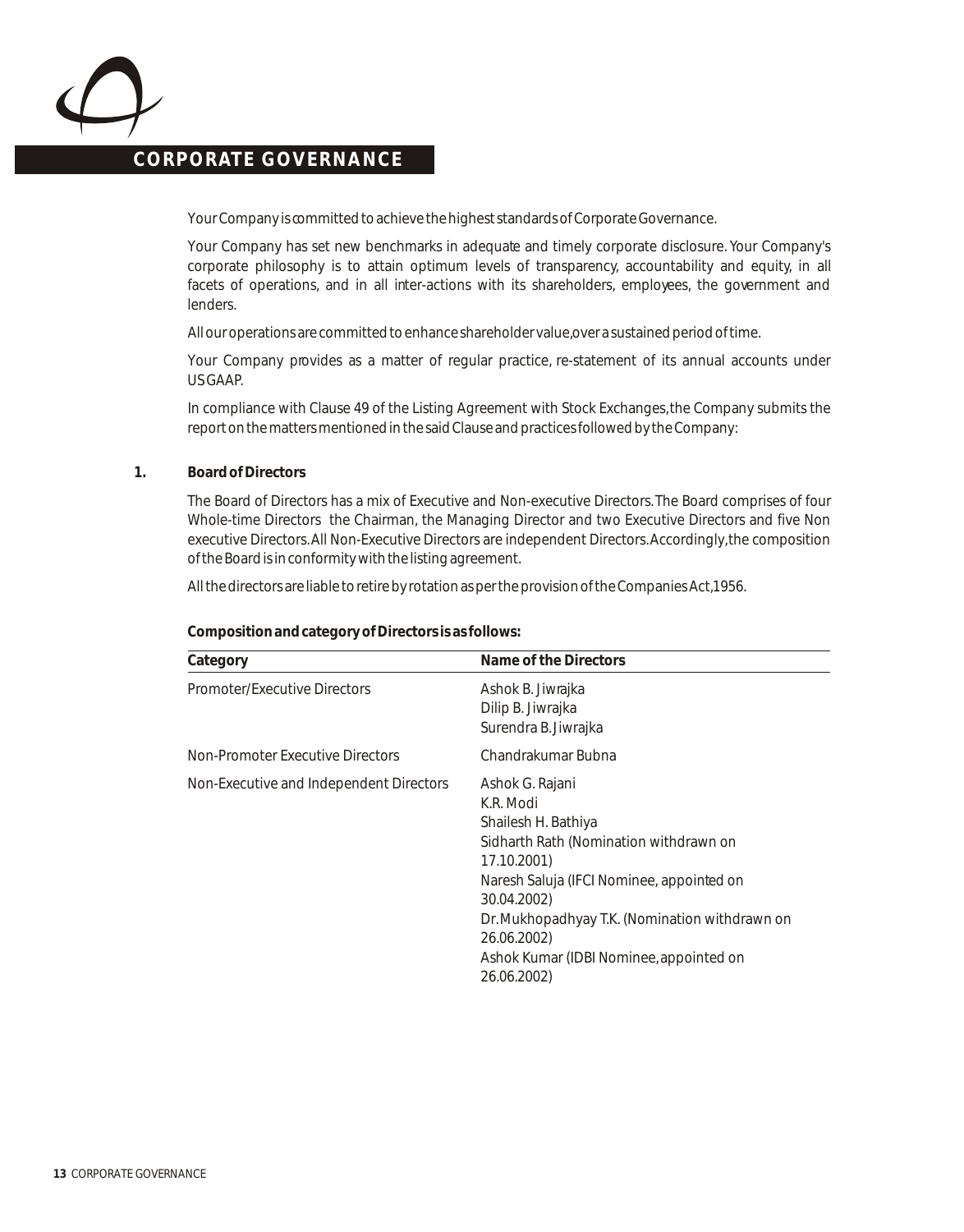# CORPORATE GOVERNANCE

Your Company is committed to achieve the highest standards of Corporate Governance.

Your Company has set new benchmarks in adequate and timely corporate disclosure. Your Company's corporate philosophy is to attain optimum levels of transparency, accountability and equity, in all facets of operations, and in all inter-actions with its shareholders, employees, the government and lenders.

All our operations are committed to enhance shareholder value,over a sustained period of time.

Your Company provides as a matter of regular practice, re-statement of its annual accounts under US GAAP.

In compliance with Clause 49 of the Listing Agreement with Stock Exchanges,the Company submits the report on the matters mentioned in the said Clause and practices followed by the Company:

**1. Board of Directors**

The Board of Directors has a mix of Executive and Non-executive Directors. The Board comprises of four Whole-time Directors the Chairman, the Managing Director and two Executive Directors and five Non executive Directors. All Non-Executive Directors are independent Directors. Accordingly, the composition of the Board is in conformity with the listing agreement.

All the directors are liable to retire by rotation as per the provision of the Companies Act,1956.

**Composition and category of Directors is as follows:**

| Category | Name of the Directors |
|---|---|
| Promoter/Executive Directors | Ashok B. Jiwrajka<br>Dilip B. Jiwrajka<br>Surendra B. Jiwrajka |
| Non-Promoter Executive Directors | Chandrakumar Bubna |
| Non-Executive and Independent Directors | Ashok G. Rajani<br>K.R. Modi<br>Shailesh H. Bathiya<br>Sidharth Rath (Nomination withdrawn on 17.10.2001)<br>Naresh Saluja (IFCI Nominee, appointed on 30.04.2002)<br>Dr. Mukhopadhyay T.K. (Nomination withdrawn on 26.06.2002)<br>Ashok Kumar (IDBI Nominee, appointed on 26.06.2002) |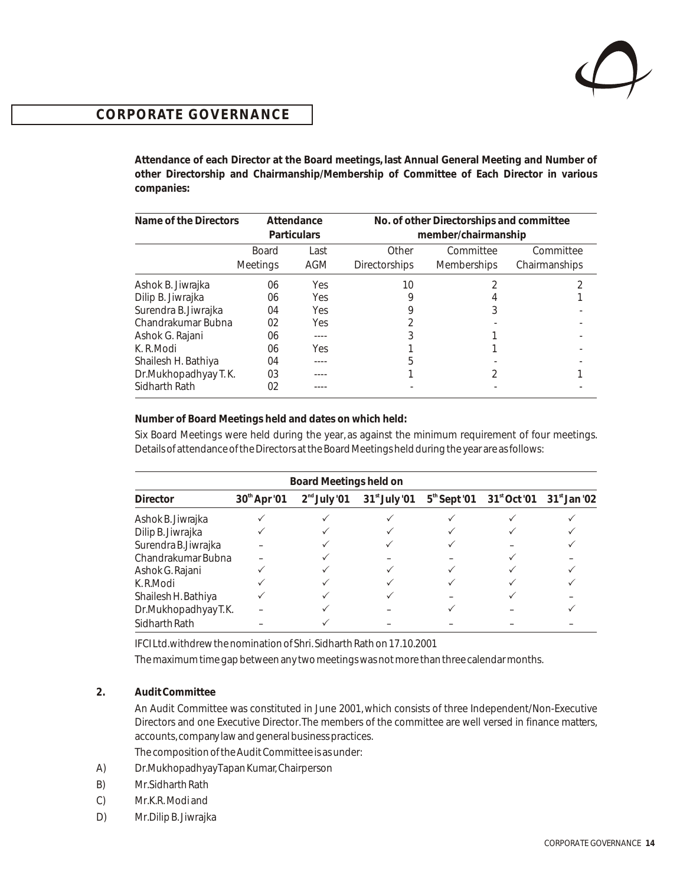## CORPORATE GOVERNANCE

**Attendance of each Director at the Board meetings, last Annual General Meeting and Number of other Directorship and Chairmanship/Membership of Committee of Each Director in various companies:**

| Name of the Directors | Attendance Particulars | | No. of other Directorships and committee member/chairmanship | | |
|---|---|---|---|---|---|
| | Board Meetings | Last AGM | Other Directorships | Committee Memberships | Committee Chairmanships |
| Ashok B. Jiwrajka | 06 | Yes | 10 | 2 | 2 |
| Dilip B. Jiwrajka | 06 | Yes | 9 | 4 | 1 |
| Surendra B. Jiwrajka | 04 | Yes | 9 | 3 | - |
| Chandrakumar Bubna | 02 | Yes | 2 | - | - |
| Ashok G. Rajani | 06 | ---- | 3 | 1 | - |
| K. R. Modi | 06 | Yes | 1 | 1 | - |
| Shailesh H. Bathiya | 04 | ---- | 5 | - | - |
| Dr.Mukhopadhyay T. K. | 03 | ---- | 1 | 2 | 1 |
| Sidharth Rath | 02 | ---- | - | - | - |

**Number of Board Meetings held and dates on which held:**

Six Board Meetings were held during the year, as against the minimum requirement of four meetings. Details of attendance of the Directors at the Board Meetings held during the year are as follows:

| Director | Board Meetings held on | | | | | |
|---|---|---|---|---|---|---|
| | 30th Apr '01 | 2nd July '01 | 31st July '01 | 5th Sept '01 | 31st Oct '01 | 31st Jan '02 |
| Ashok B. Jiwrajka | ✓ | ✓ | ✓ | ✓ | ✓ | ✓ |
| Dilip B. Jiwrajka | ✓ | ✓ | ✓ | ✓ | ✓ | ✓ |
| Surendra B.Jiwrajka | – | ✓ | ✓ | ✓ | – | ✓ |
| Chandrakumar Bubna | – | ✓ | – | – | ✓ | – |
| Ashok G. Rajani | ✓ | ✓ | ✓ | ✓ | ✓ | ✓ |
| K.R.Modi | ✓ | ✓ | ✓ | ✓ | ✓ | ✓ |
| Shailesh H. Bathiya | ✓ | ✓ | ✓ | – | ✓ | – |
| Dr.Mukhopadhyay T.K. | – | ✓ | – | ✓ | – | ✓ |
| Sidharth Rath | – | ✓ | – | – | – | – |

IFCI Ltd. withdrew the nomination of Shri. Sidharth Rath on 17.10.2001

The maximum time gap between any two meetings was not more than three calendar months.

**2. Audit Committee**

An Audit Committee was constituted in June 2001, which consists of three Independent/Non-Executive Directors and one Executive Director. The members of the committee are well versed in finance matters, accounts, company law and general business practices.

The composition of the Audit Committee is as under:

A) Dr.Mukhopadhyay Tapan Kumar, Chairperson

B) Mr.Sidharth Rath

C) Mr.K.R. Modi and

D) Mr.Dilip B. Jiwrajka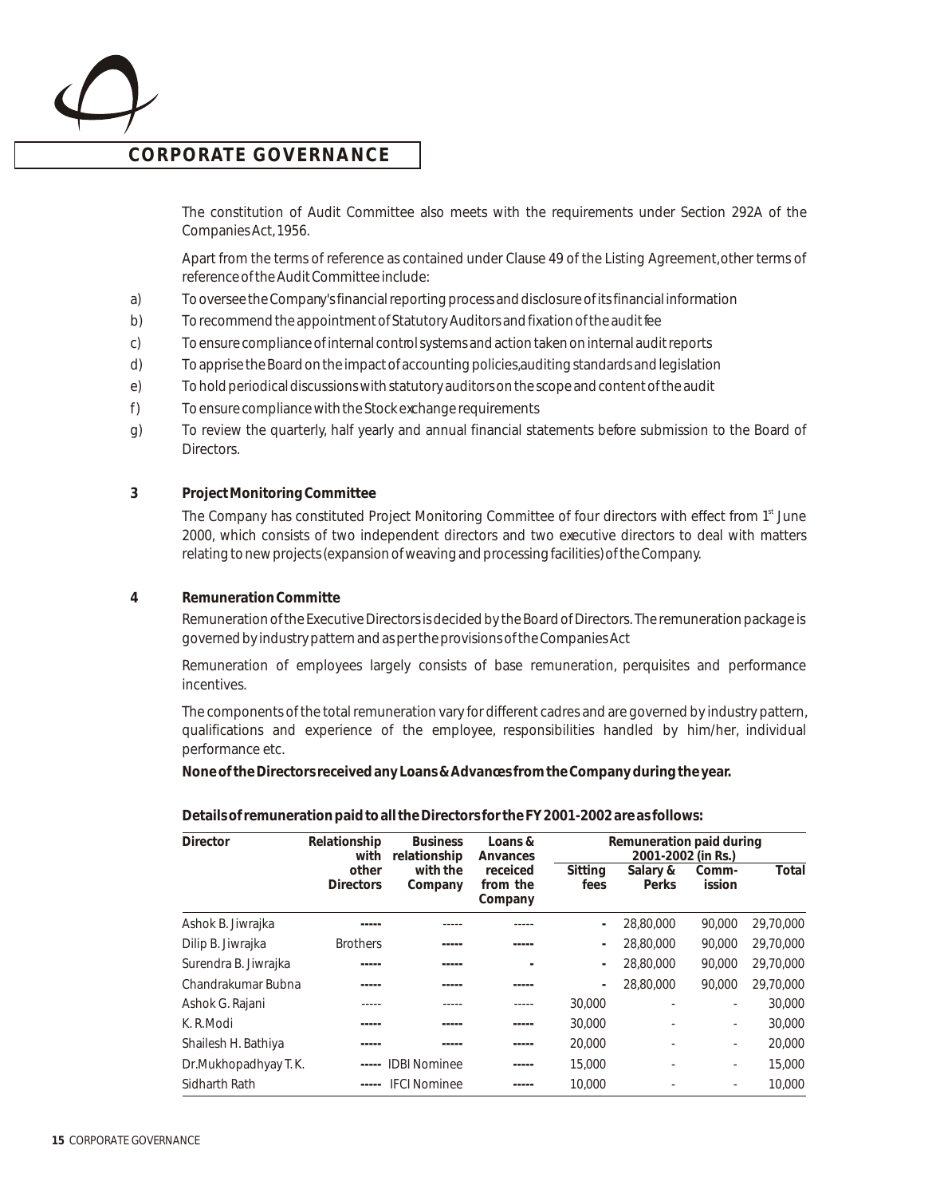## CORPORATE GOVERNANCE

The constitution of Audit Committee also meets with the requirements under Section 292A of the Companies Act, 1956.

Apart from the terms of reference as contained under Clause 49 of the Listing Agreement, other terms of reference of the Audit Committee include:

a) To oversee the Company's financial reporting process and disclosure of its financial information

b) To recommend the appointment of Statutory Auditors and fixation of the audit fee

c) To ensure compliance of internal control systems and action taken on internal audit reports

d) To apprise the Board on the impact of accounting policies, auditing standards and legislation

e) To hold periodical discussions with statutory auditors on the scope and content of the audit

f) To ensure compliance with the Stock exchange requirements

g) To review the quarterly, half yearly and annual financial statements before submission to the Board of Directors.

**3 Project Monitoring Committee**

The Company has constituted Project Monitoring Committee of four directors with effect from 1st June 2000, which consists of two independent directors and two executive directors to deal with matters relating to new projects (expansion of weaving and processing facilities) of the Company.

**4 Remuneration Committe**

Remuneration of the Executive Directors is decided by the Board of Directors. The remuneration package is governed by industry pattern and as per the provisions of the Companies Act

Remuneration of employees largely consists of base remuneration, perquisites and performance incentives.

The components of the total remuneration vary for different cadres and are governed by industry pattern, qualifications and experience of the employee, responsibilities handled by him/her, individual performance etc.

**None of the Directors received any Loans & Advances from the Company during the year.**

**Details of remuneration paid to all the Directors for the FY 2001-2002 are as follows:**

| Director | Relationship with other Directors | Business relationship with the Company | Loans & Avances receiced from the Company | Remuneration paid during 2001-2002 (in Rs.) | | | |
|---|---|---|---|---|---|---|---|
| | | | | Sitting fees | Salary & Perks | Comm-ission | Total |
| Ashok B. Jiwrajka | ----- | ----- | ----- | - | 28,80,000 | 90,000 | 29,70,000 |
| Dilip B. Jiwrajka | Brothers | ----- | ----- | - | 28,80,000 | 90,000 | 29,70,000 |
| Surendra B. Jiwrajka | ----- | ----- | - | - | 28,80,000 | 90,000 | 29,70,000 |
| Chandrakumar Bubna | ----- | ----- | ----- | - | 28,80,000 | 90,000 | 29,70,000 |
| Ashok G. Rajani | ----- | ----- | ----- | 30,000 | - | - | 30,000 |
| K. R.Modi | ----- | ----- | ----- | 30,000 | - | - | 30,000 |
| Shailesh H. Bathiya | ----- | ----- | ----- | 20,000 | - | - | 20,000 |
| Dr.Mukhopadhyay T. K. | ----- | IDBI Nominee | ----- | 15,000 | - | - | 15,000 |
| Sidharth Rath | ----- | IFCI Nominee | ----- | 10,000 | - | - | 10,000 |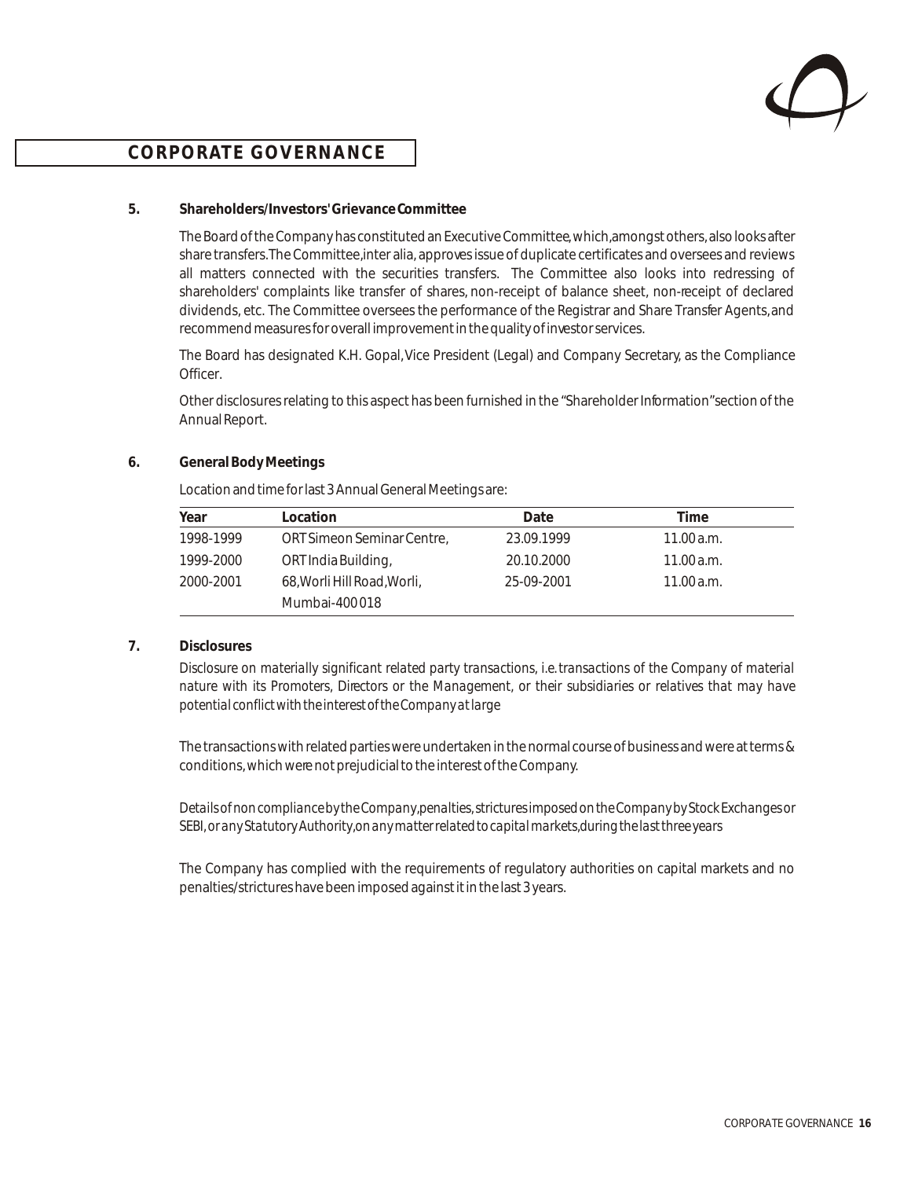## CORPORATE GOVERNANCE

**5. Shareholders/Investors' Grievance Committee**

The Board of the Company has constituted an Executive Committee, which, amongst others, also looks after share transfers. The Committee, inter alia, approves issue of duplicate certificates and oversees and reviews all matters connected with the securities transfers. The Committee also looks into redressing of shareholders' complaints like transfer of shares, non-receipt of balance sheet, non-receipt of declared dividends, etc. The Committee oversees the performance of the Registrar and Share Transfer Agents, and recommend measures for overall improvement in the quality of investor services.

The Board has designated K.H. Gopal, Vice President (Legal) and Company Secretary, as the Compliance Officer.

Other disclosures relating to this aspect has been furnished in the "Shareholder Information" section of the Annual Report.

**6. General Body Meetings**

Location and time for last 3 Annual General Meetings are:

| Year | Location | Date | Time |
|---|---|---|---|
| 1998-1999 | ORT Simeon Seminar Centre, | 23.09.1999 | 11.00 a.m. |
| 1999-2000 | ORT India Building, | 20.10.2000 | 11.00 a.m. |
| 2000-2001 | 68, Worli Hill Road, Worli, | 25-09-2001 | 11.00 a.m. |
| | Mumbai-400 018 | | |

**7. Disclosures**

*Disclosure on materially significant related party transactions, i.e. transactions of the Company of material nature with its Promoters, Directors or the Management, or their subsidiaries or relatives that may have potential conflict with the interest of the Company at large*

The transactions with related parties were undertaken in the normal course of business and were at terms & conditions, which were not prejudicial to the interest of the Company.

*Details of non compliance by the Company, penalties, strictures imposed on the Company by Stock Exchanges or SEBI, or any Statutory Authority, on any matter related to capital markets, during the last three years*

The Company has complied with the requirements of regulatory authorities on capital markets and no penalties/strictures have been imposed against it in the last 3 years.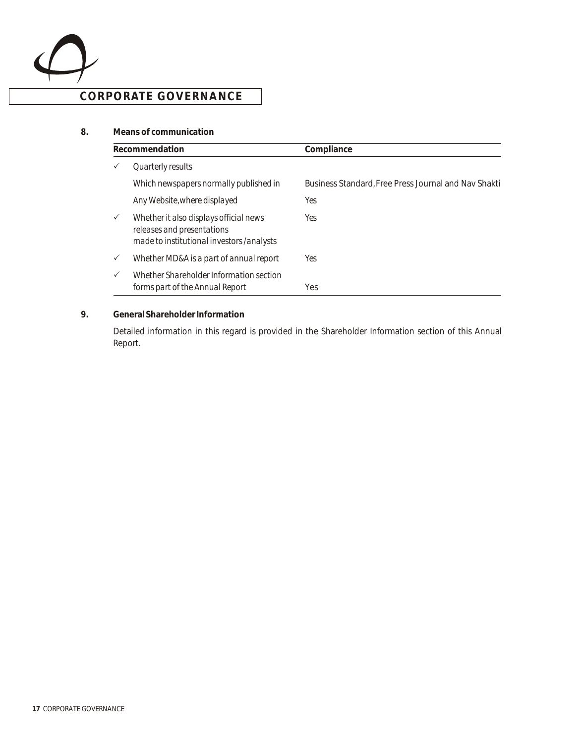## CORPORATE GOVERNANCE

**8. Means of communication**

| | Recommendation | Compliance |
|---|---|---|
| ✓ | *Quarterly results* | |
| | *Which newspapers normally published in* | Business Standard, Free Press Journal and Nav Shakti |
| | *Any Website, where displayed* | Yes |
| ✓ | *Whether it also displays official news releases and presentations made to institutional investors /analysts* | Yes |
| ✓ | *Whether MD&A is a part of annual report* | Yes |
| ✓ | *Whether Shareholder Information section forms part of the Annual Report* | Yes |

**9. General Shareholder Information**

Detailed information in this regard is provided in the Shareholder Information section of this Annual Report.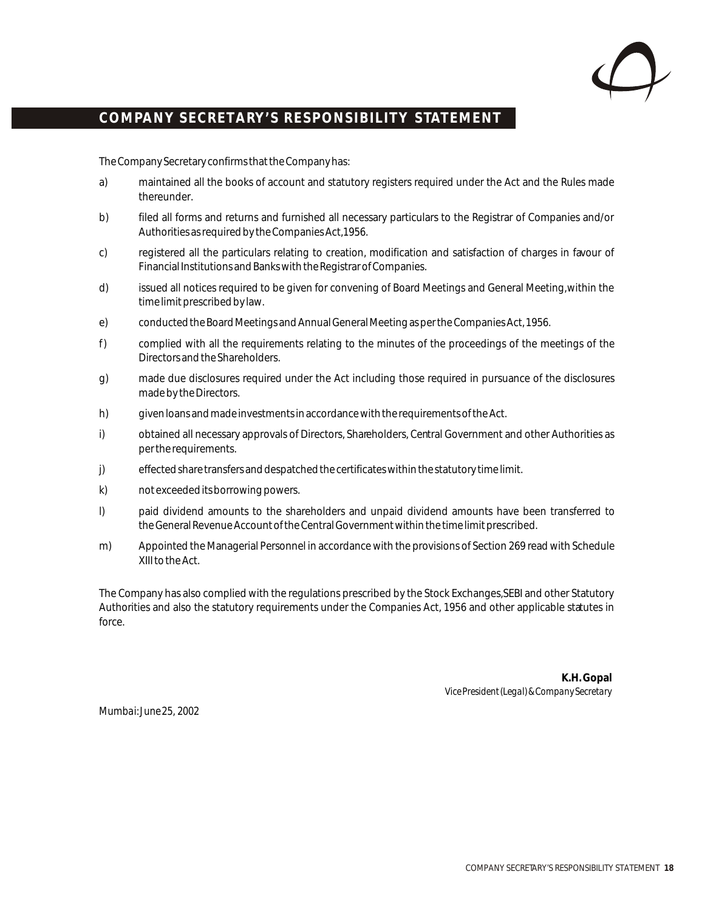## COMPANY SECRETARY'S RESPONSIBILITY STATEMENT

The Company Secretary confirms that the Company has:

a) maintained all the books of account and statutory registers required under the Act and the Rules made thereunder.

b) filed all forms and returns and furnished all necessary particulars to the Registrar of Companies and/or Authorities as required by the Companies Act,1956.

c) registered all the particulars relating to creation, modification and satisfaction of charges in favour of Financial Institutions and Banks with the Registrar of Companies.

d) issued all notices required to be given for convening of Board Meetings and General Meeting,within the time limit prescribed by law.

e) conducted the Board Meetings and Annual General Meeting as per the Companies Act, 1956.

f) complied with all the requirements relating to the minutes of the proceedings of the meetings of the Directors and the Shareholders.

g) made due disclosures required under the Act including those required in pursuance of the disclosures made by the Directors.

h) given loans and made investments in accordance with the requirements of the Act.

i) obtained all necessary approvals of Directors, Shareholders, Central Government and other Authorities as per the requirements.

j) effected share transfers and despatched the certificates within the statutory time limit.

k) not exceeded its borrowing powers.

l) paid dividend amounts to the shareholders and unpaid dividend amounts have been transferred to the General Revenue Account of the Central Government within the time limit prescribed.

m) Appointed the Managerial Personnel in accordance with the provisions of Section 269 read with Schedule XIII to the Act.

The Company has also complied with the regulations prescribed by the Stock Exchanges,SEBI and other Statutory Authorities and also the statutory requirements under the Companies Act, 1956 and other applicable statutes in force.

**K.H. Gopal**
*Vice President (Legal) & Company Secretary*

*Mumbai: June 25, 2002*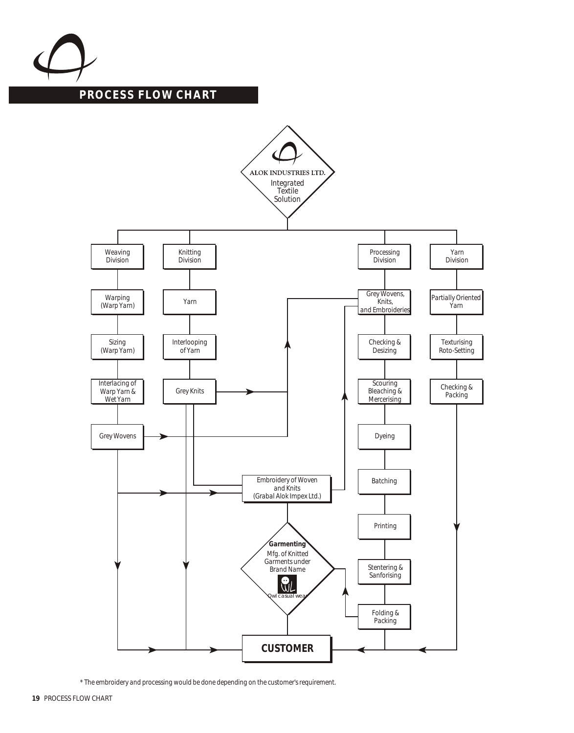# PROCESS FLOW CHART

ALOK INDUSTRIES LTD.
Integrated Textile Solution

**Weaving Division**
- Warping (Warp Yarn)
- Sizing (Warp Yarn)
- Interlacing of Warp Yarn & Wet Yarn
- Grey Wovens

**Knitting Division**
- Yarn
- Interlooping of Yarn
- Grey Knits

**Processing Division**
- Grey Wovens, Knits, and Embroideries
- Checking & Desizing
- Scouring Bleaching & Mercerising
- Dyeing
- Batching
- Printing
- Stentering & Sanforising
- Folding & Packing

**Yarn Division**
- Partially Oriented Yarn
- Texturising Roto-Setting
- Checking & Packing

Embroidery of Woven and Knits (Grabal Alok Impex Ltd.)

**Garmenting**
Mfg. of Knitted Garments under Brand Name
Owl casual wear

**CUSTOMER**

\* The embroidery and processing would be done depending on the customer's requirement.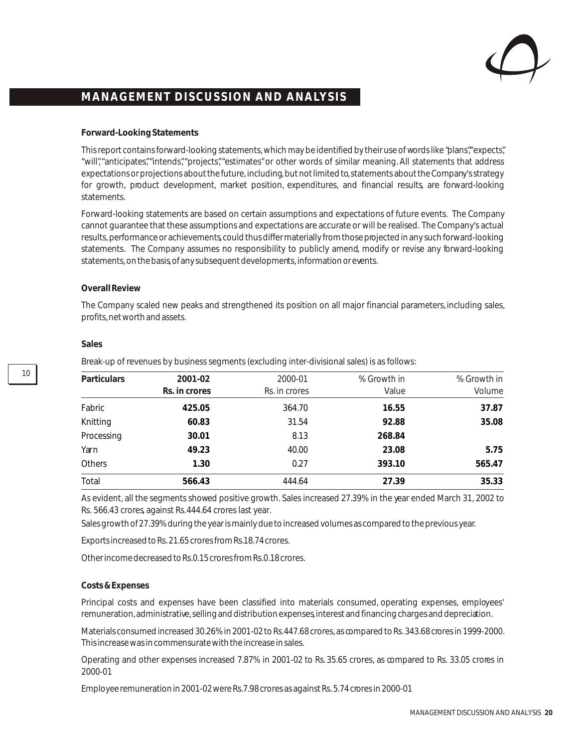## MANAGEMENT DISCUSSION AND ANALYSIS

**Forward-Looking Statements**

This report contains forward-looking statements, which may be identified by their use of words like "plans", "expects", "will", "anticipates", "intends", "projects", "estimates" or other words of similar meaning. All statements that address expectations or projections about the future, including, but not limited to, statements about the Company's strategy for growth, product development, market position, expenditures, and financial results, are forward-looking statements.

Forward-looking statements are based on certain assumptions and expectations of future events. The Company cannot guarantee that these assumptions and expectations are accurate or will be realised. The Company's actual results, performance or achievements, could thus differ materially from those projected in any such forward-looking statements. The Company assumes no responsibility to publicly amend, modify or revise any forward-looking statements, on the basis, of any subsequent developments, information or events.

**Overall Review**

The Company scaled new peaks and strengthened its position on all major financial parameters, including sales, profits, net worth and assets.

**Sales**

Break-up of revenues by business segments (excluding inter-divisional sales) is as follows:

| Particulars | 2001-02 Rs. in crores | 2000-01 Rs. in crores | % Growth in Value | % Growth in Volume |
|---|---|---|---|---|
| Fabric | **425.05** | 364.70 | **16.55** | **37.87** |
| Knitting | **60.83** | 31.54 | **92.88** | **35.08** |
| Processing | **30.01** | 8.13 | **268.84** | |
| Yarn | **49.23** | 40.00 | **23.08** | **5.75** |
| Others | **1.30** | 0.27 | **393.10** | **565.47** |
| Total | **566.43** | 444.64 | **27.39** | **35.33** |

As evident, all the segments showed positive growth. Sales increased 27.39% in the year ended March 31, 2002 to Rs. 566.43 crores, against Rs.444.64 crores last year.

Sales growth of 27.39% during the year is mainly due to increased volumes as compared to the previous year.

Exports increased to Rs. 21.65 crores from Rs.18.74 crores.

Other income decreased to Rs.0.15 crores from Rs.0.18 crores.

**Costs & Expenses**

Principal costs and expenses have been classified into materials consumed, operating expenses, employees' remuneration, administrative, selling and distribution expenses, interest and financing charges and depreciation.

Materials consumed increased 30.26% in 2001-02 to Rs.447.68 crores, as compared to Rs. 343.68 crores in 1999-2000. This increase was in commensurate with the increase in sales.

Operating and other expenses increased 7.87% in 2001-02 to Rs. 35.65 crores, as compared to Rs. 33.05 crores in 2000-01

Employee remuneration in 2001-02 were Rs.7.98 crores as against Rs. 5.74 crores in 2000-01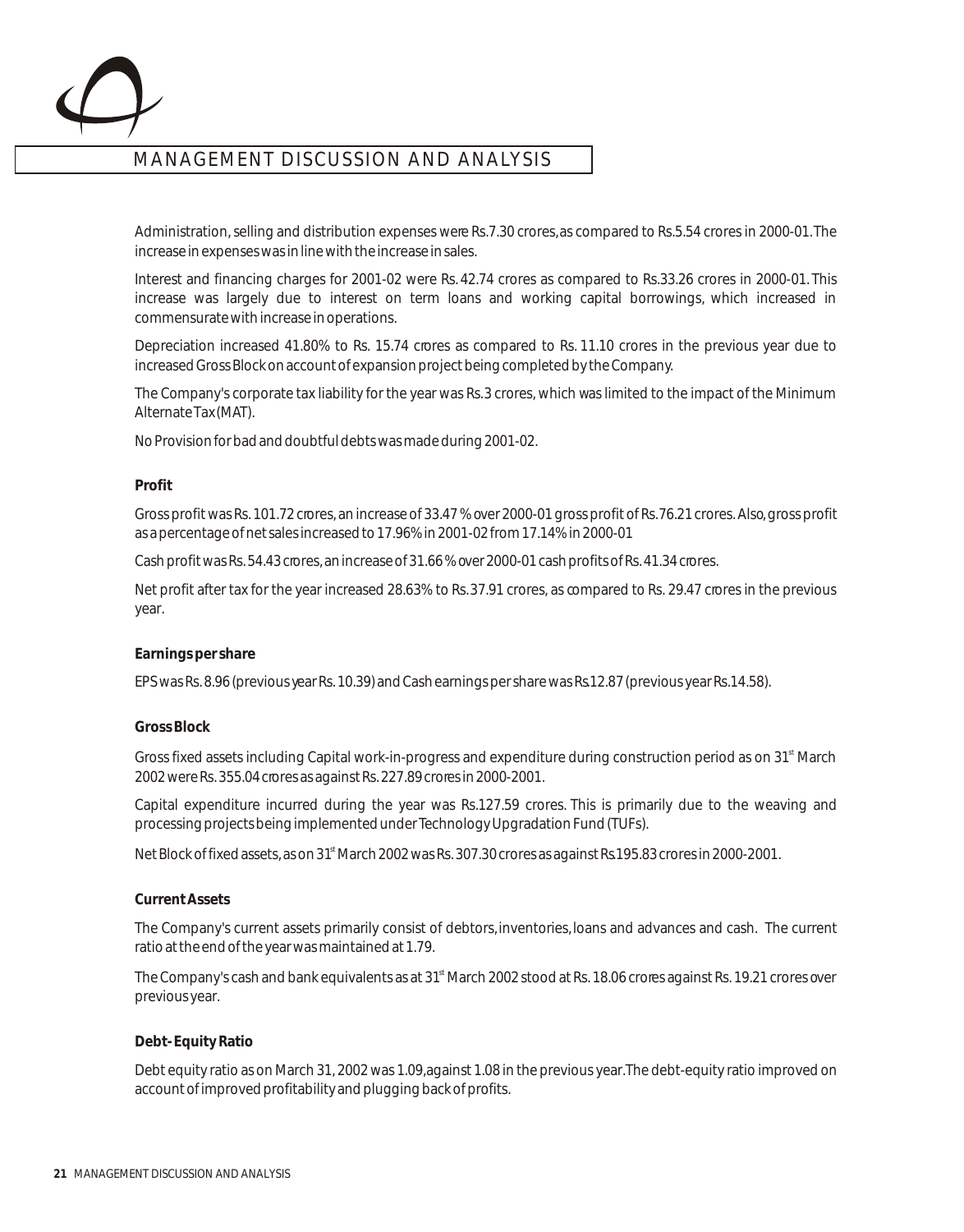# MANAGEMENT DISCUSSION AND ANALYSIS

Administration, selling and distribution expenses were Rs.7.30 crores, as compared to Rs.5.54 crores in 2000-01. The increase in expenses was in line with the increase in sales.

Interest and financing charges for 2001-02 were Rs. 42.74 crores as compared to Rs.33.26 crores in 2000-01. This increase was largely due to interest on term loans and working capital borrowings, which increased in commensurate with increase in operations.

Depreciation increased 41.80% to Rs. 15.74 crores as compared to Rs. 11.10 crores in the previous year due to increased Gross Block on account of expansion project being completed by the Company.

The Company's corporate tax liability for the year was Rs.3 crores, which was limited to the impact of the Minimum Alternate Tax (MAT).

No Provision for bad and doubtful debts was made during 2001-02.

**Profit**

Gross profit was Rs. 101.72 crores, an increase of 33.47 % over 2000-01 gross profit of Rs.76.21 crores. Also, gross profit as a percentage of net sales increased to 17.96% in 2001-02 from 17.14% in 2000-01

Cash profit was Rs. 54.43 crores, an increase of 31.66 % over 2000-01 cash profits of Rs. 41.34 crores.

Net profit after tax for the year increased 28.63% to Rs. 37.91 crores, as compared to Rs. 29.47 crores in the previous year.

**Earnings per share**

EPS was Rs. 8.96 (previous year Rs. 10.39) and Cash earnings per share was Rs.12.87 (previous year Rs.14.58).

**Gross Block**

Gross fixed assets including Capital work-in-progress and expenditure during construction period as on 31st March 2002 were Rs. 355.04 crores as against Rs. 227.89 crores in 2000-2001.

Capital expenditure incurred during the year was Rs.127.59 crores. This is primarily due to the weaving and processing projects being implemented under Technology Upgradation Fund (TUFs).

Net Block of fixed assets, as on 31st March 2002 was Rs. 307.30 crores as against Rs.195.83 crores in 2000-2001.

**Current Assets**

The Company's current assets primarily consist of debtors, inventories, loans and advances and cash. The current ratio at the end of the year was maintained at 1.79.

The Company's cash and bank equivalents as at 31st March 2002 stood at Rs. 18.06 crores against Rs. 19.21 crores over previous year.

**Debt- Equity Ratio**

Debt equity ratio as on March 31, 2002 was 1.09, against 1.08 in the previous year. The debt-equity ratio improved on account of improved profitability and plugging back of profits.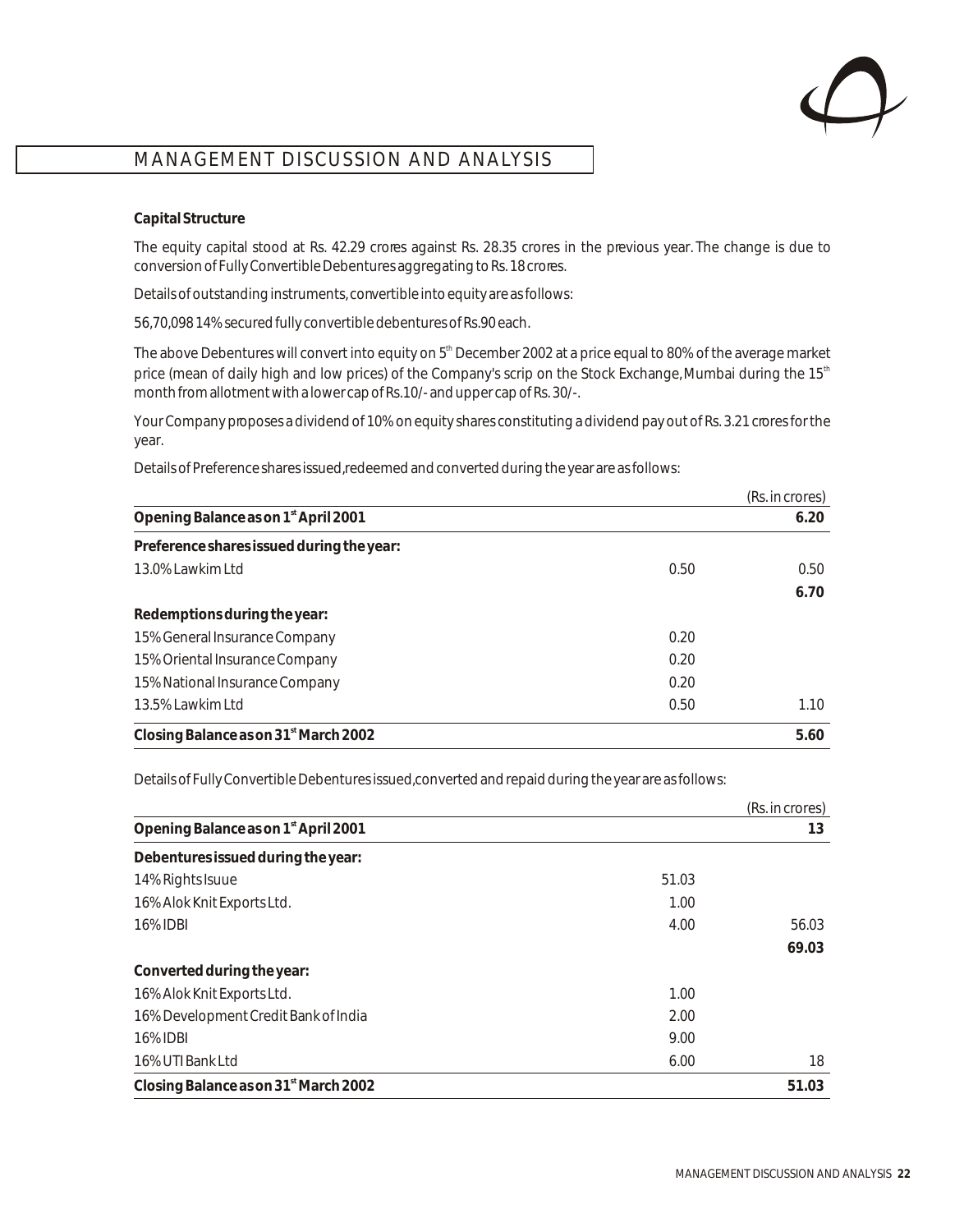## MANAGEMENT DISCUSSION AND ANALYSIS

**Capital Structure**

The equity capital stood at Rs. 42.29 crores against Rs. 28.35 crores in the previous year. The change is due to conversion of Fully Convertible Debentures aggregating to Rs. 18 crores.

Details of outstanding instruments, convertible into equity are as follows:

56,70,098 14% secured fully convertible debentures of Rs.90 each.

The above Debentures will convert into equity on 5th December 2002 at a price equal to 80% of the average market price (mean of daily high and low prices) of the Company's scrip on the Stock Exchange, Mumbai during the 15th month from allotment with a lower cap of Rs.10/- and upper cap of Rs. 30/-.

Your Company proposes a dividend of 10% on equity shares constituting a dividend pay out of Rs. 3.21 crores for the year.

Details of Preference shares issued, redeemed and converted during the year are as follows:

| | | (Rs. in crores) |
|---|---|---|
| **Opening Balance as on 1st April 2001** | | **6.20** |
| **Preference shares issued during the year:** | | |
| 13.0% Lawkim Ltd | 0.50 | 0.50 |
| | | **6.70** |
| **Redemptions during the year:** | | |
| 15% General Insurance Company | 0.20 | |
| 15% Oriental Insurance Company | 0.20 | |
| 15% National Insurance Company | 0.20 | |
| 13.5% Lawkim Ltd | 0.50 | 1.10 |
| **Closing Balance as on 31st March 2002** | | **5.60** |

Details of Fully Convertible Debentures issued, converted and repaid during the year are as follows:

| | | (Rs. in crores) |
|---|---|---|
| **Opening Balance as on 1st April 2001** | | **13** |
| **Debentures issued during the year:** | | |
| 14% Rights Isuue | 51.03 | |
| 16% Alok Knit Exports Ltd. | 1.00 | |
| 16% IDBI | 4.00 | 56.03 |
| | | **69.03** |
| **Converted during the year:** | | |
| 16% Alok Knit Exports Ltd. | 1.00 | |
| 16% Development Credit Bank of India | 2.00 | |
| 16% IDBI | 9.00 | |
| 16% UTI Bank Ltd | 6.00 | 18 |
| **Closing Balance as on 31st March 2002** | | **51.03** |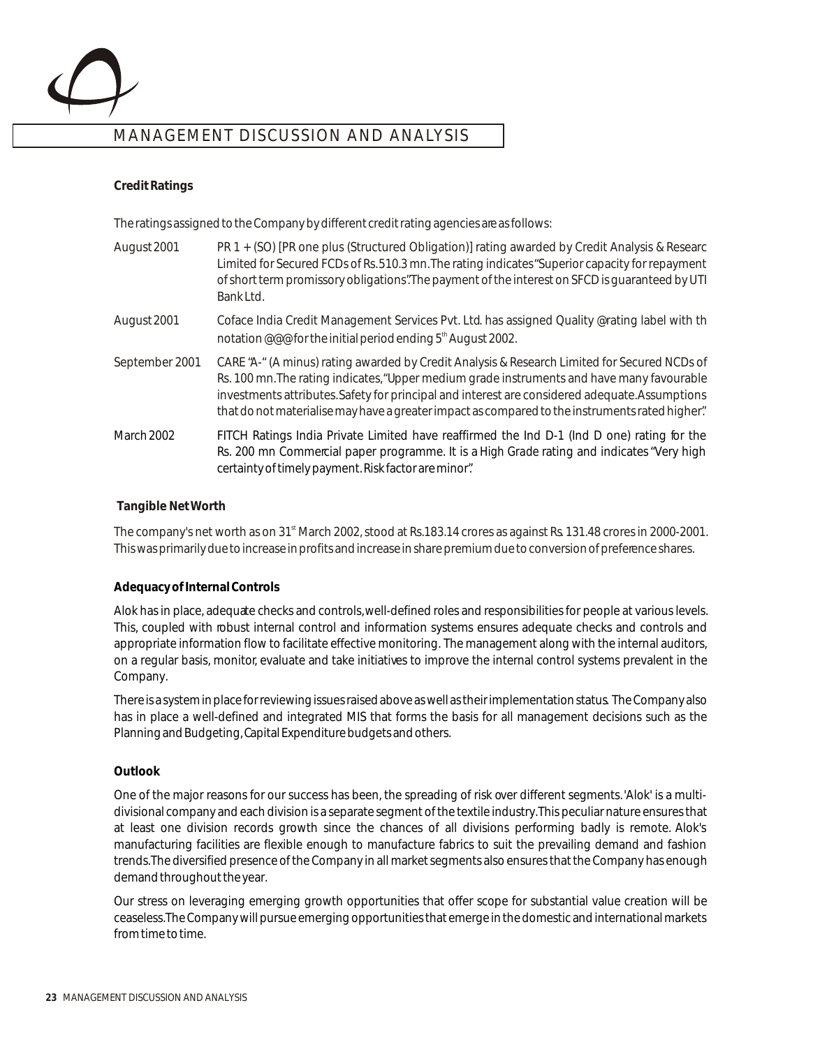# MANAGEMENT DISCUSSION AND ANALYSIS

**Credit Ratings**

The ratings assigned to the Company by different credit rating agencies are as follows:

| | |
|---|---|
| August 2001 | PR 1 + (SO) [PR one plus (Structured Obligation)] rating awarded by Credit Analysis & Researc Limited for Secured FCDs of Rs.510.3 mn. The rating indicates "Superior capacity for repayment of short term promissory obligations". The payment of the interest on SFCD is guaranteed by UTI Bank Ltd. |
| August 2001 | Coface India Credit Management Services Pvt. Ltd. has assigned Quality @rating label with th notation @@@ for the initial period ending 5th August 2002. |
| September 2001 | CARE "A-" (A minus) rating awarded by Credit Analysis & Research Limited for Secured NCDs of Rs. 100 mn. The rating indicates, "Upper medium grade instruments and have many favourable investments attributes. Safety for principal and interest are considered adequate. Assumptions that do not materialise may have a greater impact as compared to the instruments rated higher". |
| March 2002 | FITCH Ratings India Private Limited have reaffirmed the Ind D-1 (Ind D one) rating for the Rs. 200 mn Commercial paper programme. It is a High Grade rating and indicates "Very high certainty of timely payment. Risk factor are minor". |

**Tangible Net Worth**

The company's net worth as on 31st March 2002, stood at Rs.183.14 crores as against Rs. 131.48 crores in 2000-2001. This was primarily due to increase in profits and increase in share premium due to conversion of preference shares.

**Adequacy of Internal Controls**

Alok has in place, adequate checks and controls, well-defined roles and responsibilities for people at various levels. This, coupled with robust internal control and information systems ensures adequate checks and controls and appropriate information flow to facilitate effective monitoring. The management along with the internal auditors, on a regular basis, monitor, evaluate and take initiatives to improve the internal control systems prevalent in the Company.

There is a system in place for reviewing issues raised above as well as their implementation status. The Company also has in place a well-defined and integrated MIS that forms the basis for all management decisions such as the Planning and Budgeting, Capital Expenditure budgets and others.

**Outlook**

One of the major reasons for our success has been, the spreading of risk over different segments. 'Alok' is a multi-divisional company and each division is a separate segment of the textile industry. This peculiar nature ensures that at least one division records growth since the chances of all divisions performing badly is remote. Alok's manufacturing facilities are flexible enough to manufacture fabrics to suit the prevailing demand and fashion trends. The diversified presence of the Company in all market segments also ensures that the Company has enough demand throughout the year.

Our stress on leveraging emerging growth opportunities that offer scope for substantial value creation will be ceaseless. The Company will pursue emerging opportunities that emerge in the domestic and international markets from time to time.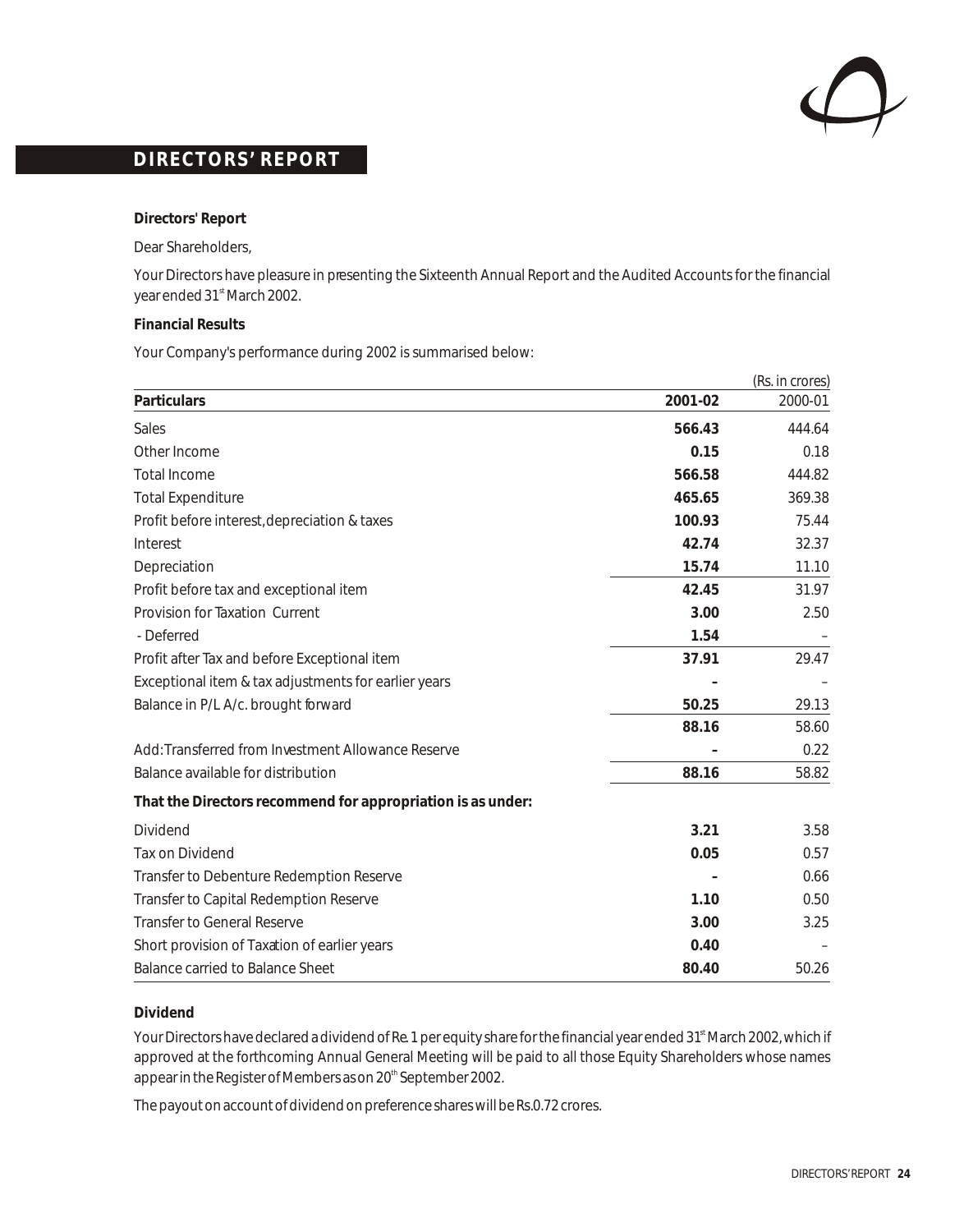# DIRECTORS' REPORT

**Directors' Report**

Dear Shareholders,

Your Directors have pleasure in presenting the Sixteenth Annual Report and the Audited Accounts for the financial year ended 31st March 2002.

**Financial Results**

Your Company's performance during 2002 is summarised below:

(Rs. in crores)

| Particulars | 2001-02 | 2000-01 |
|---|---|---|
| Sales | **566.43** | 444.64 |
| Other Income | **0.15** | 0.18 |
| Total Income | **566.58** | 444.82 |
| Total Expenditure | **465.65** | 369.38 |
| Profit before interest, depreciation & taxes | **100.93** | 75.44 |
| Interest | **42.74** | 32.37 |
| Depreciation | **15.74** | 11.10 |
| Profit before tax and exceptional item | **42.45** | 31.97 |
| Provision for Taxation Current | **3.00** | 2.50 |
| - Deferred | **1.54** | – |
| Profit after Tax and before Exceptional item | **37.91** | 29.47 |
| Exceptional item & tax adjustments for earlier years | **–** | – |
| Balance in P/L A/c. brought forward | **50.25** | 29.13 |
| | **88.16** | 58.60 |
| Add: Transferred from Investment Allowance Reserve | **–** | 0.22 |
| Balance available for distribution | **88.16** | 58.82 |
| **That the Directors recommend for appropriation is as under:** | | |
| Dividend | **3.21** | 3.58 |
| Tax on Dividend | **0.05** | 0.57 |
| Transfer to Debenture Redemption Reserve | **–** | 0.66 |
| Transfer to Capital Redemption Reserve | **1.10** | 0.50 |
| Transfer to General Reserve | **3.00** | 3.25 |
| Short provision of Taxation of earlier years | **0.40** | – |
| Balance carried to Balance Sheet | **80.40** | 50.26 |

**Dividend**

Your Directors have declared a dividend of Re. 1 per equity share for the financial year ended 31st March 2002, which if approved at the forthcoming Annual General Meeting will be paid to all those Equity Shareholders whose names appear in the Register of Members as on 20th September 2002.

The payout on account of dividend on preference shares will be Rs.0.72 crores.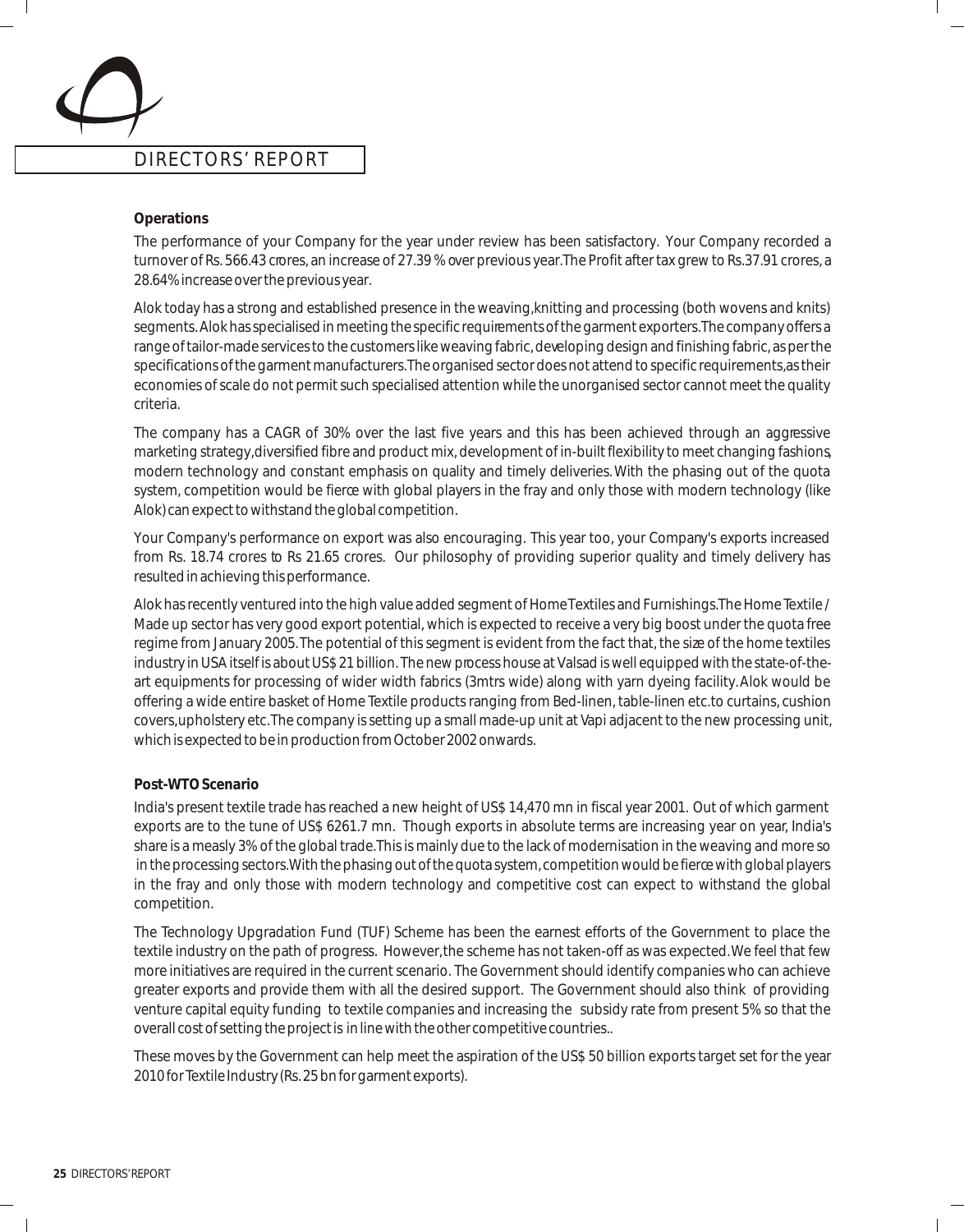# DIRECTORS' REPORT

**Operations**

The performance of your Company for the year under review has been satisfactory. Your Company recorded a turnover of Rs. 566.43 crores, an increase of 27.39 % over previous year.The Profit after tax grew to Rs.37.91 crores, a 28.64% increase over the previous year.

Alok today has a strong and established presence in the weaving,knitting and processing (both wovens and knits) segments. Alok has specialised in meeting the specific requirements of the garment exporters.The company offers a range of tailor-made services to the customers like weaving fabric, developing design and finishing fabric, as per the specifications of the garment manufacturers.The organised sector does not attend to specific requirements,as their economies of scale do not permit such specialised attention while the unorganised sector cannot meet the quality criteria.

The company has a CAGR of 30% over the last five years and this has been achieved through an aggressive marketing strategy,diversified fibre and product mix, development of in-built flexibility to meet changing fashions, modern technology and constant emphasis on quality and timely deliveries. With the phasing out of the quota system, competition would be fierce with global players in the fray and only those with modern technology (like Alok) can expect to withstand the global competition.

Your Company's performance on export was also encouraging. This year too, your Company's exports increased from Rs. 18.74 crores to Rs 21.65 crores. Our philosophy of providing superior quality and timely delivery has resulted in achieving this performance.

Alok has recently ventured into the high value added segment of Home Textiles and Furnishings.The Home Textile / Made up sector has very good export potential, which is expected to receive a very big boost under the quota free regime from January 2005. The potential of this segment is evident from the fact that, the size of the home textiles industry in USA itself is about US$ 21 billion. The new process house at Valsad is well equipped with the state-of-the-art equipments for processing of wider width fabrics (3mtrs wide) along with yarn dyeing facility. Alok would be offering a wide entire basket of Home Textile products ranging from Bed-linen, table-linen etc.to curtains, cushion covers,upholstery etc.The company is setting up a small made-up unit at Vapi adjacent to the new processing unit, which is expected to be in production from October 2002 onwards.

**Post-WTO Scenario**

India's present textile trade has reached a new height of US$ 14,470 mn in fiscal year 2001. Out of which garment exports are to the tune of US$ 6261.7 mn. Though exports in absolute terms are increasing year on year, India's share is a measly 3% of the global trade.This is mainly due to the lack of modernisation in the weaving and more so in the processing sectors.With the phasing out of the quota system, competition would be fierce with global players in the fray and only those with modern technology and competitive cost can expect to withstand the global competition.

The Technology Upgradation Fund (TUF) Scheme has been the earnest efforts of the Government to place the textile industry on the path of progress. However,the scheme has not taken-off as was expected.We feel that few more initiatives are required in the current scenario. The Government should identify companies who can achieve greater exports and provide them with all the desired support. The Government should also think of providing venture capital equity funding to textile companies and increasing the subsidy rate from present 5% so that the overall cost of setting the project is in line with the other competitive countries..

These moves by the Government can help meet the aspiration of the US$ 50 billion exports target set for the year 2010 for Textile Industry (Rs. 25 bn for garment exports).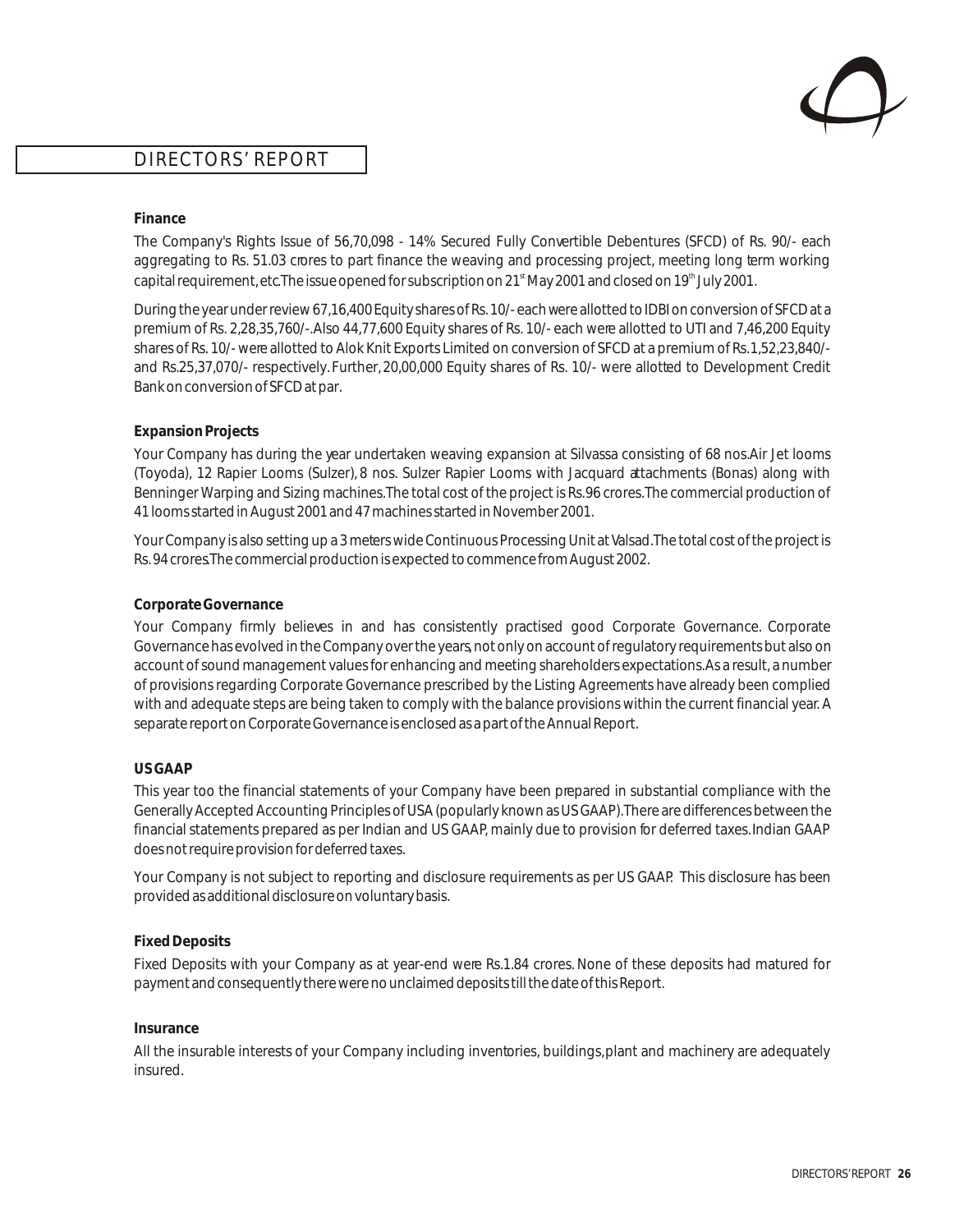## DIRECTORS' REPORT

**Finance**

The Company's Rights Issue of 56,70,098 - 14% Secured Fully Convertible Debentures (SFCD) of Rs. 90/- each aggregating to Rs. 51.03 crores to part finance the weaving and processing project, meeting long term working capital requirement, etc.The issue opened for subscription on 21st May 2001 and closed on 19th July 2001.

During the year under review 67,16,400 Equity shares of Rs. 10/- each were allotted to IDBI on conversion of SFCD at a premium of Rs. 2,28,35,760/-. Also 44,77,600 Equity shares of Rs. 10/- each were allotted to UTI and 7,46,200 Equity shares of Rs. 10/- were allotted to Alok Knit Exports Limited on conversion of SFCD at a premium of Rs.1,52,23,840/- and Rs.25,37,070/- respectively. Further, 20,00,000 Equity shares of Rs. 10/- were allotted to Development Credit Bank on conversion of SFCD at par.

**Expansion Projects**

Your Company has during the year undertaken weaving expansion at Silvassa consisting of 68 nos.Air Jet looms (Toyoda), 12 Rapier Looms (Sulzer), 8 nos. Sulzer Rapier Looms with Jacquard attachments (Bonas) along with Benninger Warping and Sizing machines.The total cost of the project is Rs.96 crores.The commercial production of 41 looms started in August 2001 and 47 machines started in November 2001.

Your Company is also setting up a 3 meters wide Continuous Processing Unit at Valsad.The total cost of the project is Rs. 94 crores.The commercial production is expected to commence from August 2002.

**Corporate Governance**

Your Company firmly believes in and has consistently practised good Corporate Governance. Corporate Governance has evolved in the Company over the years, not only on account of regulatory requirements but also on account of sound management values for enhancing and meeting shareholders expectations.As a result, a number of provisions regarding Corporate Governance prescribed by the Listing Agreements have already been complied with and adequate steps are being taken to comply with the balance provisions within the current financial year. A separate report on Corporate Governance is enclosed as a part of the Annual Report.

**US GAAP**

This year too the financial statements of your Company have been prepared in substantial compliance with the Generally Accepted Accounting Principles of USA (popularly known as US GAAP).There are differences between the financial statements prepared as per Indian and US GAAP, mainly due to provision for deferred taxes.Indian GAAP does not require provision for deferred taxes.

Your Company is not subject to reporting and disclosure requirements as per US GAAP. This disclosure has been provided as additional disclosure on voluntary basis.

**Fixed Deposits**

Fixed Deposits with your Company as at year-end were Rs.1.84 crores. None of these deposits had matured for payment and consequently there were no unclaimed deposits till the date of this Report.

**Insurance**

All the insurable interests of your Company including inventories, buildings, plant and machinery are adequately insured.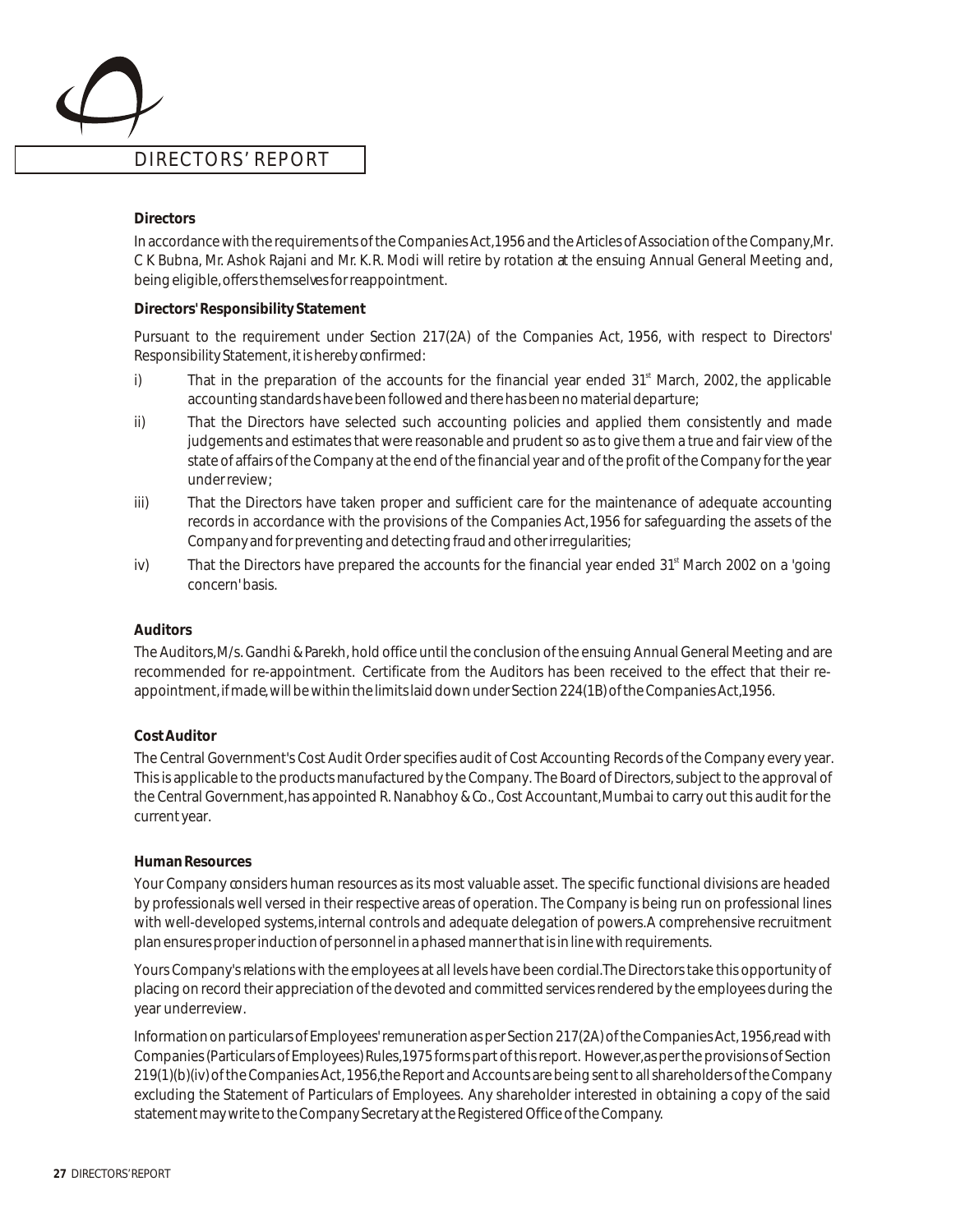# DIRECTORS' REPORT

**Directors**

In accordance with the requirements of the Companies Act,1956 and the Articles of Association of the Company,Mr. C K Bubna, Mr. Ashok Rajani and Mr. K.R. Modi will retire by rotation at the ensuing Annual General Meeting and, being eligible, offers themselves for reappointment.

**Directors' Responsibility Statement**

Pursuant to the requirement under Section 217(2A) of the Companies Act, 1956, with respect to Directors' Responsibility Statement, it is hereby confirmed:

i) That in the preparation of the accounts for the financial year ended 31st March, 2002, the applicable accounting standards have been followed and there has been no material departure;

ii) That the Directors have selected such accounting policies and applied them consistently and made judgements and estimates that were reasonable and prudent so as to give them a true and fair view of the state of affairs of the Company at the end of the financial year and of the profit of the Company for the year under review;

iii) That the Directors have taken proper and sufficient care for the maintenance of adequate accounting records in accordance with the provisions of the Companies Act,1956 for safeguarding the assets of the Company and for preventing and detecting fraud and other irregularities;

iv) That the Directors have prepared the accounts for the financial year ended 31st March 2002 on a 'going concern' basis.

**Auditors**

The Auditors, M/s. Gandhi & Parekh, hold office until the conclusion of the ensuing Annual General Meeting and are recommended for re-appointment. Certificate from the Auditors has been received to the effect that their re-appointment, if made, will be within the limits laid down under Section 224(1B) of the Companies Act,1956.

**Cost Auditor**

The Central Government's Cost Audit Order specifies audit of Cost Accounting Records of the Company every year. This is applicable to the products manufactured by the Company. The Board of Directors, subject to the approval of the Central Government, has appointed R. Nanabhoy & Co., Cost Accountant, Mumbai to carry out this audit for the current year.

**Human Resources**

Your Company considers human resources as its most valuable asset. The specific functional divisions are headed by professionals well versed in their respective areas of operation. The Company is being run on professional lines with well-developed systems, internal controls and adequate delegation of powers. A comprehensive recruitment plan ensures proper induction of personnel in a phased manner that is in line with requirements.

Yours Company's relations with the employees at all levels have been cordial. The Directors take this opportunity of placing on record their appreciation of the devoted and committed services rendered by the employees during the year underreview.

Information on particulars of Employees' remuneration as per Section 217(2A) of the Companies Act, 1956, read with Companies (Particulars of Employees) Rules,1975 forms part of this report. However, as per the provisions of Section 219(1)(b)(iv) of the Companies Act, 1956, the Report and Accounts are being sent to all shareholders of the Company excluding the Statement of Particulars of Employees. Any shareholder interested in obtaining a copy of the said statement may write to the Company Secretary at the Registered Office of the Company.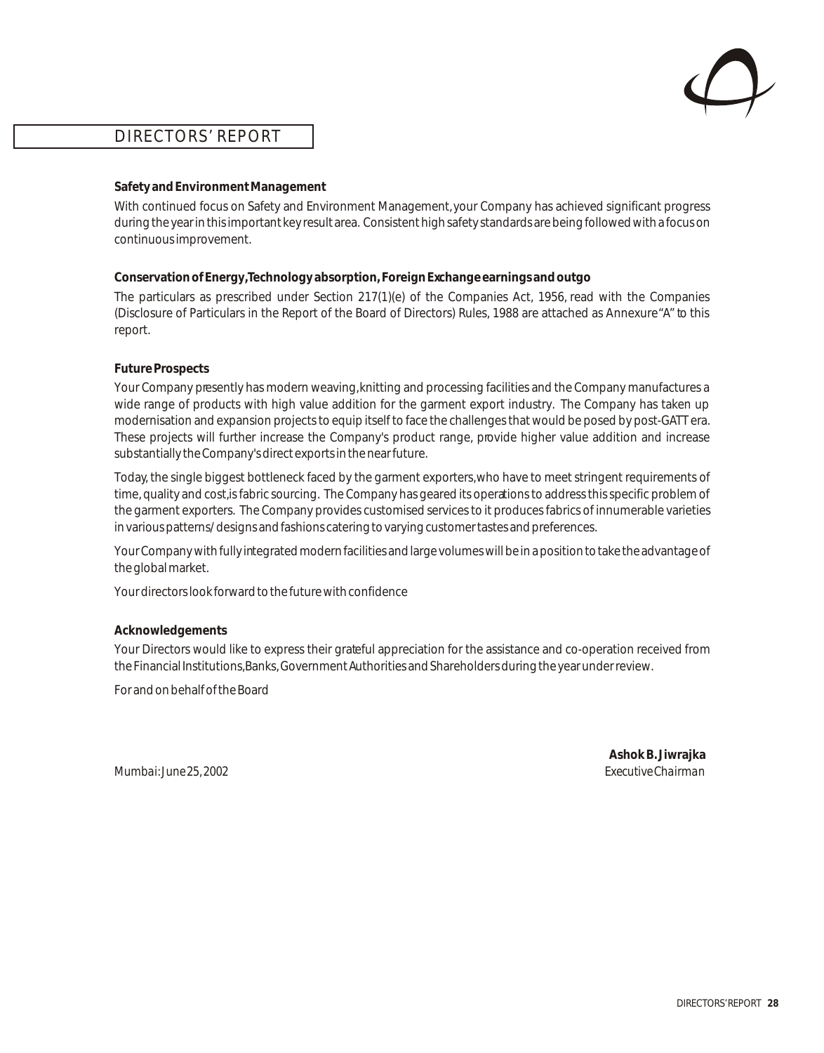## DIRECTORS' REPORT

**Safety and Environment Management**

With continued focus on Safety and Environment Management, your Company has achieved significant progress during the year in this important key result area. Consistent high safety standards are being followed with a focus on continuous improvement.

**Conservation of Energy, Technology absorption, Foreign Exchange earnings and outgo**

The particulars as prescribed under Section 217(1)(e) of the Companies Act, 1956, read with the Companies (Disclosure of Particulars in the Report of the Board of Directors) Rules, 1988 are attached as Annexure "A" to this report.

**Future Prospects**

Your Company presently has modern weaving, knitting and processing facilities and the Company manufactures a wide range of products with high value addition for the garment export industry. The Company has taken up modernisation and expansion projects to equip itself to face the challenges that would be posed by post-GATT era. These projects will further increase the Company's product range, provide higher value addition and increase substantially the Company's direct exports in the near future.

Today, the single biggest bottleneck faced by the garment exporters, who have to meet stringent requirements of time, quality and cost, is fabric sourcing. The Company has geared its operations to address this specific problem of the garment exporters. The Company provides customised services to it produces fabrics of innumerable varieties in various patterns/ designs and fashions catering to varying customer tastes and preferences.

Your Company with fully integrated modern facilities and large volumes will be in a position to take the advantage of the global market.

Your directors look forward to the future with confidence

**Acknowledgements**

Your Directors would like to express their grateful appreciation for the assistance and co-operation received from the Financial Institutions, Banks, Government Authorities and Shareholders during the year under review.

*For and on behalf of the Board*

**Ashok B. Jiwrajka**
*Executive Chairman*

*Mumbai: June 25, 2002*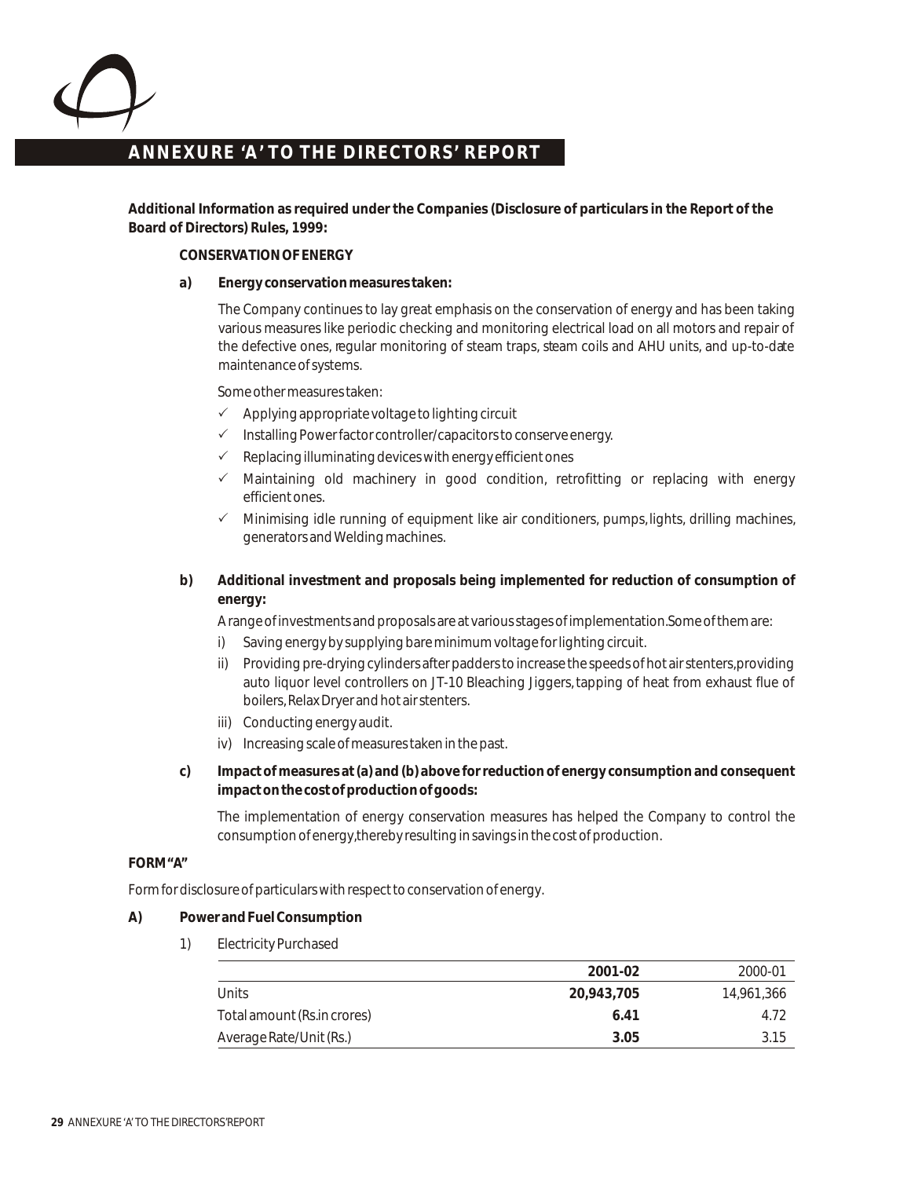# ANNEXURE 'A' TO THE DIRECTORS' REPORT

**Additional Information as required under the Companies (Disclosure of particulars in the Report of the Board of Directors) Rules, 1999:**

**CONSERVATION OF ENERGY**

**a) Energy conservation measures taken:**

The Company continues to lay great emphasis on the conservation of energy and has been taking various measures like periodic checking and monitoring electrical load on all motors and repair of the defective ones, regular monitoring of steam traps, steam coils and AHU units, and up-to-date maintenance of systems.

Some other measures taken:

- ✓ Applying appropriate voltage to lighting circuit
- ✓ Installing Power factor controller/capacitors to conserve energy.
- ✓ Replacing illuminating devices with energy efficient ones
- ✓ Maintaining old machinery in good condition, retrofitting or replacing with energy efficient ones.
- ✓ Minimising idle running of equipment like air conditioners, pumps, lights, drilling machines, generators and Welding machines.

**b) Additional investment and proposals being implemented for reduction of consumption of energy:**

A range of investments and proposals are at various stages of implementation. Some of them are:

i) Saving energy by supplying bare minimum voltage for lighting circuit.

ii) Providing pre-drying cylinders after padders to increase the speeds of hot air stenters, providing auto liquor level controllers on JT-10 Bleaching Jiggers, tapping of heat from exhaust flue of boilers, Relax Dryer and hot air stenters.

iii) Conducting energy audit.

iv) Increasing scale of measures taken in the past.

**c) Impact of measures at (a) and (b) above for reduction of energy consumption and consequent impact on the cost of production of goods:**

The implementation of energy conservation measures has helped the Company to control the consumption of energy, thereby resulting in savings in the cost of production.

**FORM "A"**

Form for disclosure of particulars with respect to conservation of energy.

**A) Power and Fuel Consumption**

1) Electricity Purchased

| | **2001-02** | 2000-01 |
|---|---|---|
| Units | **20,943,705** | 14,961,366 |
| Total amount (Rs.in crores) | **6.41** | 4.72 |
| Average Rate/Unit (Rs.) | **3.05** | 3.15 |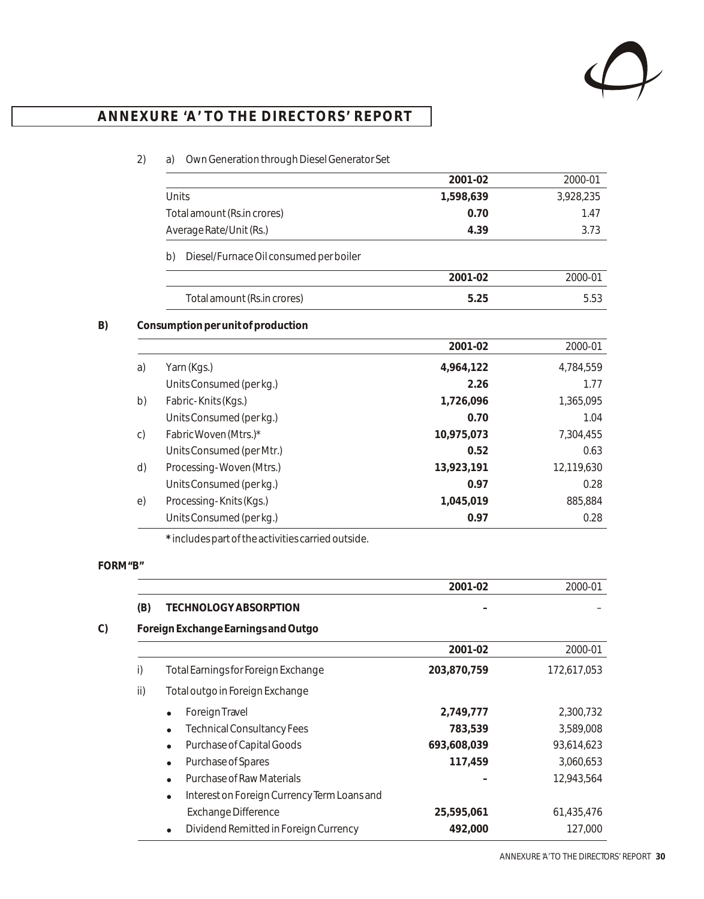## ANNEXURE 'A' TO THE DIRECTORS' REPORT

2) a) Own Generation through Diesel Generator Set

| | 2001-02 | 2000-01 |
|---|---|---|
| Units | **1,598,639** | 3,928,235 |
| Total amount (Rs.in crores) | **0.70** | 1.47 |
| Average Rate/Unit (Rs.) | **4.39** | 3.73 |

b) Diesel/Furnace Oil consumed per boiler

| | 2001-02 | 2000-01 |
|---|---|---|
| Total amount (Rs.in crores) | **5.25** | 5.53 |

**B) Consumption per unit of production**

| | | 2001-02 | 2000-01 |
|---|---|---|---|
| a) | Yarn (Kgs.) | **4,964,122** | 4,784,559 |
| | Units Consumed (per kg.) | **2.26** | 1.77 |
| b) | Fabric-Knits (Kgs.) | **1,726,096** | 1,365,095 |
| | Units Consumed (per kg.) | **0.70** | 1.04 |
| c) | Fabric Woven (Mtrs.)* | **10,975,073** | 7,304,455 |
| | Units Consumed (per Mtr.) | **0.52** | 0.63 |
| d) | Processing-Woven (Mtrs.) | **13,923,191** | 12,119,630 |
| | Units Consumed (per kg.) | **0.97** | 0.28 |
| e) | Processing-Knits (Kgs.) | **1,045,019** | 885,884 |
| | Units Consumed (per kg.) | **0.97** | 0.28 |

**\*** includes part of the activities carried outside.

**FORM "B"**

| | | 2001-02 | 2000-01 |
|---|---|---|---|
| **(B)** | **TECHNOLOGY ABSORPTION** | **–** | – |

**C) Foreign Exchange Earnings and Outgo**

| | | 2001-02 | 2000-01 |
|---|---|---|---|
| i) | Total Earnings for Foreign Exchange | **203,870,759** | 172,617,053 |
| ii) | Total outgo in Foreign Exchange | | |
| | • Foreign Travel | **2,749,777** | 2,300,732 |
| | • Technical Consultancy Fees | **783,539** | 3,589,008 |
| | • Purchase of Capital Goods | **693,608,039** | 93,614,623 |
| | • Purchase of Spares | **117,459** | 3,060,653 |
| | • Purchase of Raw Materials | **–** | 12,943,564 |
| | • Interest on Foreign Currency Term Loans and Exchange Difference | **25,595,061** | 61,435,476 |
| | • Dividend Remitted in Foreign Currency | **492,000** | 127,000 |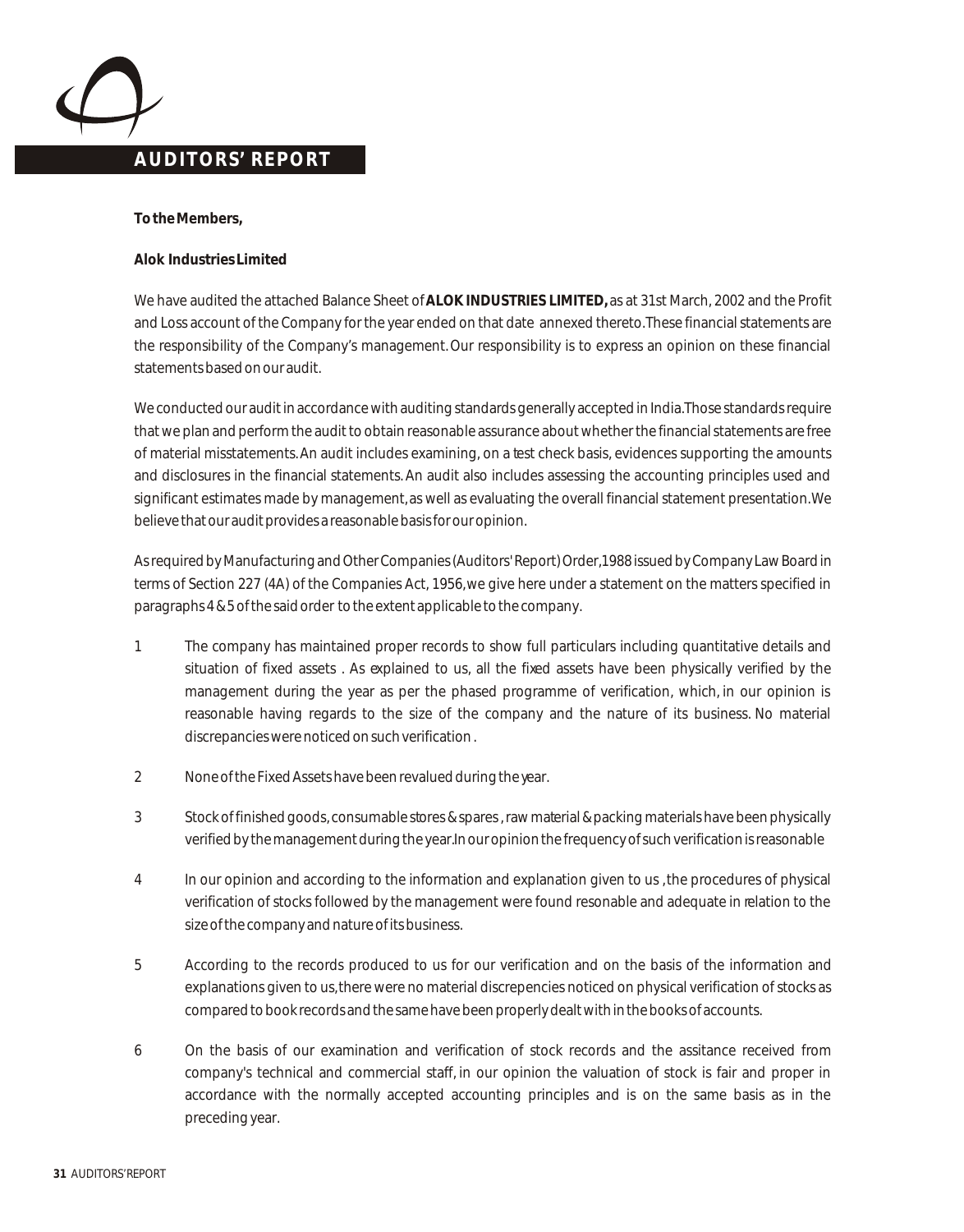# AUDITORS' REPORT

**To the Members,**

**Alok Industries Limited**

We have audited the attached Balance Sheet of **ALOK INDUSTRIES LIMITED,** as at 31st March, 2002 and the Profit and Loss account of the Company for the year ended on that date annexed thereto. These financial statements are the responsibility of the Company's management. Our responsibility is to express an opinion on these financial statements based on our audit.

We conducted our audit in accordance with auditing standards generally accepted in India. Those standards require that we plan and perform the audit to obtain reasonable assurance about whether the financial statements are free of material misstatements. An audit includes examining, on a test check basis, evidences supporting the amounts and disclosures in the financial statements. An audit also includes assessing the accounting principles used and significant estimates made by management, as well as evaluating the overall financial statement presentation. We believe that our audit provides a reasonable basis for our opinion.

As required by Manufacturing and Other Companies (Auditors' Report) Order,1988 issued by Company Law Board in terms of Section 227 (4A) of the Companies Act, 1956, we give here under a statement on the matters specified in paragraphs 4 & 5 of the said order to the extent applicable to the company.

1 The company has maintained proper records to show full particulars including quantitative details and situation of fixed assets . As explained to us, all the fixed assets have been physically verified by the management during the year as per the phased programme of verification, which, in our opinion is reasonable having regards to the size of the company and the nature of its business. No material discrepancies were noticed on such verification .

2 None of the Fixed Assets have been revalued during the year.

3 Stock of finished goods, consumable stores & spares , raw material & packing materials have been physically verified by the management during the year. In our opinion the frequency of such verification is reasonable

4 In our opinion and according to the information and explanation given to us , the procedures of physical verification of stocks followed by the management were found resonable and adequate in relation to the size of the company and nature of its business.

5 According to the records produced to us for our verification and on the basis of the information and explanations given to us, there were no material discrepencies noticed on physical verification of stocks as compared to book records and the same have been properly dealt with in the books of accounts.

6 On the basis of our examination and verification of stock records and the assitance received from company's technical and commercial staff, in our opinion the valuation of stock is fair and proper in accordance with the normally accepted accounting principles and is on the same basis as in the preceding year.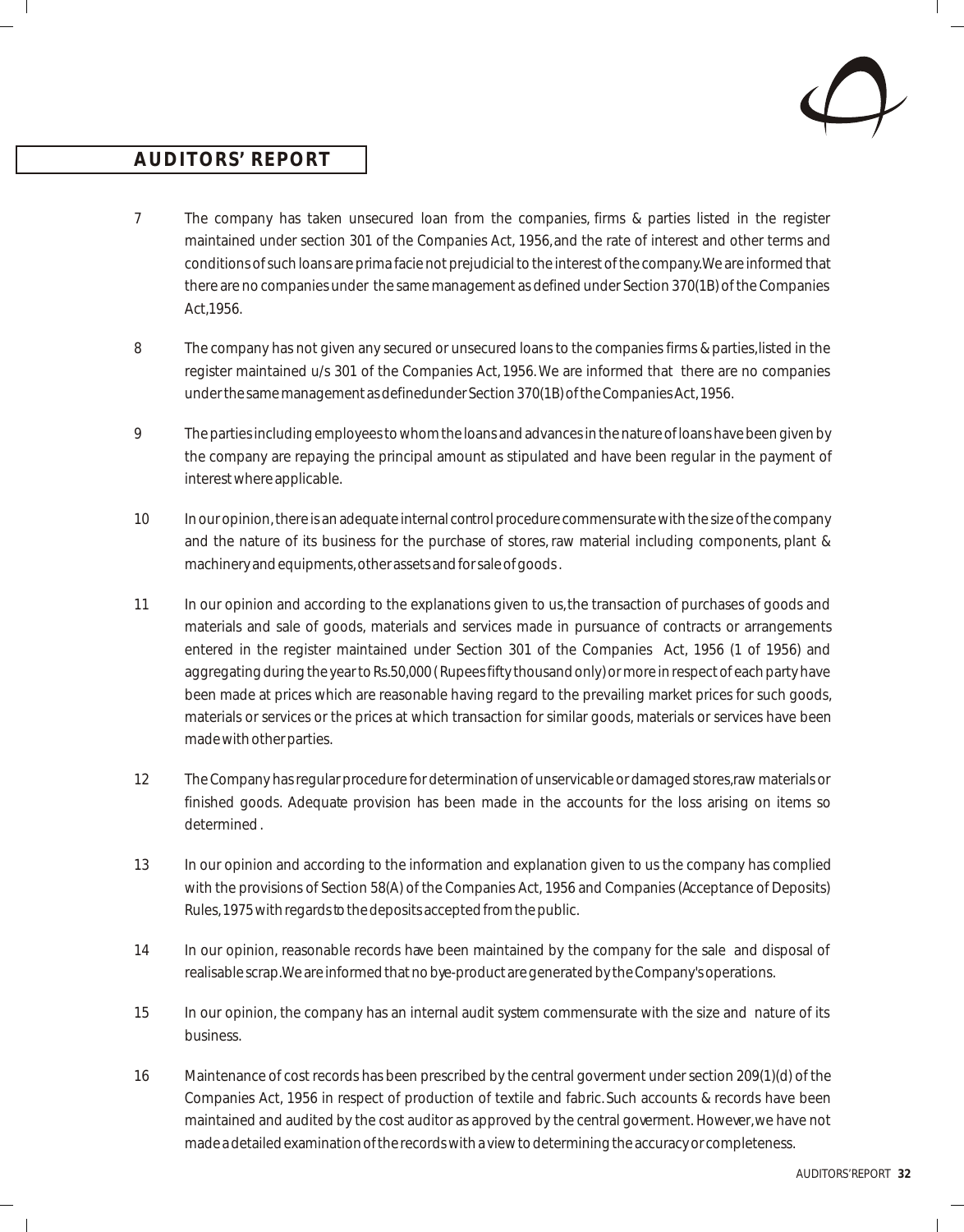## AUDITORS' REPORT

7 The company has taken unsecured loan from the companies, firms & parties listed in the register maintained under section 301 of the Companies Act, 1956,and the rate of interest and other terms and conditions of such loans are prima facie not prejudicial to the interest of the company.We are informed that there are no companies under the same management as defined under Section 370(1B) of the Companies Act,1956.

8 The company has not given any secured or unsecured loans to the companies firms & parties,listed in the register maintained u/s 301 of the Companies Act, 1956. We are informed that there are no companies under the same management as definedunder Section 370(1B) of the Companies Act, 1956.

9 The parties including employees to whom the loans and advances in the nature of loans have been given by the company are repaying the principal amount as stipulated and have been regular in the payment of interest where applicable.

10 In our opinion, there is an adequate internal control procedure commensurate with the size of the company and the nature of its business for the purchase of stores, raw material including components, plant & machinery and equipments, other assets and for sale of goods .

11 In our opinion and according to the explanations given to us,the transaction of purchases of goods and materials and sale of goods, materials and services made in pursuance of contracts or arrangements entered in the register maintained under Section 301 of the Companies Act, 1956 (1 of 1956) and aggregating during the year to Rs.50,000 ( Rupees fifty thousand only) or more in respect of each party have been made at prices which are reasonable having regard to the prevailing market prices for such goods, materials or services or the prices at which transaction for similar goods, materials or services have been made with other parties.

12 The Company has regular procedure for determination of unservicable or damaged stores,raw materials or finished goods. Adequate provision has been made in the accounts for the loss arising on items so determined .

13 In our opinion and according to the information and explanation given to us the company has complied with the provisions of Section 58(A) of the Companies Act, 1956 and Companies (Acceptance of Deposits) Rules, 1975 with regards to the deposits accepted from the public.

14 In our opinion, reasonable records have been maintained by the company for the sale and disposal of realisable scrap.We are informed that no bye-product are generated by the Company's operations.

15 In our opinion, the company has an internal audit system commensurate with the size and nature of its business.

16 Maintenance of cost records has been prescribed by the central goverment under section 209(1)(d) of the Companies Act, 1956 in respect of production of textile and fabric. Such accounts & records have been maintained and audited by the cost auditor as approved by the central goverment. However, we have not made a detailed examination of the records with a view to determining the accuracy or completeness.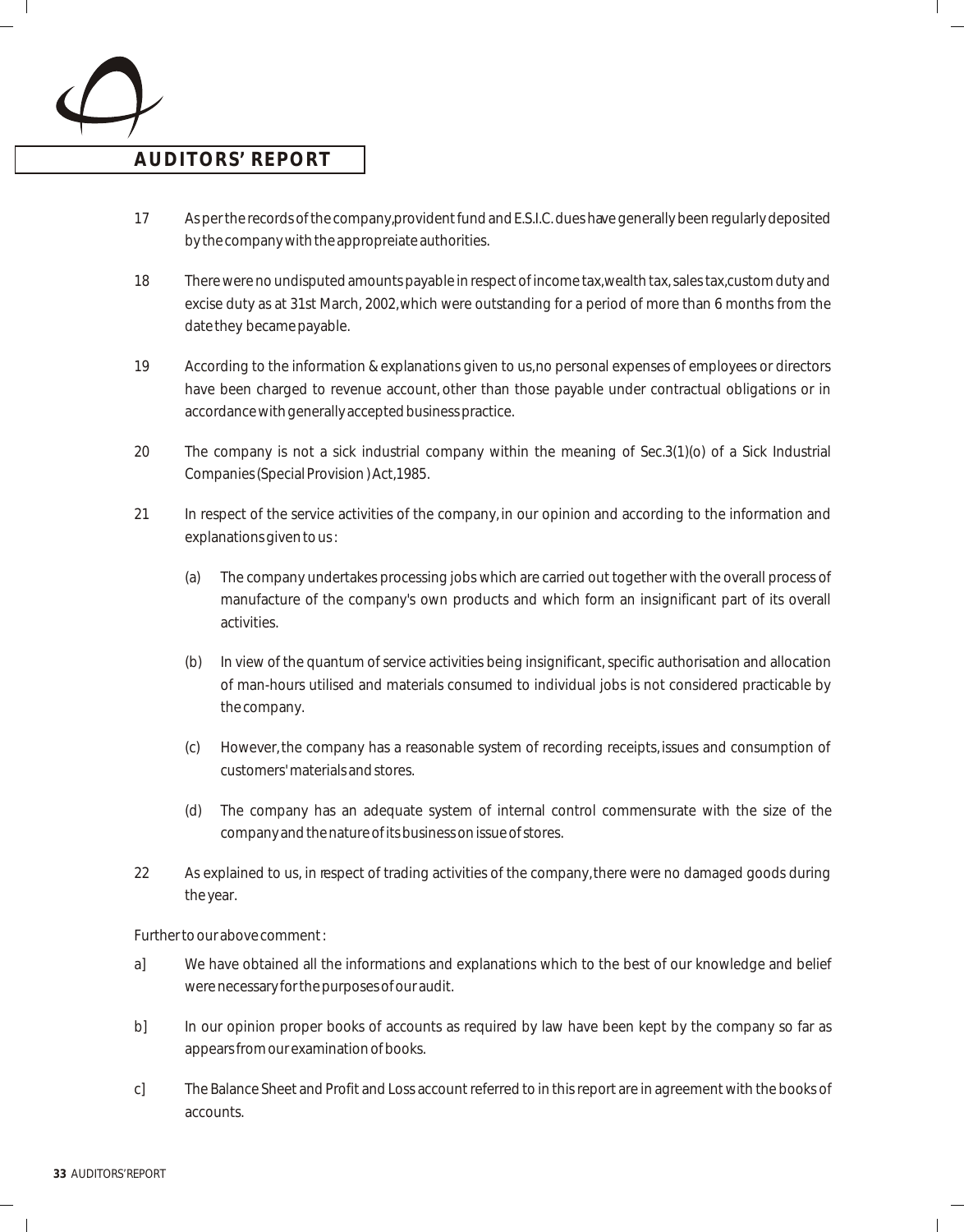## AUDITORS' REPORT

17 As per the records of the company, provident fund and E.S.I.C. dues have generally been regularly deposited by the company with the appropreiate authorities.

18 There were no undisputed amounts payable in respect of income tax, wealth tax, sales tax, custom duty and excise duty as at 31st March, 2002, which were outstanding for a period of more than 6 months from the date they became payable.

19 According to the information & explanations given to us, no personal expenses of employees or directors have been charged to revenue account, other than those payable under contractual obligations or in accordance with generally accepted business practice.

20 The company is not a sick industrial company within the meaning of Sec.3(1)(o) of a Sick Industrial Companies (Special Provision ) Act, 1985.

21 In respect of the service activities of the company, in our opinion and according to the information and explanations given to us :

(a) The company undertakes processing jobs which are carried out together with the overall process of manufacture of the company's own products and which form an insignificant part of its overall activities.

(b) In view of the quantum of service activities being insignificant, specific authorisation and allocation of man-hours utilised and materials consumed to individual jobs is not considered practicable by the company.

(c) However, the company has a reasonable system of recording receipts, issues and consumption of customers' materials and stores.

(d) The company has an adequate system of internal control commensurate with the size of the company and the nature of its business on issue of stores.

22 As explained to us, in respect of trading activities of the company, there were no damaged goods during the year.

Further to our above comment :

a] We have obtained all the informations and explanations which to the best of our knowledge and belief were necessary for the purposes of our audit.

b] In our opinion proper books of accounts as required by law have been kept by the company so far as appears from our examination of books.

c] The Balance Sheet and Profit and Loss account referred to in this report are in agreement with the books of accounts.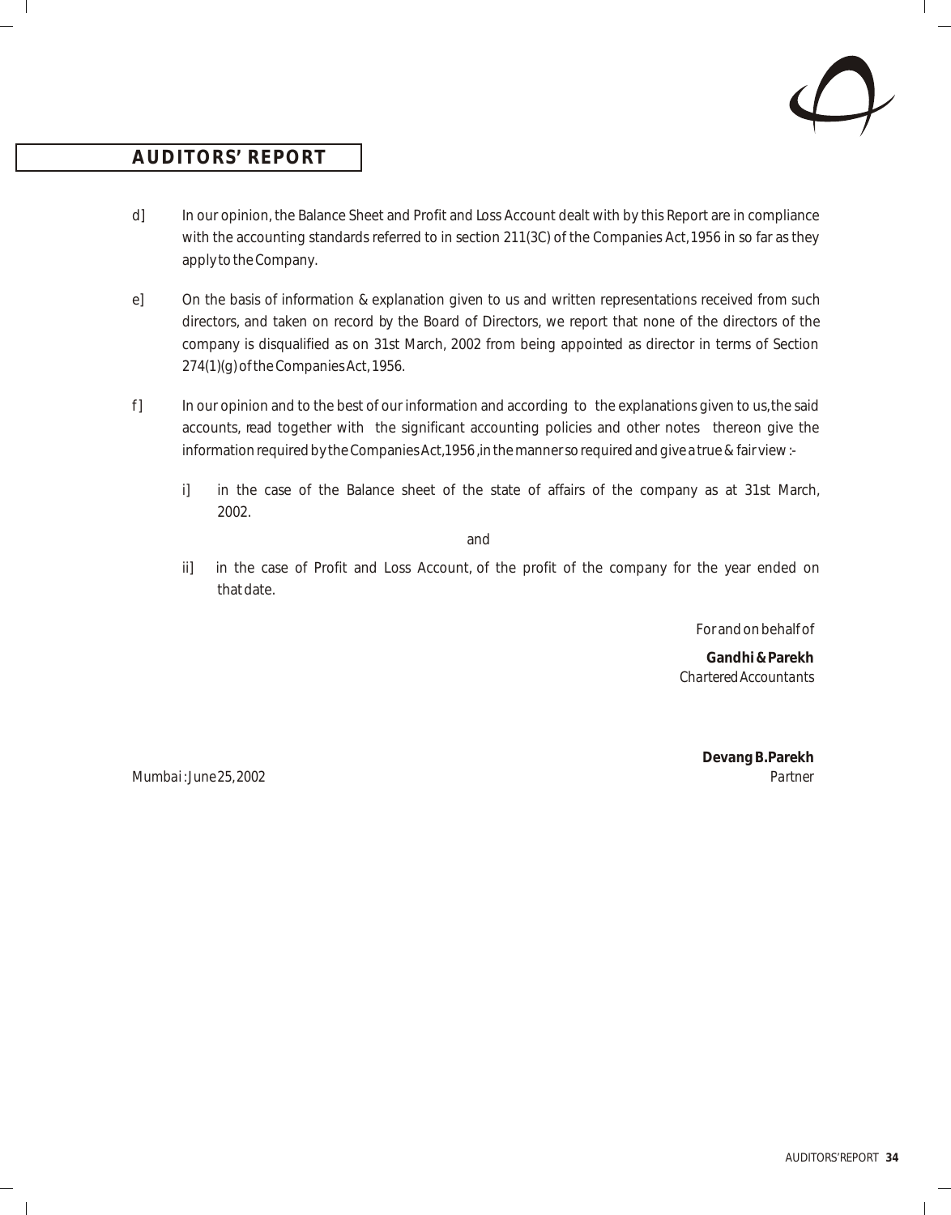## AUDITORS' REPORT

d] In our opinion, the Balance Sheet and Profit and Loss Account dealt with by this Report are in compliance with the accounting standards referred to in section 211(3C) of the Companies Act,1956 in so far as they apply to the Company.

e] On the basis of information & explanation given to us and written representations received from such directors, and taken on record by the Board of Directors, we report that none of the directors of the company is disqualified as on 31st March, 2002 from being appointed as director in terms of Section 274(1)(g) of the Companies Act, 1956.

f] In our opinion and to the best of our information and according to the explanations given to us,the said accounts, read together with the significant accounting policies and other notes thereon give the information required by the Companies Act,1956 ,in the manner so required and give a true & fair view :-

i] in the case of the Balance sheet of the state of affairs of the company as at 31st March, 2002.

and

ii] in the case of Profit and Loss Account, of the profit of the company for the year ended on that date.

*For and on behalf of*

**Gandhi & Parekh**
*Chartered Accountants*

**Devang B.Parekh**
*Partner*

*Mumbai : June 25, 2002*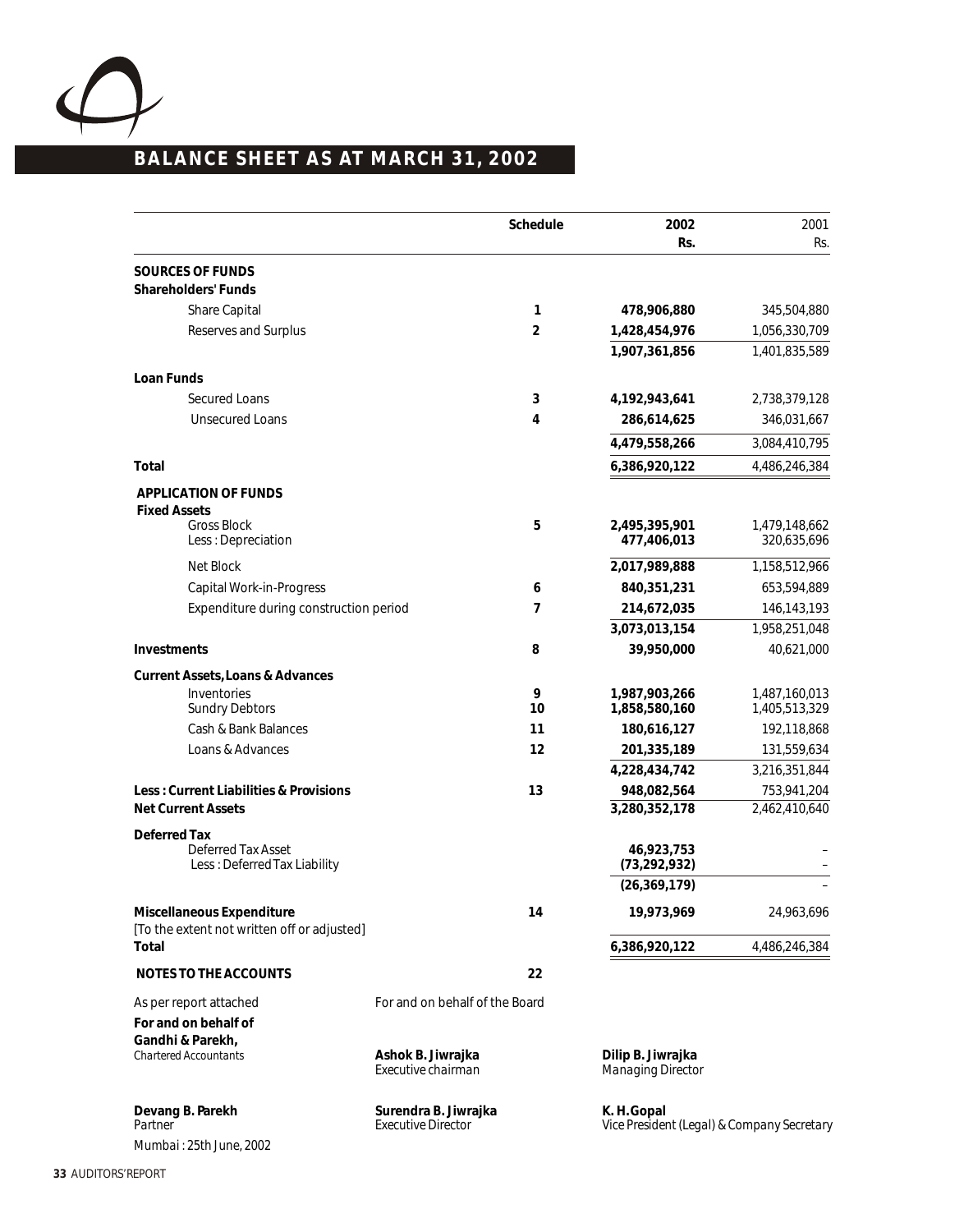# BALANCE SHEET AS AT MARCH 31, 2002

| | Schedule | 2002 Rs. | 2001 Rs. |
|---|---|---|---|
| **SOURCES OF FUNDS** | | | |
| **Shareholders' Funds** | | | |
| Share Capital | 1 | **478,906,880** | 345,504,880 |
| Reserves and Surplus | 2 | **1,428,454,976** | 1,056,330,709 |
| | | **1,907,361,856** | 1,401,835,589 |
| **Loan Funds** | | | |
| Secured Loans | 3 | **4,192,943,641** | 2,738,379,128 |
| Unsecured Loans | 4 | **286,614,625** | 346,031,667 |
| | | **4,479,558,266** | 3,084,410,795 |
| **Total** | | **6,386,920,122** | 4,486,246,384 |
| **APPLICATION OF FUNDS** | | | |
| **Fixed Assets** | | | |
| Gross Block | 5 | **2,495,395,901** | 1,479,148,662 |
| Less : Depreciation | | **477,406,013** | 320,635,696 |
| Net Block | | **2,017,989,888** | 1,158,512,966 |
| Capital Work-in-Progress | 6 | **840,351,231** | 653,594,889 |
| Expenditure during construction period | 7 | **214,672,035** | 146,143,193 |
| | | **3,073,013,154** | 1,958,251,048 |
| **Investments** | 8 | **39,950,000** | 40,621,000 |
| **Current Assets, Loans & Advances** | | | |
| Inventories | 9 | **1,987,903,266** | 1,487,160,013 |
| Sundry Debtors | 10 | **1,858,580,160** | 1,405,513,329 |
| Cash & Bank Balances | 11 | **180,616,127** | 192,118,868 |
| Loans & Advances | 12 | **201,335,189** | 131,559,634 |
| | | **4,228,434,742** | 3,216,351,844 |
| **Less : Current Liabilities & Provisions** | 13 | **948,082,564** | 753,941,204 |
| **Net Current Assets** | | **3,280,352,178** | 2,462,410,640 |
| **Deferred Tax** | | | |
| Deferred Tax Asset | | **46,923,753** | – |
| Less : Deferred Tax Liability | | **(73,292,932)** | – |
| | | **(26,369,179)** | – |
| **Miscellaneous Expenditure** [To the extent not written off or adjusted] | 14 | **19,973,969** | 24,963,696 |
| **Total** | | **6,386,920,122** | 4,486,246,384 |
| **NOTES TO THE ACCOUNTS** | 22 | | |

As per report attached

**For and on behalf of Gandhi & Parekh,**
*Chartered Accountants*

**Devang B. Parekh**
*Partner*

Mumbai : 25th June, 2002

For and on behalf of the Board

**Ashok B. Jiwrajka**
*Executive chairman*

**Dilip B. Jiwrajka**
*Managing Director*

**Surendra B. Jiwrajka**
*Executive Director*

**K. H. Gopal**
*Vice President (Legal) & Company Secretary*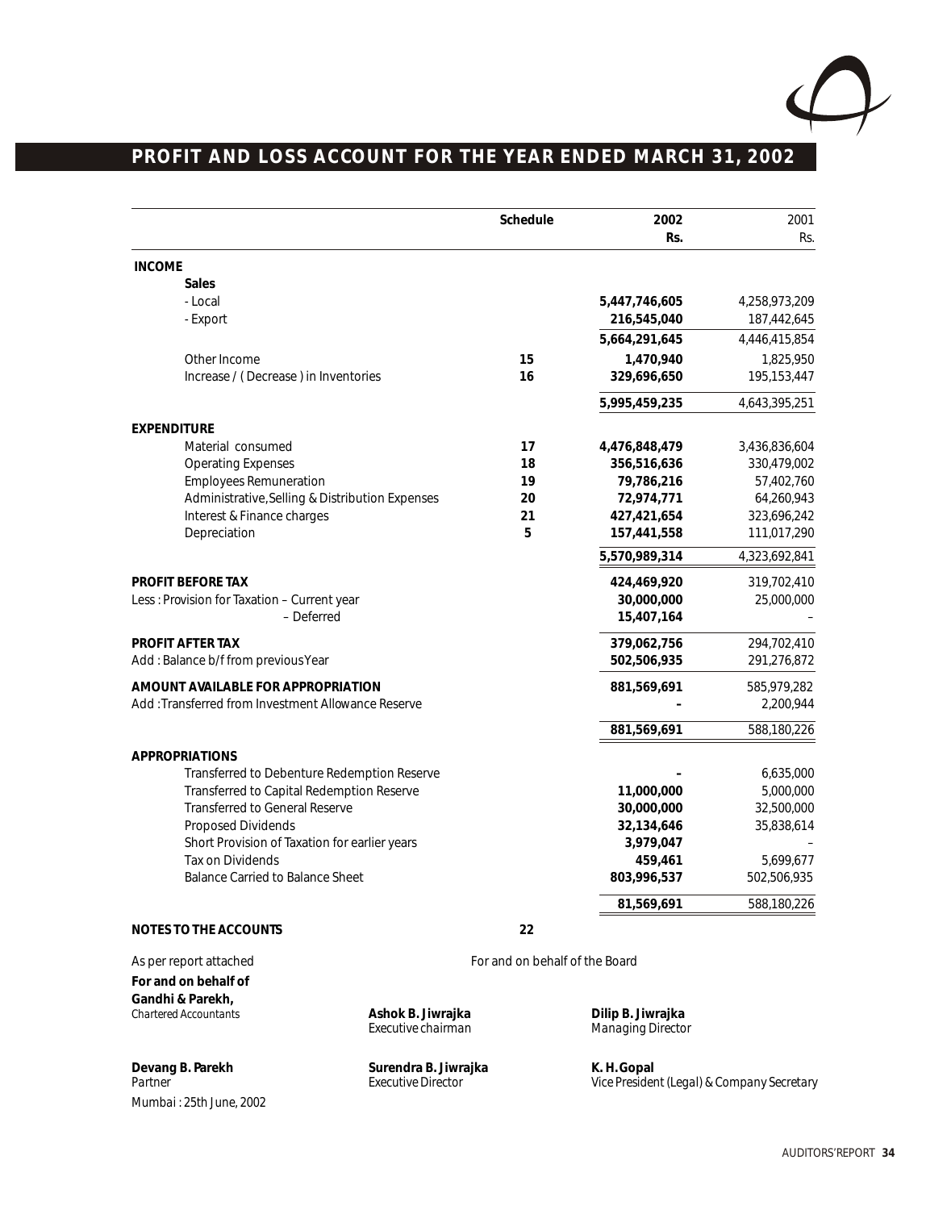# PROFIT AND LOSS ACCOUNT FOR THE YEAR ENDED MARCH 31, 2002

| | Schedule | 2002 Rs. | 2001 Rs. |
|---|---|---|---|
| **INCOME** | | | |
| **Sales** | | | |
| - Local | | **5,447,746,605** | 4,258,973,209 |
| - Export | | **216,545,040** | 187,442,645 |
| | | **5,664,291,645** | 4,446,415,854 |
| Other Income | **15** | **1,470,940** | 1,825,950 |
| Increase / ( Decrease ) in Inventories | **16** | **329,696,650** | 195,153,447 |
| | | **5,995,459,235** | 4,643,395,251 |
| **EXPENDITURE** | | | |
| Material consumed | **17** | **4,476,848,479** | 3,436,836,604 |
| Operating Expenses | **18** | **356,516,636** | 330,479,002 |
| Employees Remuneration | **19** | **79,786,216** | 57,402,760 |
| Administrative, Selling & Distribution Expenses | **20** | **72,974,771** | 64,260,943 |
| Interest & Finance charges | **21** | **427,421,654** | 323,696,242 |
| Depreciation | **5** | **157,441,558** | 111,017,290 |
| | | **5,570,989,314** | 4,323,692,841 |
| **PROFIT BEFORE TAX** | | **424,469,920** | 319,702,410 |
| Less : Provision for Taxation – Current year | | **30,000,000** | 25,000,000 |
| – Deferred | | **15,407,164** | – |
| **PROFIT AFTER TAX** | | **379,062,756** | 294,702,410 |
| Add : Balance b/f from previous Year | | **502,506,935** | 291,276,872 |
| **AMOUNT AVAILABLE FOR APPROPRIATION** | | **881,569,691** | 585,979,282 |
| Add : Transferred from Investment Allowance Reserve | | **–** | 2,200,944 |
| | | **881,569,691** | 588,180,226 |
| **APPROPRIATIONS** | | | |
| Transferred to Debenture Redemption Reserve | | **–** | 6,635,000 |
| Transferred to Capital Redemption Reserve | | **11,000,000** | 5,000,000 |
| Transferred to General Reserve | | **30,000,000** | 32,500,000 |
| Proposed Dividends | | **32,134,646** | 35,838,614 |
| Short Provision of Taxation for earlier years | | **3,979,047** | – |
| Tax on Dividends | | **459,461** | 5,699,677 |
| Balance Carried to Balance Sheet | | **803,996,537** | 502,506,935 |
| | | **81,569,691** | 588,180,226 |
| **NOTES TO THE ACCOUNTS** | **22** | | |

As per report attached

**For and on behalf of Gandhi & Parekh,**
*Chartered Accountants*

**Devang B. Parekh**
Partner

Mumbai : 25th June, 2002

For and on behalf of the Board

**Ashok B. Jiwrajka**
*Executive chairman*

**Dilip B. Jiwrajka**
*Managing Director*

**Surendra B. Jiwrajka**
*Executive Director*

**K. H. Gopal**
*Vice President (Legal) & Company Secretary*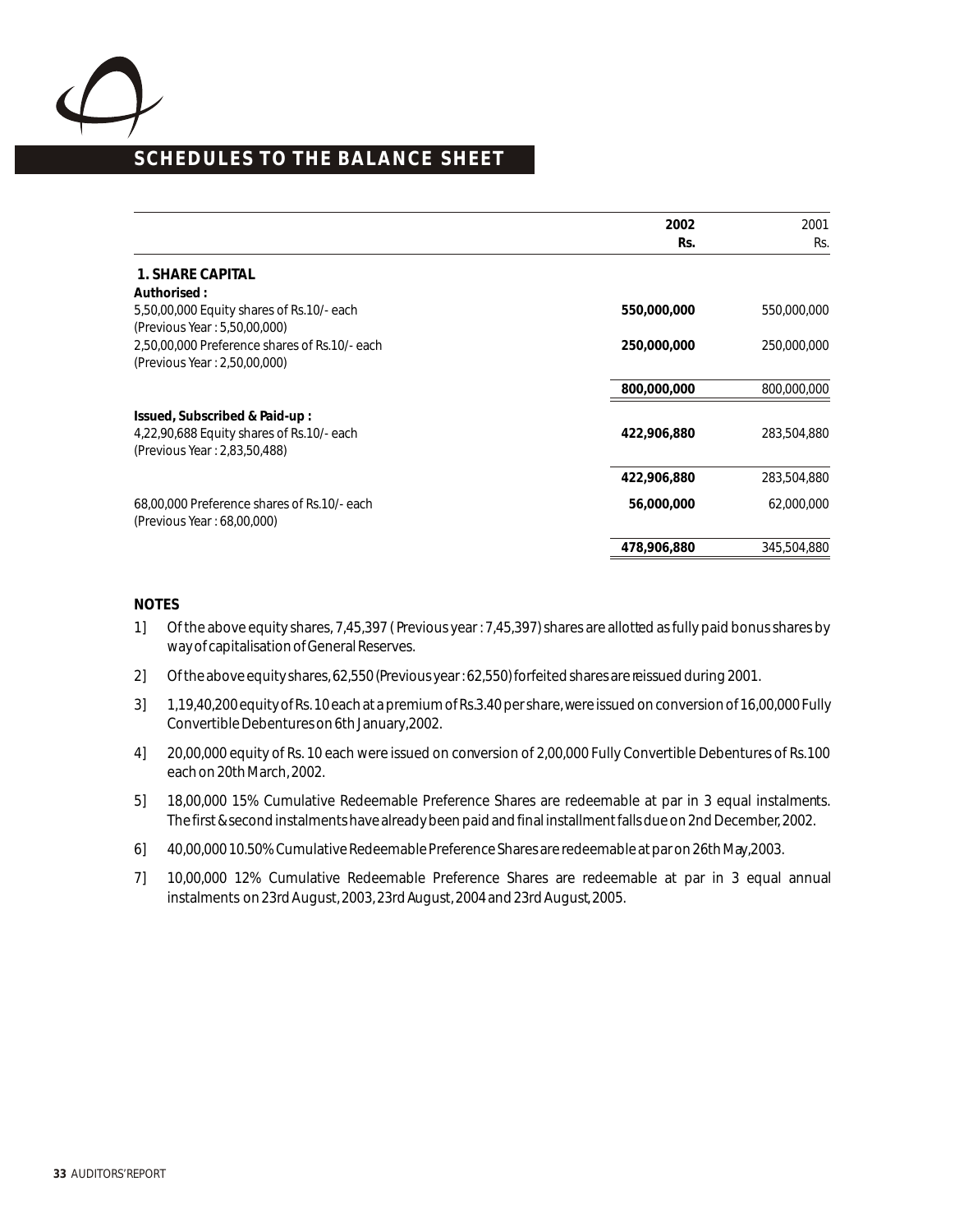# SCHEDULES TO THE BALANCE SHEET

| | 2002<br>Rs. | 2001<br>Rs. |
|---|---|---|
| **1. SHARE CAPITAL** | | |
| **Authorised :** | | |
| 5,50,00,000 Equity shares of Rs.10/- each<br>(Previous Year : 5,50,00,000) | **550,000,000** | 550,000,000 |
| 2,50,00,000 Preference shares of Rs.10/- each<br>(Previous Year : 2,50,00,000) | **250,000,000** | 250,000,000 |
| | **800,000,000** | 800,000,000 |
| **Issued, Subscribed & Paid-up :** | | |
| 4,22,90,688 Equity shares of Rs.10/- each<br>(Previous Year : 2,83,50,488) | **422,906,880** | 283,504,880 |
| | **422,906,880** | 283,504,880 |
| 68,00,000 Preference shares of Rs.10/- each<br>(Previous Year : 68,00,000) | **56,000,000** | 62,000,000 |
| | **478,906,880** | 345,504,880 |

**NOTES**

1] Of the above equity shares, 7,45,397 ( Previous year : 7,45,397) shares are allotted as fully paid bonus shares by way of capitalisation of General Reserves.

2] Of the above equity shares, 62,550 (Previous year : 62,550) forfeited shares are reissued during 2001.

3] 1,19,40,200 equity of Rs. 10 each at a premium of Rs.3.40 per share, were issued on conversion of 16,00,000 Fully Convertible Debentures on 6th January,2002.

4] 20,00,000 equity of Rs. 10 each were issued on conversion of 2,00,000 Fully Convertible Debentures of Rs.100 each on 20th March, 2002.

5] 18,00,000 15% Cumulative Redeemable Preference Shares are redeemable at par in 3 equal instalments. The first & second instalments have already been paid and final installment falls due on 2nd December, 2002.

6] 40,00,000 10.50% Cumulative Redeemable Preference Shares are redeemable at par on 26th May,2003.

7] 10,00,000 12% Cumulative Redeemable Preference Shares are redeemable at par in 3 equal annual instalments on 23rd August, 2003, 23rd August, 2004 and 23rd August, 2005.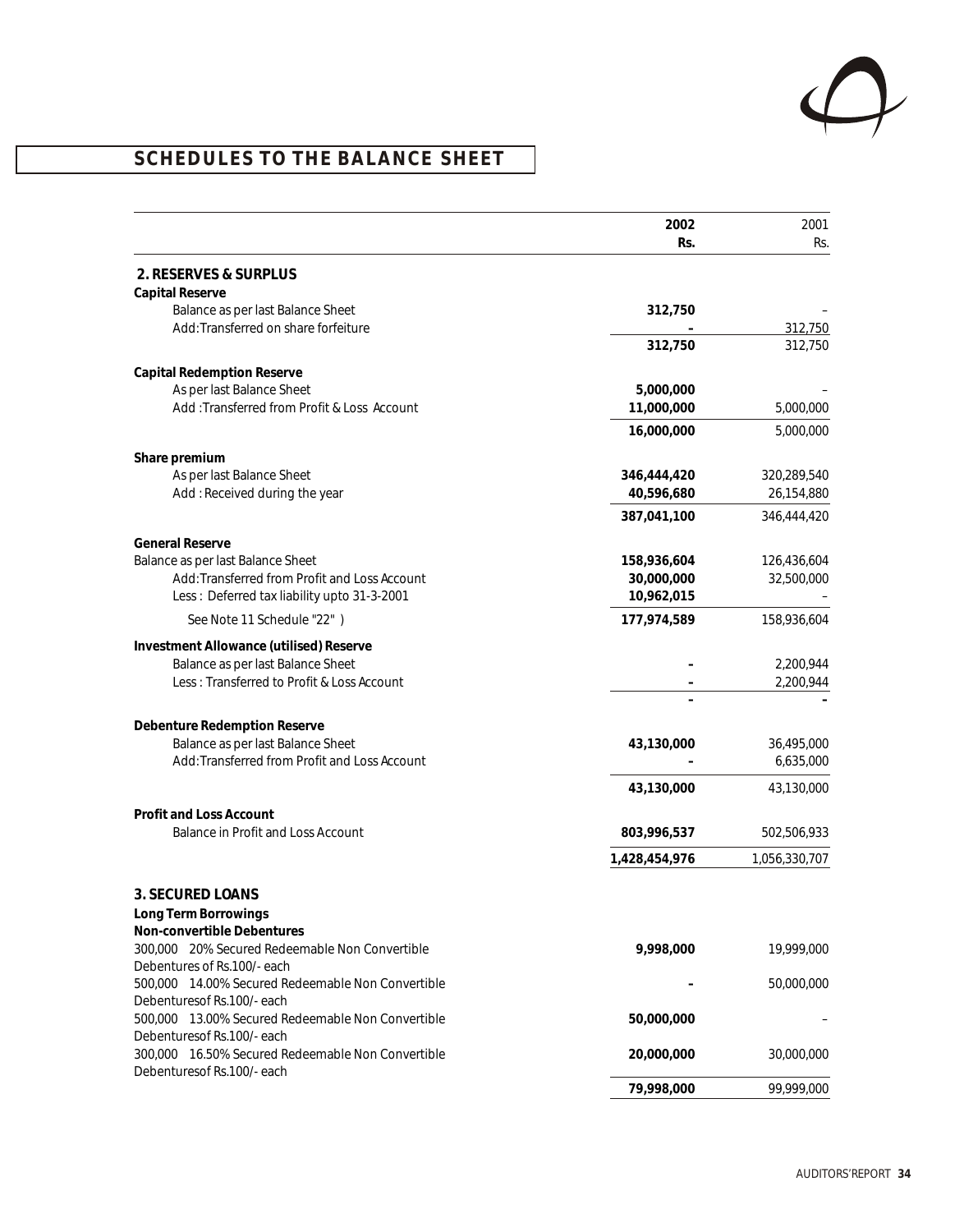## SCHEDULES TO THE BALANCE SHEET

| | 2002 Rs. | 2001 Rs. |
|---|---|---|
| **2. RESERVES & SURPLUS** | | |
| **Capital Reserve** | | |
| Balance as per last Balance Sheet | **312,750** | – |
| Add:Transferred on share forfeiture | **–** | 312,750 |
| | **312,750** | 312,750 |
| **Capital Redemption Reserve** | | |
| As per last Balance Sheet | **5,000,000** | – |
| Add :Transferred from Profit & Loss Account | **11,000,000** | 5,000,000 |
| | **16,000,000** | 5,000,000 |
| **Share premium** | | |
| As per last Balance Sheet | **346,444,420** | 320,289,540 |
| Add : Received during the year | **40,596,680** | 26,154,880 |
| | **387,041,100** | 346,444,420 |
| **General Reserve** | | |
| Balance as per last Balance Sheet | **158,936,604** | 126,436,604 |
| Add:Transferred from Profit and Loss Account | **30,000,000** | 32,500,000 |
| Less : Deferred tax liability upto 31-3-2001 | **10,962,015** | – |
| See Note 11 Schedule "22" ) | **177,974,589** | 158,936,604 |
| **Investment Allowance (utilised) Reserve** | | |
| Balance as per last Balance Sheet | **–** | 2,200,944 |
| Less : Transferred to Profit & Loss Account | **–** | 2,200,944 |
| | **–** | – |
| **Debenture Redemption Reserve** | | |
| Balance as per last Balance Sheet | **43,130,000** | 36,495,000 |
| Add:Transferred from Profit and Loss Account | **–** | 6,635,000 |
| | **43,130,000** | 43,130,000 |
| **Profit and Loss Account** | | |
| Balance in Profit and Loss Account | **803,996,537** | 502,506,933 |
| | **1,428,454,976** | 1,056,330,707 |
| **3. SECURED LOANS** | | |
| **Long Term Borrowings** | | |
| **Non-convertible Debentures** | | |
| 300,000 20% Secured Redeemable Non Convertible Debentures of Rs.100/- each | **9,998,000** | 19,999,000 |
| 500,000 14.00% Secured Redeemable Non Convertible Debenturesof Rs.100/- each | **–** | 50,000,000 |
| 500,000 13.00% Secured Redeemable Non Convertible Debenturesof Rs.100/- each | **50,000,000** | – |
| 300,000 16.50% Secured Redeemable Non Convertible Debenturesof Rs.100/- each | **20,000,000** | 30,000,000 |
| | **79,998,000** | 99,999,000 |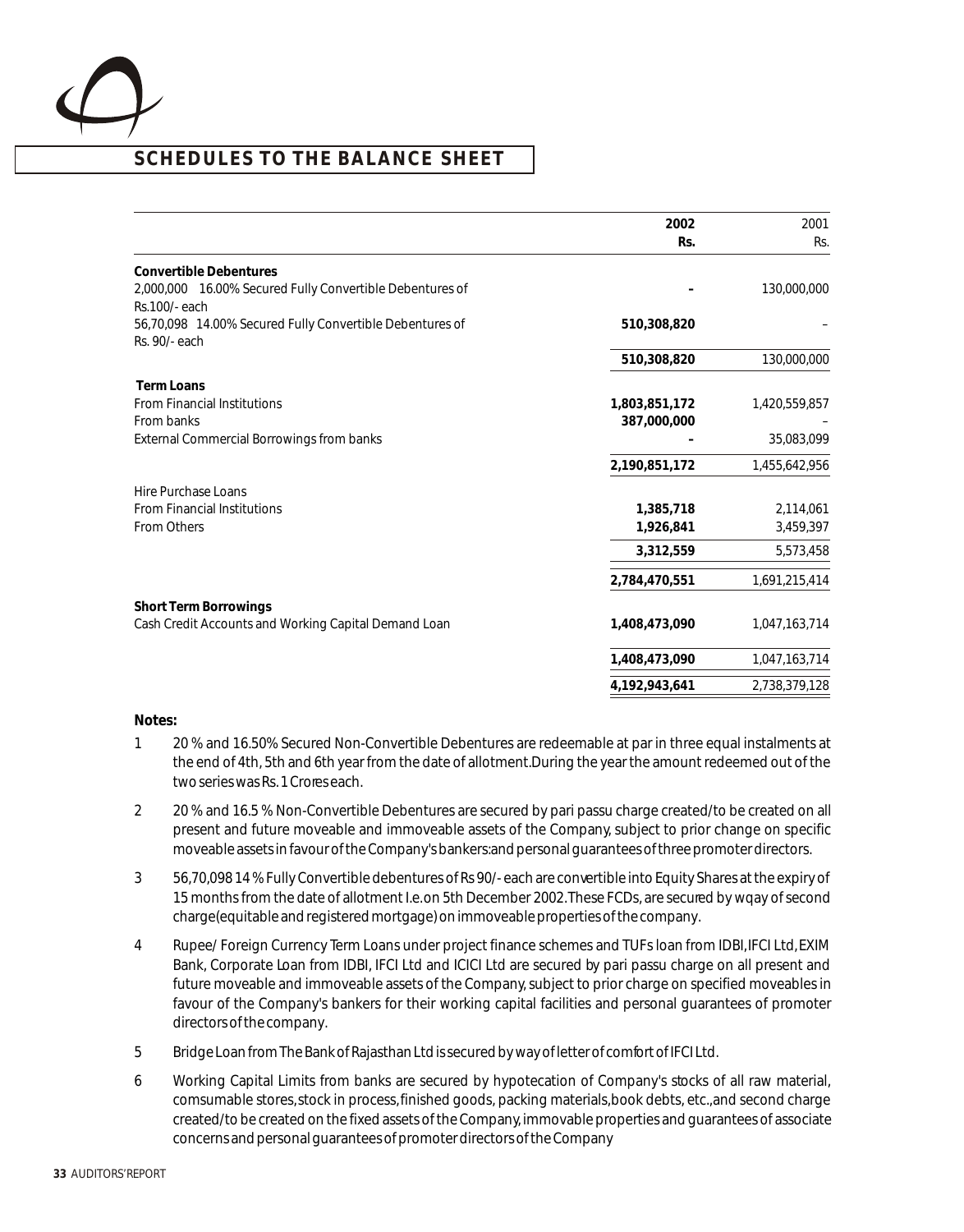## SCHEDULES TO THE BALANCE SHEET

| | 2002 Rs. | 2001 Rs. |
|---|---|---|
| **Convertible Debentures** | | |
| 2,000,000 16.00% Secured Fully Convertible Debentures of Rs.100/- each | – | 130,000,000 |
| 56,70,098 14.00% Secured Fully Convertible Debentures of Rs. 90/- each | **510,308,820** | – |
| | **510,308,820** | 130,000,000 |
| **Term Loans** | | |
| From Financial Institutions | **1,803,851,172** | 1,420,559,857 |
| From banks | **387,000,000** | – |
| External Commercial Borrowings from banks | – | 35,083,099 |
| | **2,190,851,172** | 1,455,642,956 |
| Hire Purchase Loans | | |
| From Financial Institutions | **1,385,718** | 2,114,061 |
| From Others | **1,926,841** | 3,459,397 |
| | **3,312,559** | 5,573,458 |
| | **2,784,470,551** | 1,691,215,414 |
| **Short Term Borrowings** | | |
| Cash Credit Accounts and Working Capital Demand Loan | **1,408,473,090** | 1,047,163,714 |
| | **1,408,473,090** | 1,047,163,714 |
| | **4,192,943,641** | 2,738,379,128 |

**Notes:**

1. 20 % and 16.50% Secured Non-Convertible Debentures are redeemable at par in three equal instalments at the end of 4th, 5th and 6th year from the date of allotment.During the year the amount redeemed out of the two series was Rs. 1 Crores each.
2. 20 % and 16.5 % Non-Convertible Debentures are secured by pari passu charge created/to be created on all present and future moveable and immoveable assets of the Company, subject to prior change on specific moveable assets in favour of the Company's bankers:and personal guarantees of three promoter directors.
3. 56,70,098 14 % Fully Convertible debentures of Rs 90/- each are convertible into Equity Shares at the expiry of 15 months from the date of allotment I.e.on 5th December 2002.These FCDs, are secured by wqay of second charge(equitable and registered mortgage) on immoveable properties of the company.
4. Rupee/ Foreign Currency Term Loans under project finance schemes and TUFs loan from IDBI,IFCI Ltd, EXIM Bank, Corporate Loan from IDBI, IFCI Ltd and ICICI Ltd are secured by pari passu charge on all present and future moveable and immoveable assets of the Company, subject to prior charge on specified moveables in favour of the Company's bankers for their working capital facilities and personal guarantees of promoter directors of the company.
5. Bridge Loan from The Bank of Rajasthan Ltd is secured by way of letter of comfort of IFCI Ltd.
6. Working Capital Limits from banks are secured by hypotecation of Company's stocks of all raw material, comsumable stores,stock in process,finished goods, packing materials,book debts, etc.,and second charge created/to be created on the fixed assets of the Company, immovable properties and guarantees of associate concerns and personal guarantees of promoter directors of the Company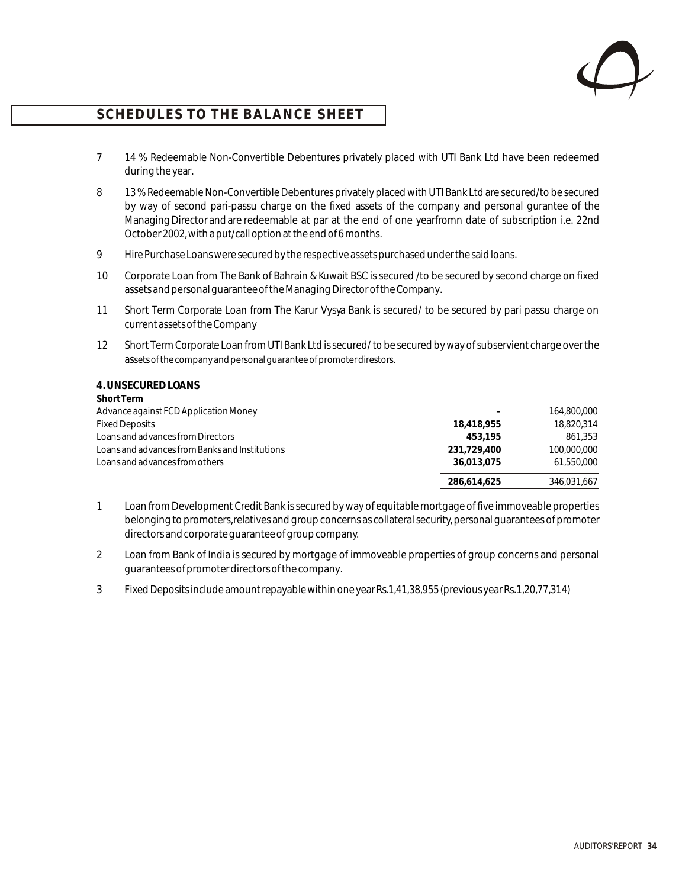## SCHEDULES TO THE BALANCE SHEET

7 14 % Redeemable Non-Convertible Debentures privately placed with UTI Bank Ltd have been redeemed during the year.

8 13 % Redeemable Non-Convertible Debentures privately placed with UTI Bank Ltd are secured/to be secured by way of second pari-passu charge on the fixed assets of the company and personal gurantee of the Managing Director and are redeemable at par at the end of one yearfromn date of subscription i.e. 22nd October 2002, with a put/call option at the end of 6 months.

9 Hire Purchase Loans were secured by the respective assets purchased under the said loans.

10 Corporate Loan from The Bank of Bahrain & Kuwait BSC is secured /to be secured by second charge on fixed assets and personal guarantee of the Managing Director of the Company.

11 Short Term Corporate Loan from The Karur Vysya Bank is secured/ to be secured by pari passu charge on current assets of the Company

12 Short Term Corporate Loan from UTI Bank Ltd is secured/ to be secured by way of subservient charge over the assets of the company and personal guarantee of promoter direstors.

### 4. UNSECURED LOANS

| **Short Term** | | |
|---|---|---|
| Advance against FCD Application Money | **-** | 164,800,000 |
| Fixed Deposits | **18,418,955** | 18,820,314 |
| Loans and advances from Directors | **453,195** | 861,353 |
| Loans and advances from Banks and Institutions | **231,729,400** | 100,000,000 |
| Loans and advances from others | **36,013,075** | 61,550,000 |
| | **286,614,625** | 346,031,667 |

1 Loan from Development Credit Bank is secured by way of equitable mortgage of five immoveable properties belonging to promoters,relatives and group concerns as collateral security, personal guarantees of promoter directors and corporate guarantee of group company.

2 Loan from Bank of India is secured by mortgage of immoveable properties of group concerns and personal guarantees of promoter directors of the company.

3 Fixed Deposits include amount repayable within one year Rs.1,41,38,955 (previous year Rs.1,20,77,314)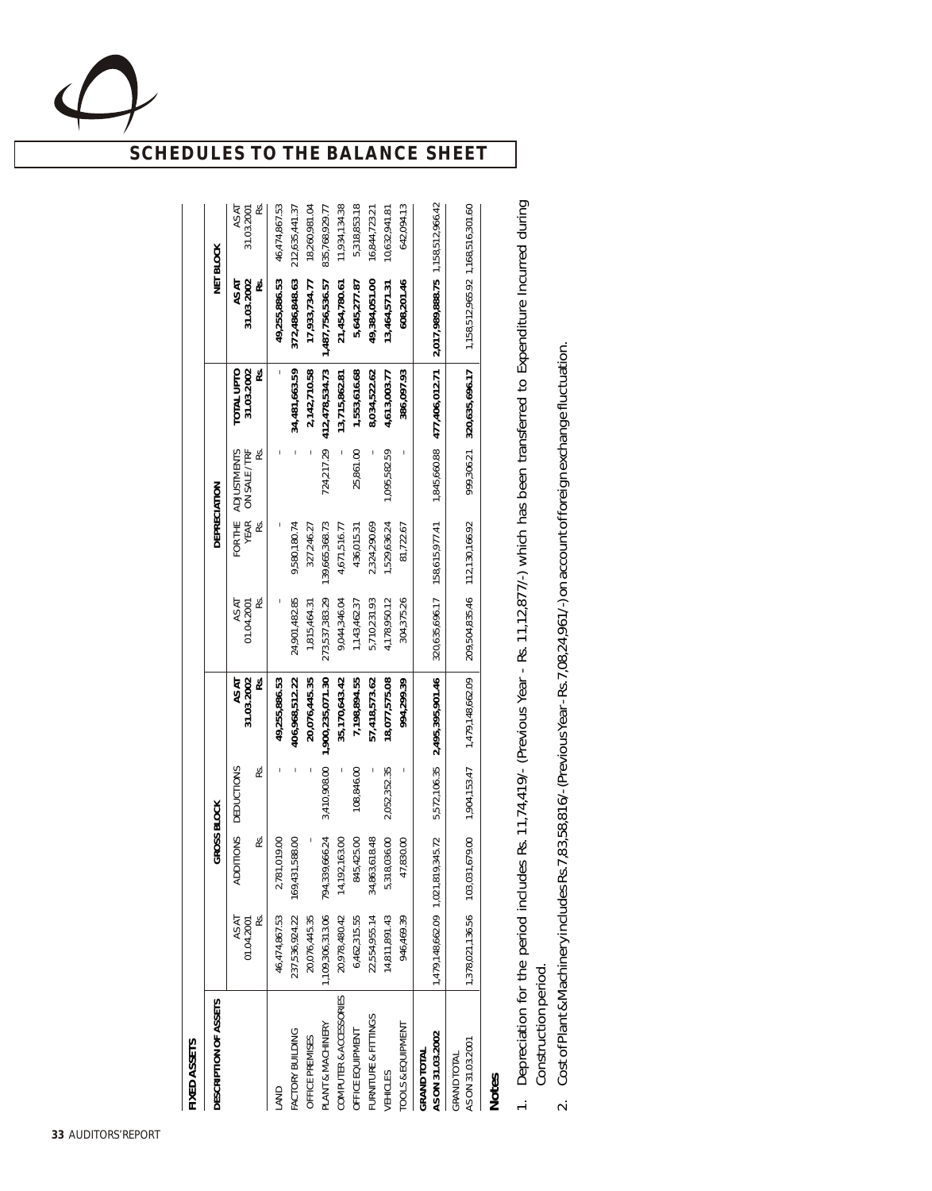# SCHEDULES TO THE BALANCE SHEET

**FIXED ASSETS**

| DESCRIPTION OF ASSETS | GROSS BLOCK | | | | DEPRECIATION | | | | NET BLOCK | |
|---|---|---|---|---|---|---|---|---|---|---|
| | AS AT 01.04.2001 Rs. | ADDITIONS Rs. | DEDUCTIONS Rs. | AS AT 31.03.2002 Rs. | AS AT 01.04.2001 Rs. | FOR THE YEAR Rs. | ADJUSTMENTS ON SALE / TRF Rs. | TOTAL UPTO 31.03.2002 Rs. | AS AT 31.03.2002 Rs. | AS AT 31.03.2001 Rs. |
| LAND | 46,474,867.53 | 2,781,019.00 | - | **49,255,886.53** | - | - | - | - | **49,255,886.53** | 46,474,867.53 |
| FACTORY BUILDING | 237,536,924.22 | 169,431,588.00 | - | **406,968,512.22** | 24,901,482.85 | 9,580,180.74 | - | **34,481,663.59** | **372,486,848.63** | 212,635,441.37 |
| OFFICE PREMISES | 20,076,445.35 | - | - | **20,076,445.35** | 1,815,464.31 | 327,246.27 | - | **2,142,710.58** | **17,933,734.77** | 18,260,981.04 |
| PLANT & MACHINERY | 1,109,306,313.06 | 794,339,666.24 | 3,410,908.00 | **1,900,235,071.30** | 273,537,383.29 | 139,665,368.73 | 724,217.29 | **412,478,534.73** | **1,487,756,536.57** | 835,768,929.77 |
| COMPUTER & ACCESSORIES | 20,978,480.42 | 14,192,163.00 | - | **35,170,643.42** | 9,044,346.04 | 4,671,516.77 | - | **13,715,862.81** | **21,454,780.61** | 11,934,134.38 |
| OFFICE EQUIPMENT | 6,462,315.55 | 845,425.00 | 108,846.00 | **7,198,894.55** | 1,143,462.37 | 436,015.31 | 25,861.00 | **1,553,616.68** | **5,645,277.87** | 5,318,853.18 |
| FURNITURE & FITTINGS | 22,554,955.14 | 34,863,618.48 | - | **57,418,573.62** | 5,710,231.93 | 2,324,290.69 | - | **8,034,522.62** | **49,384,051.00** | 16,844,723.21 |
| VEHICLES | 14,811,891.43 | 5,318,036.00 | 2,052,352.35 | **18,077,575.08** | 4,178,950.12 | 1,529,636.24 | 1,095,582.59 | **4,613,003.77** | **13,464,571.31** | 10,632,941.81 |
| TOOLS & EQUIPMENT | 946,469.39 | 47,830.00 | - | **994,299.39** | 304,375.26 | 81,722.67 | - | **386,097.93** | **608,201.46** | 642,094.13 |
| **GRAND TOTAL AS ON 31.03.2002** | 1,479,148,662.09 | 1,021,819,345.72 | 5,572,106.35 | **2,495,395,901.46** | 320,635,696.17 | 158,615,977.41 | 1,845,660.88 | **477,406,012.71** | **2,017,989,888.75** | 1,158,512,966.42 |
| GRAND TOTAL AS ON 31.03.2001 | 1,378,021,136.56 | 103,031,679.00 | 1,904,153.47 | 1,479,148,662.09 | 209,504,835.46 | 112,130,166.92 | 999,306.21 | 320,635,696.17 | 1,158,512,965.92 | 1,168,516,301.60 |

**Notes**

1. Depreciation for the period includes Rs. 11,74,419/- (Previous Year - Rs. 11,12,877/-) which has been transferred to Expenditure Incurred during Construction period.
2. Cost of Plant & Machinery includes Rs.7,83,58,816/- (Previous Year - Rs.7,08,24,961/-) on account of foreign exchange fluctuation.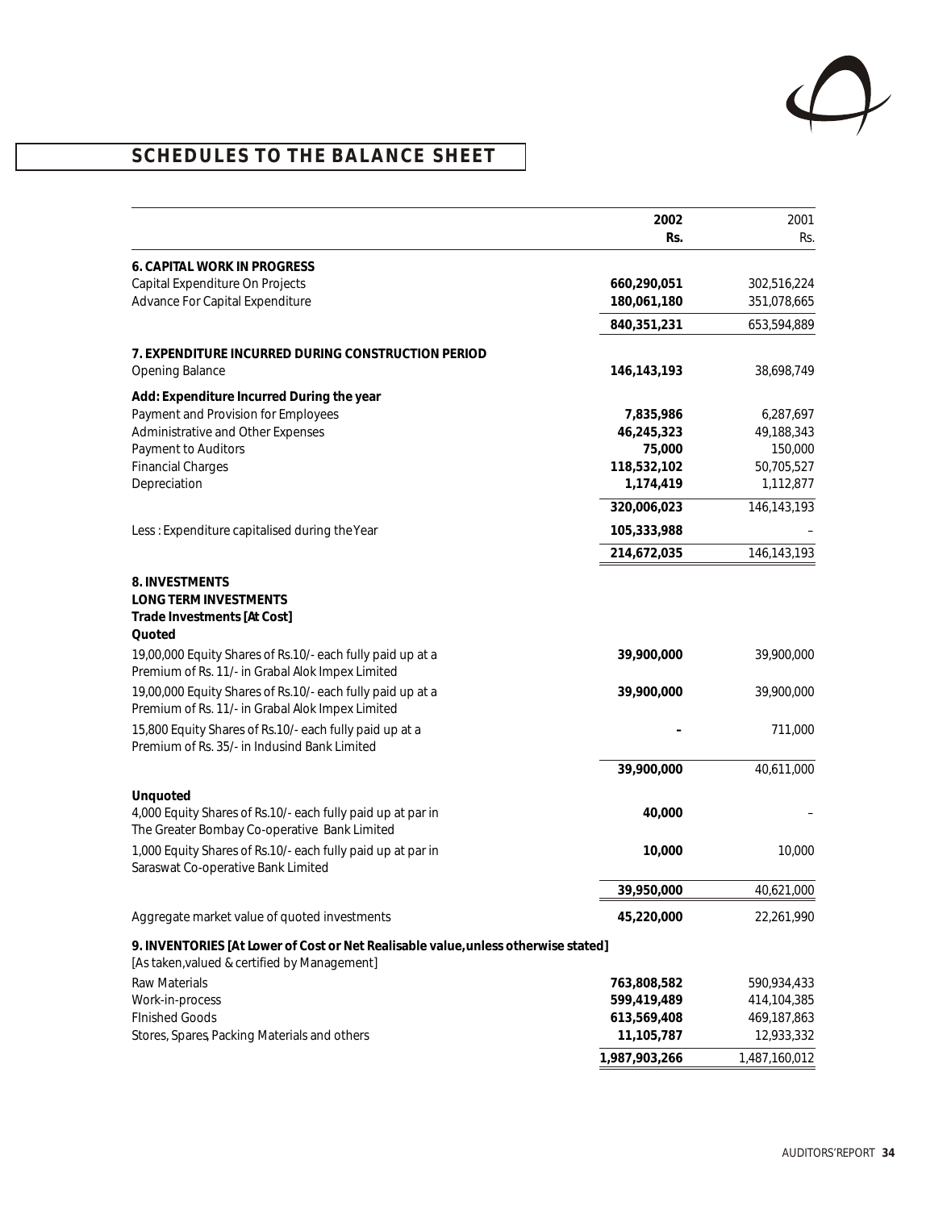## SCHEDULES TO THE BALANCE SHEET

| | 2002 Rs. | 2001 Rs. |
|---|---|---|
| **6. CAPITAL WORK IN PROGRESS** | | |
| Capital Expenditure On Projects | **660,290,051** | 302,516,224 |
| Advance For Capital Expenditure | **180,061,180** | 351,078,665 |
| | **840,351,231** | 653,594,889 |
| **7. EXPENDITURE INCURRED DURING CONSTRUCTION PERIOD** | | |
| Opening Balance | **146,143,193** | 38,698,749 |
| **Add: Expenditure Incurred During the year** | | |
| Payment and Provision for Employees | **7,835,986** | 6,287,697 |
| Administrative and Other Expenses | **46,245,323** | 49,188,343 |
| Payment to Auditors | **75,000** | 150,000 |
| Financial Charges | **118,532,102** | 50,705,527 |
| Depreciation | **1,174,419** | 1,112,877 |
| | **320,006,023** | 146,143,193 |
| Less : Expenditure capitalised during the Year | **105,333,988** | – |
| | **214,672,035** | 146,143,193 |
| **8. INVESTMENTS** | | |
| **LONG TERM INVESTMENTS** | | |
| **Trade Investments [At Cost]** | | |
| **Quoted** | | |
| 19,00,000 Equity Shares of Rs.10/- each fully paid up at a Premium of Rs. 11/- in Grabal Alok Impex Limited | **39,900,000** | 39,900,000 |
| 19,00,000 Equity Shares of Rs.10/- each fully paid up at a Premium of Rs. 11/- in Grabal Alok Impex Limited | **39,900,000** | 39,900,000 |
| 15,800 Equity Shares of Rs.10/- each fully paid up at a Premium of Rs. 35/- in Indusind Bank Limited | **–** | 711,000 |
| | **39,900,000** | 40,611,000 |
| **Unquoted** | | |
| 4,000 Equity Shares of Rs.10/- each fully paid up at par in The Greater Bombay Co-operative Bank Limited | **40,000** | – |
| 1,000 Equity Shares of Rs.10/- each fully paid up at par in Saraswat Co-operative Bank Limited | **10,000** | 10,000 |
| | **39,950,000** | 40,621,000 |
| Aggregate market value of quoted investments | **45,220,000** | 22,261,990 |
| **9. INVENTORIES [At Lower of Cost or Net Realisable value,unless otherwise stated]** | | |
| [As taken,valued & certified by Management] | | |
| Raw Materials | **763,808,582** | 590,934,433 |
| Work-in-process | **599,419,489** | 414,104,385 |
| FInished Goods | **613,569,408** | 469,187,863 |
| Stores, Spares, Packing Materials and others | **11,105,787** | 12,933,332 |
| | **1,987,903,266** | 1,487,160,012 |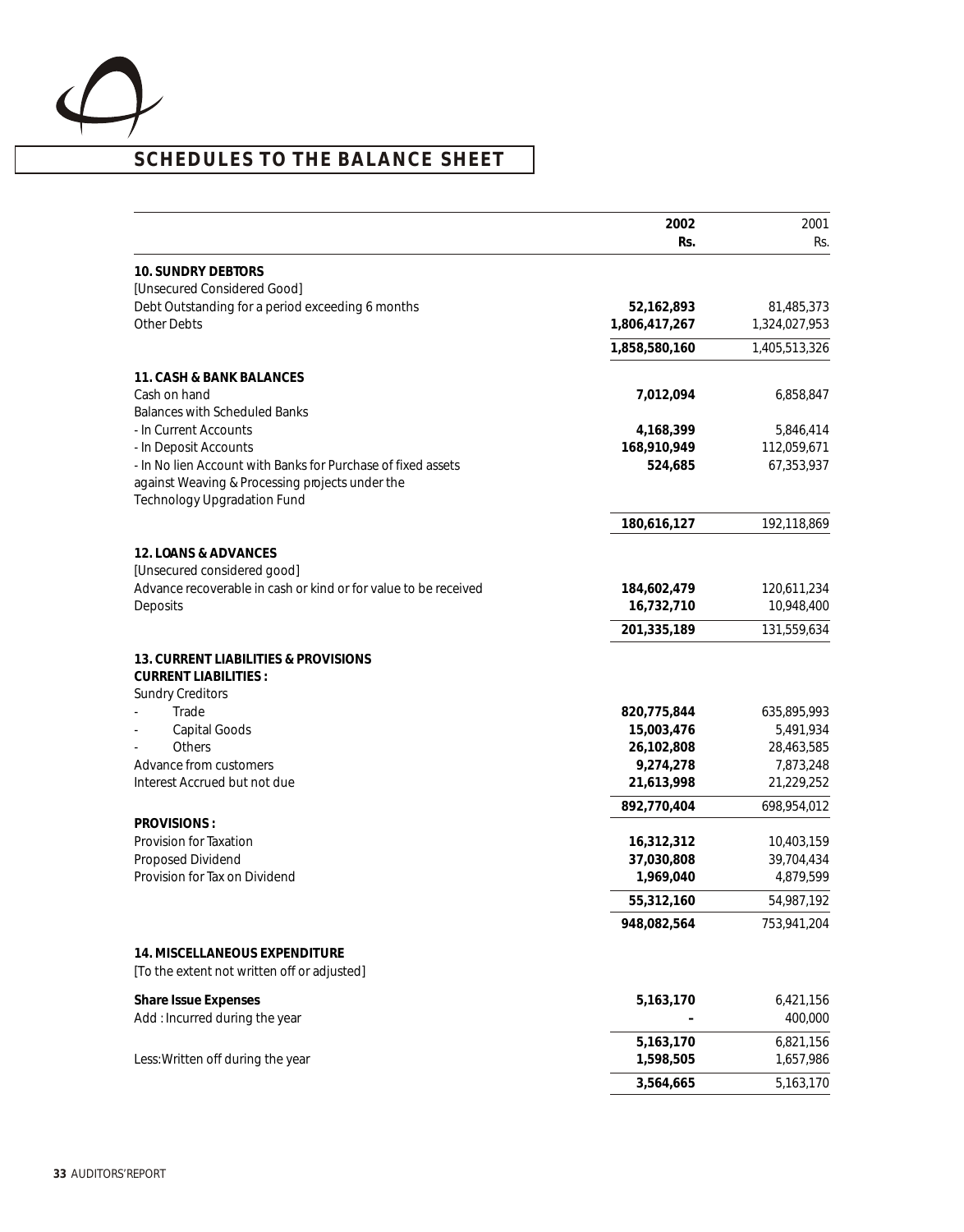# SCHEDULES TO THE BALANCE SHEET

| | 2002 Rs. | 2001 Rs. |
|---|---|---|
| **10. SUNDRY DEBTORS** | | |
| [Unsecured Considered Good] | | |
| Debt Outstanding for a period exceeding 6 months | **52,162,893** | 81,485,373 |
| Other Debts | **1,806,417,267** | 1,324,027,953 |
| | **1,858,580,160** | 1,405,513,326 |
| **11. CASH & BANK BALANCES** | | |
| Cash on hand | **7,012,094** | 6,858,847 |
| Balances with Scheduled Banks | | |
| - In Current Accounts | **4,168,399** | 5,846,414 |
| - In Deposit Accounts | **168,910,949** | 112,059,671 |
| - In No lien Account with Banks for Purchase of fixed assets against Weaving & Processing projects under the Technology Upgradation Fund | **524,685** | 67,353,937 |
| | **180,616,127** | 192,118,869 |
| **12. LOANS & ADVANCES** | | |
| [Unsecured considered good] | | |
| Advance recoverable in cash or kind or for value to be received | **184,602,479** | 120,611,234 |
| Deposits | **16,732,710** | 10,948,400 |
| | **201,335,189** | 131,559,634 |
| **13. CURRENT LIABILITIES & PROVISIONS** | | |
| **CURRENT LIABILITIES :** | | |
| Sundry Creditors | | |
| - Trade | **820,775,844** | 635,895,993 |
| - Capital Goods | **15,003,476** | 5,491,934 |
| - Others | **26,102,808** | 28,463,585 |
| Advance from customers | **9,274,278** | 7,873,248 |
| Interest Accrued but not due | **21,613,998** | 21,229,252 |
| | **892,770,404** | 698,954,012 |
| **PROVISIONS :** | | |
| Provision for Taxation | **16,312,312** | 10,403,159 |
| Proposed Dividend | **37,030,808** | 39,704,434 |
| Provision for Tax on Dividend | **1,969,040** | 4,879,599 |
| | **55,312,160** | 54,987,192 |
| | **948,082,564** | 753,941,204 |
| **14. MISCELLANEOUS EXPENDITURE** | | |
| [To the extent not written off or adjusted] | | |
| **Share Issue Expenses** | **5,163,170** | 6,421,156 |
| Add : Incurred during the year | **–** | 400,000 |
| | **5,163,170** | 6,821,156 |
| Less: Written off during the year | **1,598,505** | 1,657,986 |
| | **3,564,665** | 5,163,170 |

AUDITORS' REPORT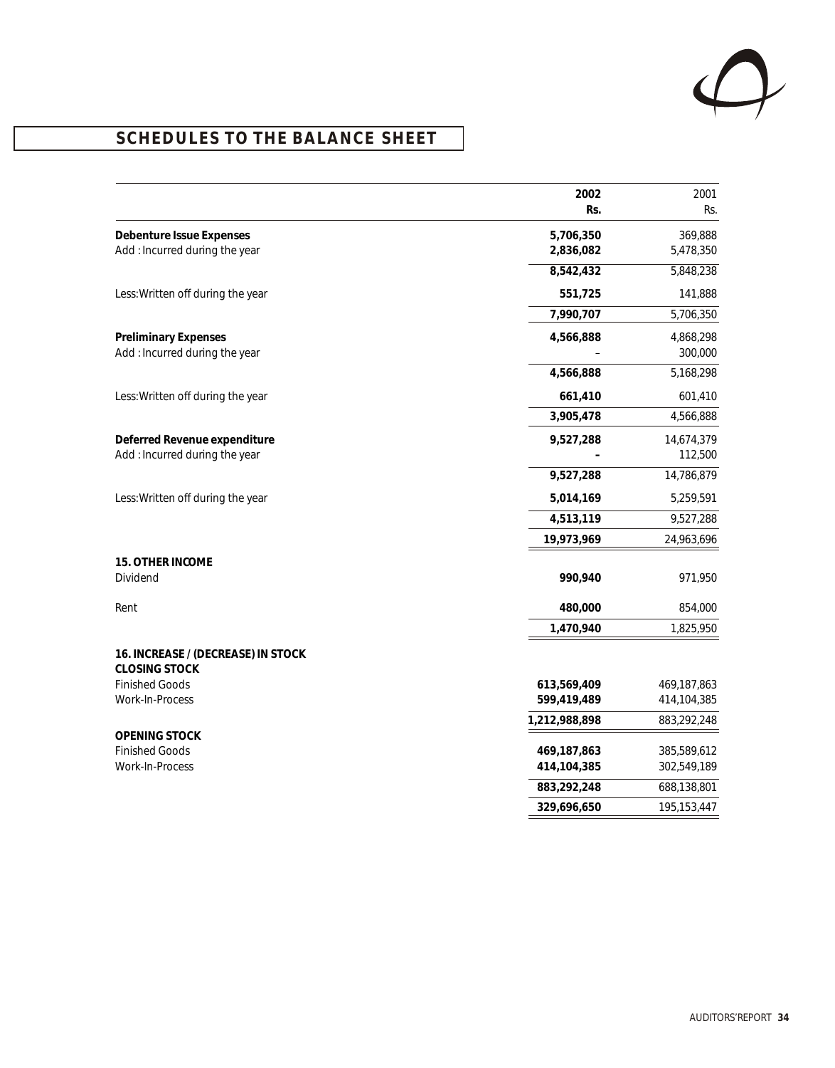## SCHEDULES TO THE BALANCE SHEET

| | 2002 Rs. | 2001 Rs. |
|---|---|---|
| **Debenture Issue Expenses** | **5,706,350** | 369,888 |
| Add : Incurred during the year | **2,836,082** | 5,478,350 |
| | **8,542,432** | 5,848,238 |
| Less: Written off during the year | **551,725** | 141,888 |
| | **7,990,707** | 5,706,350 |
| **Preliminary Expenses** | **4,566,888** | 4,868,298 |
| Add : Incurred during the year | – | 300,000 |
| | **4,566,888** | 5,168,298 |
| Less: Written off during the year | **661,410** | 601,410 |
| | **3,905,478** | 4,566,888 |
| **Deferred Revenue expenditure** | **9,527,288** | 14,674,379 |
| Add : Incurred during the year | **–** | 112,500 |
| | **9,527,288** | 14,786,879 |
| Less: Written off during the year | **5,014,169** | 5,259,591 |
| | **4,513,119** | 9,527,288 |
| | **19,973,969** | 24,963,696 |
| **15. OTHER INCOME** | | |
| Dividend | **990,940** | 971,950 |
| Rent | **480,000** | 854,000 |
| | **1,470,940** | 1,825,950 |
| **16. INCREASE / (DECREASE) IN STOCK** | | |
| **CLOSING STOCK** | | |
| Finished Goods | **613,569,409** | 469,187,863 |
| Work-In-Process | **599,419,489** | 414,104,385 |
| | **1,212,988,898** | 883,292,248 |
| **OPENING STOCK** | | |
| Finished Goods | **469,187,863** | 385,589,612 |
| Work-In-Process | **414,104,385** | 302,549,189 |
| | **883,292,248** | 688,138,801 |
| | **329,696,650** | 195,153,447 |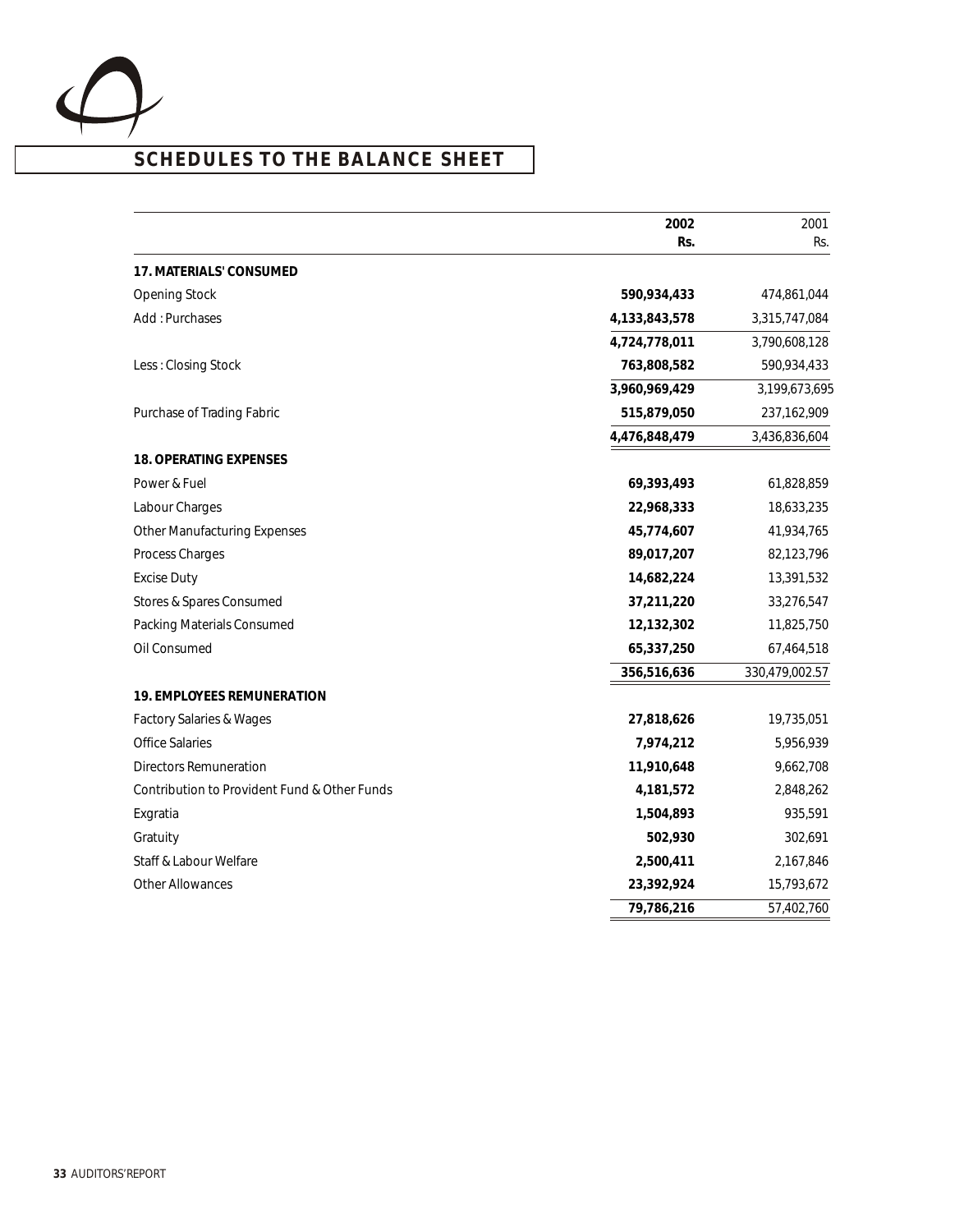## SCHEDULES TO THE BALANCE SHEET

| | 2002<br>Rs. | 2001<br>Rs. |
|---|---|---|
| **17. MATERIALS' CONSUMED** | | |
| Opening Stock | **590,934,433** | 474,861,044 |
| Add : Purchases | **4,133,843,578** | 3,315,747,084 |
| | **4,724,778,011** | 3,790,608,128 |
| Less : Closing Stock | **763,808,582** | 590,934,433 |
| | **3,960,969,429** | 3,199,673,695 |
| Purchase of Trading Fabric | **515,879,050** | 237,162,909 |
| | **4,476,848,479** | 3,436,836,604 |
| **18. OPERATING EXPENSES** | | |
| Power & Fuel | **69,393,493** | 61,828,859 |
| Labour Charges | **22,968,333** | 18,633,235 |
| Other Manufacturing Expenses | **45,774,607** | 41,934,765 |
| Process Charges | **89,017,207** | 82,123,796 |
| Excise Duty | **14,682,224** | 13,391,532 |
| Stores & Spares Consumed | **37,211,220** | 33,276,547 |
| Packing Materials Consumed | **12,132,302** | 11,825,750 |
| Oil Consumed | **65,337,250** | 67,464,518 |
| | **356,516,636** | 330,479,002.57 |
| **19. EMPLOYEES REMUNERATION** | | |
| Factory Salaries & Wages | **27,818,626** | 19,735,051 |
| Office Salaries | **7,974,212** | 5,956,939 |
| Directors Remuneration | **11,910,648** | 9,662,708 |
| Contribution to Provident Fund & Other Funds | **4,181,572** | 2,848,262 |
| Exgratia | **1,504,893** | 935,591 |
| Gratuity | **502,930** | 302,691 |
| Staff & Labour Welfare | **2,500,411** | 2,167,846 |
| Other Allowances | **23,392,924** | 15,793,672 |
| | **79,786,216** | 57,402,760 |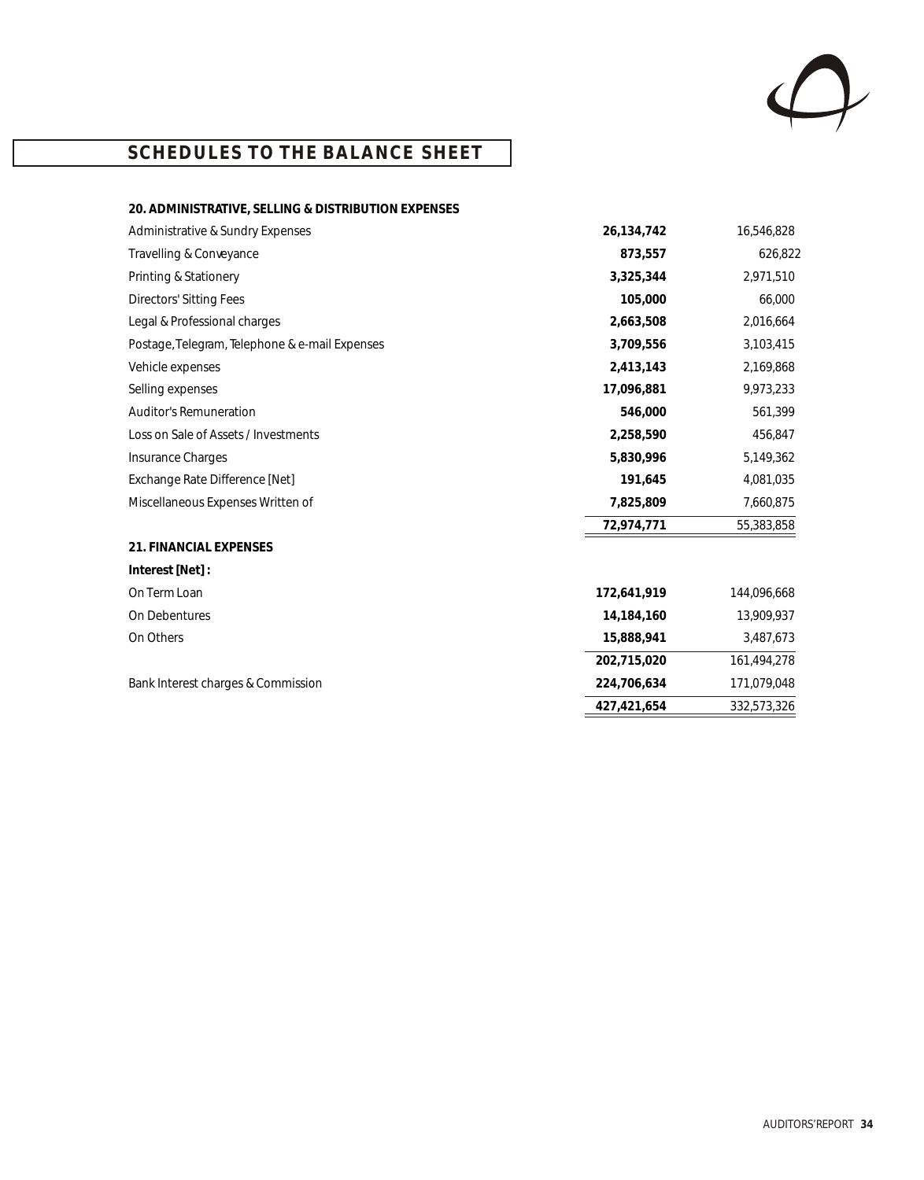## SCHEDULES TO THE BALANCE SHEET

**20. ADMINISTRATIVE, SELLING & DISTRIBUTION EXPENSES**

| | | |
|---|---|---|
| Administrative & Sundry Expenses | **26,134,742** | 16,546,828 |
| Travelling & Conveyance | **873,557** | 626,822 |
| Printing & Stationery | **3,325,344** | 2,971,510 |
| Directors' Sitting Fees | **105,000** | 66,000 |
| Legal & Professional charges | **2,663,508** | 2,016,664 |
| Postage, Telegram, Telephone & e-mail Expenses | **3,709,556** | 3,103,415 |
| Vehicle expenses | **2,413,143** | 2,169,868 |
| Selling expenses | **17,096,881** | 9,973,233 |
| Auditor's Remuneration | **546,000** | 561,399 |
| Loss on Sale of Assets / Investments | **2,258,590** | 456,847 |
| Insurance Charges | **5,830,996** | 5,149,362 |
| Exchange Rate Difference [Net] | **191,645** | 4,081,035 |
| Miscellaneous Expenses Written of | **7,825,809** | 7,660,875 |
| | **72,974,771** | 55,383,858 |

**21. FINANCIAL EXPENSES**

| | | |
|---|---|---|
| **Interest [Net] :** | | |
| On Term Loan | **172,641,919** | 144,096,668 |
| On Debentures | **14,184,160** | 13,909,937 |
| On Others | **15,888,941** | 3,487,673 |
| | **202,715,020** | 161,494,278 |
| Bank Interest charges & Commission | **224,706,634** | 171,079,048 |
| | **427,421,654** | 332,573,326 |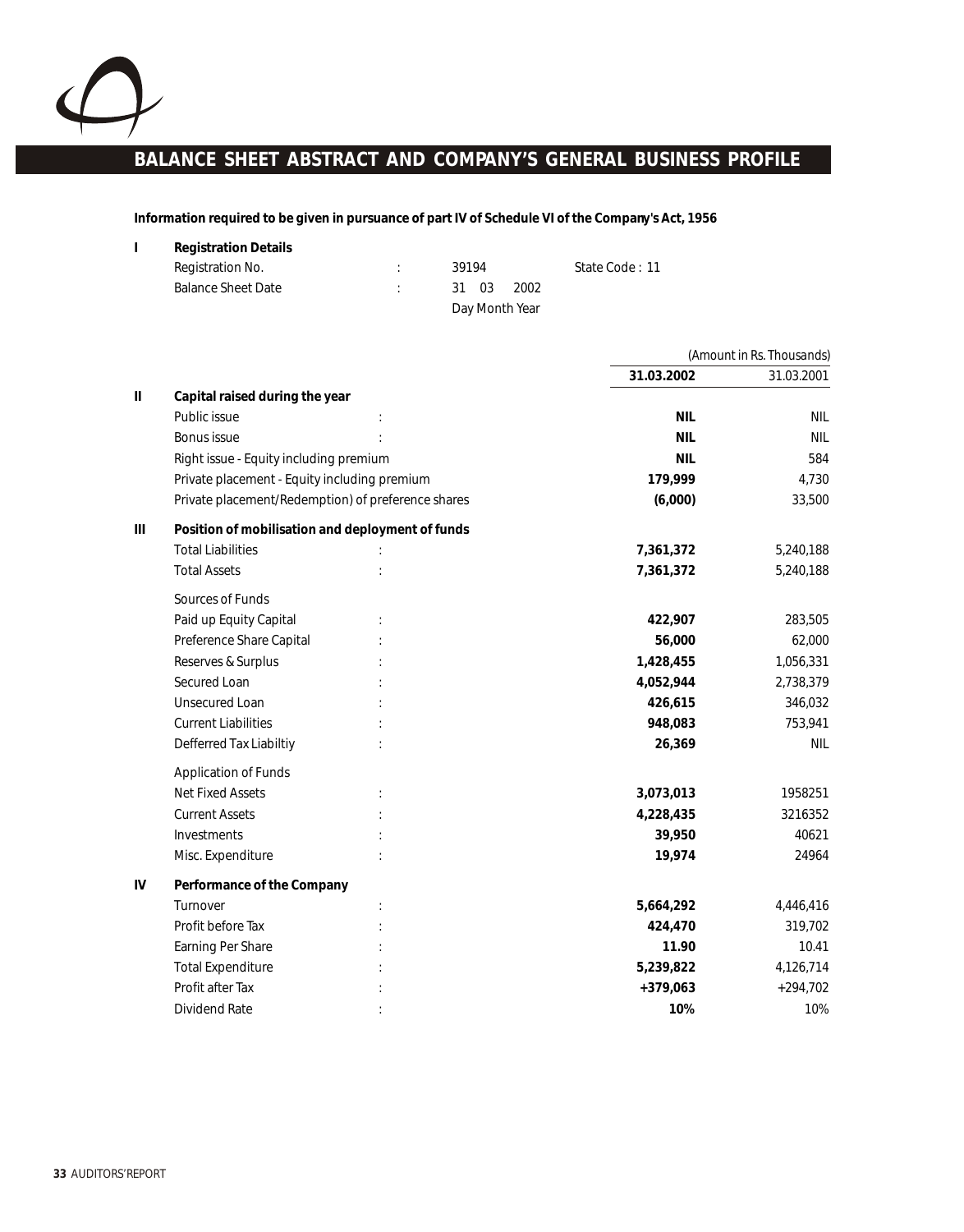# BALANCE SHEET ABSTRACT AND COMPANY'S GENERAL BUSINESS PROFILE

**Information required to be given in pursuance of part IV of Schedule VI of the Company's Act, 1956**

**I Registration Details**

| | | | |
|---|---|---|---|
| Registration No. | : | 39194 | State Code : 11 |
| Balance Sheet Date | : | 31 03 2002 | |
| | | Day Month Year | |

(Amount in Rs. Thousands)

| | | | 31.03.2002 | 31.03.2001 |
|---|---|---|---|---|
| **II** | **Capital raised during the year** | | | |
| | Public issue | : | **NIL** | NIL |
| | Bonus issue | : | **NIL** | NIL |
| | Right issue - Equity including premium | | **NIL** | 584 |
| | Private placement - Equity including premium | | **179,999** | 4,730 |
| | Private placement/Redemption) of preference shares | | **(6,000)** | 33,500 |
| **III** | **Position of mobilisation and deployment of funds** | | | |
| | Total Liabilities | : | **7,361,372** | 5,240,188 |
| | Total Assets | : | **7,361,372** | 5,240,188 |
| | Sources of Funds | | | |
| | Paid up Equity Capital | : | **422,907** | 283,505 |
| | Preference Share Capital | : | **56,000** | 62,000 |
| | Reserves & Surplus | : | **1,428,455** | 1,056,331 |
| | Secured Loan | : | **4,052,944** | 2,738,379 |
| | Unsecured Loan | : | **426,615** | 346,032 |
| | Current Liabilities | : | **948,083** | 753,941 |
| | Defferred Tax Liabiltiy | : | **26,369** | NIL |
| | Application of Funds | | | |
| | Net Fixed Assets | : | **3,073,013** | 1958251 |
| | Current Assets | : | **4,228,435** | 3216352 |
| | Investments | : | **39,950** | 40621 |
| | Misc. Expenditure | : | **19,974** | 24964 |
| **IV** | **Performance of the Company** | | | |
| | Turnover | : | **5,664,292** | 4,446,416 |
| | Profit before Tax | : | **424,470** | 319,702 |
| | Earning Per Share | : | **11.90** | 10.41 |
| | Total Expenditure | : | **5,239,822** | 4,126,714 |
| | Profit after Tax | : | **+379,063** | +294,702 |
| | Dividend Rate | : | **10%** | 10% |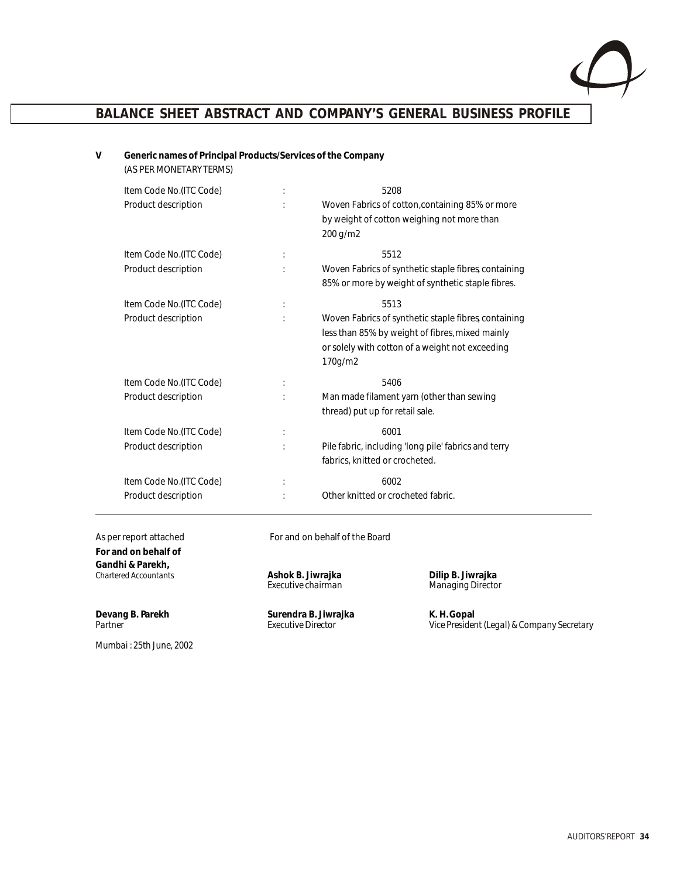# BALANCE SHEET ABSTRACT AND COMPANY'S GENERAL BUSINESS PROFILE

**V Generic names of Principal Products/Services of the Company**

(AS PER MONETARY TERMS)

| | | |
|---|---|---|
| Item Code No.(ITC Code) | : | 5208 |
| Product description | : | Woven Fabrics of cotton,containing 85% or more by weight of cotton weighing not more than 200 g/m2 |
| Item Code No.(ITC Code) | : | 5512 |
| Product description | : | Woven Fabrics of synthetic staple fibres, containing 85% or more by weight of synthetic staple fibres. |
| Item Code No.(ITC Code) | : | 5513 |
| Product description | : | Woven Fabrics of synthetic staple fibres, containing less than 85% by weight of fibres, mixed mainly or solely with cotton of a weight not exceeding 170g/m2 |
| Item Code No.(ITC Code) | : | 5406 |
| Product description | : | Man made filament yarn (other than sewing thread) put up for retail sale. |
| Item Code No.(ITC Code) | : | 6001 |
| Product description | : | Pile fabric, including 'long pile' fabrics and terry fabrics, knitted or crocheted. |
| Item Code No.(ITC Code) | : | 6002 |
| Product description | : | Other knitted or crocheted fabric. |

---

As per report attached

**For and on behalf of Gandhi & Parekh,**
*Chartered Accountants*

**Devang B. Parekh**
Partner

Mumbai : 25th June, 2002

For and on behalf of the Board

**Ashok B. Jiwrajka**
Executive chairman

**Dilip B. Jiwrajka**
Managing Director

**Surendra B. Jiwrajka**
Executive Director

**K. H. Gopal**
Vice President (Legal) & Company Secretary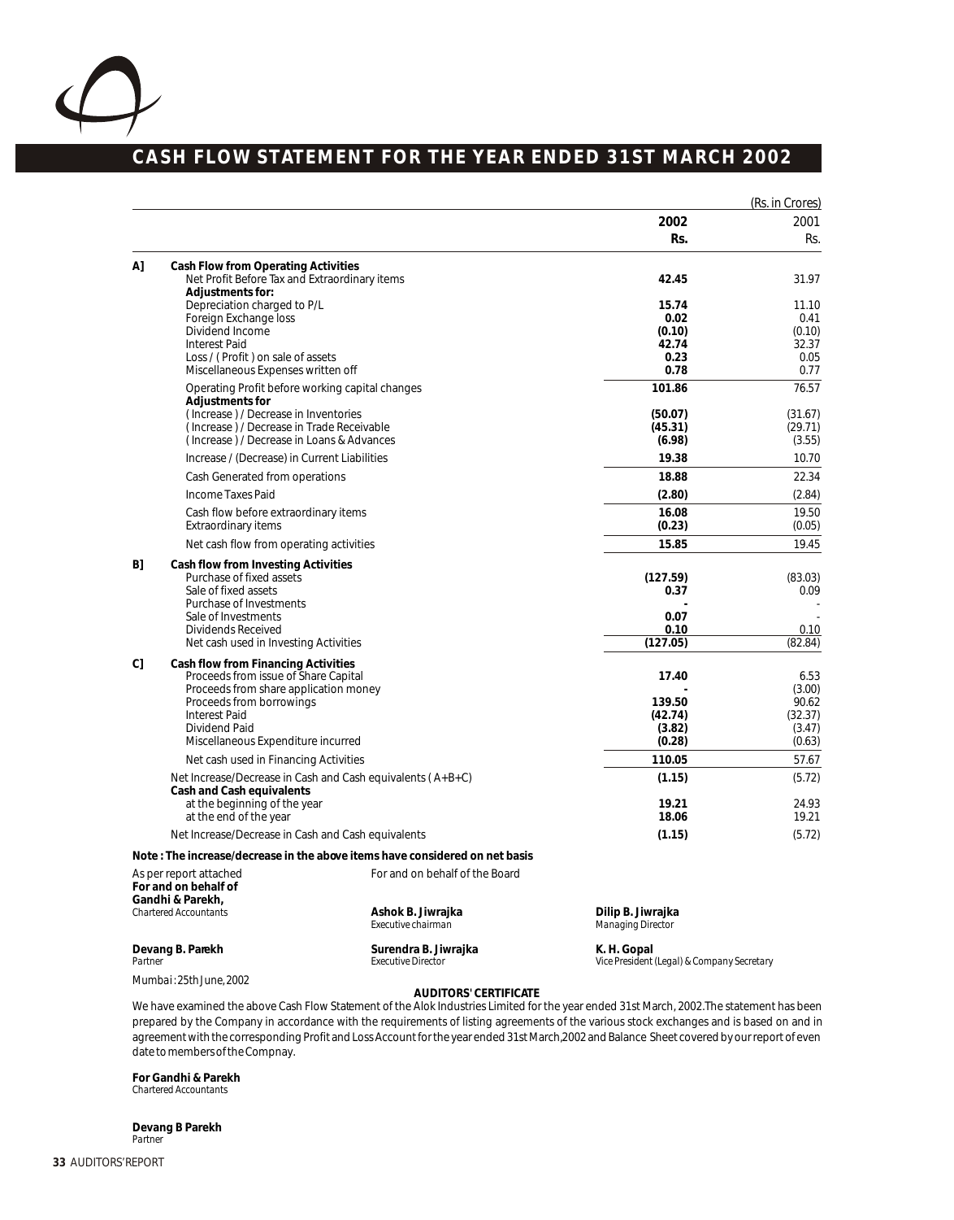# CASH FLOW STATEMENT FOR THE YEAR ENDED 31ST MARCH 2002

(Rs. in Crores)

| | | 2002 Rs. | 2001 Rs. |
|---|---|---|---|
| **A]** | **Cash Flow from Operating Activities** | | |
| | Net Profit Before Tax and Extraordinary items | **42.45** | 31.97 |
| | **Adjustments for:** | | |
| | Depreciation charged to P/L | **15.74** | 11.10 |
| | Foreign Exchange loss | **0.02** | 0.41 |
| | Dividend Income | **(0.10)** | (0.10) |
| | Interest Paid | **42.74** | 32.37 |
| | Loss / ( Profit ) on sale of assets | **0.23** | 0.05 |
| | Miscellaneous Expenses written off | **0.78** | 0.77 |
| | Operating Profit before working capital changes | **101.86** | 76.57 |
| | **Adjustments for** | | |
| | ( Increase ) / Decrease in Inventories | **(50.07)** | (31.67) |
| | ( Increase ) / Decrease in Trade Receivable | **(45.31)** | (29.71) |
| | ( Increase ) / Decrease in Loans & Advances | **(6.98)** | (3.55) |
| | Increase / (Decrease) in Current Liabilities | **19.38** | 10.70 |
| | Cash Generated from operations | **18.88** | 22.34 |
| | Income Taxes Paid | **(2.80)** | (2.84) |
| | Cash flow before extraordinary items | **16.08** | 19.50 |
| | Extraordinary items | **(0.23)** | (0.05) |
| | Net cash flow from operating activities | **15.85** | 19.45 |
| **B]** | **Cash flow from Investing Activities** | | |
| | Purchase of fixed assets | **(127.59)** | (83.03) |
| | Sale of fixed assets | **0.37** | 0.09 |
| | Purchase of Investments | **-** | - |
| | Sale of Investments | **0.07** | - |
| | Dividends Received | **0.10** | 0.10 |
| | Net cash used in Investing Activities | **(127.05)** | (82.84) |
| **C]** | **Cash flow from Financing Activities** | | |
| | Proceeds from issue of Share Capital | **17.40** | 6.53 |
| | Proceeds from share application money | **-** | (3.00) |
| | Proceeds from borrowings | **139.50** | 90.62 |
| | Interest Paid | **(42.74)** | (32.37) |
| | Dividend Paid | **(3.82)** | (3.47) |
| | Miscellaneous Expenditure incurred | **(0.28)** | (0.63) |
| | Net cash used in Financing Activities | **110.05** | 57.67 |
| | Net Increase/Decrease in Cash and Cash equivalents ( A+B+C) | **(1.15)** | (5.72) |
| | **Cash and Cash equivalents** | | |
| | at the beginning of the year | **19.21** | 24.93 |
| | at the end of the year | **18.06** | 19.21 |
| | Net Increase/Decrease in Cash and Cash equivalents | **(1.15)** | (5.72) |

**Note : The increase/decrease in the above items have considered on net basis**

As per report attached
**For and on behalf of**
**Gandhi & Parekh,**
*Chartered Accountants*

**Devang B. Parekh**
*Partner*

Mumbai : 25th June, 2002

For and on behalf of the Board

**Ashok B. Jiwrajka**
*Executive chairman*

**Dilip B. Jiwrajka**
*Managing Director*

**Surendra B. Jiwrajka**
*Executive Director*

**K. H. Gopal**
*Vice President (Legal) & Company Secretary*

**AUDITORS' CERTIFICATE**

We have examined the above Cash Flow Statement of the Alok Industries Limited for the year ended 31st March, 2002.The statement has been prepared by the Company in accordance with the requirements of listing agreements of the various stock exchanges and is based on and in agreement with the corresponding Profit and Loss Account for the year ended 31st March,2002 and Balance Sheet covered by our report of even date to members of the Compnay.

**For Gandhi & Parekh**
*Chartered Accountants*

**Devang B Parekh**
*Partner*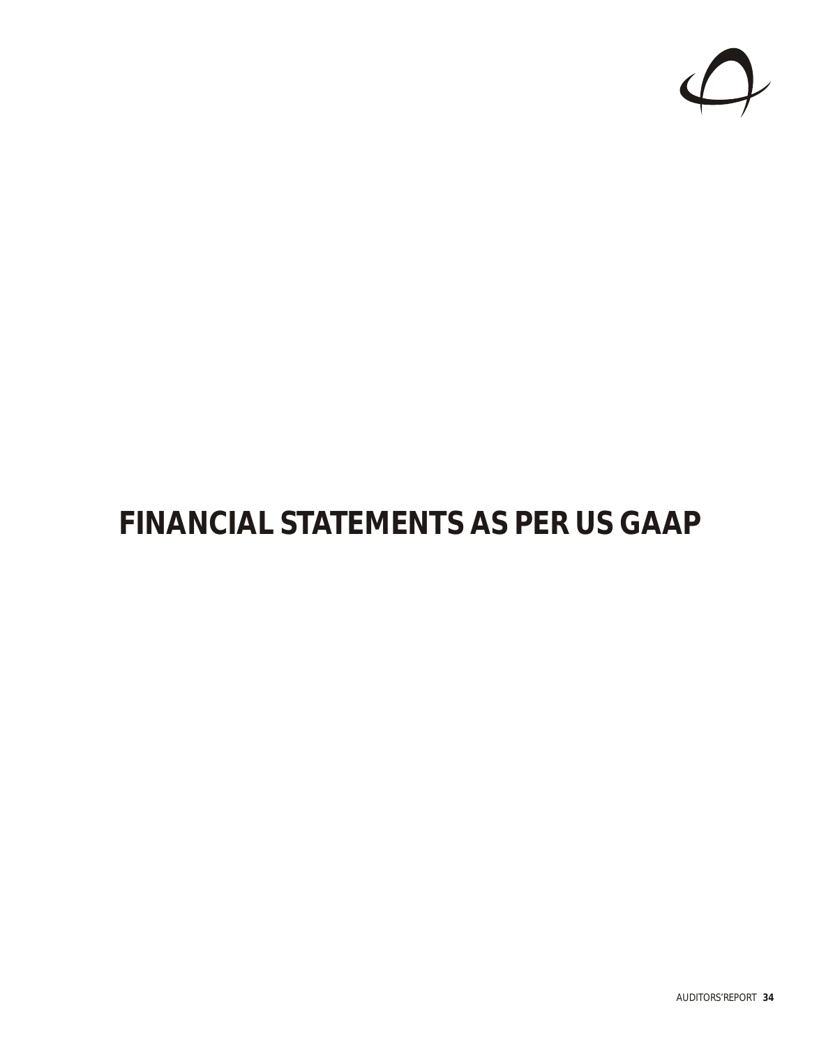# FINANCIAL STATEMENTS AS PER US GAAP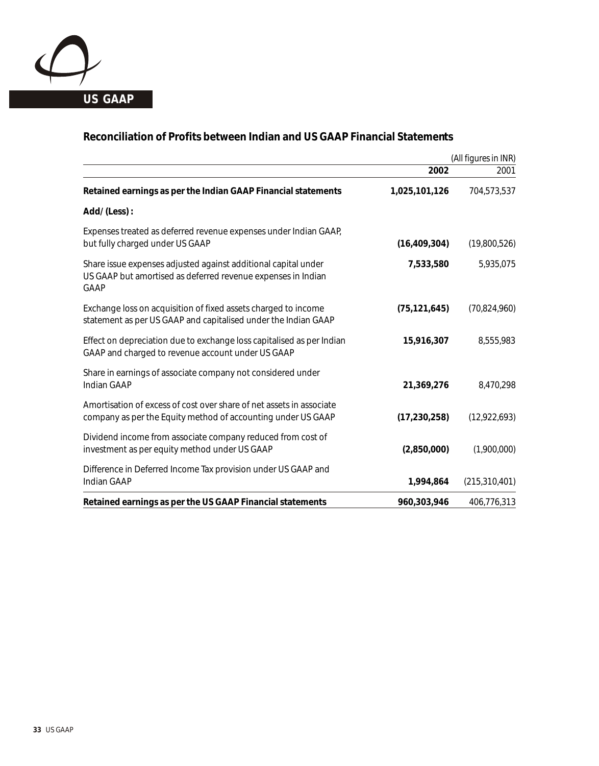## US GAAP

### Reconciliation of Profits between Indian and US GAAP Financial Statements

(All figures in INR)

| | 2002 | 2001 |
|---|---|---|
| **Retained earnings as per the Indian GAAP Financial statements** | **1,025,101,126** | 704,573,537 |
| **Add/ (Less) :** | | |
| Expenses treated as deferred revenue expenses under Indian GAAP, but fully charged under US GAAP | **(16,409,304)** | (19,800,526) |
| Share issue expenses adjusted against additional capital under US GAAP but amortised as deferred revenue expenses in Indian GAAP | **7,533,580** | 5,935,075 |
| Exchange loss on acquisition of fixed assets charged to income statement as per US GAAP and capitalised under the Indian GAAP | **(75,121,645)** | (70,824,960) |
| Effect on depreciation due to exchange loss capitalised as per Indian GAAP and charged to revenue account under US GAAP | **15,916,307** | 8,555,983 |
| Share in earnings of associate company not considered under Indian GAAP | **21,369,276** | 8,470,298 |
| Amortisation of excess of cost over share of net assets in associate company as per the Equity method of accounting under US GAAP | **(17,230,258)** | (12,922,693) |
| Dividend income from associate company reduced from cost of investment as per equity method under US GAAP | **(2,850,000)** | (1,900,000) |
| Difference in Deferred Income Tax provision under US GAAP and Indian GAAP | **1,994,864** | (215,310,401) |
| **Retained earnings as per the US GAAP Financial statements** | **960,303,946** | 406,776,313 |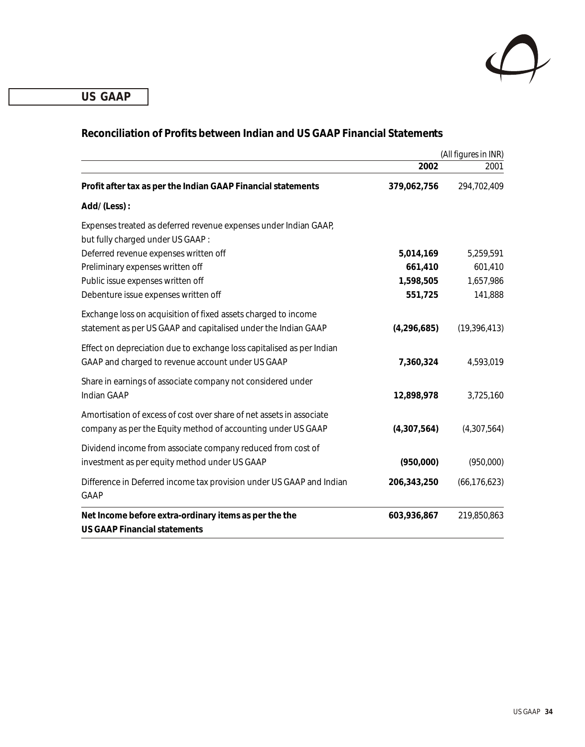## US GAAP

### Reconciliation of Profits between Indian and US GAAP Financial Statements

(All figures in INR)

| | 2002 | 2001 |
|---|---|---|
| **Profit after tax as per the Indian GAAP Financial statements** | **379,062,756** | 294,702,409 |
| **Add/ (Less) :** | | |
| Expenses treated as deferred revenue expenses under Indian GAAP, but fully charged under US GAAP : | | |
| Deferred revenue expenses written off | **5,014,169** | 5,259,591 |
| Preliminary expenses written off | **661,410** | 601,410 |
| Public issue expenses written off | **1,598,505** | 1,657,986 |
| Debenture issue expenses written off | **551,725** | 141,888 |
| Exchange loss on acquisition of fixed assets charged to income statement as per US GAAP and capitalised under the Indian GAAP | **(4,296,685)** | (19,396,413) |
| Effect on depreciation due to exchange loss capitalised as per Indian GAAP and charged to revenue account under US GAAP | **7,360,324** | 4,593,019 |
| Share in earnings of associate company not considered under Indian GAAP | **12,898,978** | 3,725,160 |
| Amortisation of excess of cost over share of net assets in associate company as per the Equity method of accounting under US GAAP | **(4,307,564)** | (4,307,564) |
| Dividend income from associate company reduced from cost of investment as per equity method under US GAAP | **(950,000)** | (950,000) |
| Difference in Deferred income tax provision under US GAAP and Indian GAAP | **206,343,250** | (66,176,623) |
| **Net Income before extra-ordinary items as per the the US GAAP Financial statements** | **603,936,867** | 219,850,863 |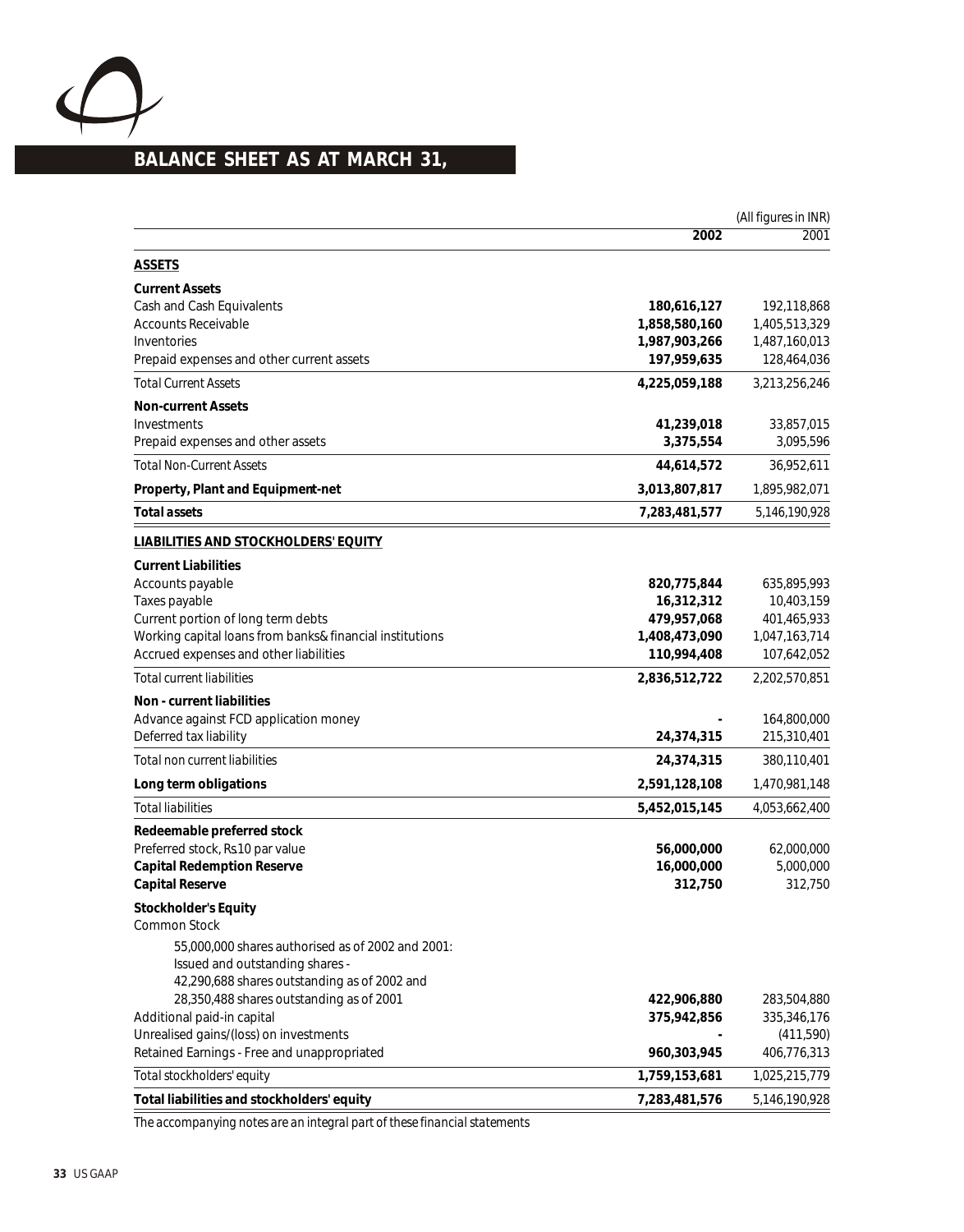# BALANCE SHEET AS AT MARCH 31,

| | 2002 | 2001 |
|---|---|---|
| | | (All figures in INR) |
| **ASSETS** | | |
| **Current Assets** | | |
| Cash and Cash Equivalents | **180,616,127** | 192,118,868 |
| Accounts Receivable | **1,858,580,160** | 1,405,513,329 |
| Inventories | **1,987,903,266** | 1,487,160,013 |
| Prepaid expenses and other current assets | **197,959,635** | 128,464,036 |
| Total Current Assets | **4,225,059,188** | 3,213,256,246 |
| **Non-current Assets** | | |
| Investments | **41,239,018** | 33,857,015 |
| Prepaid expenses and other assets | **3,375,554** | 3,095,596 |
| Total Non-Current Assets | **44,614,572** | 36,952,611 |
| **Property, Plant and Equipment-net** | **3,013,807,817** | 1,895,982,071 |
| **Total assets** | **7,283,481,577** | 5,146,190,928 |
| **LIABILITIES AND STOCKHOLDERS' EQUITY** | | |
| **Current Liabilities** | | |
| Accounts payable | **820,775,844** | 635,895,993 |
| Taxes payable | **16,312,312** | 10,403,159 |
| Current portion of long term debts | **479,957,068** | 401,465,933 |
| Working capital loans from banks& financial institutions | **1,408,473,090** | 1,047,163,714 |
| Accrued expenses and other liabilities | **110,994,408** | 107,642,052 |
| Total current liabilities | **2,836,512,722** | 2,202,570,851 |
| **Non - current liabilities** | | |
| Advance against FCD application money | **-** | 164,800,000 |
| Deferred tax liability | **24,374,315** | 215,310,401 |
| Total non current liabilities | **24,374,315** | 380,110,401 |
| **Long term obligations** | **2,591,128,108** | 1,470,981,148 |
| Total liabilities | **5,452,015,145** | 4,053,662,400 |
| **Redeemable preferred stock** | | |
| Preferred stock, Rs.10 par value | **56,000,000** | 62,000,000 |
| **Capital Redemption Reserve** | **16,000,000** | 5,000,000 |
| **Capital Reserve** | **312,750** | 312,750 |
| **Stockholder's Equity** | | |
| Common Stock | | |
| 55,000,000 shares authorised as of 2002 and 2001: Issued and outstanding shares - 42,290,688 shares outstanding as of 2002 and 28,350,488 shares outstanding as of 2001 | **422,906,880** | 283,504,880 |
| Additional paid-in capital | **375,942,856** | 335,346,176 |
| Unrealised gains/(loss) on investments | **-** | (411,590) |
| Retained Earnings - Free and unappropriated | **960,303,945** | 406,776,313 |
| Total stockholders' equity | **1,759,153,681** | 1,025,215,779 |
| **Total liabilities and stockholders' equity** | **7,283,481,576** | 5,146,190,928 |

*The accompanying notes are an integral part of these financial statements*

US GAAP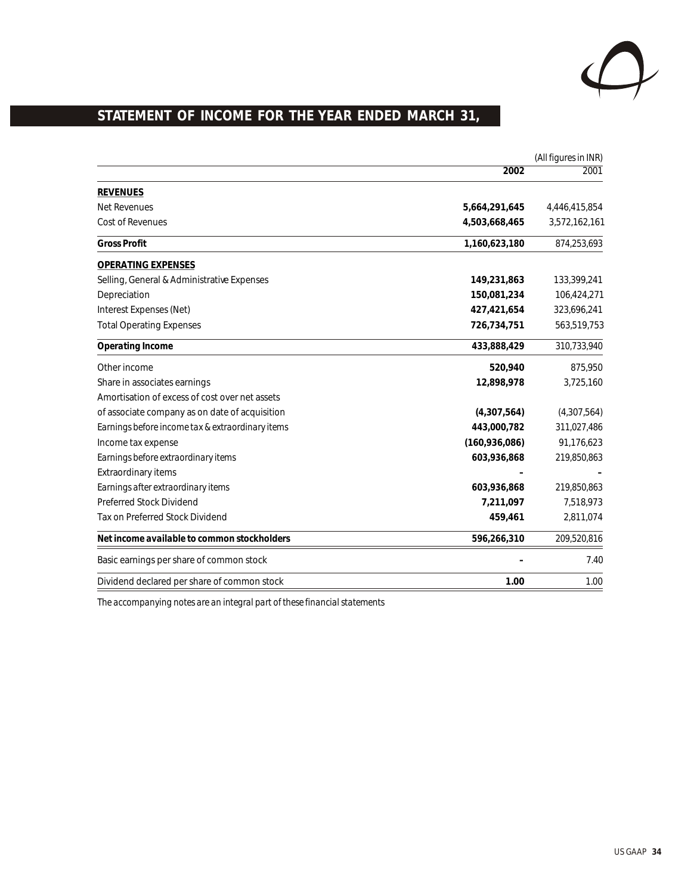## STATEMENT OF INCOME FOR THE YEAR ENDED MARCH 31,

(All figures in INR)

| | 2002 | 2001 |
|---|---|---|
| **REVENUES** | | |
| Net Revenues | **5,664,291,645** | 4,446,415,854 |
| Cost of Revenues | **4,503,668,465** | 3,572,162,161 |
| **Gross Profit** | **1,160,623,180** | 874,253,693 |
| **OPERATING EXPENSES** | | |
| Selling, General & Administrative Expenses | **149,231,863** | 133,399,241 |
| Depreciation | **150,081,234** | 106,424,271 |
| Interest Expenses (Net) | **427,421,654** | 323,696,241 |
| Total Operating Expenses | **726,734,751** | 563,519,753 |
| **Operating Income** | **433,888,429** | 310,733,940 |
| Other income | **520,940** | 875,950 |
| Share in associates earnings | **12,898,978** | 3,725,160 |
| Amortisation of excess of cost over net assets of associate company as on date of acquisition | **(4,307,564)** | (4,307,564) |
| Earnings before income tax & extraordinary items | **443,000,782** | 311,027,486 |
| Income tax expense | **(160,936,086)** | 91,176,623 |
| Earnings before extraordinary items | **603,936,868** | 219,850,863 |
| Extraordinary items | **–** | – |
| Earnings after extraordinary items | **603,936,868** | 219,850,863 |
| Preferred Stock Dividend | **7,211,097** | 7,518,973 |
| Tax on Preferred Stock Dividend | **459,461** | 2,811,074 |
| **Net income available to common stockholders** | **596,266,310** | 209,520,816 |
| Basic earnings per share of common stock | **–** | 7.40 |
| Dividend declared per share of common stock | **1.00** | 1.00 |

*The accompanying notes are an integral part of these financial statements*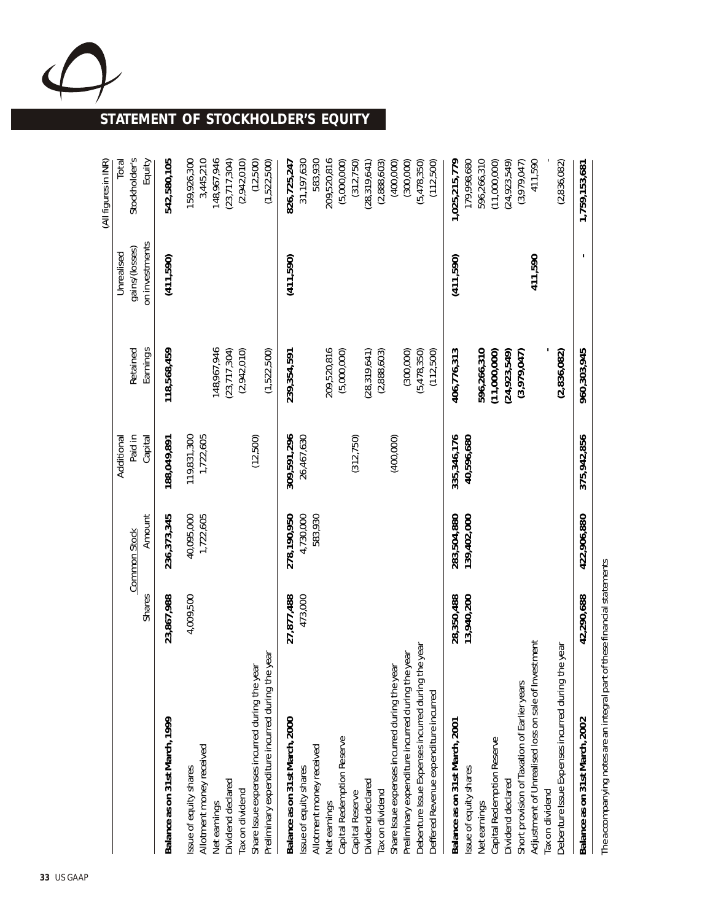## STATEMENT OF STOCKHOLDER'S EQUITY

(All figures in INR)

| | Common Stock | | Additional Paid in Capital | Retained Earnings | Unrealised gains/(losses) on investments | Total Stockholder's Equity |
|---|---|---|---|---|---|---|
| | Shares | Amount | | | | |
| **Balance as on 31st March, 1999** | **23,867,988** | **236,373,345** | **188,049,891** | **118,568,459** | **(411,590)** | **542,580,105** |
| Issue of equity shares | 4,009,500 | 40,095,000 | 119,831,300 | | | 159,926,300 |
| Allotment money received | | 1,722,605 | 1,722,605 | | | 3,445,210 |
| Net earnings | | | | 148,967,946 | | 148,967,946 |
| Dividend declared | | | | (23,717,304) | | (23,717,304) |
| Tax on dividend | | | | (2,942,010) | | (2,942,010) |
| Share Issue expenses incurred during the year | | | (12,500) | | | (12,500) |
| Preliminary expenditure incurred during the year | | | | (1,522,500) | | (1,522,500) |
| **Balance as on 31st March, 2000** | **27,877,488** | **278,190,950** | **309,591,296** | **239,354,591** | **(411,590)** | **826,725,247** |
| Issue of equity shares | 473,000 | 4,730,000 | 26,467,630 | | | 31,197,630 |
| Allotment money received | | 583,930 | | | | 583,930 |
| Net earnings | | | | 209,520,816 | | 209,520,816 |
| Capital Redemption Reserve | | | | (5,000,000) | | (5,000,000) |
| Capital Reserve | | | (312,750) | | | (312,750) |
| Dividend declared | | | | (28,319,641) | | (28,319,641) |
| Tax on dividend | | | | (2,888,603) | | (2,888,603) |
| Share Issue expenses incurred during the year | | | (400,000) | | | (400,000) |
| Preliminary expenditure incurred during the year | | | | (300,000) | | (300,000) |
| Debenture Issue Expenses incurred during the year | | | | (5,478,350) | | (5,478,350) |
| Deffered Revenue expenditure incurred | | | | (112,500) | | (112,500) |
| **Balance as on 31st March, 2001** | **28,350,488** | **283,504,880** | **335,346,176** | **406,776,313** | **(411,590)** | **1,025,215,779** |
| Issue of equity shares | **13,940,200** | **139,402,000** | **40,596,680** | | | 179,998,680 |
| Net earnings | | | | **596,266,310** | | 596,266,310 |
| Capital Redemption Reserve | | | | **(11,000,000)** | | (11,000,000) |
| Dividend declared | | | | **(24,923,549)** | | (24,923,549) |
| Short provision of Taxation of Earlier years | | | | **(3,979,047)** | | (3,979,047) |
| Adjustment of Unrealised loss on sale of Investment | | | | | **411,590** | 411,590 |
| Tax on dividend | | | | **-** | | - |
| Debenture Issue Expenses incurred during the year | | | | **(2,836,082)** | | (2,836,082) |
| **Balance as on 31st March, 2002** | **42,290,688** | **422,906,880** | **375,942,856** | **960,303,945** | **-** | **1,759,153,681** |

The accompanying notes are an integral part of these financial statements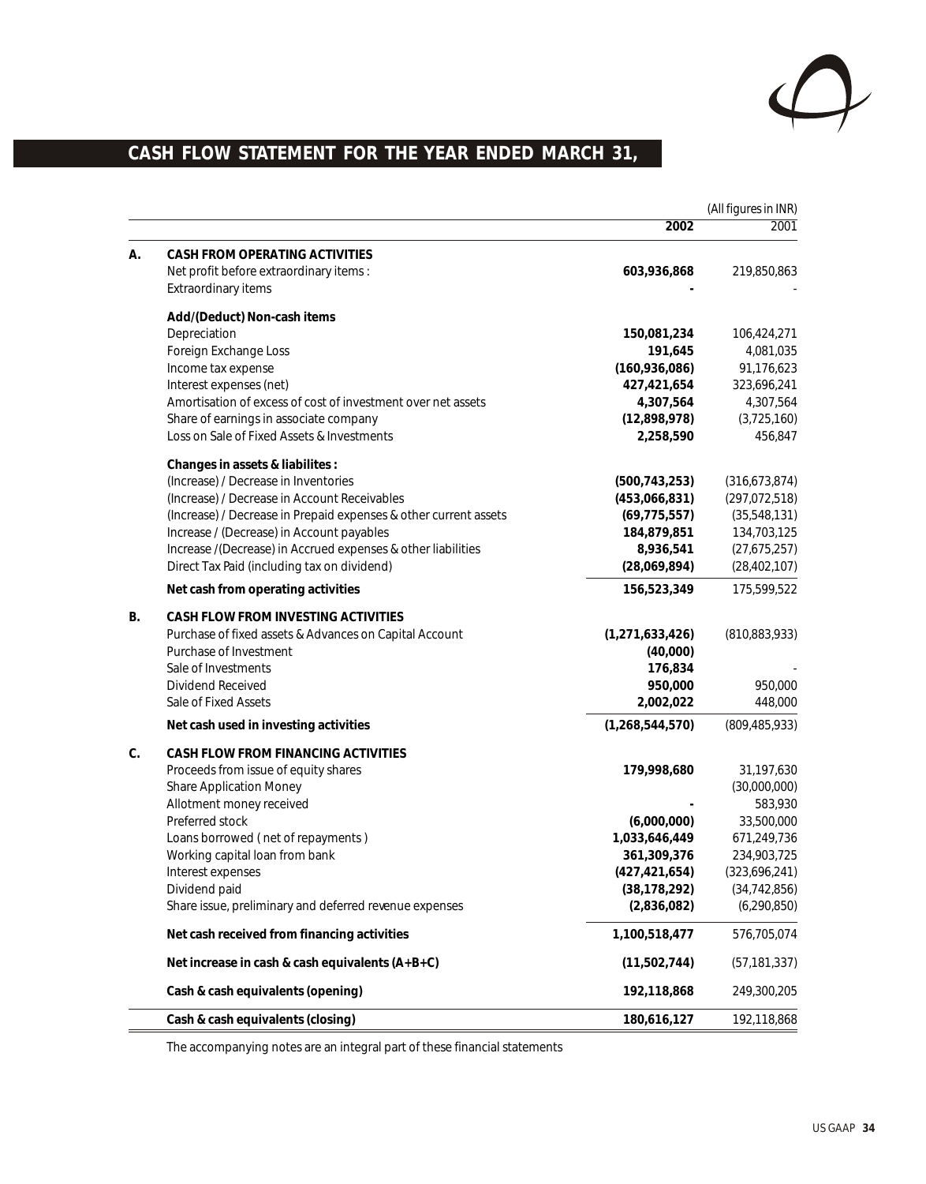# CASH FLOW STATEMENT FOR THE YEAR ENDED MARCH 31,

(All figures in INR)

| | | 2002 | 2001 |
|---|---|---|---|
| **A.** | **CASH FROM OPERATING ACTIVITIES** | | |
| | Net profit before extraordinary items : | **603,936,868** | 219,850,863 |
| | Extraordinary items | **-** | - |
| | **Add/(Deduct) Non-cash items** | | |
| | Depreciation | **150,081,234** | 106,424,271 |
| | Foreign Exchange Loss | **191,645** | 4,081,035 |
| | Income tax expense | **(160,936,086)** | 91,176,623 |
| | Interest expenses (net) | **427,421,654** | 323,696,241 |
| | Amortisation of excess of cost of investment over net assets | **4,307,564** | 4,307,564 |
| | Share of earnings in associate company | **(12,898,978)** | (3,725,160) |
| | Loss on Sale of Fixed Assets & Investments | **2,258,590** | 456,847 |
| | **Changes in assets & liabilites :** | | |
| | (Increase) / Decrease in Inventories | **(500,743,253)** | (316,673,874) |
| | (Increase) / Decrease in Account Receivables | **(453,066,831)** | (297,072,518) |
| | (Increase) / Decrease in Prepaid expenses & other current assets | **(69,775,557)** | (35,548,131) |
| | Increase / (Decrease) in Account payables | **184,879,851** | 134,703,125 |
| | Increase /(Decrease) in Accrued expenses & other liabilities | **8,936,541** | (27,675,257) |
| | Direct Tax Paid (including tax on dividend) | **(28,069,894)** | (28,402,107) |
| | **Net cash from operating activities** | **156,523,349** | 175,599,522 |
| **B.** | **CASH FLOW FROM INVESTING ACTIVITIES** | | |
| | Purchase of fixed assets & Advances on Capital Account | **(1,271,633,426)** | (810,883,933) |
| | Purchase of Investment | **(40,000)** | |
| | Sale of Investments | **176,834** | - |
| | Dividend Received | **950,000** | 950,000 |
| | Sale of Fixed Assets | **2,002,022** | 448,000 |
| | **Net cash used in investing activities** | **(1,268,544,570)** | (809,485,933) |
| **C.** | **CASH FLOW FROM FINANCING ACTIVITIES** | | |
| | Proceeds from issue of equity shares | **179,998,680** | 31,197,630 |
| | Share Application Money | | (30,000,000) |
| | Allotment money received | **-** | 583,930 |
| | Preferred stock | **(6,000,000)** | 33,500,000 |
| | Loans borrowed ( net of repayments ) | **1,033,646,449** | 671,249,736 |
| | Working capital loan from bank | **361,309,376** | 234,903,725 |
| | Interest expenses | **(427,421,654)** | (323,696,241) |
| | Dividend paid | **(38,178,292)** | (34,742,856) |
| | Share issue, preliminary and deferred revenue expenses | **(2,836,082)** | (6,290,850) |
| | **Net cash received from financing activities** | **1,100,518,477** | 576,705,074 |
| | **Net increase in cash & cash equivalents (A+B+C)** | **(11,502,744)** | (57,181,337) |
| | **Cash & cash equivalents (opening)** | **192,118,868** | 249,300,205 |
| | **Cash & cash equivalents (closing)** | **180,616,127** | 192,118,868 |

The accompanying notes are an integral part of these financial statements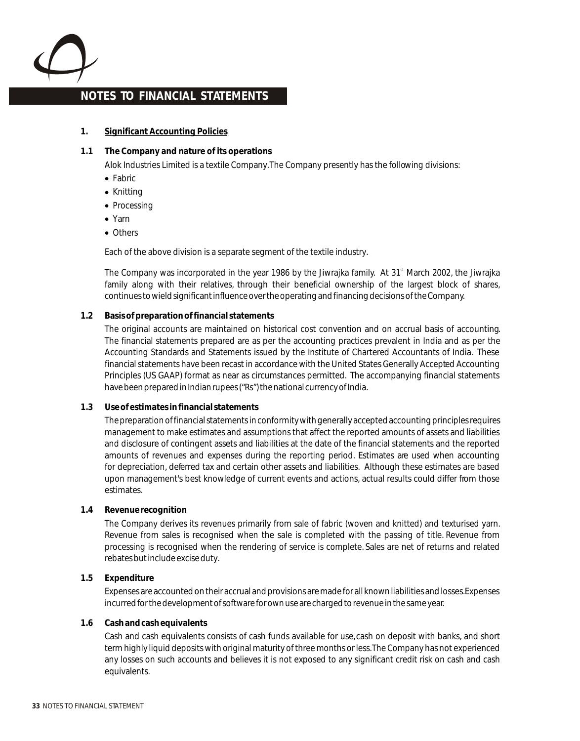# NOTES TO FINANCIAL STATEMENTS

## 1. Significant Accounting Policies

### 1.1 The Company and nature of its operations

Alok Industries Limited is a textile Company. The Company presently has the following divisions:

- Fabric
- Knitting
- Processing
- Yarn
- Others

Each of the above division is a separate segment of the textile industry.

The Company was incorporated in the year 1986 by the Jiwrajka family. At 31st March 2002, the Jiwrajka family along with their relatives, through their beneficial ownership of the largest block of shares, continues to wield significant influence over the operating and financing decisions of the Company.

### 1.2 Basis of preparation of financial statements

The original accounts are maintained on historical cost convention and on accrual basis of accounting. The financial statements prepared are as per the accounting practices prevalent in India and as per the Accounting Standards and Statements issued by the Institute of Chartered Accountants of India. These financial statements have been recast in accordance with the United States Generally Accepted Accounting Principles (US GAAP) format as near as circumstances permitted. The accompanying financial statements have been prepared in Indian rupees ("Rs") the national currency of India.

### 1.3 Use of estimates in financial statements

The preparation of financial statements in conformity with generally accepted accounting principles requires management to make estimates and assumptions that affect the reported amounts of assets and liabilities and disclosure of contingent assets and liabilities at the date of the financial statements and the reported amounts of revenues and expenses during the reporting period. Estimates are used when accounting for depreciation, deferred tax and certain other assets and liabilities. Although these estimates are based upon management's best knowledge of current events and actions, actual results could differ from those estimates.

### 1.4 Revenue recognition

The Company derives its revenues primarily from sale of fabric (woven and knitted) and texturised yarn. Revenue from sales is recognised when the sale is completed with the passing of title. Revenue from processing is recognised when the rendering of service is complete. Sales are net of returns and related rebates but include excise duty.

### 1.5 Expenditure

Expenses are accounted on their accrual and provisions are made for all known liabilities and losses. Expenses incurred for the development of software for own use are charged to revenue in the same year.

### 1.6 Cash and cash equivalents

Cash and cash equivalents consists of cash funds available for use, cash on deposit with banks, and short term highly liquid deposits with original maturity of three months or less. The Company has not experienced any losses on such accounts and believes it is not exposed to any significant credit risk on cash and cash equivalents.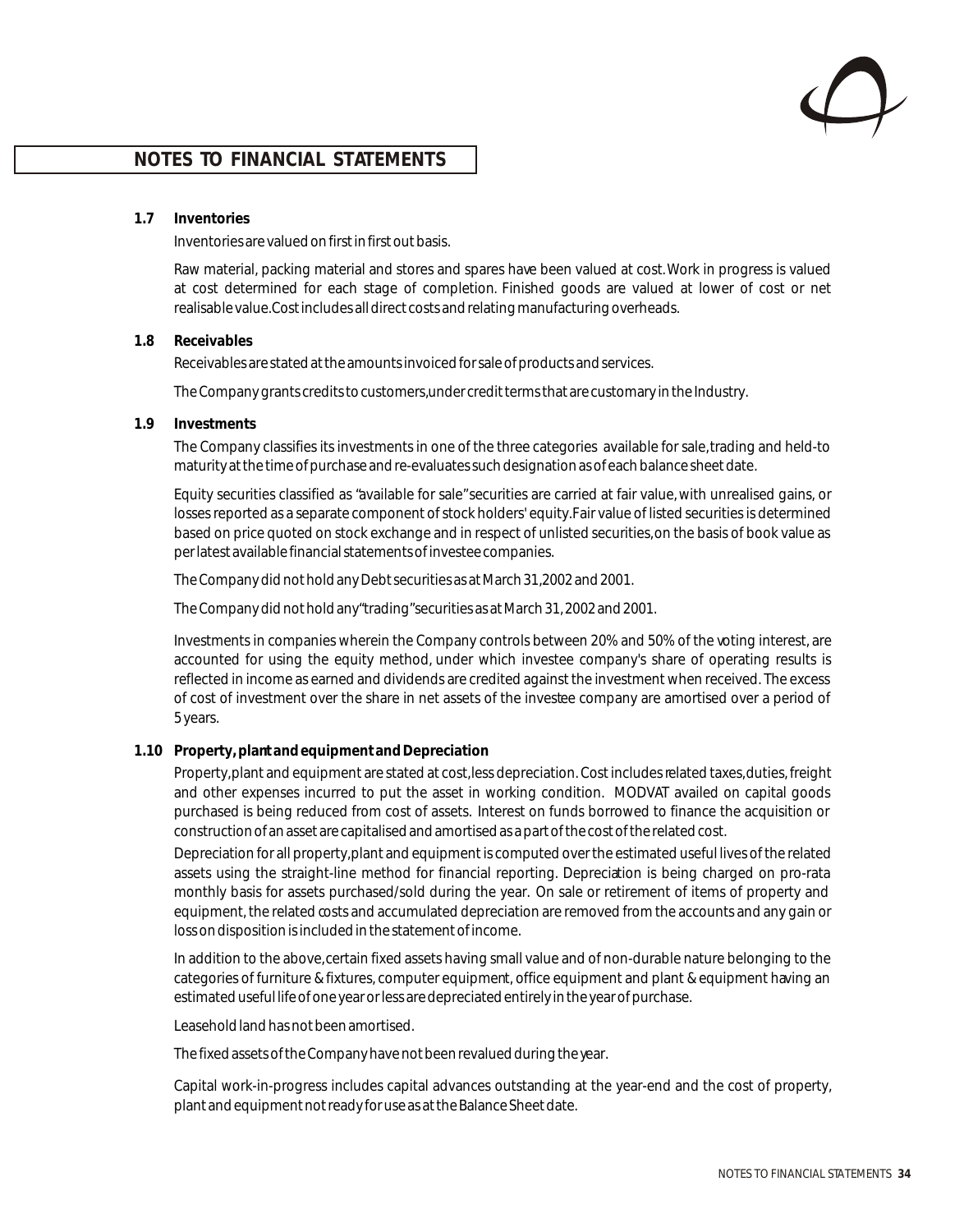## NOTES TO FINANCIAL STATEMENTS

**1.7 Inventories**

Inventories are valued on first in first out basis.

Raw material, packing material and stores and spares have been valued at cost. Work in progress is valued at cost determined for each stage of completion. Finished goods are valued at lower of cost or net realisable value. Cost includes all direct costs and relating manufacturing overheads.

**1.8 Receivables**

Receivables are stated at the amounts invoiced for sale of products and services.

The Company grants credits to customers, under credit terms that are customary in the Industry.

**1.9 Investments**

The Company classifies its investments in one of the three categories available for sale, trading and held-to maturity at the time of purchase and re-evaluates such designation as of each balance sheet date.

Equity securities classified as "available for sale" securities are carried at fair value, with unrealised gains, or losses reported as a separate component of stock holders' equity. Fair value of listed securities is determined based on price quoted on stock exchange and in respect of unlisted securities, on the basis of book value as per latest available financial statements of investee companies.

The Company did not hold any Debt securities as at March 31, 2002 and 2001.

The Company did not hold any "trading" securities as at March 31, 2002 and 2001.

Investments in companies wherein the Company controls between 20% and 50% of the voting interest, are accounted for using the equity method, under which investee company's share of operating results is reflected in income as earned and dividends are credited against the investment when received. The excess of cost of investment over the share in net assets of the investee company are amortised over a period of 5 years.

**1.10 Property, plant and equipment and Depreciation**

Property, plant and equipment are stated at cost, less depreciation. Cost includes related taxes, duties, freight and other expenses incurred to put the asset in working condition. MODVAT availed on capital goods purchased is being reduced from cost of assets. Interest on funds borrowed to finance the acquisition or construction of an asset are capitalised and amortised as a part of the cost of the related cost.

Depreciation for all property, plant and equipment is computed over the estimated useful lives of the related assets using the straight-line method for financial reporting. Depreciation is being charged on pro-rata monthly basis for assets purchased/sold during the year. On sale or retirement of items of property and equipment, the related costs and accumulated depreciation are removed from the accounts and any gain or loss on disposition is included in the statement of income.

In addition to the above, certain fixed assets having small value and of non-durable nature belonging to the categories of furniture & fixtures, computer equipment, office equipment and plant & equipment having an estimated useful life of one year or less are depreciated entirely in the year of purchase.

Leasehold land has not been amortised.

The fixed assets of the Company have not been revalued during the year.

Capital work-in-progress includes capital advances outstanding at the year-end and the cost of property, plant and equipment not ready for use as at the Balance Sheet date.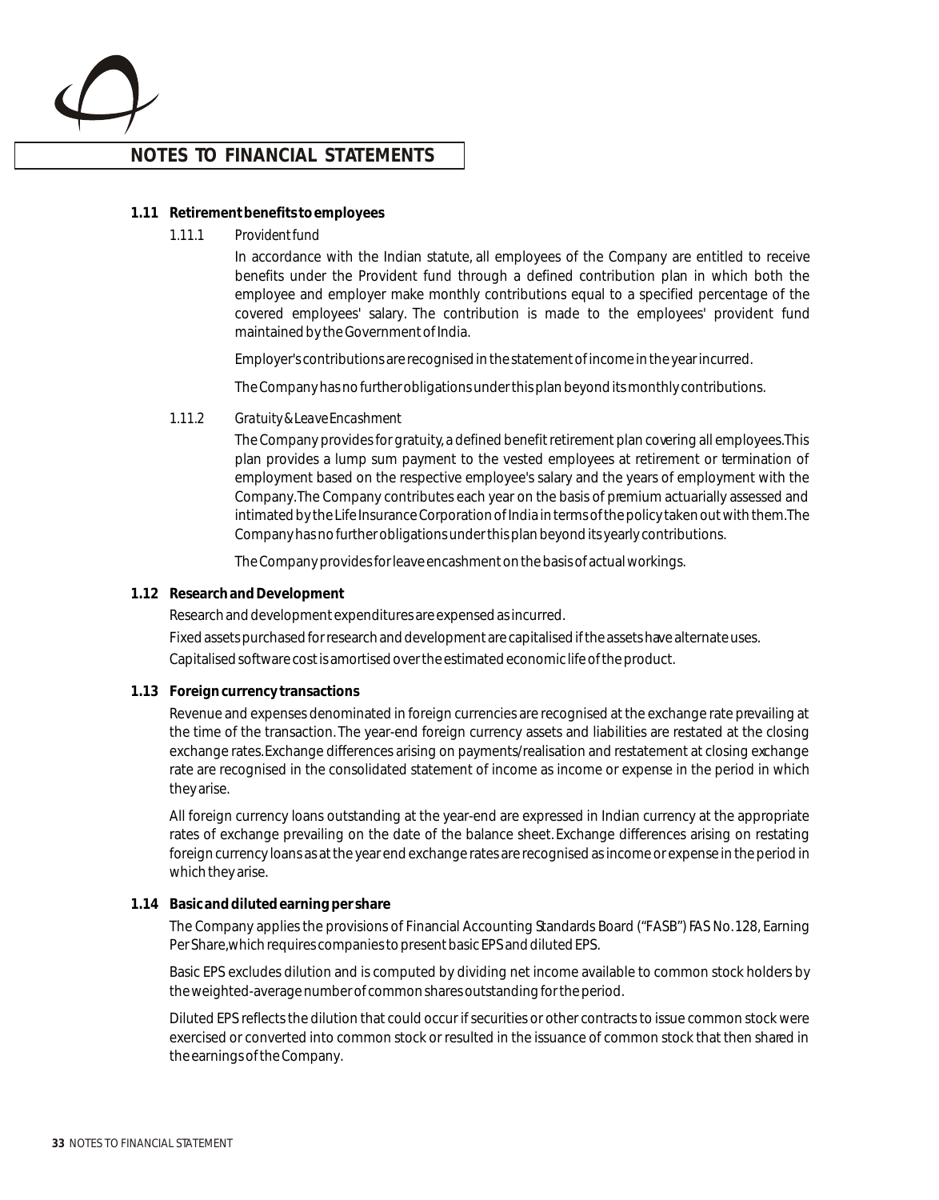# NOTES TO FINANCIAL STATEMENTS

**1.11 Retirement benefits to employees**

1.11.1 *Provident fund*

In accordance with the Indian statute, all employees of the Company are entitled to receive benefits under the Provident fund through a defined contribution plan in which both the employee and employer make monthly contributions equal to a specified percentage of the covered employees' salary. The contribution is made to the employees' provident fund maintained by the Government of India.

Employer's contributions are recognised in the statement of income in the year incurred.

The Company has no further obligations under this plan beyond its monthly contributions.

1.11.2 *Gratuity & Leave Encashment*

The Company provides for gratuity, a defined benefit retirement plan covering all employees.This plan provides a lump sum payment to the vested employees at retirement or termination of employment based on the respective employee's salary and the years of employment with the Company.The Company contributes each year on the basis of premium actuarially assessed and intimated by the Life Insurance Corporation of India in terms of the policy taken out with them.The Company has no further obligations under this plan beyond its yearly contributions.

The Company provides for leave encashment on the basis of actual workings.

**1.12 Research and Development**

Research and development expenditures are expensed as incurred.

Fixed assets purchased for research and development are capitalised if the assets have alternate uses.

Capitalised software cost is amortised over the estimated economic life of the product.

**1.13 Foreign currency transactions**

Revenue and expenses denominated in foreign currencies are recognised at the exchange rate prevailing at the time of the transaction. The year-end foreign currency assets and liabilities are restated at the closing exchange rates.Exchange differences arising on payments/realisation and restatement at closing exchange rate are recognised in the consolidated statement of income as income or expense in the period in which they arise.

All foreign currency loans outstanding at the year-end are expressed in Indian currency at the appropriate rates of exchange prevailing on the date of the balance sheet. Exchange differences arising on restating foreign currency loans as at the year end exchange rates are recognised as income or expense in the period in which they arise.

**1.14 Basic and diluted earning per share**

The Company applies the provisions of Financial Accounting Standards Board ("FASB") FAS No.128, Earning Per Share,which requires companies to present basic EPS and diluted EPS.

Basic EPS excludes dilution and is computed by dividing net income available to common stock holders by the weighted-average number of common shares outstanding for the period.

Diluted EPS reflects the dilution that could occur if securities or other contracts to issue common stock were exercised or converted into common stock or resulted in the issuance of common stock that then shared in the earnings of the Company.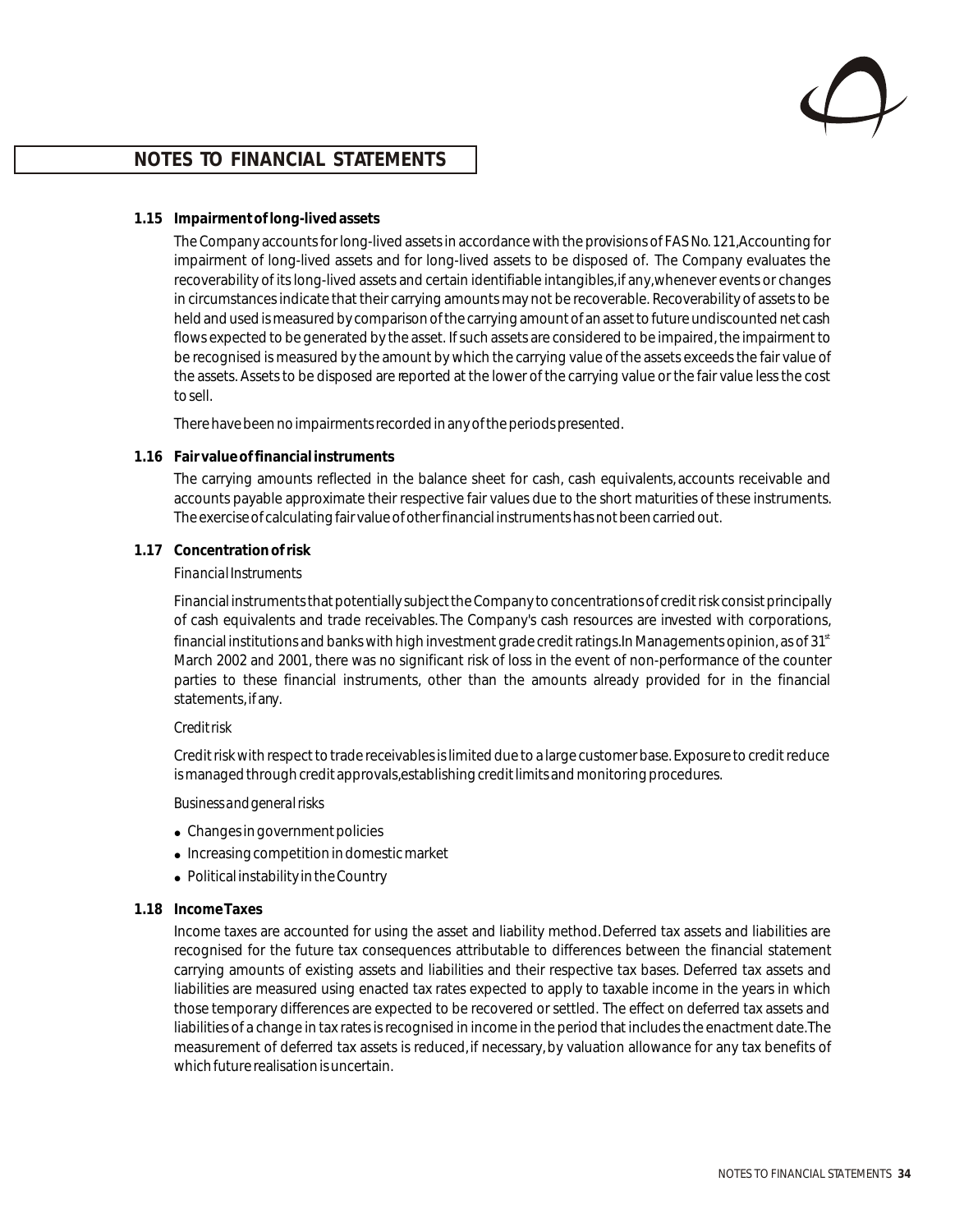## NOTES TO FINANCIAL STATEMENTS

**1.15 Impairment of long-lived assets**

The Company accounts for long-lived assets in accordance with the provisions of FAS No. 121,Accounting for impairment of long-lived assets and for long-lived assets to be disposed of. The Company evaluates the recoverability of its long-lived assets and certain identifiable intangibles,if any,whenever events or changes in circumstances indicate that their carrying amounts may not be recoverable. Recoverability of assets to be held and used is measured by comparison of the carrying amount of an asset to future undiscounted net cash flows expected to be generated by the asset. If such assets are considered to be impaired, the impairment to be recognised is measured by the amount by which the carrying value of the assets exceeds the fair value of the assets. Assets to be disposed are reported at the lower of the carrying value or the fair value less the cost to sell.

There have been no impairments recorded in any of the periods presented.

**1.16 Fair value of financial instruments**

The carrying amounts reflected in the balance sheet for cash, cash equivalents, accounts receivable and accounts payable approximate their respective fair values due to the short maturities of these instruments. The exercise of calculating fair value of other financial instruments has not been carried out.

**1.17 Concentration of risk**

*Financial Instruments*

Financial instruments that potentially subject the Company to concentrations of credit risk consist principally of cash equivalents and trade receivables. The Company's cash resources are invested with corporations, financial institutions and banks with high investment grade credit ratings.In Managements opinion, as of 31st March 2002 and 2001, there was no significant risk of loss in the event of non-performance of the counter parties to these financial instruments, other than the amounts already provided for in the financial statements, if any.

*Credit risk*

Credit risk with respect to trade receivables is limited due to a large customer base. Exposure to credit reduce is managed through credit approvals,establishing credit limits and monitoring procedures.

*Business and general risks*

- Changes in government policies
- Increasing competition in domestic market
- Political instability in the Country

**1.18 Income Taxes**

Income taxes are accounted for using the asset and liability method. Deferred tax assets and liabilities are recognised for the future tax consequences attributable to differences between the financial statement carrying amounts of existing assets and liabilities and their respective tax bases. Deferred tax assets and liabilities are measured using enacted tax rates expected to apply to taxable income in the years in which those temporary differences are expected to be recovered or settled. The effect on deferred tax assets and liabilities of a change in tax rates is recognised in income in the period that includes the enactment date.The measurement of deferred tax assets is reduced, if necessary, by valuation allowance for any tax benefits of which future realisation is uncertain.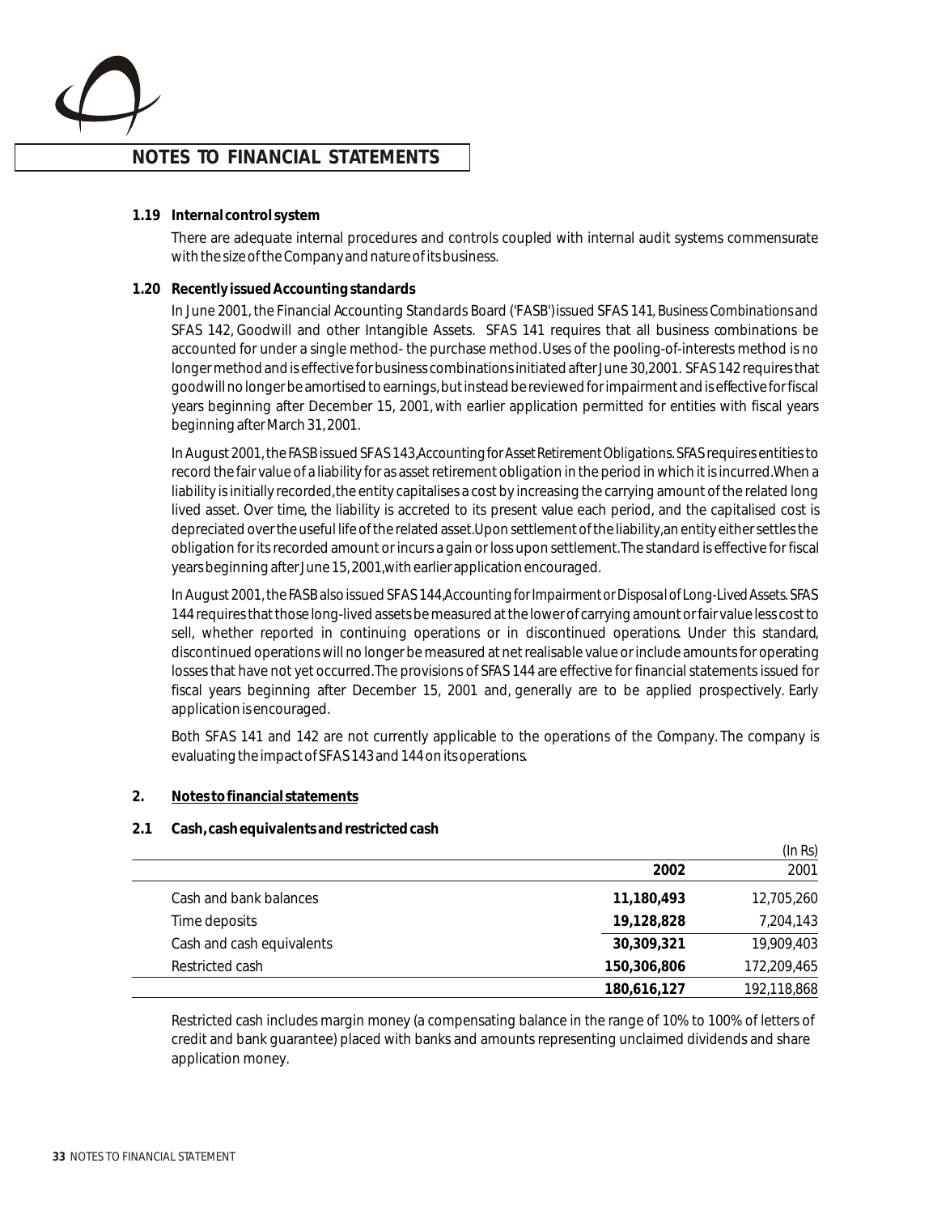## NOTES TO FINANCIAL STATEMENTS

### 1.19 Internal control system

There are adequate internal procedures and controls coupled with internal audit systems commensurate with the size of the Company and nature of its business.

### 1.20 Recently issued Accounting standards

In June 2001, the Financial Accounting Standards Board ('FASB') issued SFAS 141, *Business Combinations* and SFAS 142, Goodwill and other Intangible Assets. SFAS 141 requires that all business combinations be accounted for under a single method- the purchase method. Uses of the pooling-of-interests method is no longer method and is effective for business combinations initiated after June 30,2001. SFAS 142 requires that goodwill no longer be amortised to earnings, but instead be reviewed for impairment and is effective for fiscal years beginning after December 15, 2001, with earlier application permitted for entities with fiscal years beginning after March 31, 2001.

In August 2001, the FASB issued SFAS 143,*Accounting for Asset Retirement Obligations.* SFAS requires entities to record the fair value of a liability for as asset retirement obligation in the period in which it is incurred. When a liability is initially recorded, the entity capitalises a cost by increasing the carrying amount of the related long lived asset. Over time, the liability is accreted to its present value each period, and the capitalised cost is depreciated over the useful life of the related asset. Upon settlement of the liability, an entity either settles the obligation for its recorded amount or incurs a gain or loss upon settlement. The standard is effective for fiscal years beginning after June 15, 2001, with earlier application encouraged.

In August 2001, the FASB also issued SFAS 144,*Accounting for Impairment or Disposal of Long-Lived Assets.* SFAS 144 requires that those long-lived assets be measured at the lower of carrying amount or fair value less cost to sell, whether reported in continuing operations or in discontinued operations. Under this standard, discontinued operations will no longer be measured at net realisable value or include amounts for operating losses that have not yet occurred. The provisions of SFAS 144 are effective for financial statements issued for fiscal years beginning after December 15, 2001 and, generally are to be applied prospectively. Early application is encouraged.

Both SFAS 141 and 142 are not currently applicable to the operations of the Company. The company is evaluating the impact of SFAS 143 and 144 on its operations.

## 2. Notes to financial statements

### 2.1 Cash, cash equivalents and restricted cash

(In Rs)

| | **2002** | 2001 |
|---|---|---|
| Cash and bank balances | **11,180,493** | 12,705,260 |
| Time deposits | **19,128,828** | 7,204,143 |
| Cash and cash equivalents | **30,309,321** | 19,909,403 |
| Restricted cash | **150,306,806** | 172,209,465 |
| | **180,616,127** | 192,118,868 |

Restricted cash includes margin money (a compensating balance in the range of 10% to 100% of letters of credit and bank guarantee) placed with banks and amounts representing unclaimed dividends and share application money.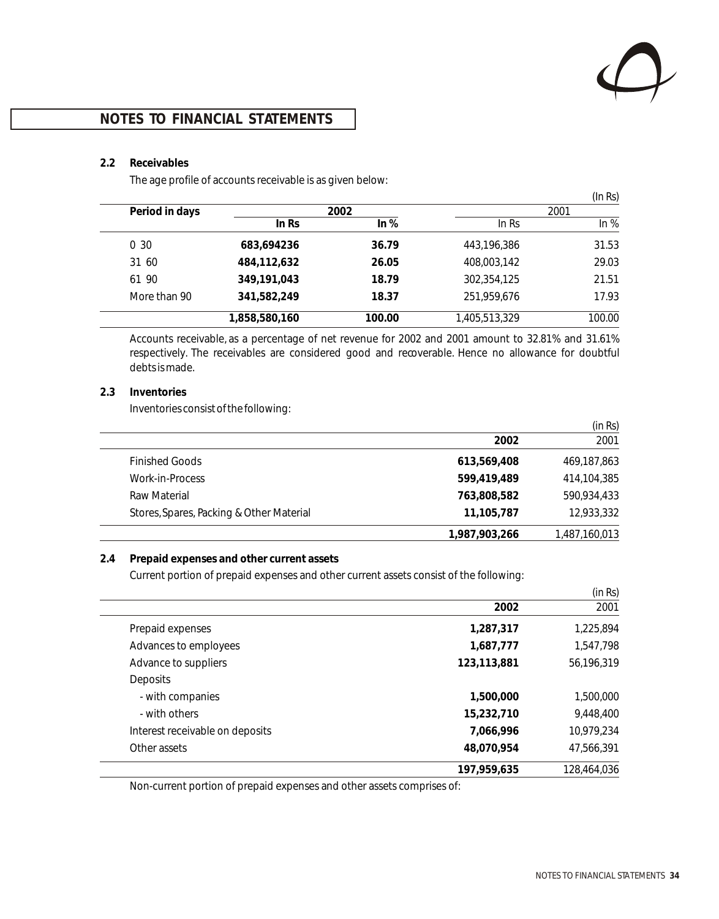## NOTES TO FINANCIAL STATEMENTS

### 2.2 Receivables

The age profile of accounts receivable is as given below:

(In Rs)

| Period in days | 2002 | | 2001 | |
|---|---|---|---|---|
| | **In Rs** | **In %** | In Rs | In % |
| 0 30 | **683,694236** | **36.79** | 443,196,386 | 31.53 |
| 31 60 | **484,112,632** | **26.05** | 408,003,142 | 29.03 |
| 61 90 | **349,191,043** | **18.79** | 302,354,125 | 21.51 |
| More than 90 | **341,582,249** | **18.37** | 251,959,676 | 17.93 |
| | **1,858,580,160** | **100.00** | 1,405,513,329 | 100.00 |

Accounts receivable, as a percentage of net revenue for 2002 and 2001 amount to 32.81% and 31.61% respectively. The receivables are considered good and recoverable. Hence no allowance for doubtful debts is made.

### 2.3 Inventories

Inventories consist of the following:

(in Rs)

| | 2002 | 2001 |
|---|---|---|
| Finished Goods | **613,569,408** | 469,187,863 |
| Work-in-Process | **599,419,489** | 414,104,385 |
| Raw Material | **763,808,582** | 590,934,433 |
| Stores, Spares, Packing & Other Material | **11,105,787** | 12,933,332 |
| | **1,987,903,266** | 1,487,160,013 |

### 2.4 Prepaid expenses and other current assets

Current portion of prepaid expenses and other current assets consist of the following:

(in Rs)

| | 2002 | 2001 |
|---|---|---|
| Prepaid expenses | **1,287,317** | 1,225,894 |
| Advances to employees | **1,687,777** | 1,547,798 |
| Advance to suppliers | **123,113,881** | 56,196,319 |
| Deposits | | |
| - with companies | **1,500,000** | 1,500,000 |
| - with others | **15,232,710** | 9,448,400 |
| Interest receivable on deposits | **7,066,996** | 10,979,234 |
| Other assets | **48,070,954** | 47,566,391 |
| | **197,959,635** | 128,464,036 |

Non-current portion of prepaid expenses and other assets comprises of: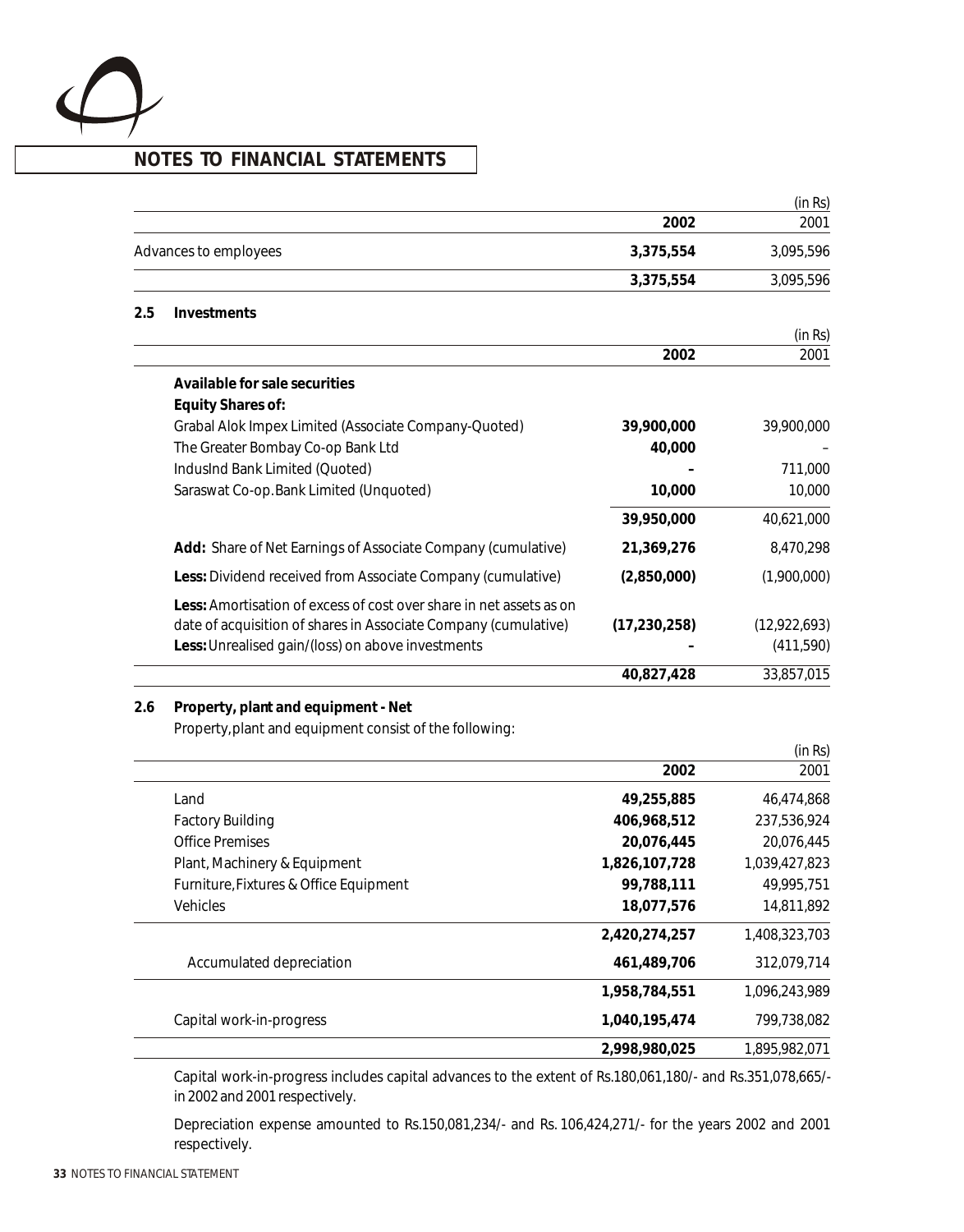## NOTES TO FINANCIAL STATEMENTS

| | 2002 | 2001 |
|---|---|---|
| | | (in Rs) |
| Advances to employees | **3,375,554** | 3,095,596 |
| | **3,375,554** | 3,095,596 |

### 2.5 Investments

| | 2002 | 2001 |
|---|---|---|
| | | (in Rs) |
| **Available for sale securities** | | |
| **Equity Shares of:** | | |
| Grabal Alok Impex Limited (Associate Company-Quoted) | **39,900,000** | 39,900,000 |
| The Greater Bombay Co-op Bank Ltd | **40,000** | – |
| IndusInd Bank Limited (Quoted) | **–** | 711,000 |
| Saraswat Co-op.Bank Limited (Unquoted) | **10,000** | 10,000 |
| | **39,950,000** | 40,621,000 |
| **Add:** Share of Net Earnings of Associate Company (cumulative) | **21,369,276** | 8,470,298 |
| **Less:** Dividend received from Associate Company (cumulative) | **(2,850,000)** | (1,900,000) |
| **Less:** Amortisation of excess of cost over share in net assets as on date of acquisition of shares in Associate Company (cumulative) | **(17,230,258)** | (12,922,693) |
| **Less:** Unrealised gain/(loss) on above investments | **–** | (411,590) |
| | **40,827,428** | 33,857,015 |

### 2.6 Property, plant and equipment - Net

Property, plant and equipment consist of the following:

| | 2002 | 2001 |
|---|---|---|
| | | (in Rs) |
| Land | **49,255,885** | 46,474,868 |
| Factory Building | **406,968,512** | 237,536,924 |
| Office Premises | **20,076,445** | 20,076,445 |
| Plant, Machinery & Equipment | **1,826,107,728** | 1,039,427,823 |
| Furniture, Fixtures & Office Equipment | **99,788,111** | 49,995,751 |
| Vehicles | **18,077,576** | 14,811,892 |
| | **2,420,274,257** | 1,408,323,703 |
| Accumulated depreciation | **461,489,706** | 312,079,714 |
| | **1,958,784,551** | 1,096,243,989 |
| Capital work-in-progress | **1,040,195,474** | 799,738,082 |
| | **2,998,980,025** | 1,895,982,071 |

Capital work-in-progress includes capital advances to the extent of Rs.180,061,180/- and Rs.351,078,665/- in 2002 and 2001 respectively.

Depreciation expense amounted to Rs.150,081,234/- and Rs. 106,424,271/- for the years 2002 and 2001 respectively.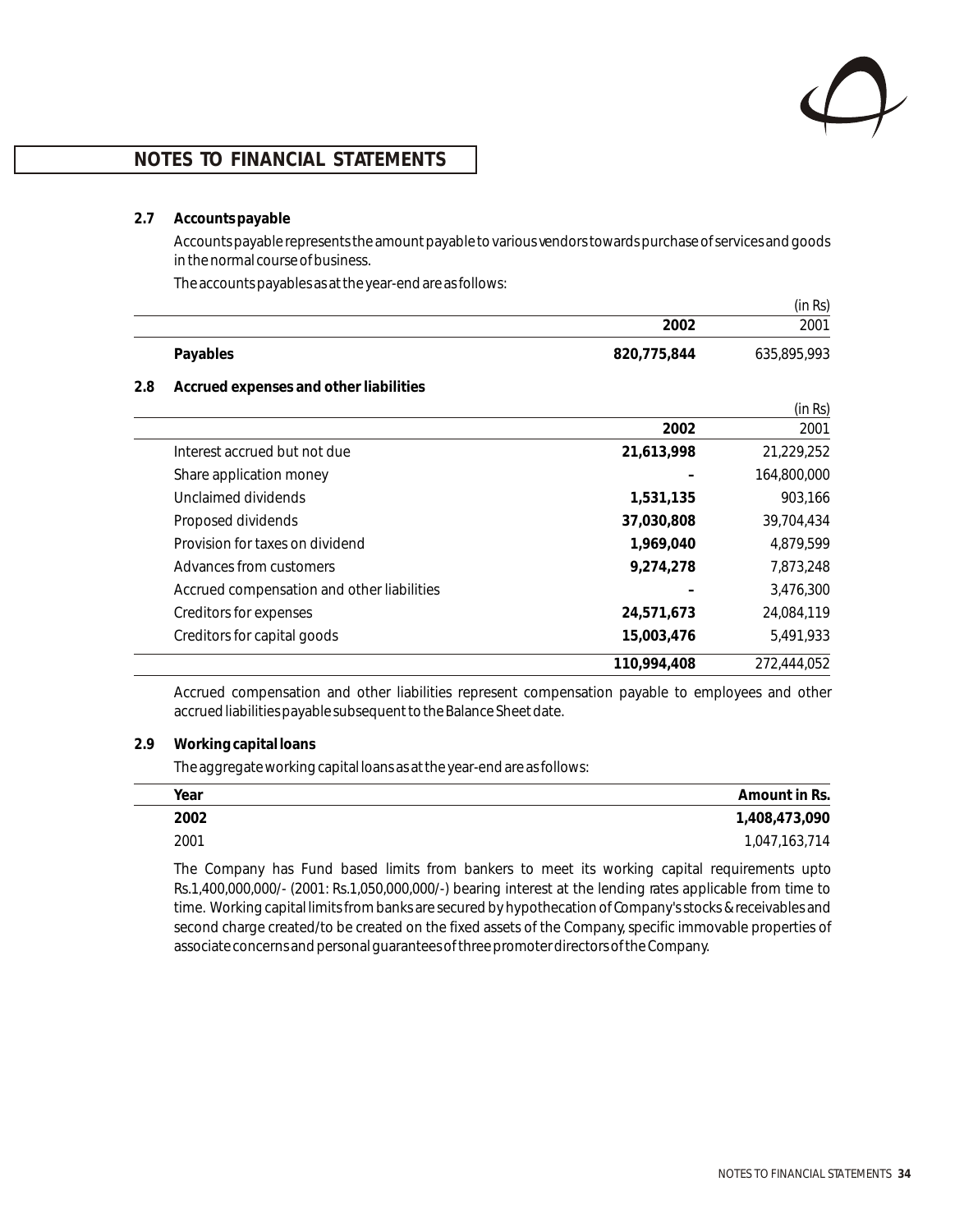# NOTES TO FINANCIAL STATEMENTS

### 2.7 Accounts payable

Accounts payable represents the amount payable to various vendors towards purchase of services and goods in the normal course of business.

The accounts payables as at the year-end are as follows:

(in Rs)

| | 2002 | 2001 |
|---|---|---|
| **Payables** | **820,775,844** | 635,895,993 |

### 2.8 Accrued expenses and other liabilities

(in Rs)

| | 2002 | 2001 |
|---|---|---|
| Interest accrued but not due | **21,613,998** | 21,229,252 |
| Share application money | **–** | 164,800,000 |
| Unclaimed dividends | **1,531,135** | 903,166 |
| Proposed dividends | **37,030,808** | 39,704,434 |
| Provision for taxes on dividend | **1,969,040** | 4,879,599 |
| Advances from customers | **9,274,278** | 7,873,248 |
| Accrued compensation and other liabilities | **–** | 3,476,300 |
| Creditors for expenses | **24,571,673** | 24,084,119 |
| Creditors for capital goods | **15,003,476** | 5,491,933 |
| | **110,994,408** | 272,444,052 |

Accrued compensation and other liabilities represent compensation payable to employees and other accrued liabilities payable subsequent to the Balance Sheet date.

### 2.9 Working capital loans

The aggregate working capital loans as at the year-end are as follows:

| Year | Amount in Rs. |
|---|---|
| **2002** | **1,408,473,090** |
| 2001 | 1,047,163,714 |

The Company has Fund based limits from bankers to meet its working capital requirements upto Rs.1,400,000,000/- (2001: Rs.1,050,000,000/-) bearing interest at the lending rates applicable from time to time. Working capital limits from banks are secured by hypothecation of Company's stocks & receivables and second charge created/to be created on the fixed assets of the Company, specific immovable properties of associate concerns and personal guarantees of three promoter directors of the Company.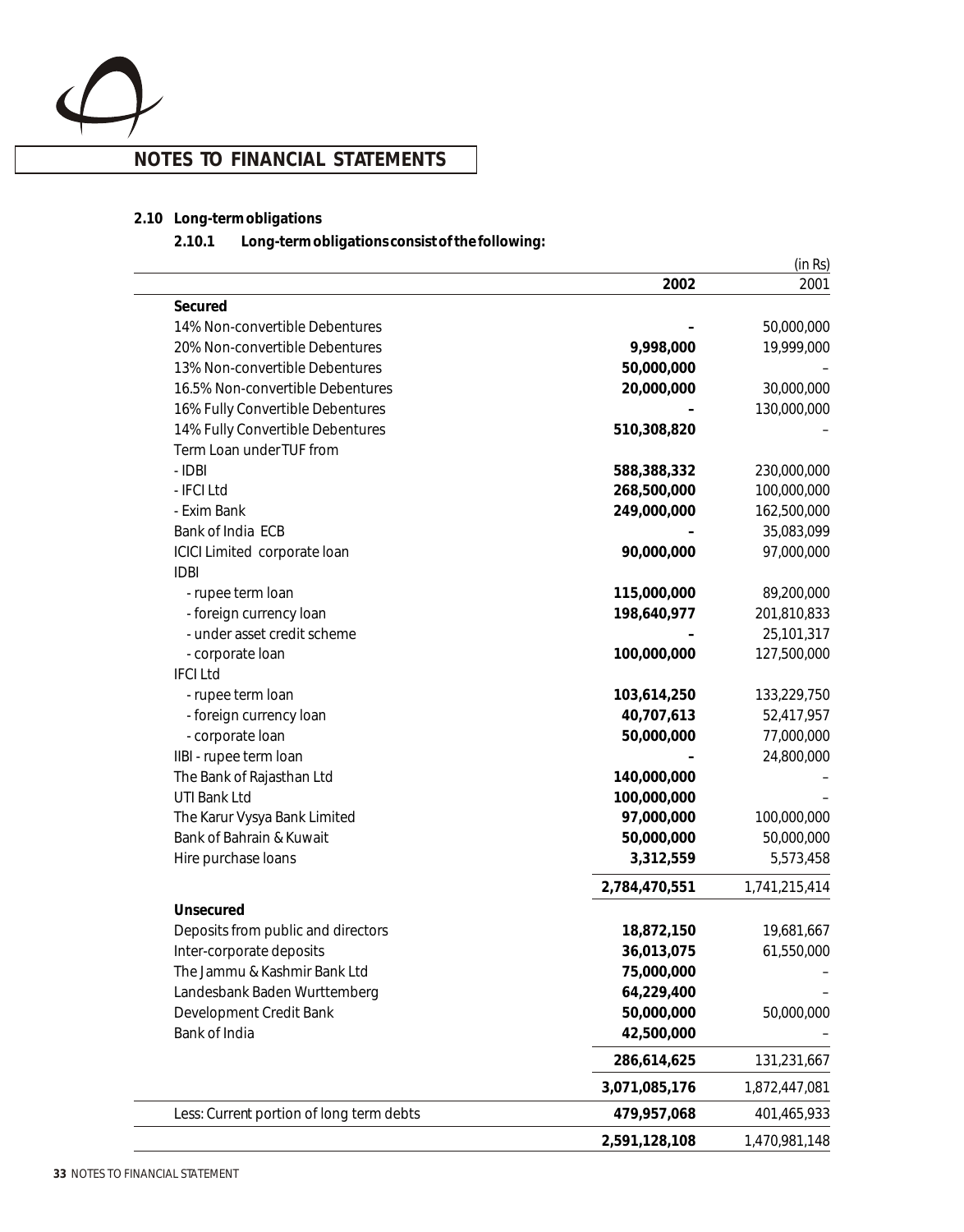## NOTES TO FINANCIAL STATEMENTS

### 2.10 Long-term obligations

#### 2.10.1 Long-term obligations consist of the following:

(in Rs)

| | 2002 | 2001 |
|---|---|---|
| **Secured** | | |
| 14% Non-convertible Debentures | – | 50,000,000 |
| 20% Non-convertible Debentures | **9,998,000** | 19,999,000 |
| 13% Non-convertible Debentures | **50,000,000** | – |
| 16.5% Non-convertible Debentures | **20,000,000** | 30,000,000 |
| 16% Fully Convertible Debentures | – | 130,000,000 |
| 14% Fully Convertible Debentures | **510,308,820** | – |
| Term Loan under TUF from | | |
| - IDBI | **588,388,332** | 230,000,000 |
| - IFCI Ltd | **268,500,000** | 100,000,000 |
| - Exim Bank | **249,000,000** | 162,500,000 |
| Bank of India ECB | – | 35,083,099 |
| ICICI Limited corporate loan | **90,000,000** | 97,000,000 |
| IDBI | | |
| - rupee term loan | **115,000,000** | 89,200,000 |
| - foreign currency loan | **198,640,977** | 201,810,833 |
| - under asset credit scheme | – | 25,101,317 |
| - corporate loan | **100,000,000** | 127,500,000 |
| IFCI Ltd | | |
| - rupee term loan | **103,614,250** | 133,229,750 |
| - foreign currency loan | **40,707,613** | 52,417,957 |
| - corporate loan | **50,000,000** | 77,000,000 |
| IIBI - rupee term loan | – | 24,800,000 |
| The Bank of Rajasthan Ltd | **140,000,000** | – |
| UTI Bank Ltd | **100,000,000** | – |
| The Karur Vysya Bank Limited | **97,000,000** | 100,000,000 |
| Bank of Bahrain & Kuwait | **50,000,000** | 50,000,000 |
| Hire purchase loans | **3,312,559** | 5,573,458 |
| | **2,784,470,551** | 1,741,215,414 |
| **Unsecured** | | |
| Deposits from public and directors | **18,872,150** | 19,681,667 |
| Inter-corporate deposits | **36,013,075** | 61,550,000 |
| The Jammu & Kashmir Bank Ltd | **75,000,000** | – |
| Landesbank Baden Wurttemberg | **64,229,400** | – |
| Development Credit Bank | **50,000,000** | 50,000,000 |
| Bank of India | **42,500,000** | – |
| | **286,614,625** | 131,231,667 |
| | **3,071,085,176** | 1,872,447,081 |
| Less: Current portion of long term debts | **479,957,068** | 401,465,933 |
| | **2,591,128,108** | 1,470,981,148 |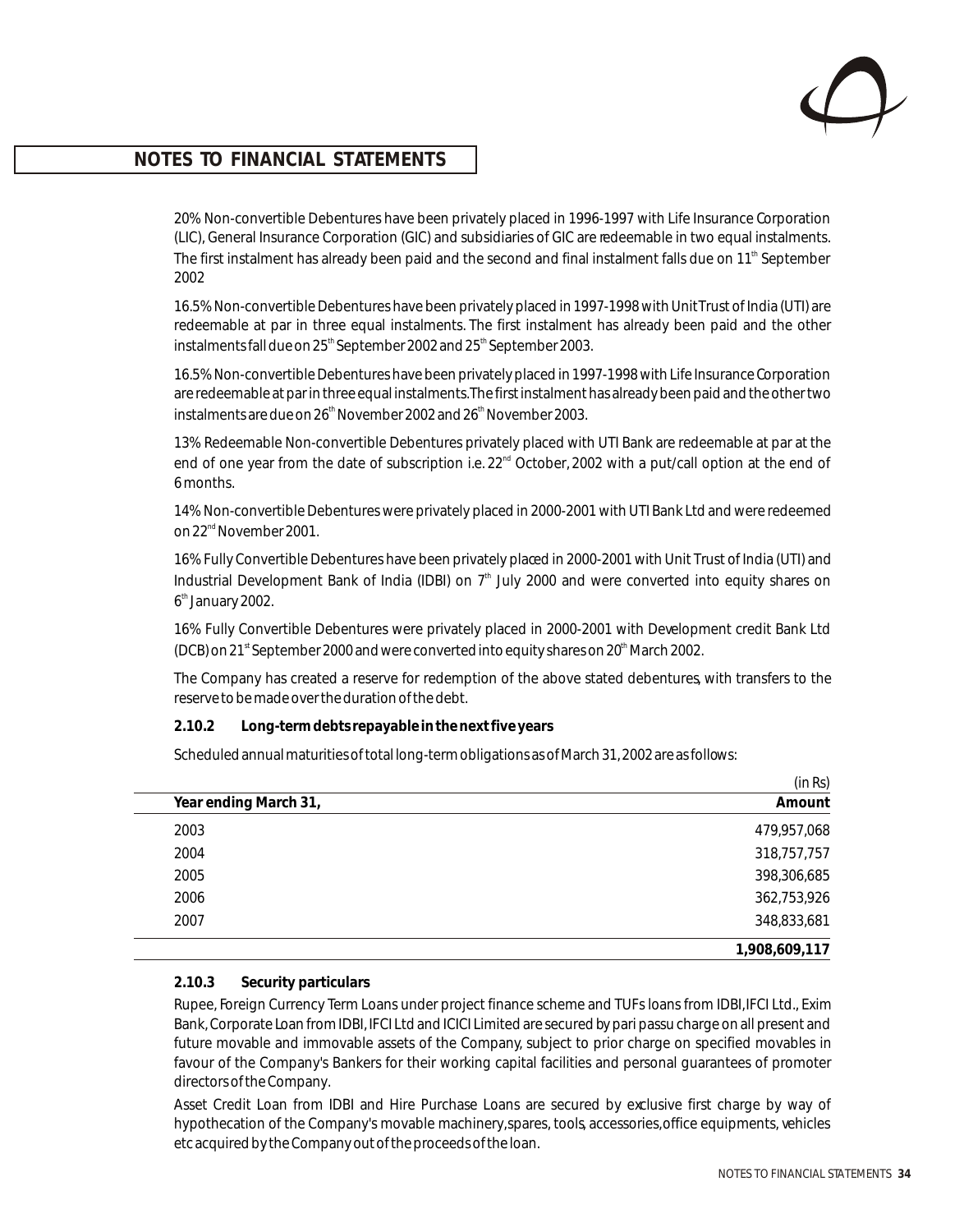## NOTES TO FINANCIAL STATEMENTS

20% Non-convertible Debentures have been privately placed in 1996-1997 with Life Insurance Corporation (LIC), General Insurance Corporation (GIC) and subsidiaries of GIC are redeemable in two equal instalments. The first instalment has already been paid and the second and final instalment falls due on 11th September 2002

16.5% Non-convertible Debentures have been privately placed in 1997-1998 with Unit Trust of India (UTI) are redeemable at par in three equal instalments. The first instalment has already been paid and the other instalments fall due on 25th September 2002 and 25th September 2003.

16.5% Non-convertible Debentures have been privately placed in 1997-1998 with Life Insurance Corporation are redeemable at par in three equal instalments. The first instalment has already been paid and the other two instalments are due on 26th November 2002 and 26th November 2003.

13% Redeemable Non-convertible Debentures privately placed with UTI Bank are redeemable at par at the end of one year from the date of subscription i.e. 22nd October, 2002 with a put/call option at the end of 6 months.

14% Non-convertible Debentures were privately placed in 2000-2001 with UTI Bank Ltd and were redeemed on 22nd November 2001.

16% Fully Convertible Debentures have been privately placed in 2000-2001 with Unit Trust of India (UTI) and Industrial Development Bank of India (IDBI) on 7th July 2000 and were converted into equity shares on 6th January 2002.

16% Fully Convertible Debentures were privately placed in 2000-2001 with Development credit Bank Ltd (DCB) on 21st September 2000 and were converted into equity shares on 20th March 2002.

The Company has created a reserve for redemption of the above stated debentures, with transfers to the reserve to be made over the duration of the debt.

### 2.10.2 Long-term debts repayable in the next five years

Scheduled annual maturities of total long-term obligations as of March 31, 2002 are as follows:

(in Rs)

| Year ending March 31, | Amount |
|---|---|
| 2003 | 479,957,068 |
| 2004 | 318,757,757 |
| 2005 | 398,306,685 |
| 2006 | 362,753,926 |
| 2007 | 348,833,681 |
| | **1,908,609,117** |

### 2.10.3 Security particulars

Rupee, Foreign Currency Term Loans under project finance scheme and TUFs loans from IDBI, IFCI Ltd., Exim Bank, Corporate Loan from IDBI, IFCI Ltd and ICICI Limited are secured by pari passu charge on all present and future movable and immovable assets of the Company, subject to prior charge on specified movables in favour of the Company's Bankers for their working capital facilities and personal guarantees of promoter directors of the Company.

Asset Credit Loan from IDBI and Hire Purchase Loans are secured by exclusive first charge by way of hypothecation of the Company's movable machinery, spares, tools, accessories, office equipments, vehicles etc acquired by the Company out of the proceeds of the loan.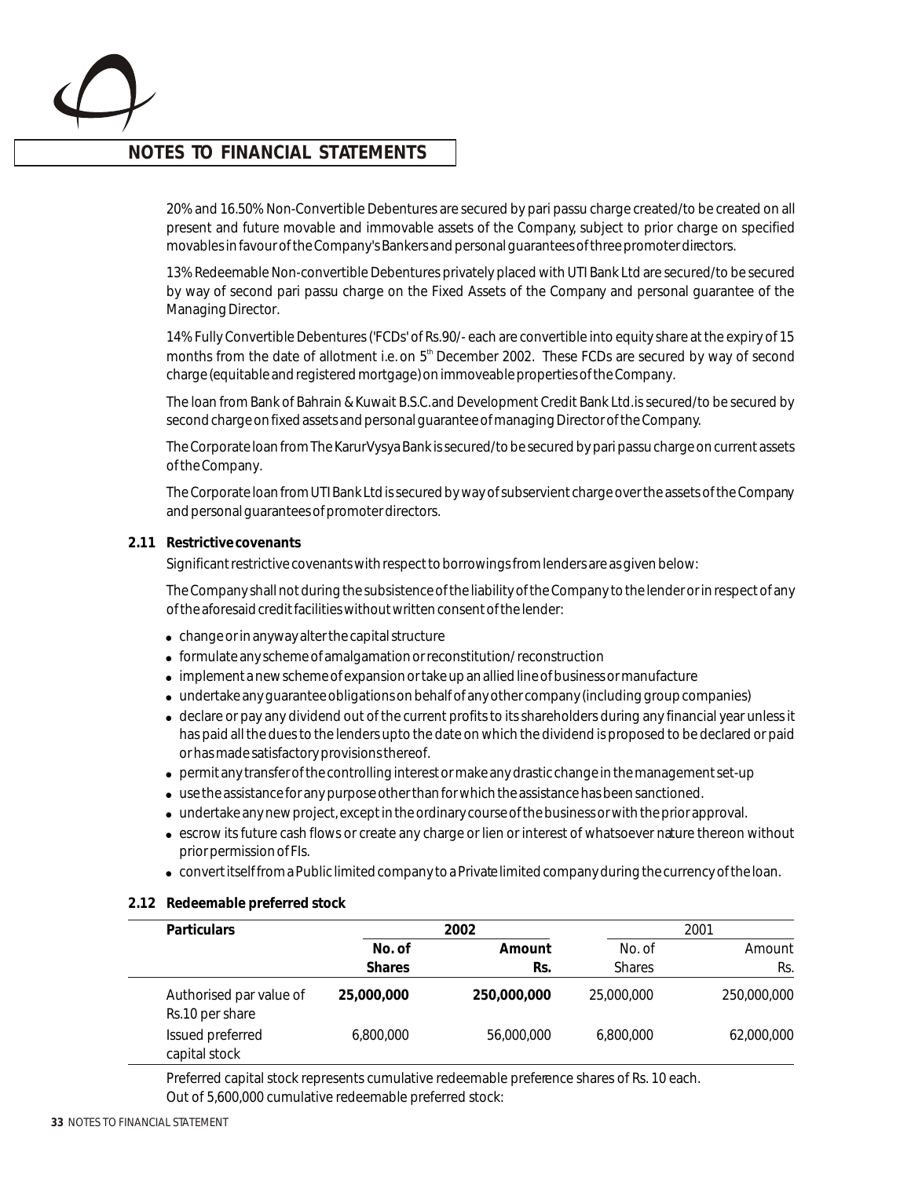## NOTES TO FINANCIAL STATEMENTS

20% and 16.50% Non-Convertible Debentures are secured by pari passu charge created/to be created on all present and future movable and immovable assets of the Company, subject to prior charge on specified movables in favour of the Company's Bankers and personal guarantees of three promoter directors.

13% Redeemable Non-convertible Debentures privately placed with UTI Bank Ltd are secured/to be secured by way of second pari passu charge on the Fixed Assets of the Company and personal guarantee of the Managing Director.

14% Fully Convertible Debentures ('FCDs' of Rs.90/- each are convertible into equity share at the expiry of 15 months from the date of allotment i.e. on 5th December 2002. These FCDs are secured by way of second charge (equitable and registered mortgage) on immoveable properties of the Company.

The loan from Bank of Bahrain & Kuwait B.S.C.and Development Credit Bank Ltd.is secured/to be secured by second charge on fixed assets and personal guarantee of managing Director of the Company.

The Corporate loan from The KarurVysya Bank is secured/to be secured by pari passu charge on current assets of the Company.

The Corporate loan from UTI Bank Ltd is secured by way of subservient charge over the assets of the Company and personal guarantees of promoter directors.

**2.11 Restrictive covenants**

Significant restrictive covenants with respect to borrowings from lenders are as given below:

The Company shall not during the subsistence of the liability of the Company to the lender or in respect of any of the aforesaid credit facilities without written consent of the lender:

- change or in anyway alter the capital structure
- formulate any scheme of amalgamation or reconstitution/ reconstruction
- implement a new scheme of expansion or take up an allied line of business or manufacture
- undertake any guarantee obligations on behalf of any other company (including group companies)
- declare or pay any dividend out of the current profits to its shareholders during any financial year unless it has paid all the dues to the lenders upto the date on which the dividend is proposed to be declared or paid or has made satisfactory provisions thereof.
- permit any transfer of the controlling interest or make any drastic change in the management set-up
- use the assistance for any purpose other than for which the assistance has been sanctioned.
- undertake any new project, except in the ordinary course of the business or with the prior approval.
- escrow its future cash flows or create any charge or lien or interest of whatsoever nature thereon without prior permission of FIs.
- convert itself from a Public limited company to a Private limited company during the currency of the loan.

**2.12 Redeemable preferred stock**

| Particulars | 2002 | | 2001 | |
|---|---|---|---|---|
| | **No. of Shares** | **Amount Rs.** | No. of Shares | Amount Rs. |
| Authorised par value of Rs.10 per share | **25,000,000** | **250,000,000** | 25,000,000 | 250,000,000 |
| Issued preferred capital stock | 6,800,000 | 56,000,000 | 6,800,000 | 62,000,000 |

Preferred capital stock represents cumulative redeemable preference shares of Rs. 10 each.

Out of 5,600,000 cumulative redeemable preferred stock: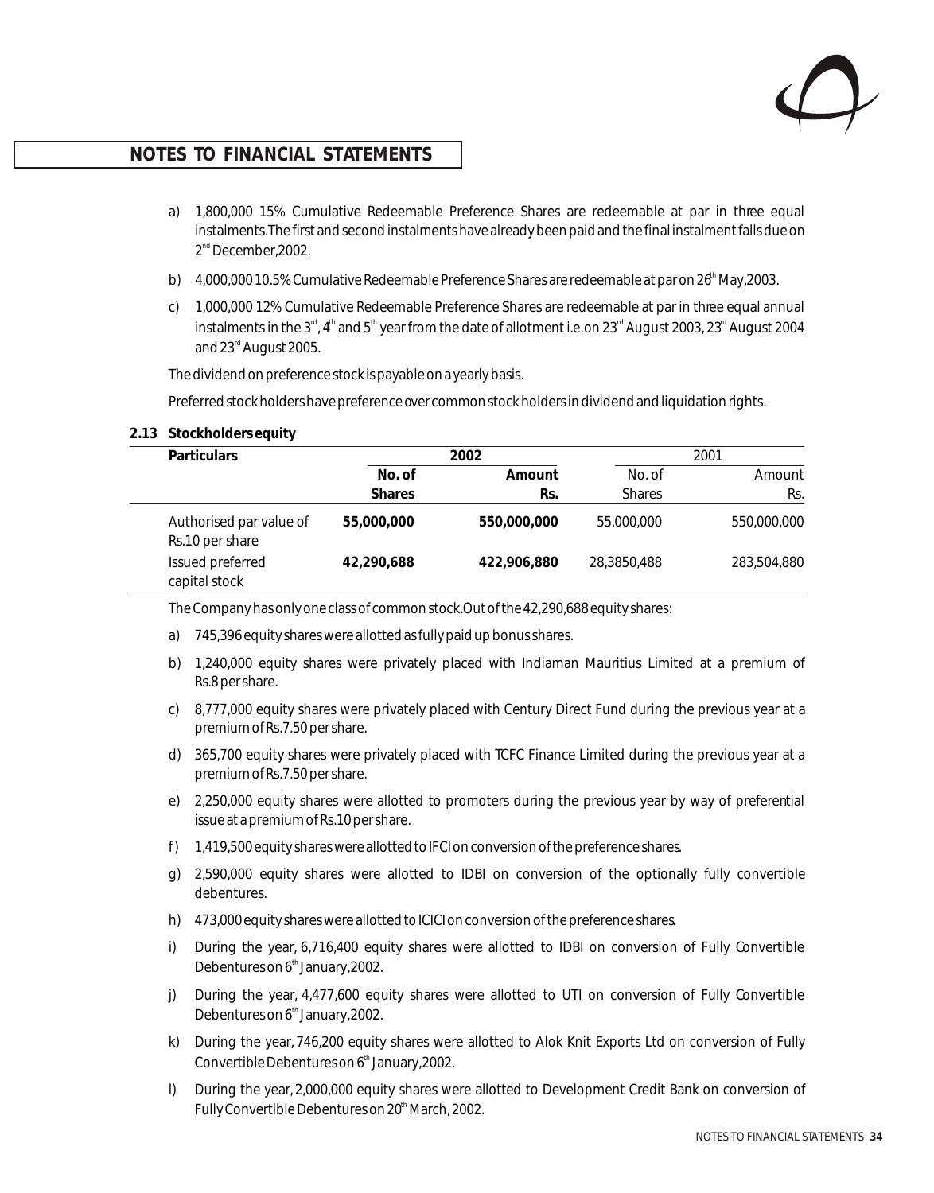## NOTES TO FINANCIAL STATEMENTS

a) 1,800,000 15% Cumulative Redeemable Preference Shares are redeemable at par in three equal instalments.The first and second instalments have already been paid and the final instalment falls due on 2nd December,2002.

b) 4,000,000 10.5% Cumulative Redeemable Preference Shares are redeemable at par on 26th May,2003.

c) 1,000,000 12% Cumulative Redeemable Preference Shares are redeemable at par in three equal annual instalments in the 3rd, 4th and 5th year from the date of allotment i.e.on 23rd August 2003, 23rd August 2004 and 23rd August 2005.

The dividend on preference stock is payable on a yearly basis.

Preferred stock holders have preference over common stock holders in dividend and liquidation rights.

### 2.13 Stockholders equity

| Particulars | 2002 | | 2001 | |
|---|---|---|---|---|
| | **No. of Shares** | **Amount Rs.** | No. of Shares | Amount Rs. |
| Authorised par value of Rs.10 per share | **55,000,000** | **550,000,000** | 55,000,000 | 550,000,000 |
| Issued preferred capital stock | **42,290,688** | **422,906,880** | 28,3850,488 | 283,504,880 |

The Company has only one class of common stock.Out of the 42,290,688 equity shares:

a) 745,396 equity shares were allotted as fully paid up bonus shares.

b) 1,240,000 equity shares were privately placed with Indiaman Mauritius Limited at a premium of Rs.8 per share.

c) 8,777,000 equity shares were privately placed with Century Direct Fund during the previous year at a premium of Rs.7.50 per share.

d) 365,700 equity shares were privately placed with TCFC Finance Limited during the previous year at a premium of Rs.7.50 per share.

e) 2,250,000 equity shares were allotted to promoters during the previous year by way of preferential issue at a premium of Rs.10 per share.

f) 1,419,500 equity shares were allotted to IFCI on conversion of the preference shares.

g) 2,590,000 equity shares were allotted to IDBI on conversion of the optionally fully convertible debentures.

h) 473,000 equity shares were allotted to ICICI on conversion of the preference shares.

i) During the year, 6,716,400 equity shares were allotted to IDBI on conversion of Fully Convertible Debentures on 6th January,2002.

j) During the year, 4,477,600 equity shares were allotted to UTI on conversion of Fully Convertible Debentures on 6th January,2002.

k) During the year, 746,200 equity shares were allotted to Alok Knit Exports Ltd on conversion of Fully Convertible Debentures on 6th January,2002.

l) During the year, 2,000,000 equity shares were allotted to Development Credit Bank on conversion of Fully Convertible Debentures on 20th March, 2002.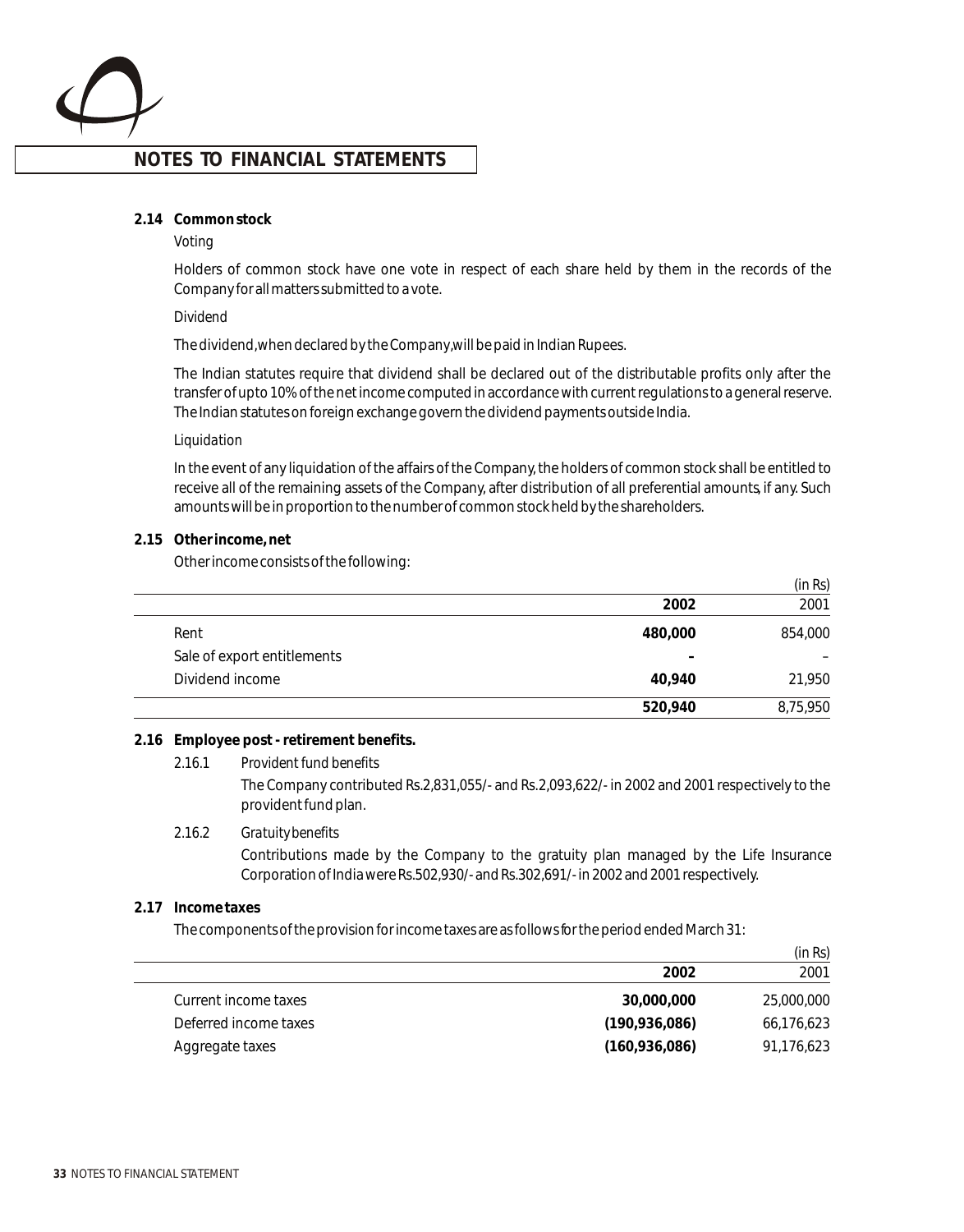## NOTES TO FINANCIAL STATEMENTS

**2.14 Common stock**

*Voting*

Holders of common stock have one vote in respect of each share held by them in the records of the Company for all matters submitted to a vote.

*Dividend*

The dividend, when declared by the Company, will be paid in Indian Rupees.

The Indian statutes require that dividend shall be declared out of the distributable profits only after the transfer of upto 10% of the net income computed in accordance with current regulations to a general reserve. The Indian statutes on foreign exchange govern the dividend payments outside India.

*Liquidation*

In the event of any liquidation of the affairs of the Company, the holders of common stock shall be entitled to receive all of the remaining assets of the Company, after distribution of all preferential amounts, if any. Such amounts will be in proportion to the number of common stock held by the shareholders.

**2.15 Other income, net**

Other income consists of the following:

| | | (in Rs) |
|---|---|---|
| | **2002** | 2001 |
| Rent | **480,000** | 854,000 |
| Sale of export entitlements | **–** | – |
| Dividend income | **40,940** | 21,950 |
| | **520,940** | 8,75,950 |

**2.16 Employee post - retirement benefits.**

2.16.1 *Provident fund benefits*

The Company contributed Rs.2,831,055/- and Rs.2,093,622/- in 2002 and 2001 respectively to the provident fund plan.

2.16.2 *Gratuity benefits*

Contributions made by the Company to the gratuity plan managed by the Life Insurance Corporation of India were Rs.502,930/- and Rs.302,691/- in 2002 and 2001 respectively.

**2.17 Income taxes**

The components of the provision for income taxes are as follows for the period ended March 31:

| | | (in Rs) |
|---|---|---|
| | **2002** | 2001 |
| Current income taxes | **30,000,000** | 25,000,000 |
| Deferred income taxes | **(190,936,086)** | 66,176,623 |
| Aggregate taxes | **(160,936,086)** | 91,176,623 |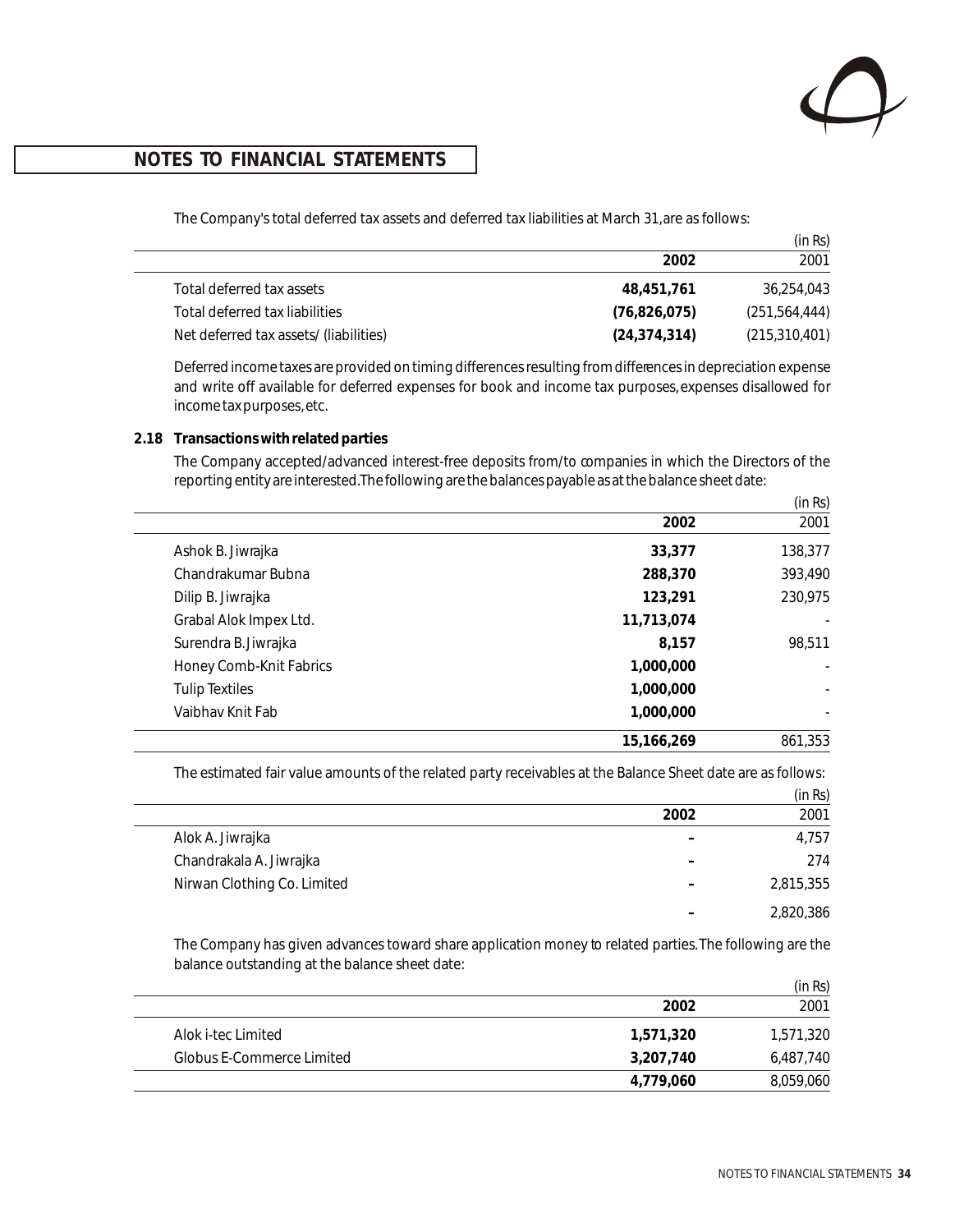## NOTES TO FINANCIAL STATEMENTS

The Company's total deferred tax assets and deferred tax liabilities at March 31, are as follows:

| | 2002 | 2001 |
|---|---|---|
| | | (in Rs) |
| Total deferred tax assets | **48,451,761** | 36,254,043 |
| Total deferred tax liabilities | **(76,826,075)** | (251,564,444) |
| Net deferred tax assets/ (liabilities) | **(24,374,314)** | (215,310,401) |

Deferred income taxes are provided on timing differences resulting from differences in depreciation expense and write off available for deferred expenses for book and income tax purposes, expenses disallowed for income tax purposes, etc.

**2.18 Transactions with related parties**

The Company accepted/advanced interest-free deposits from/to companies in which the Directors of the reporting entity are interested. The following are the balances payable as at the balance sheet date:

| | 2002 | 2001 |
|---|---|---|
| | | (in Rs) |
| Ashok B. Jiwrajka | **33,377** | 138,377 |
| Chandrakumar Bubna | **288,370** | 393,490 |
| Dilip B. Jiwrajka | **123,291** | 230,975 |
| Grabal Alok Impex Ltd. | **11,713,074** | - |
| Surendra B. Jiwrajka | **8,157** | 98,511 |
| Honey Comb-Knit Fabrics | **1,000,000** | - |
| Tulip Textiles | **1,000,000** | - |
| Vaibhav Knit Fab | **1,000,000** | - |
| | **15,166,269** | 861,353 |

The estimated fair value amounts of the related party receivables at the Balance Sheet date are as follows:

| | 2002 | 2001 |
|---|---|---|
| | | (in Rs) |
| Alok A. Jiwrajka | – | 4,757 |
| Chandrakala A. Jiwrajka | – | 274 |
| Nirwan Clothing Co. Limited | – | 2,815,355 |
| | – | 2,820,386 |

The Company has given advances toward share application money to related parties. The following are the balance outstanding at the balance sheet date:

| | 2002 | 2001 |
|---|---|---|
| | | (in Rs) |
| Alok i-tec Limited | **1,571,320** | 1,571,320 |
| Globus E-Commerce Limited | **3,207,740** | 6,487,740 |
| | **4,779,060** | 8,059,060 |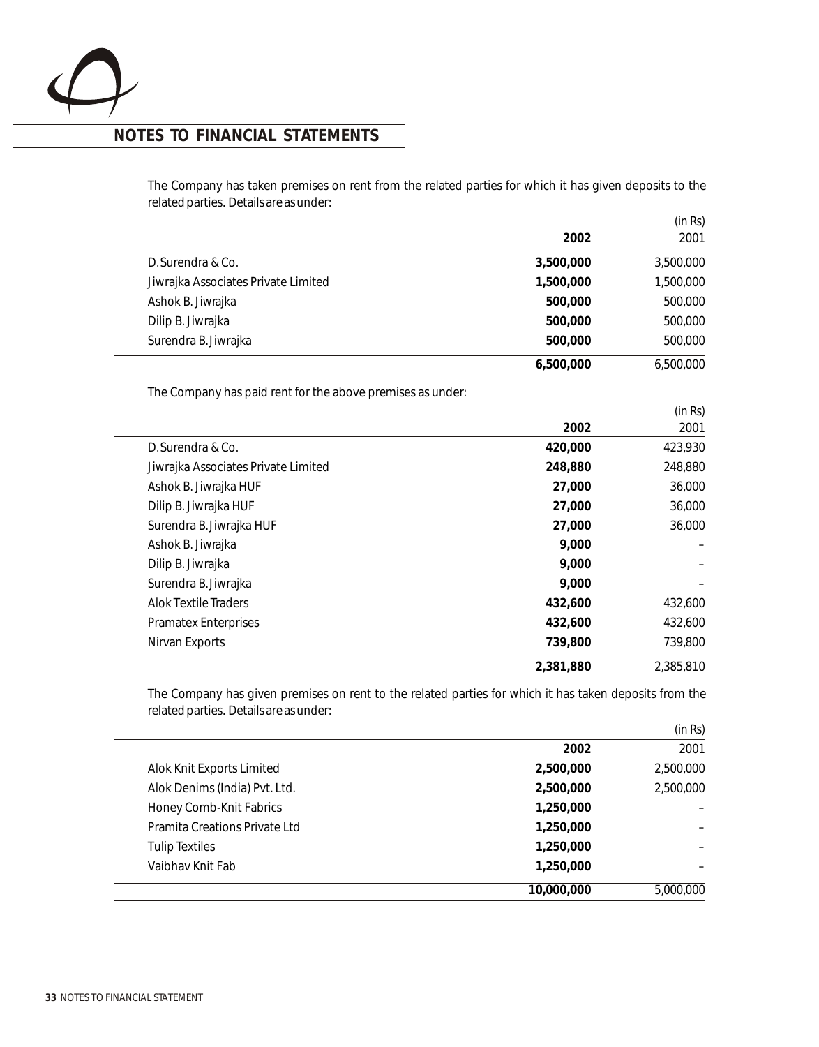## NOTES TO FINANCIAL STATEMENTS

The Company has taken premises on rent from the related parties for which it has given deposits to the related parties. Details are as under:

| | 2002 | 2001 |
|---|---|---|
| | | (in Rs) |
| D.Surendra & Co. | **3,500,000** | 3,500,000 |
| Jiwrajka Associates Private Limited | **1,500,000** | 1,500,000 |
| Ashok B. Jiwrajka | **500,000** | 500,000 |
| Dilip B. Jiwrajka | **500,000** | 500,000 |
| Surendra B.Jiwrajka | **500,000** | 500,000 |
| | **6,500,000** | 6,500,000 |

The Company has paid rent for the above premises as under:

| | 2002 | 2001 |
|---|---|---|
| | | (in Rs) |
| D.Surendra & Co. | **420,000** | 423,930 |
| Jiwrajka Associates Private Limited | **248,880** | 248,880 |
| Ashok B. Jiwrajka HUF | **27,000** | 36,000 |
| Dilip B. Jiwrajka HUF | **27,000** | 36,000 |
| Surendra B.Jiwrajka HUF | **27,000** | 36,000 |
| Ashok B. Jiwrajka | **9,000** | – |
| Dilip B. Jiwrajka | **9,000** | – |
| Surendra B.Jiwrajka | **9,000** | – |
| Alok Textile Traders | **432,600** | 432,600 |
| Pramatex Enterprises | **432,600** | 432,600 |
| Nirvan Exports | **739,800** | 739,800 |
| | **2,381,880** | 2,385,810 |

The Company has given premises on rent to the related parties for which it has taken deposits from the related parties. Details are as under:

| | 2002 | 2001 |
|---|---|---|
| | | (in Rs) |
| Alok Knit Exports Limited | **2,500,000** | 2,500,000 |
| Alok Denims (India) Pvt. Ltd. | **2,500,000** | 2,500,000 |
| Honey Comb-Knit Fabrics | **1,250,000** | – |
| Pramita Creations Private Ltd | **1,250,000** | – |
| Tulip Textiles | **1,250,000** | – |
| Vaibhav Knit Fab | **1,250,000** | – |
| | **10,000,000** | 5,000,000 |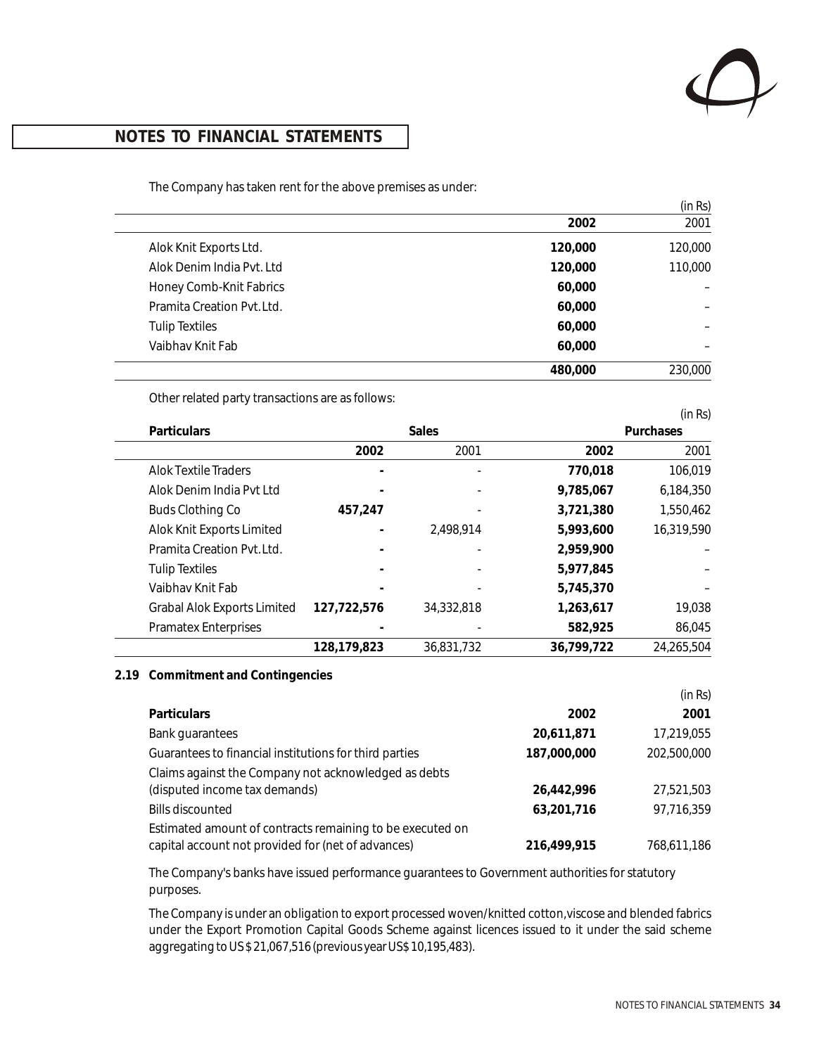## NOTES TO FINANCIAL STATEMENTS

The Company has taken rent for the above premises as under:

(in Rs)

| | 2002 | 2001 |
|---|---|---|
| Alok Knit Exports Ltd. | **120,000** | 120,000 |
| Alok Denim India Pvt. Ltd | **120,000** | 110,000 |
| Honey Comb-Knit Fabrics | **60,000** | – |
| Pramita Creation Pvt. Ltd. | **60,000** | – |
| Tulip Textiles | **60,000** | – |
| Vaibhav Knit Fab | **60,000** | – |
| | **480,000** | 230,000 |

Other related party transactions are as follows:

(in Rs)

| **Particulars** | **Sales** | | **Purchases** | |
|---|---|---|---|---|
| | **2002** | 2001 | **2002** | 2001 |
| Alok Textile Traders | **-** | - | **770,018** | 106,019 |
| Alok Denim India Pvt Ltd | **-** | - | **9,785,067** | 6,184,350 |
| Buds Clothing Co | **457,247** | - | **3,721,380** | 1,550,462 |
| Alok Knit Exports Limited | **-** | 2,498,914 | **5,993,600** | 16,319,590 |
| Pramita Creation Pvt. Ltd. | **-** | - | **2,959,900** | – |
| Tulip Textiles | **-** | - | **5,977,845** | – |
| Vaibhav Knit Fab | **-** | - | **5,745,370** | – |
| Grabal Alok Exports Limited | **127,722,576** | 34,332,818 | **1,263,617** | 19,038 |
| Pramatex Enterprises | **-** | - | **582,925** | 86,045 |
| | **128,179,823** | 36,831,732 | **36,799,722** | 24,265,504 |

### 2.19 Commitment and Contingencies

(in Rs)

| **Particulars** | **2002** | **2001** |
|---|---|---|
| Bank guarantees | **20,611,871** | 17,219,055 |
| Guarantees to financial institutions for third parties | **187,000,000** | 202,500,000 |
| Claims against the Company not acknowledged as debts (disputed income tax demands) | **26,442,996** | 27,521,503 |
| Bills discounted | **63,201,716** | 97,716,359 |
| Estimated amount of contracts remaining to be executed on capital account not provided for (net of advances) | **216,499,915** | 768,611,186 |

The Company's banks have issued performance guarantees to Government authorities for statutory purposes.

The Company is under an obligation to export processed woven/knitted cotton, viscose and blended fabrics under the Export Promotion Capital Goods Scheme against licences issued to it under the said scheme aggregating to US $ 21,067,516 (previous year US$ 10,195,483).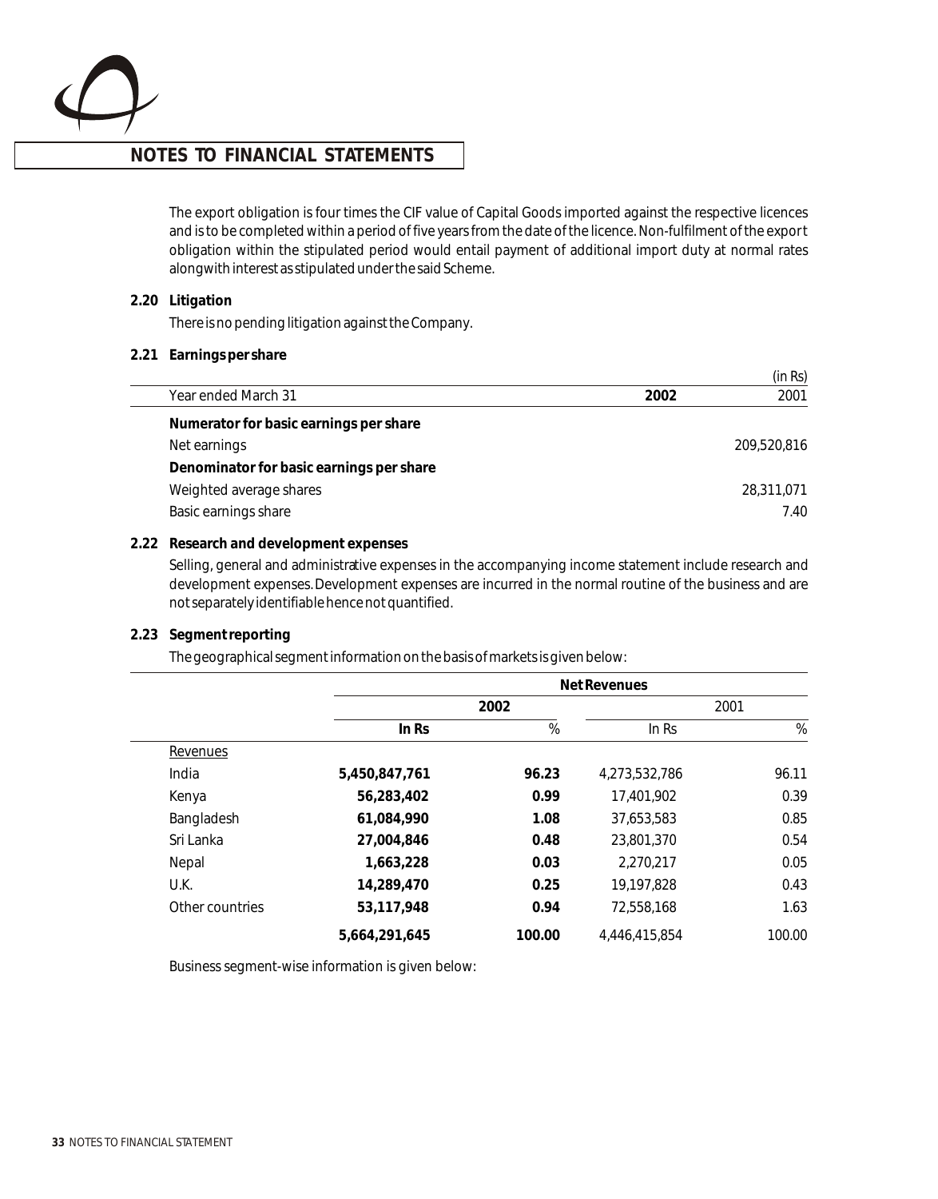## NOTES TO FINANCIAL STATEMENTS

The export obligation is four times the CIF value of Capital Goods imported against the respective licences and is to be completed within a period of five years from the date of the licence. Non-fulfilment of the export obligation within the stipulated period would entail payment of additional import duty at normal rates alongwith interest as stipulated under the said Scheme.

**2.20 Litigation**

There is no pending litigation against the Company.

**2.21 Earnings per share**

(in Rs)

| Year ended March 31 | **2002** | 2001 |
|---|---|---|
| **Numerator for basic earnings per share** | | |
| Net earnings | | 209,520,816 |
| **Denominator for basic earnings per share** | | |
| Weighted average shares | | 28,311,071 |
| Basic earnings share | | 7.40 |

**2.22 Research and development expenses**

Selling, general and administrative expenses in the accompanying income statement include research and development expenses. Development expenses are incurred in the normal routine of the business and are not separately identifiable hence not quantified.

**2.23 Segment reporting**

The geographical segment information on the basis of markets is given below:

| | **Net Revenues** | | | |
|---|---|---|---|---|
| | **2002** | | 2001 | |
| | **In Rs** | **%** | In Rs | % |
| Revenues | | | | |
| India | **5,450,847,761** | **96.23** | 4,273,532,786 | 96.11 |
| Kenya | **56,283,402** | **0.99** | 17,401,902 | 0.39 |
| Bangladesh | **61,084,990** | **1.08** | 37,653,583 | 0.85 |
| Sri Lanka | **27,004,846** | **0.48** | 23,801,370 | 0.54 |
| Nepal | **1,663,228** | **0.03** | 2,270,217 | 0.05 |
| U.K. | **14,289,470** | **0.25** | 19,197,828 | 0.43 |
| Other countries | **53,117,948** | **0.94** | 72,558,168 | 1.63 |
| | **5,664,291,645** | **100.00** | 4,446,415,854 | 100.00 |

Business segment-wise information is given below: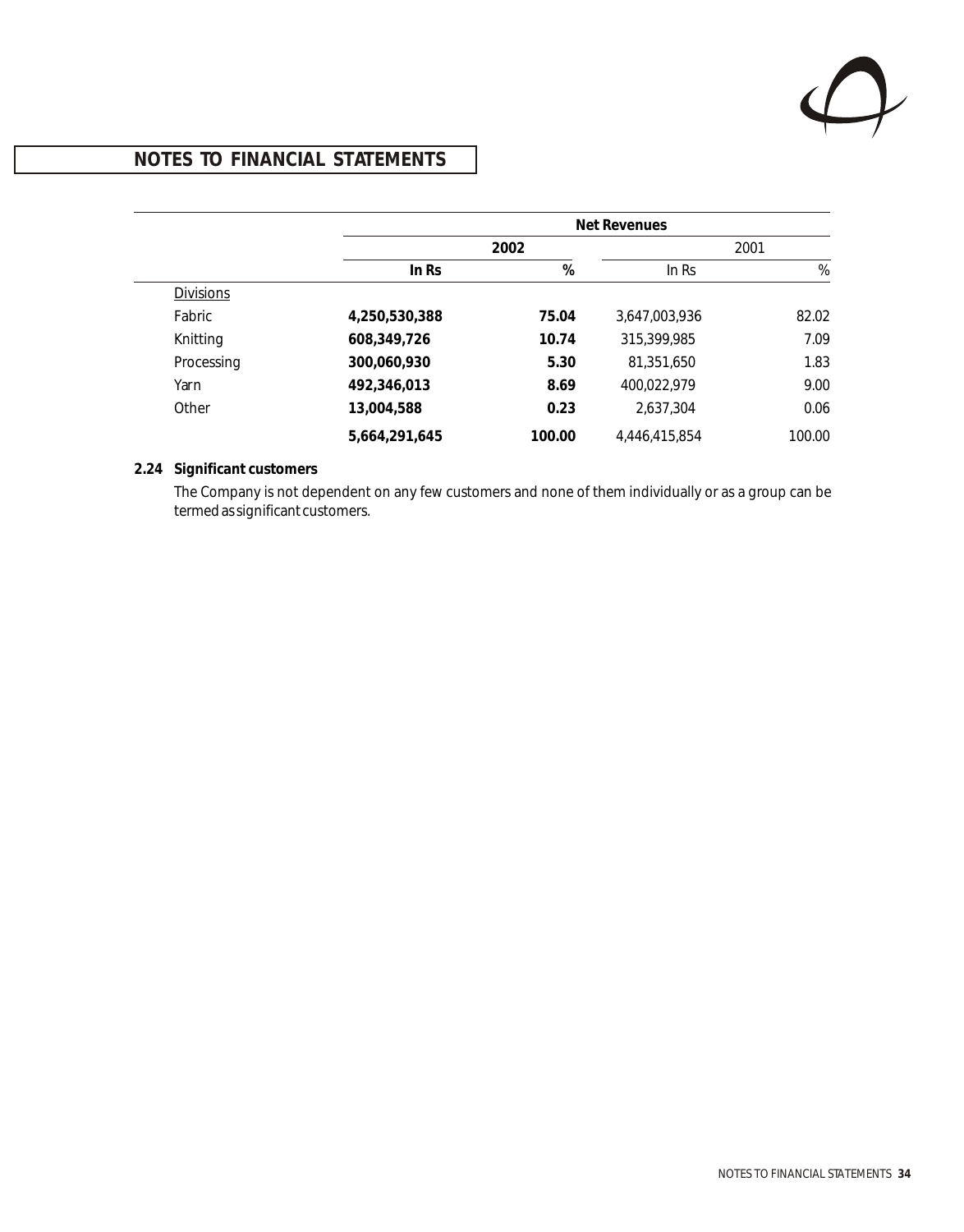## NOTES TO FINANCIAL STATEMENTS

| | Net Revenues | | | |
|---|---|---|---|---|
| | **2002** | | 2001 | |
| | **In Rs** | **%** | In Rs | % |
| Divisions | | | | |
| Fabric | **4,250,530,388** | **75.04** | 3,647,003,936 | 82.02 |
| Knitting | **608,349,726** | **10.74** | 315,399,985 | 7.09 |
| Processing | **300,060,930** | **5.30** | 81,351,650 | 1.83 |
| Yarn | **492,346,013** | **8.69** | 400,022,979 | 9.00 |
| Other | **13,004,588** | **0.23** | 2,637,304 | 0.06 |
| | **5,664,291,645** | **100.00** | 4,446,415,854 | 100.00 |

**2.24 Significant customers**

The Company is not dependent on any few customers and none of them individually or as a group can be termed as significant customers.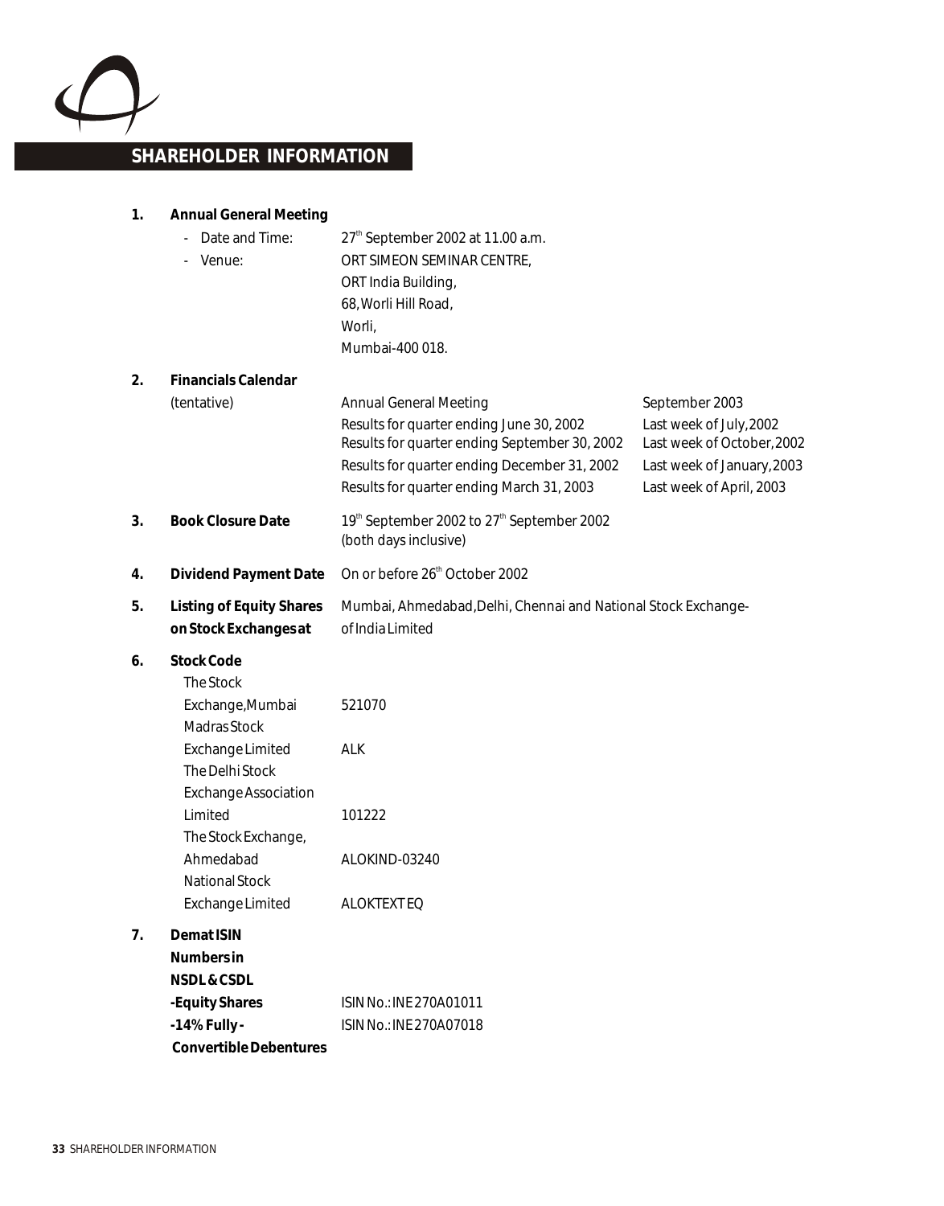# SHAREHOLDER INFORMATION

**1. Annual General Meeting**

- Date and Time: 27th September 2002 at 11.00 a.m.
- Venue: ORT SIMEON SEMINAR CENTRE,
  ORT India Building,
  68, Worli Hill Road,
  Worli,
  Mumbai-400 018.

**2. Financials Calendar**

(tentative)

| | |
|---|---|
| Annual General Meeting | September 2003 |
| Results for quarter ending June 30, 2002 | Last week of July, 2002 |
| Results for quarter ending September 30, 2002 | Last week of October, 2002 |
| Results for quarter ending December 31, 2002 | Last week of January, 2003 |
| Results for quarter ending March 31, 2003 | Last week of April, 2003 |

**3. Book Closure Date** 19th September 2002 to 27th September 2002 (both days inclusive)

**4. Dividend Payment Date** On or before 26th October 2002

**5. Listing of Equity Shares on Stock Exchanges at** Mumbai, Ahmedabad, Delhi, Chennai and National Stock Exchange of India Limited

**6. Stock Code**

| | |
|---|---|
| The Stock Exchange, Mumbai | 521070 |
| Madras Stock Exchange Limited | ALK |
| The Delhi Stock Exchange Association Limited | 101222 |
| The Stock Exchange, Ahmedabad | ALOKIND-03240 |
| National Stock Exchange Limited | ALOKTEXT EQ |

**7. Demat ISIN Numbers in NSDL & CSDL**

| | |
|---|---|
| **-Equity Shares** | ISIN No.: INE 270A01011 |
| **-14% Fully - Convertible Debentures** | ISIN No.: INE 270A07018 |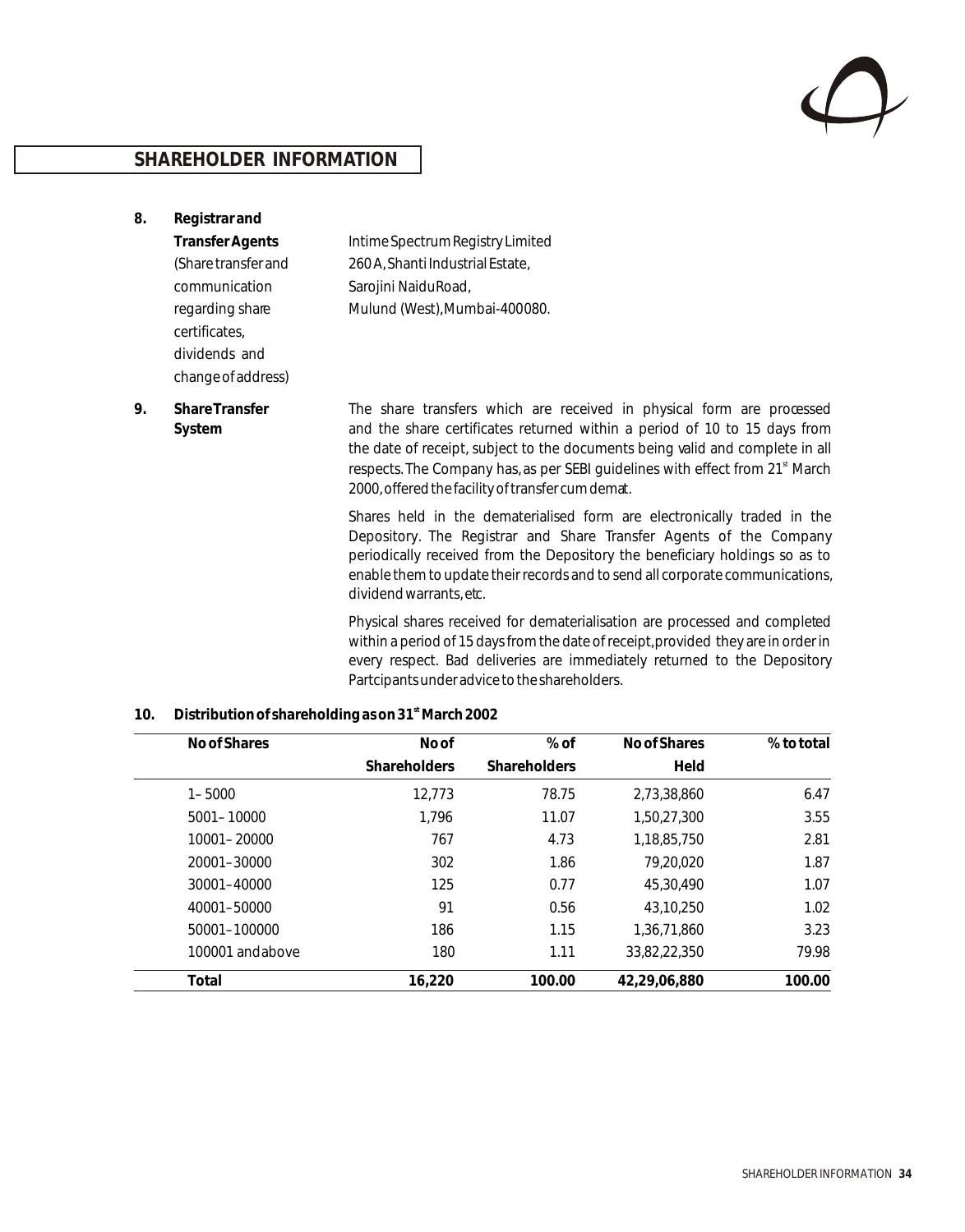## SHAREHOLDER INFORMATION

**8. Registrar and Transfer Agents** (Share transfer and communication regarding share certificates, dividends and change of address)

Intime Spectrum Registry Limited
260 A, Shanti Industrial Estate,
Sarojini Naidu Road,
Mulund (West), Mumbai-400080.

**9. Share Transfer System**

The share transfers which are received in physical form are processed and the share certificates returned within a period of 10 to 15 days from the date of receipt, subject to the documents being valid and complete in all respects. The Company has, as per SEBI guidelines with effect from 21st March 2000, offered the facility of transfer cum demat.

Shares held in the dematerialised form are electronically traded in the Depository. The Registrar and Share Transfer Agents of the Company periodically received from the Depository the beneficiary holdings so as to enable them to update their records and to send all corporate communications, dividend warrants, etc.

Physical shares received for dematerialisation are processed and completed within a period of 15 days from the date of receipt, provided they are in order in every respect. Bad deliveries are immediately returned to the Depository Partcipants under advice to the shareholders.

**10. Distribution of shareholding as on 31st March 2002**

| No of Shares | No of Shareholders | % of Shareholders | No of Shares Held | % to total |
|---|---|---|---|---|
| 1 – 5000 | 12,773 | 78.75 | 2,73,38,860 | 6.47 |
| 5001 – 10000 | 1,796 | 11.07 | 1,50,27,300 | 3.55 |
| 10001 – 20000 | 767 | 4.73 | 1,18,85,750 | 2.81 |
| 20001 – 30000 | 302 | 1.86 | 79,20,020 | 1.87 |
| 30001 – 40000 | 125 | 0.77 | 45,30,490 | 1.07 |
| 40001 – 50000 | 91 | 0.56 | 43,10,250 | 1.02 |
| 50001 – 100000 | 186 | 1.15 | 1,36,71,860 | 3.23 |
| 100001 and above | 180 | 1.11 | 33,82,22,350 | 79.98 |
| **Total** | **16,220** | **100.00** | **42,29,06,880** | **100.00** |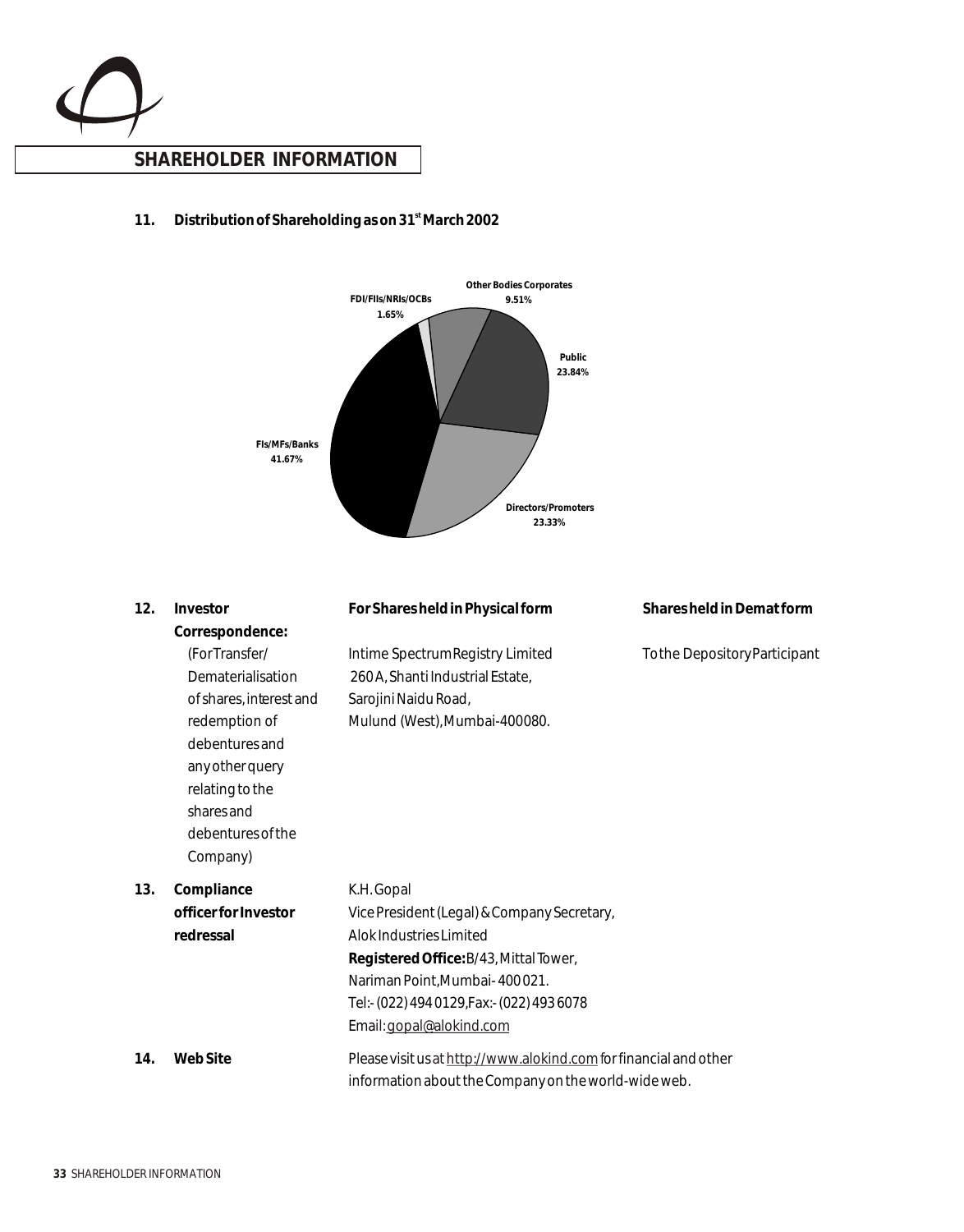## SHAREHOLDER INFORMATION

**11. Distribution of Shareholding as on 31st March 2002**

| Category | Percentage |
|---|---|
| FIs/MFs/Banks | 41.67% |
| FDI/FIIs/NRIs/OCBs | 1.65% |
| Other Bodies Corporates | 9.51% |
| Public | 23.84% |
| Directors/Promoters | 23.33% |

| | | For Shares held in Physical form | Shares held in Demat form |
|---|---|---|---|
| **12.** | **Investor Correspondence:** (For Transfer/ Dematerialisation of shares, interest and redemption of debentures and any other query relating to the shares and debentures of the Company) | Intime Spectrum Registry Limited<br>260 A, Shanti Industrial Estate,<br>Sarojini Naidu Road,<br>Mulund (West), Mumbai-400080. | To the Depository Participant |
| **13.** | **Compliance officer for Investor redressal** | K.H. Gopal<br>Vice President (Legal) & Company Secretary,<br>Alok Industries Limited<br>**Registered Office:** B/43, Mittal Tower,<br>Nariman Point, Mumbai- 400 021.<br>Tel:- (022) 494 0129, Fax:- (022) 493 6078<br>Email: gopal@alokind.com | |
| **14.** | **Web Site** | Please visit us at http://www.alokind.com for financial and other information about the Company on the world-wide web. | |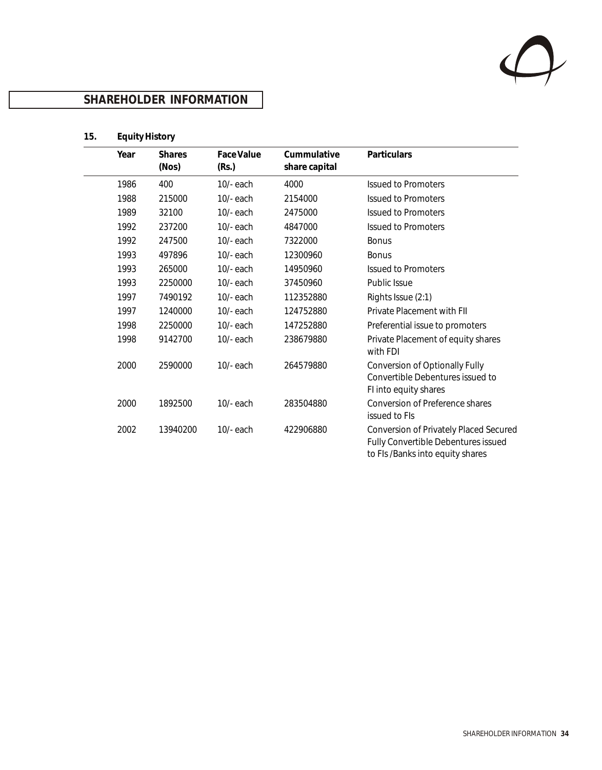## SHAREHOLDER INFORMATION

**15. Equity History**

| Year | Shares (Nos) | Face Value (Rs.) | Cummulative share capital | Particulars |
|---|---|---|---|---|
| 1986 | 400 | 10/- each | 4000 | Issued to Promoters |
| 1988 | 215000 | 10/- each | 2154000 | Issued to Promoters |
| 1989 | 32100 | 10/- each | 2475000 | Issued to Promoters |
| 1992 | 237200 | 10/- each | 4847000 | Issued to Promoters |
| 1992 | 247500 | 10/- each | 7322000 | Bonus |
| 1993 | 497896 | 10/- each | 12300960 | Bonus |
| 1993 | 265000 | 10/- each | 14950960 | Issued to Promoters |
| 1993 | 2250000 | 10/- each | 37450960 | Public Issue |
| 1997 | 7490192 | 10/- each | 112352880 | Rights Issue (2:1) |
| 1997 | 1240000 | 10/- each | 124752880 | Private Placement with FII |
| 1998 | 2250000 | 10/- each | 147252880 | Preferential issue to promoters |
| 1998 | 9142700 | 10/- each | 238679880 | Private Placement of equity shares with FDI |
| 2000 | 2590000 | 10/- each | 264579880 | Conversion of Optionally Fully Convertible Debentures issued to FI into equity shares |
| 2000 | 1892500 | 10/- each | 283504880 | Conversion of Preference shares issued to FIs |
| 2002 | 13940200 | 10/- each | 422906880 | Conversion of Privately Placed Secured Fully Convertible Debentures issued to FIs /Banks into equity shares |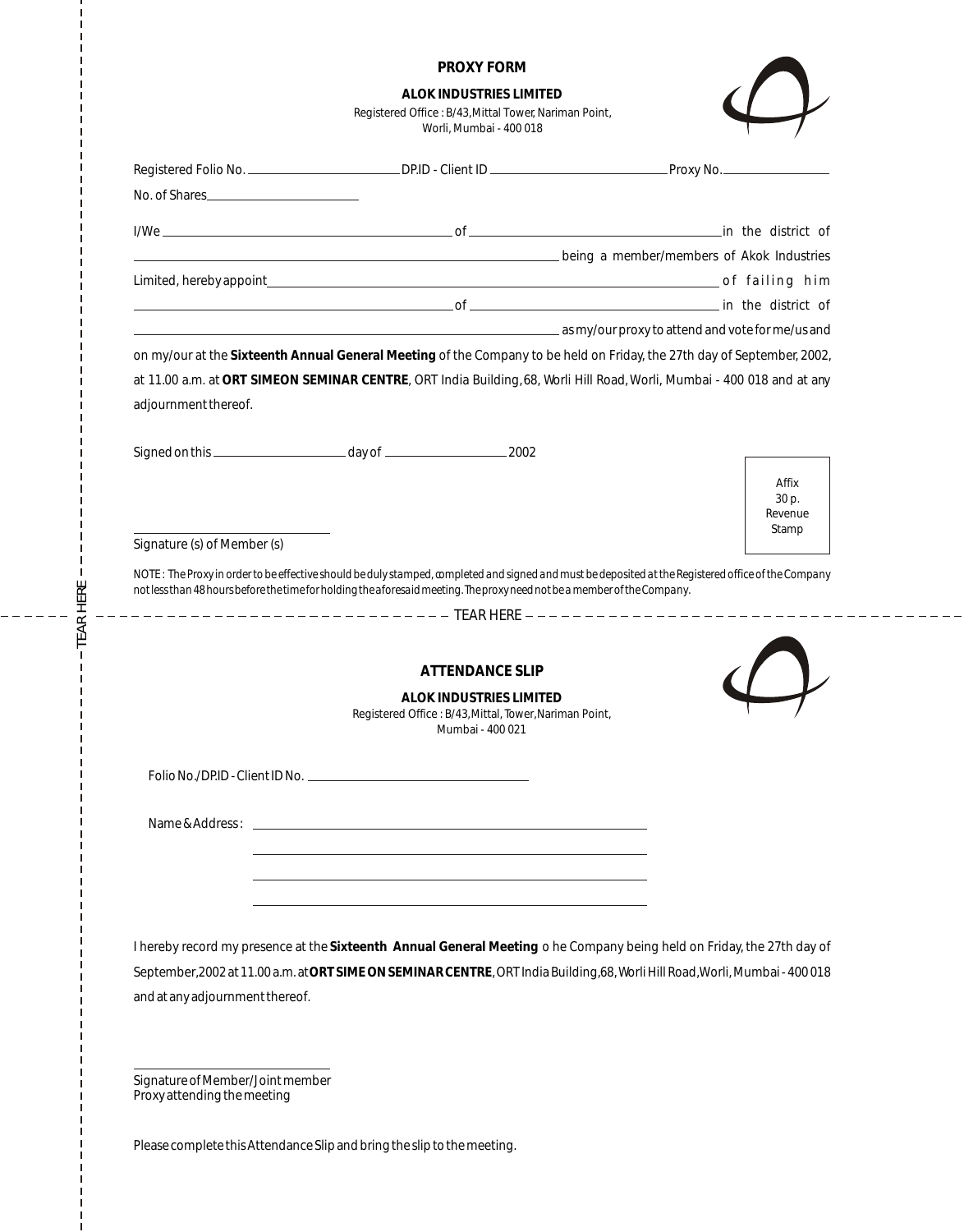## PROXY FORM

**ALOK INDUSTRIES LIMITED**

Registered Office : B/43,Mittal Tower, Nariman Point, Worli, Mumbai - 400 018

Registered Folio No. ______________________ DP.ID - Client ID __________________________ Proxy No.________________

No. of Shares______________________

I/We ____________________________________________ of ______________________________________ in the district of ______________________________________________________________ being a member/members of Akok Industries Limited, hereby appoint________________________________________________________________ of failing him ____________________________________________ of __________________________________ in the district of ______________________________________________________________ as my/our proxy to attend and vote for me/us and on my/our at the **Sixteenth Annual General Meeting** of the Company to be held on Friday, the 27th day of September, 2002, at 11.00 a.m. at **ORT SIMEON SEMINAR CENTRE**, ORT India Building, 68, Worli Hill Road, Worli, Mumbai - 400 018 and at any adjournment thereof.

Signed on this ____________________ day of __________________ 2002

Affix 30 p. Revenue Stamp

______________________________
Signature (s) of Member (s)

*NOTE : The Proxy in order to be effective should be duly stamped, completed and signed and must be deposited at the Registered office of the Company not less than 48 hours before the time for holding the aforesaid meeting. The proxy need not be a member of the Company.*

TEAR HERE

---

## ATTENDANCE SLIP

**ALOK INDUSTRIES LIMITED**

Registered Office : B/43,Mittal, Tower,Nariman Point, Mumbai - 400 021

Folio No./DP.ID - Client ID No. ________________________________

Name & Address : ____________________________________________

____________________________________________

____________________________________________

____________________________________________

I hereby record my presence at the **Sixteenth Annual General Meeting** o he Company being held on Friday, the 27th day of September,2002 at 11.00 a.m. at **ORT SIME ON SEMINAR CENTRE**, ORT India Building,68, Worli Hill Road,Worli, Mumbai - 400 018 and at any adjournment thereof.

______________________________
Signature of Member/Joint member
Proxy attending the meeting

Please complete this Attendance Slip and bring the slip to the meeting.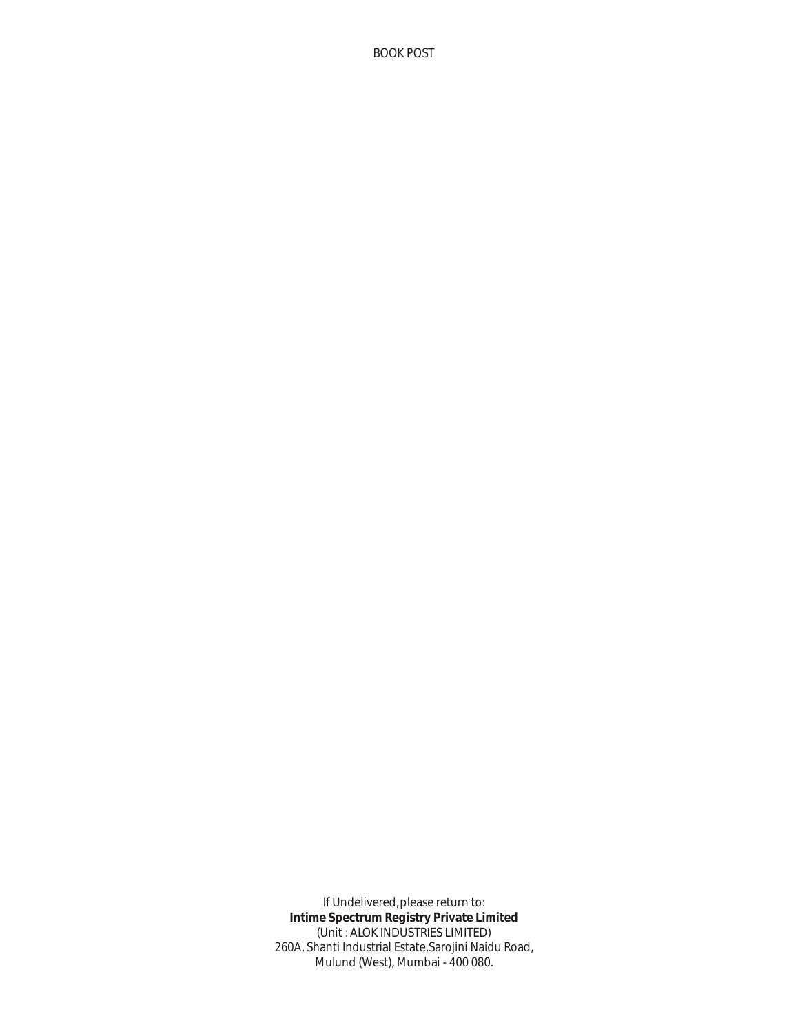BOOK POST

If Undelivered, please return to:
**Intime Spectrum Registry Private Limited**
(Unit : ALOK INDUSTRIES LIMITED)
260A, Shanti Industrial Estate, Sarojini Naidu Road,
Mulund (West), Mumbai - 400 080.